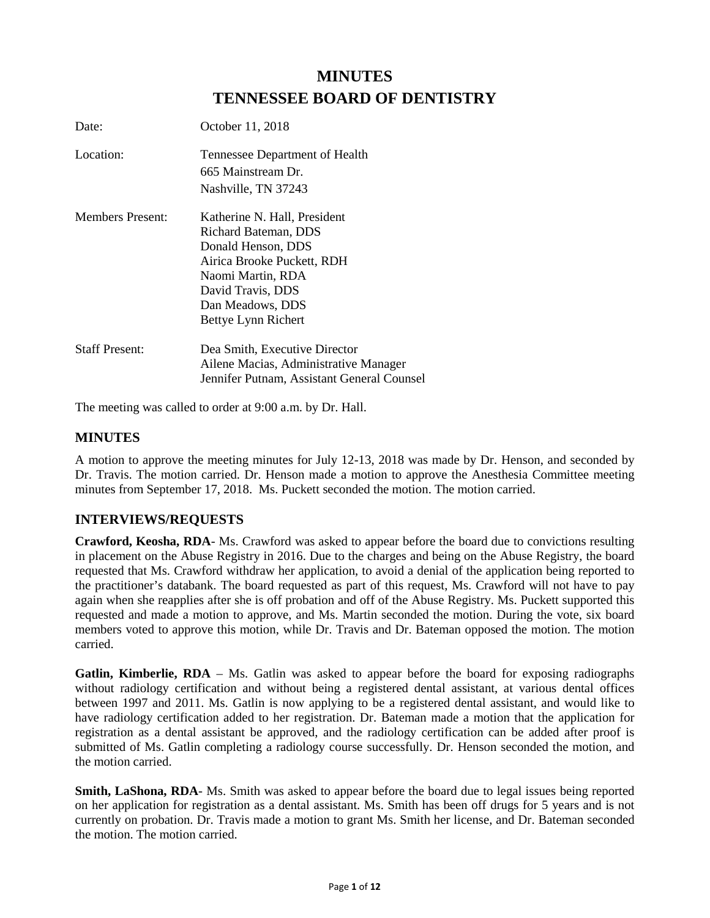# MINUTES
# TENNESSEE BOARD OF DENTISTRY

Date: October 11, 2018

Location: Tennessee Department of Health
665 Mainstream Dr.
Nashville, TN 37243

Members Present: Katherine N. Hall, President
Richard Bateman, DDS
Donald Henson, DDS
Airica Brooke Puckett, RDH
Naomi Martin, RDA
David Travis, DDS
Dan Meadows, DDS
Bettye Lynn Richert

Staff Present: Dea Smith, Executive Director
Ailene Macias, Administrative Manager
Jennifer Putnam, Assistant General Counsel

The meeting was called to order at 9:00 a.m. by Dr. Hall.

## MINUTES

A motion to approve the meeting minutes for July 12-13, 2018 was made by Dr. Henson, and seconded by Dr. Travis. The motion carried. Dr. Henson made a motion to approve the Anesthesia Committee meeting minutes from September 17, 2018. Ms. Puckett seconded the motion. The motion carried.

## INTERVIEWS/REQUESTS

**Crawford, Keosha, RDA**- Ms. Crawford was asked to appear before the board due to convictions resulting in placement on the Abuse Registry in 2016. Due to the charges and being on the Abuse Registry, the board requested that Ms. Crawford withdraw her application, to avoid a denial of the application being reported to the practitioner's databank. The board requested as part of this request, Ms. Crawford will not have to pay again when she reapplies after she is off probation and off of the Abuse Registry. Ms. Puckett supported this requested and made a motion to approve, and Ms. Martin seconded the motion. During the vote, six board members voted to approve this motion, while Dr. Travis and Dr. Bateman opposed the motion. The motion carried.

**Gatlin, Kimberlie, RDA** – Ms. Gatlin was asked to appear before the board for exposing radiographs without radiology certification and without being a registered dental assistant, at various dental offices between 1997 and 2011. Ms. Gatlin is now applying to be a registered dental assistant, and would like to have radiology certification added to her registration. Dr. Bateman made a motion that the application for registration as a dental assistant be approved, and the radiology certification can be added after proof is submitted of Ms. Gatlin completing a radiology course successfully. Dr. Henson seconded the motion, and the motion carried.

**Smith, LaShona, RDA**- Ms. Smith was asked to appear before the board due to legal issues being reported on her application for registration as a dental assistant. Ms. Smith has been off drugs for 5 years and is not currently on probation. Dr. Travis made a motion to grant Ms. Smith her license, and Dr. Bateman seconded the motion. The motion carried.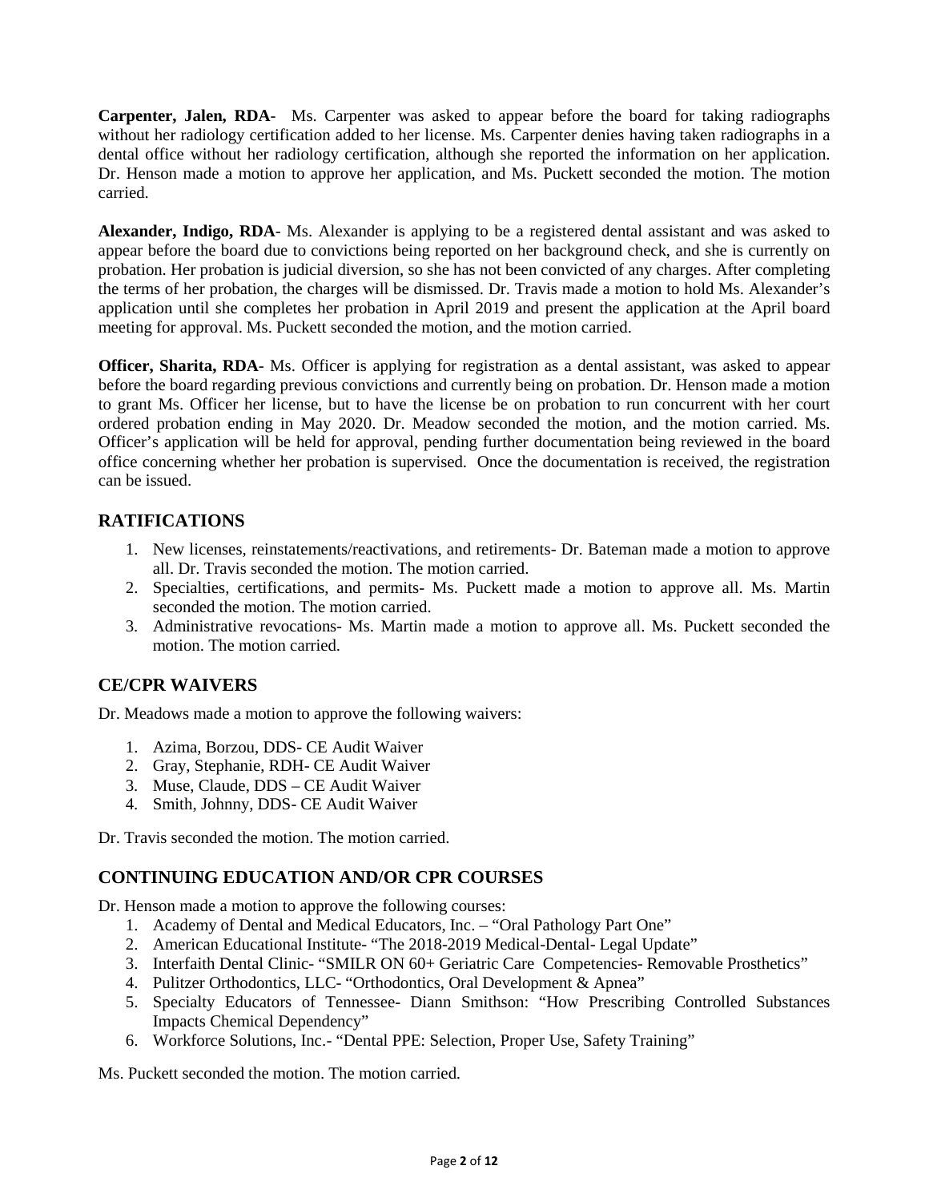**Carpenter, Jalen, RDA**- Ms. Carpenter was asked to appear before the board for taking radiographs without her radiology certification added to her license. Ms. Carpenter denies having taken radiographs in a dental office without her radiology certification, although she reported the information on her application. Dr. Henson made a motion to approve her application, and Ms. Puckett seconded the motion. The motion carried.

**Alexander, Indigo, RDA**- Ms. Alexander is applying to be a registered dental assistant and was asked to appear before the board due to convictions being reported on her background check, and she is currently on probation. Her probation is judicial diversion, so she has not been convicted of any charges. After completing the terms of her probation, the charges will be dismissed. Dr. Travis made a motion to hold Ms. Alexander's application until she completes her probation in April 2019 and present the application at the April board meeting for approval. Ms. Puckett seconded the motion, and the motion carried.

**Officer, Sharita, RDA**- Ms. Officer is applying for registration as a dental assistant, was asked to appear before the board regarding previous convictions and currently being on probation. Dr. Henson made a motion to grant Ms. Officer her license, but to have the license be on probation to run concurrent with her court ordered probation ending in May 2020. Dr. Meadow seconded the motion, and the motion carried. Ms. Officer's application will be held for approval, pending further documentation being reviewed in the board office concerning whether her probation is supervised. Once the documentation is received, the registration can be issued.

## RATIFICATIONS

1. New licenses, reinstatements/reactivations, and retirements- Dr. Bateman made a motion to approve all. Dr. Travis seconded the motion. The motion carried.
2. Specialties, certifications, and permits- Ms. Puckett made a motion to approve all. Ms. Martin seconded the motion. The motion carried.
3. Administrative revocations- Ms. Martin made a motion to approve all. Ms. Puckett seconded the motion. The motion carried.

## CE/CPR WAIVERS

Dr. Meadows made a motion to approve the following waivers:

1. Azima, Borzou, DDS- CE Audit Waiver
2. Gray, Stephanie, RDH- CE Audit Waiver
3. Muse, Claude, DDS – CE Audit Waiver
4. Smith, Johnny, DDS- CE Audit Waiver

Dr. Travis seconded the motion. The motion carried.

## CONTINUING EDUCATION AND/OR CPR COURSES

Dr. Henson made a motion to approve the following courses:

1. Academy of Dental and Medical Educators, Inc. – "Oral Pathology Part One"
2. American Educational Institute- "The 2018-2019 Medical-Dental- Legal Update"
3. Interfaith Dental Clinic- "SMILR ON 60+ Geriatric Care Competencies- Removable Prosthetics"
4. Pulitzer Orthodontics, LLC- "Orthodontics, Oral Development & Apnea"
5. Specialty Educators of Tennessee- Diann Smithson: "How Prescribing Controlled Substances Impacts Chemical Dependency"
6. Workforce Solutions, Inc.- "Dental PPE: Selection, Proper Use, Safety Training"

Ms. Puckett seconded the motion. The motion carried.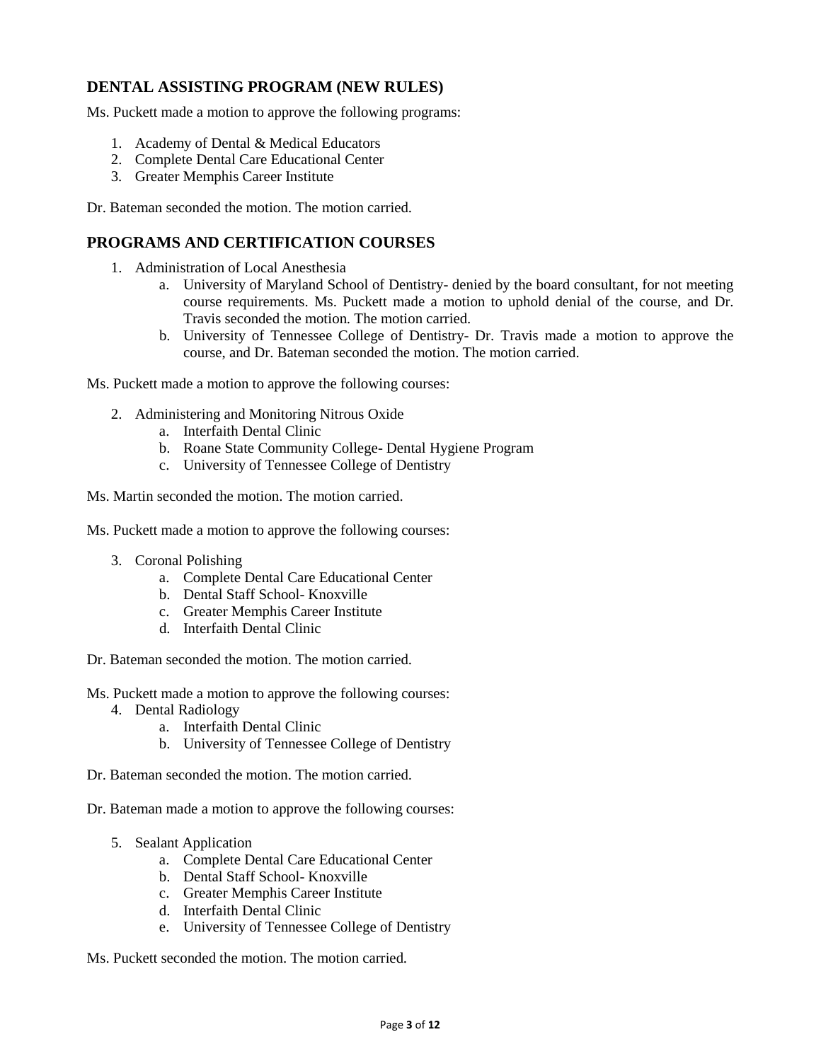## DENTAL ASSISTING PROGRAM (NEW RULES)

Ms. Puckett made a motion to approve the following programs:

1. Academy of Dental & Medical Educators
2. Complete Dental Care Educational Center
3. Greater Memphis Career Institute

Dr. Bateman seconded the motion. The motion carried.

## PROGRAMS AND CERTIFICATION COURSES

1. Administration of Local Anesthesia
    a. University of Maryland School of Dentistry- denied by the board consultant, for not meeting course requirements. Ms. Puckett made a motion to uphold denial of the course, and Dr. Travis seconded the motion. The motion carried.
    b. University of Tennessee College of Dentistry- Dr. Travis made a motion to approve the course, and Dr. Bateman seconded the motion. The motion carried.

Ms. Puckett made a motion to approve the following courses:

2. Administering and Monitoring Nitrous Oxide
    a. Interfaith Dental Clinic
    b. Roane State Community College- Dental Hygiene Program
    c. University of Tennessee College of Dentistry

Ms. Martin seconded the motion. The motion carried.

Ms. Puckett made a motion to approve the following courses:

3. Coronal Polishing
    a. Complete Dental Care Educational Center
    b. Dental Staff School- Knoxville
    c. Greater Memphis Career Institute
    d. Interfaith Dental Clinic

Dr. Bateman seconded the motion. The motion carried.

Ms. Puckett made a motion to approve the following courses:

4. Dental Radiology
    a. Interfaith Dental Clinic
    b. University of Tennessee College of Dentistry

Dr. Bateman seconded the motion. The motion carried.

Dr. Bateman made a motion to approve the following courses:

5. Sealant Application
    a. Complete Dental Care Educational Center
    b. Dental Staff School- Knoxville
    c. Greater Memphis Career Institute
    d. Interfaith Dental Clinic
    e. University of Tennessee College of Dentistry

Ms. Puckett seconded the motion. The motion carried.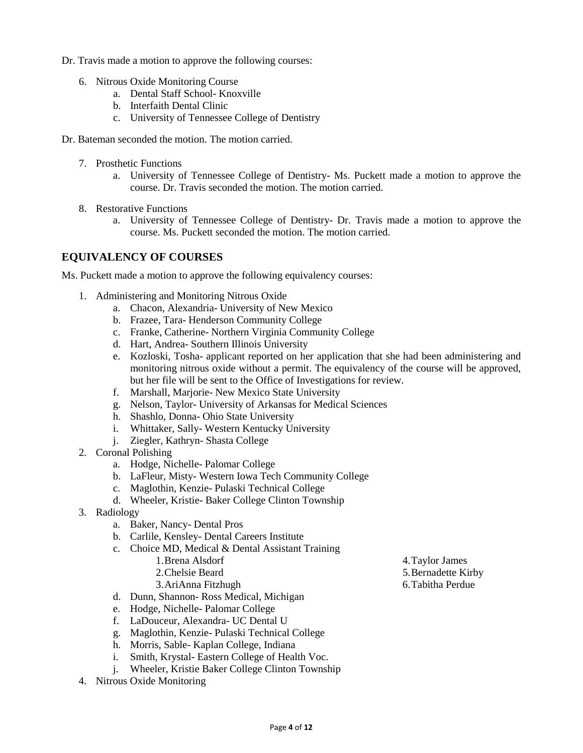Dr. Travis made a motion to approve the following courses:

6. Nitrous Oxide Monitoring Course
    a. Dental Staff School- Knoxville
    b. Interfaith Dental Clinic
    c. University of Tennessee College of Dentistry

Dr. Bateman seconded the motion. The motion carried.

7. Prosthetic Functions
    a. University of Tennessee College of Dentistry- Ms. Puckett made a motion to approve the course. Dr. Travis seconded the motion. The motion carried.

8. Restorative Functions
    a. University of Tennessee College of Dentistry- Dr. Travis made a motion to approve the course. Ms. Puckett seconded the motion. The motion carried.

## EQUIVALENCY OF COURSES

Ms. Puckett made a motion to approve the following equivalency courses:

1. Administering and Monitoring Nitrous Oxide
    a. Chacon, Alexandria- University of New Mexico
    b. Frazee, Tara- Henderson Community College
    c. Franke, Catherine- Northern Virginia Community College
    d. Hart, Andrea- Southern Illinois University
    e. Kozloski, Tosha- applicant reported on her application that she had been administering and monitoring nitrous oxide without a permit. The equivalency of the course will be approved, but her file will be sent to the Office of Investigations for review.
    f. Marshall, Marjorie- New Mexico State University
    g. Nelson, Taylor- University of Arkansas for Medical Sciences
    h. Shashlo, Donna- Ohio State University
    i. Whittaker, Sally- Western Kentucky University
    j. Ziegler, Kathryn- Shasta College
2. Coronal Polishing
    a. Hodge, Nichelle- Palomar College
    b. LaFleur, Misty- Western Iowa Tech Community College
    c. Maglothin, Kenzie- Pulaski Technical College
    d. Wheeler, Kristie- Baker College Clinton Township
3. Radiology
    a. Baker, Nancy- Dental Pros
    b. Carlile, Kensley- Dental Careers Institute
    c. Choice MD, Medical & Dental Assistant Training
        1. Brena Alsdorf
        2. Chelsie Beard
        3. AriAnna Fitzhugh
        4. Taylor James
        5. Bernadette Kirby
        6. Tabitha Perdue
    d. Dunn, Shannon- Ross Medical, Michigan
    e. Hodge, Nichelle- Palomar College
    f. LaDouceur, Alexandra- UC Dental U
    g. Maglothin, Kenzie- Pulaski Technical College
    h. Morris, Sable- Kaplan College, Indiana
    i. Smith, Krystal- Eastern College of Health Voc.
    j. Wheeler, Kristie Baker College Clinton Township
4. Nitrous Oxide Monitoring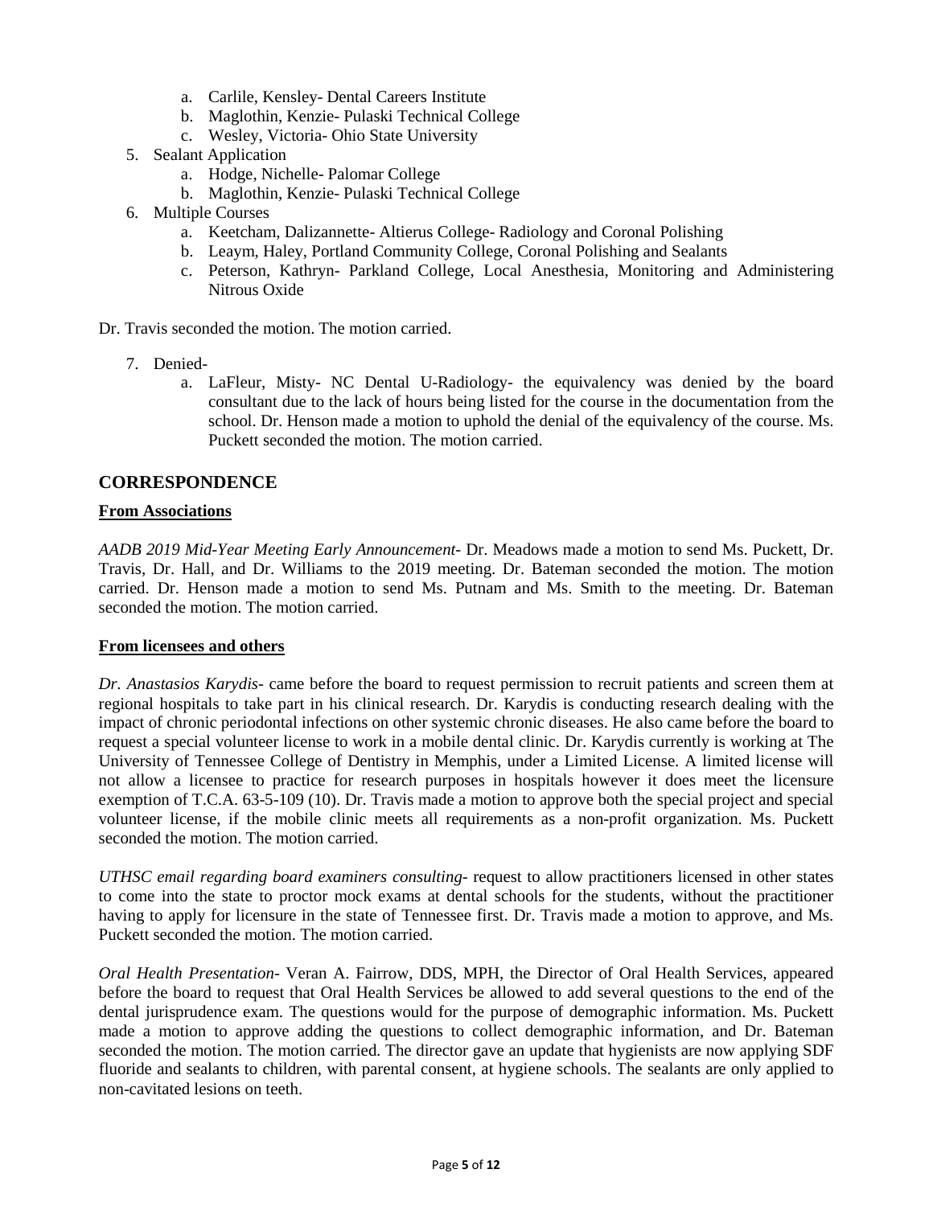a. Carlile, Kensley- Dental Careers Institute
   b. Maglothin, Kenzie- Pulaski Technical College
   c. Wesley, Victoria- Ohio State University
5. Sealant Application
   a. Hodge, Nichelle- Palomar College
   b. Maglothin, Kenzie- Pulaski Technical College
6. Multiple Courses
   a. Keetcham, Dalizannette- Altierus College- Radiology and Coronal Polishing
   b. Leaym, Haley, Portland Community College, Coronal Polishing and Sealants
   c. Peterson, Kathryn- Parkland College, Local Anesthesia, Monitoring and Administering Nitrous Oxide

Dr. Travis seconded the motion. The motion carried.

7. Denied-
   a. LaFleur, Misty- NC Dental U-Radiology- the equivalency was denied by the board consultant due to the lack of hours being listed for the course in the documentation from the school. Dr. Henson made a motion to uphold the denial of the equivalency of the course. Ms. Puckett seconded the motion. The motion carried.

## CORRESPONDENCE

**From Associations**

*AADB 2019 Mid-Year Meeting Early Announcement*- Dr. Meadows made a motion to send Ms. Puckett, Dr. Travis, Dr. Hall, and Dr. Williams to the 2019 meeting. Dr. Bateman seconded the motion. The motion carried. Dr. Henson made a motion to send Ms. Putnam and Ms. Smith to the meeting. Dr. Bateman seconded the motion. The motion carried.

**From licensees and others**

*Dr. Anastasios Karydis*- came before the board to request permission to recruit patients and screen them at regional hospitals to take part in his clinical research. Dr. Karydis is conducting research dealing with the impact of chronic periodontal infections on other systemic chronic diseases. He also came before the board to request a special volunteer license to work in a mobile dental clinic. Dr. Karydis currently is working at The University of Tennessee College of Dentistry in Memphis, under a Limited License. A limited license will not allow a licensee to practice for research purposes in hospitals however it does meet the licensure exemption of T.C.A. 63-5-109 (10). Dr. Travis made a motion to approve both the special project and special volunteer license, if the mobile clinic meets all requirements as a non-profit organization. Ms. Puckett seconded the motion. The motion carried.

*UTHSC email regarding board examiners consulting*- request to allow practitioners licensed in other states to come into the state to proctor mock exams at dental schools for the students, without the practitioner having to apply for licensure in the state of Tennessee first. Dr. Travis made a motion to approve, and Ms. Puckett seconded the motion. The motion carried.

*Oral Health Presentation*- Veran A. Fairrow, DDS, MPH, the Director of Oral Health Services, appeared before the board to request that Oral Health Services be allowed to add several questions to the end of the dental jurisprudence exam. The questions would for the purpose of demographic information. Ms. Puckett made a motion to approve adding the questions to collect demographic information, and Dr. Bateman seconded the motion. The motion carried. The director gave an update that hygienists are now applying SDF fluoride and sealants to children, with parental consent, at hygiene schools. The sealants are only applied to non-cavitated lesions on teeth.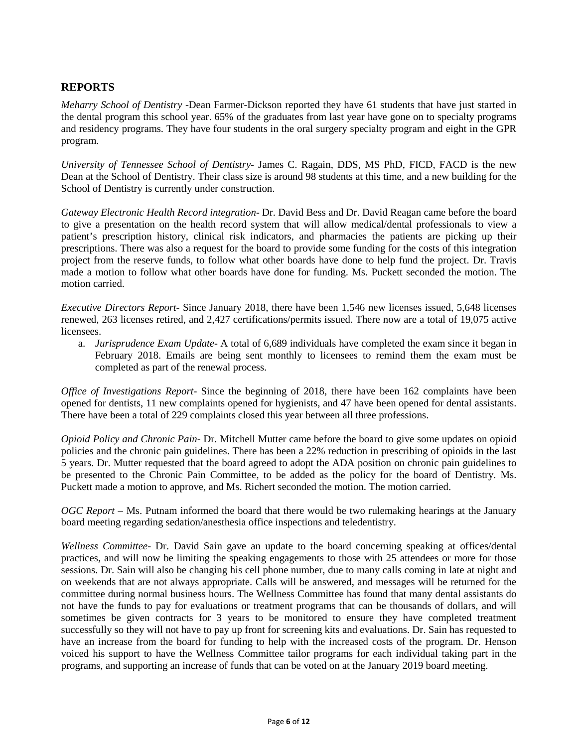## REPORTS

*Meharry School of Dentistry* -Dean Farmer-Dickson reported they have 61 students that have just started in the dental program this school year. 65% of the graduates from last year have gone on to specialty programs and residency programs. They have four students in the oral surgery specialty program and eight in the GPR program.

*University of Tennessee School of Dentistry*- James C. Ragain, DDS, MS PhD, FICD, FACD is the new Dean at the School of Dentistry. Their class size is around 98 students at this time, and a new building for the School of Dentistry is currently under construction.

*Gateway Electronic Health Record integration*- Dr. David Bess and Dr. David Reagan came before the board to give a presentation on the health record system that will allow medical/dental professionals to view a patient's prescription history, clinical risk indicators, and pharmacies the patients are picking up their prescriptions. There was also a request for the board to provide some funding for the costs of this integration project from the reserve funds, to follow what other boards have done to help fund the project. Dr. Travis made a motion to follow what other boards have done for funding. Ms. Puckett seconded the motion. The motion carried.

*Executive Directors Report*- Since January 2018, there have been 1,546 new licenses issued, 5,648 licenses renewed, 263 licenses retired, and 2,427 certifications/permits issued. There now are a total of 19,075 active licensees.

a. *Jurisprudence Exam Update*- A total of 6,689 individuals have completed the exam since it began in February 2018. Emails are being sent monthly to licensees to remind them the exam must be completed as part of the renewal process.

*Office of Investigations Report*- Since the beginning of 2018, there have been 162 complaints have been opened for dentists, 11 new complaints opened for hygienists, and 47 have been opened for dental assistants. There have been a total of 229 complaints closed this year between all three professions.

*Opioid Policy and Chronic Pain*- Dr. Mitchell Mutter came before the board to give some updates on opioid policies and the chronic pain guidelines. There has been a 22% reduction in prescribing of opioids in the last 5 years. Dr. Mutter requested that the board agreed to adopt the ADA position on chronic pain guidelines to be presented to the Chronic Pain Committee, to be added as the policy for the board of Dentistry. Ms. Puckett made a motion to approve, and Ms. Richert seconded the motion. The motion carried.

*OGC Report* – Ms. Putnam informed the board that there would be two rulemaking hearings at the January board meeting regarding sedation/anesthesia office inspections and teledentistry.

*Wellness Committee*- Dr. David Sain gave an update to the board concerning speaking at offices/dental practices, and will now be limiting the speaking engagements to those with 25 attendees or more for those sessions. Dr. Sain will also be changing his cell phone number, due to many calls coming in late at night and on weekends that are not always appropriate. Calls will be answered, and messages will be returned for the committee during normal business hours. The Wellness Committee has found that many dental assistants do not have the funds to pay for evaluations or treatment programs that can be thousands of dollars, and will sometimes be given contracts for 3 years to be monitored to ensure they have completed treatment successfully so they will not have to pay up front for screening kits and evaluations. Dr. Sain has requested to have an increase from the board for funding to help with the increased costs of the program. Dr. Henson voiced his support to have the Wellness Committee tailor programs for each individual taking part in the programs, and supporting an increase of funds that can be voted on at the January 2019 board meeting.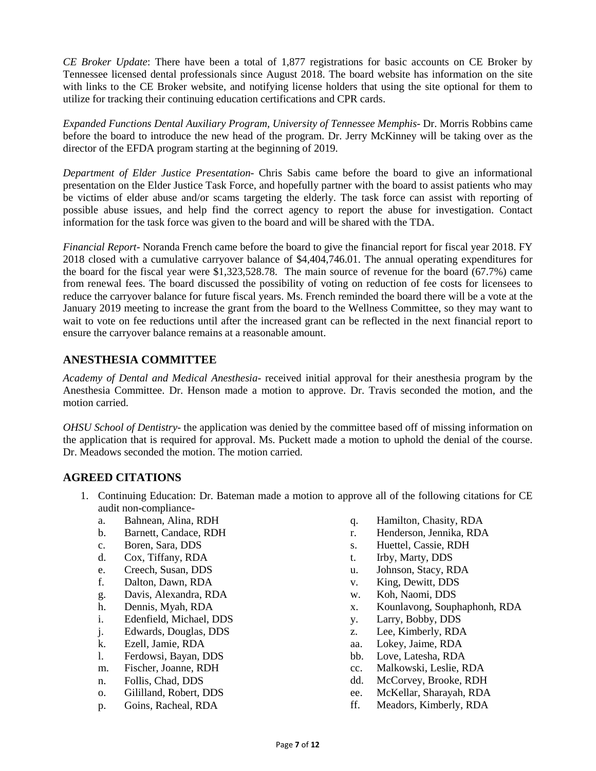*CE Broker Update*: There have been a total of 1,877 registrations for basic accounts on CE Broker by Tennessee licensed dental professionals since August 2018. The board website has information on the site with links to the CE Broker website, and notifying license holders that using the site optional for them to utilize for tracking their continuing education certifications and CPR cards.

*Expanded Functions Dental Auxiliary Program, University of Tennessee Memphis*- Dr. Morris Robbins came before the board to introduce the new head of the program. Dr. Jerry McKinney will be taking over as the director of the EFDA program starting at the beginning of 2019.

*Department of Elder Justice Presentation*- Chris Sabis came before the board to give an informational presentation on the Elder Justice Task Force, and hopefully partner with the board to assist patients who may be victims of elder abuse and/or scams targeting the elderly. The task force can assist with reporting of possible abuse issues, and help find the correct agency to report the abuse for investigation. Contact information for the task force was given to the board and will be shared with the TDA.

*Financial Report*- Noranda French came before the board to give the financial report for fiscal year 2018. FY 2018 closed with a cumulative carryover balance of $4,404,746.01. The annual operating expenditures for the board for the fiscal year were $1,323,528.78. The main source of revenue for the board (67.7%) came from renewal fees. The board discussed the possibility of voting on reduction of fee costs for licensees to reduce the carryover balance for future fiscal years. Ms. French reminded the board there will be a vote at the January 2019 meeting to increase the grant from the board to the Wellness Committee, so they may want to wait to vote on fee reductions until after the increased grant can be reflected in the next financial report to ensure the carryover balance remains at a reasonable amount.

## ANESTHESIA COMMITTEE

*Academy of Dental and Medical Anesthesia*- received initial approval for their anesthesia program by the Anesthesia Committee. Dr. Henson made a motion to approve. Dr. Travis seconded the motion, and the motion carried.

*OHSU School of Dentistry*- the application was denied by the committee based off of missing information on the application that is required for approval. Ms. Puckett made a motion to uphold the denial of the course. Dr. Meadows seconded the motion. The motion carried.

## AGREED CITATIONS

1. Continuing Education: Dr. Bateman made a motion to approve all of the following citations for CE audit non-compliance-
   a. Bahnean, Alina, RDH
   b. Barnett, Candace, RDH
   c. Boren, Sara, DDS
   d. Cox, Tiffany, RDA
   e. Creech, Susan, DDS
   f. Dalton, Dawn, RDA
   g. Davis, Alexandra, RDA
   h. Dennis, Myah, RDA
   i. Edenfield, Michael, DDS
   j. Edwards, Douglas, DDS
   k. Ezell, Jamie, RDA
   l. Ferdowsi, Bayan, DDS
   m. Fischer, Joanne, RDH
   n. Follis, Chad, DDS
   o. Gililland, Robert, DDS
   p. Goins, Racheal, RDA
   q. Hamilton, Chasity, RDA
   r. Henderson, Jennika, RDA
   s. Huettel, Cassie, RDH
   t. Irby, Marty, DDS
   u. Johnson, Stacy, RDA
   v. King, Dewitt, DDS
   w. Koh, Naomi, DDS
   x. Kounlavong, Souphaphonh, RDA
   y. Larry, Bobby, DDS
   z. Lee, Kimberly, RDA
   aa. Lokey, Jaime, RDA
   bb. Love, Latesha, RDA
   cc. Malkowski, Leslie, RDA
   dd. McCorvey, Brooke, RDH
   ee. McKellar, Sharayah, RDA
   ff. Meadors, Kimberly, RDA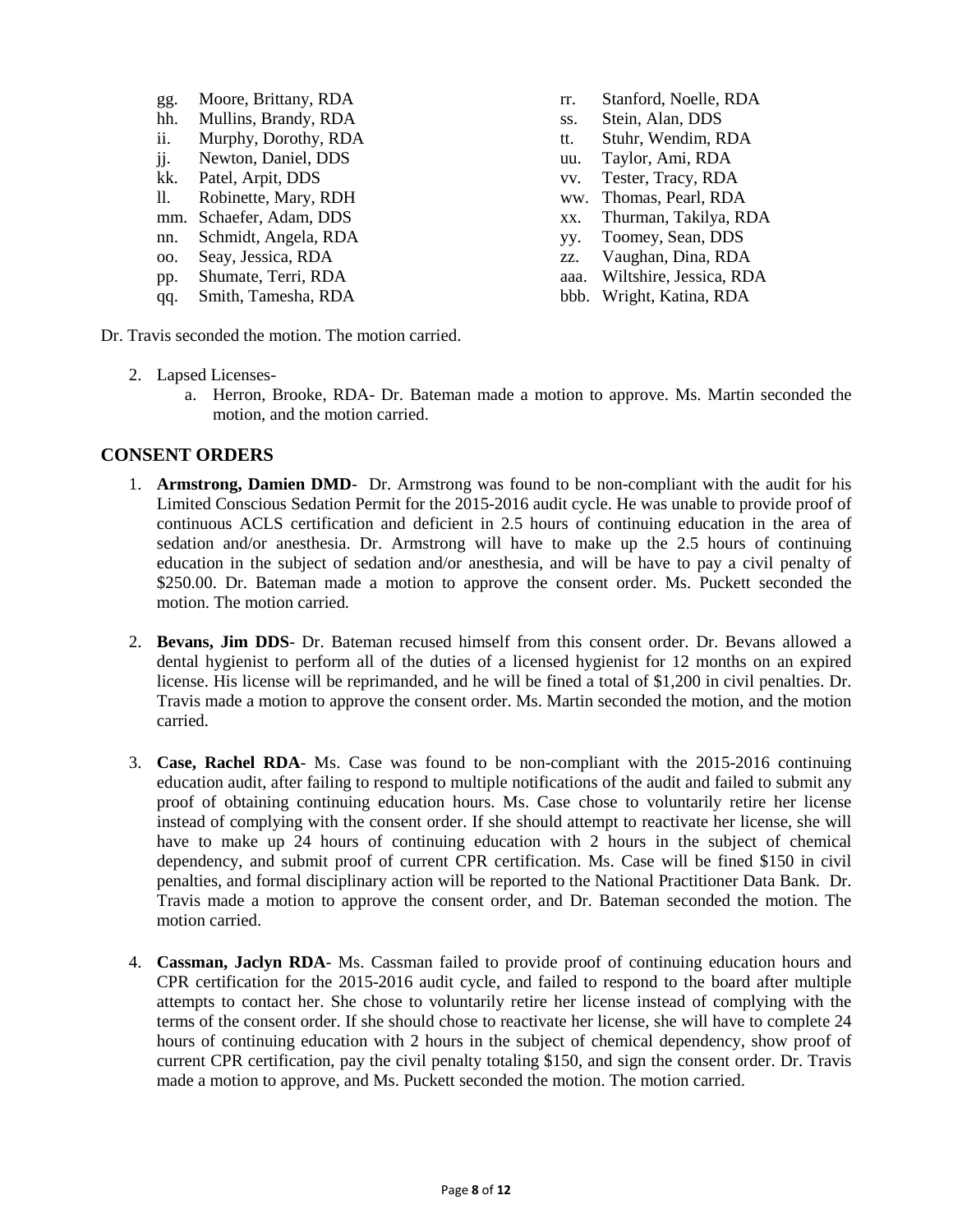gg. Moore, Brittany, RDA
hh. Mullins, Brandy, RDA
ii. Murphy, Dorothy, RDA
jj. Newton, Daniel, DDS
kk. Patel, Arpit, DDS
ll. Robinette, Mary, RDH
mm. Schaefer, Adam, DDS
nn. Schmidt, Angela, RDA
oo. Seay, Jessica, RDA
pp. Shumate, Terri, RDA
qq. Smith, Tamesha, RDA
rr. Stanford, Noelle, RDA
ss. Stein, Alan, DDS
tt. Stuhr, Wendim, RDA
uu. Taylor, Ami, RDA
vv. Tester, Tracy, RDA
ww. Thomas, Pearl, RDA
xx. Thurman, Takilya, RDA
yy. Toomey, Sean, DDS
zz. Vaughan, Dina, RDA
aaa. Wiltshire, Jessica, RDA
bbb. Wright, Katina, RDA

Dr. Travis seconded the motion. The motion carried.

2. Lapsed Licenses-
   a. Herron, Brooke, RDA- Dr. Bateman made a motion to approve. Ms. Martin seconded the motion, and the motion carried.

## CONSENT ORDERS

1. **Armstrong, Damien DMD**- Dr. Armstrong was found to be non-compliant with the audit for his Limited Conscious Sedation Permit for the 2015-2016 audit cycle. He was unable to provide proof of continuous ACLS certification and deficient in 2.5 hours of continuing education in the area of sedation and/or anesthesia. Dr. Armstrong will have to make up the 2.5 hours of continuing education in the subject of sedation and/or anesthesia, and will be have to pay a civil penalty of $250.00. Dr. Bateman made a motion to approve the consent order. Ms. Puckett seconded the motion. The motion carried.

2. **Bevans, Jim DDS**- Dr. Bateman recused himself from this consent order. Dr. Bevans allowed a dental hygienist to perform all of the duties of a licensed hygienist for 12 months on an expired license. His license will be reprimanded, and he will be fined a total of $1,200 in civil penalties. Dr. Travis made a motion to approve the consent order. Ms. Martin seconded the motion, and the motion carried.

3. **Case, Rachel RDA**- Ms. Case was found to be non-compliant with the 2015-2016 continuing education audit, after failing to respond to multiple notifications of the audit and failed to submit any proof of obtaining continuing education hours. Ms. Case chose to voluntarily retire her license instead of complying with the consent order. If she should attempt to reactivate her license, she will have to make up 24 hours of continuing education with 2 hours in the subject of chemical dependency, and submit proof of current CPR certification. Ms. Case will be fined $150 in civil penalties, and formal disciplinary action will be reported to the National Practitioner Data Bank. Dr. Travis made a motion to approve the consent order, and Dr. Bateman seconded the motion. The motion carried.

4. **Cassman, Jaclyn RDA**- Ms. Cassman failed to provide proof of continuing education hours and CPR certification for the 2015-2016 audit cycle, and failed to respond to the board after multiple attempts to contact her. She chose to voluntarily retire her license instead of complying with the terms of the consent order. If she should chose to reactivate her license, she will have to complete 24 hours of continuing education with 2 hours in the subject of chemical dependency, show proof of current CPR certification, pay the civil penalty totaling $150, and sign the consent order. Dr. Travis made a motion to approve, and Ms. Puckett seconded the motion. The motion carried.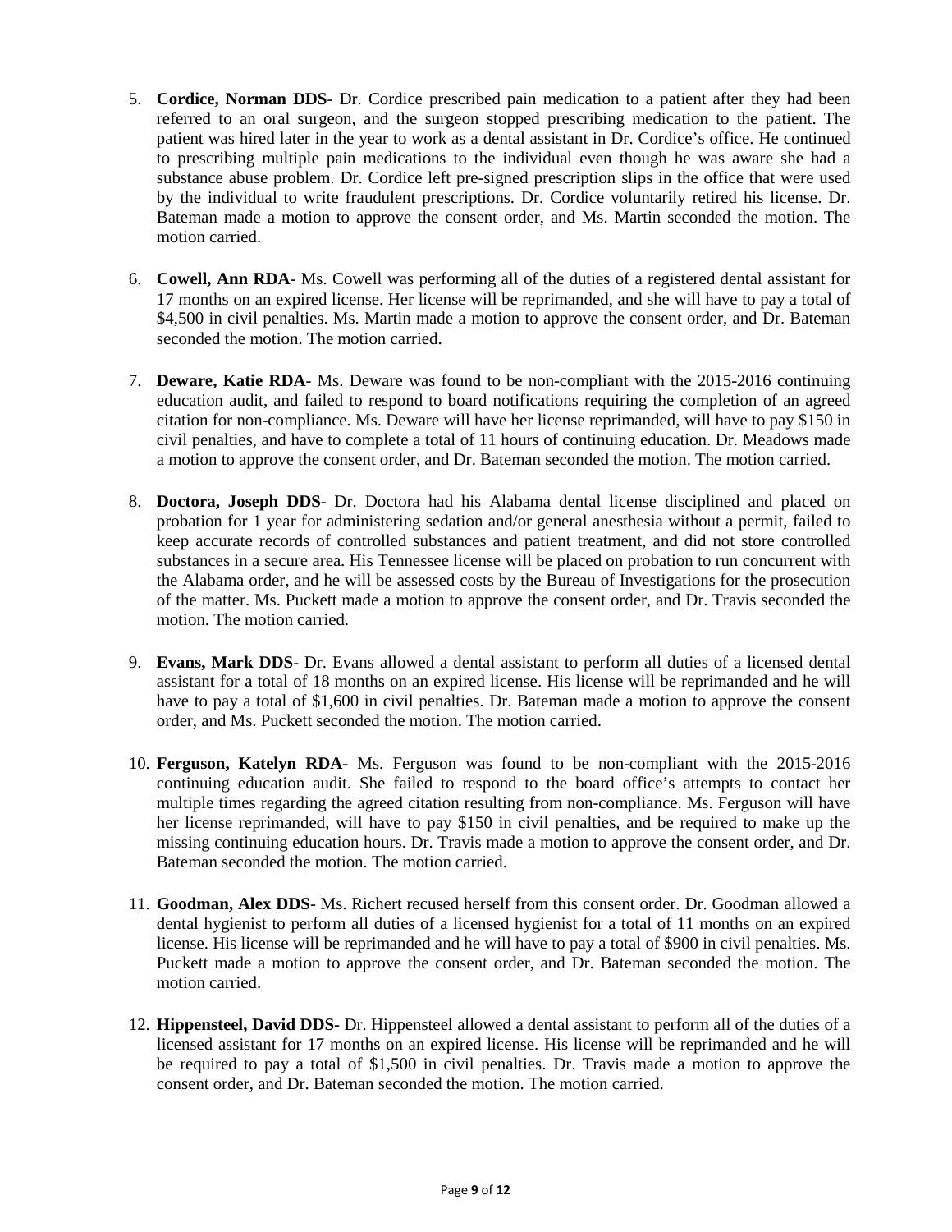5. **Cordice, Norman DDS**- Dr. Cordice prescribed pain medication to a patient after they had been referred to an oral surgeon, and the surgeon stopped prescribing medication to the patient. The patient was hired later in the year to work as a dental assistant in Dr. Cordice's office. He continued to prescribing multiple pain medications to the individual even though he was aware she had a substance abuse problem. Dr. Cordice left pre-signed prescription slips in the office that were used by the individual to write fraudulent prescriptions. Dr. Cordice voluntarily retired his license. Dr. Bateman made a motion to approve the consent order, and Ms. Martin seconded the motion. The motion carried.

6. **Cowell, Ann RDA**- Ms. Cowell was performing all of the duties of a registered dental assistant for 17 months on an expired license. Her license will be reprimanded, and she will have to pay a total of $4,500 in civil penalties. Ms. Martin made a motion to approve the consent order, and Dr. Bateman seconded the motion. The motion carried.

7. **Deware, Katie RDA**- Ms. Deware was found to be non-compliant with the 2015-2016 continuing education audit, and failed to respond to board notifications requiring the completion of an agreed citation for non-compliance. Ms. Deware will have her license reprimanded, will have to pay $150 in civil penalties, and have to complete a total of 11 hours of continuing education. Dr. Meadows made a motion to approve the consent order, and Dr. Bateman seconded the motion. The motion carried.

8. **Doctora, Joseph DDS**- Dr. Doctora had his Alabama dental license disciplined and placed on probation for 1 year for administering sedation and/or general anesthesia without a permit, failed to keep accurate records of controlled substances and patient treatment, and did not store controlled substances in a secure area. His Tennessee license will be placed on probation to run concurrent with the Alabama order, and he will be assessed costs by the Bureau of Investigations for the prosecution of the matter. Ms. Puckett made a motion to approve the consent order, and Dr. Travis seconded the motion. The motion carried.

9. **Evans, Mark DDS**- Dr. Evans allowed a dental assistant to perform all duties of a licensed dental assistant for a total of 18 months on an expired license. His license will be reprimanded and he will have to pay a total of $1,600 in civil penalties. Dr. Bateman made a motion to approve the consent order, and Ms. Puckett seconded the motion. The motion carried.

10. **Ferguson, Katelyn RDA**- Ms. Ferguson was found to be non-compliant with the 2015-2016 continuing education audit. She failed to respond to the board office's attempts to contact her multiple times regarding the agreed citation resulting from non-compliance. Ms. Ferguson will have her license reprimanded, will have to pay $150 in civil penalties, and be required to make up the missing continuing education hours. Dr. Travis made a motion to approve the consent order, and Dr. Bateman seconded the motion. The motion carried.

11. **Goodman, Alex DDS**- Ms. Richert recused herself from this consent order. Dr. Goodman allowed a dental hygienist to perform all duties of a licensed hygienist for a total of 11 months on an expired license. His license will be reprimanded and he will have to pay a total of $900 in civil penalties. Ms. Puckett made a motion to approve the consent order, and Dr. Bateman seconded the motion. The motion carried.

12. **Hippensteel, David DDS**- Dr. Hippensteel allowed a dental assistant to perform all of the duties of a licensed assistant for 17 months on an expired license. His license will be reprimanded and he will be required to pay a total of $1,500 in civil penalties. Dr. Travis made a motion to approve the consent order, and Dr. Bateman seconded the motion. The motion carried.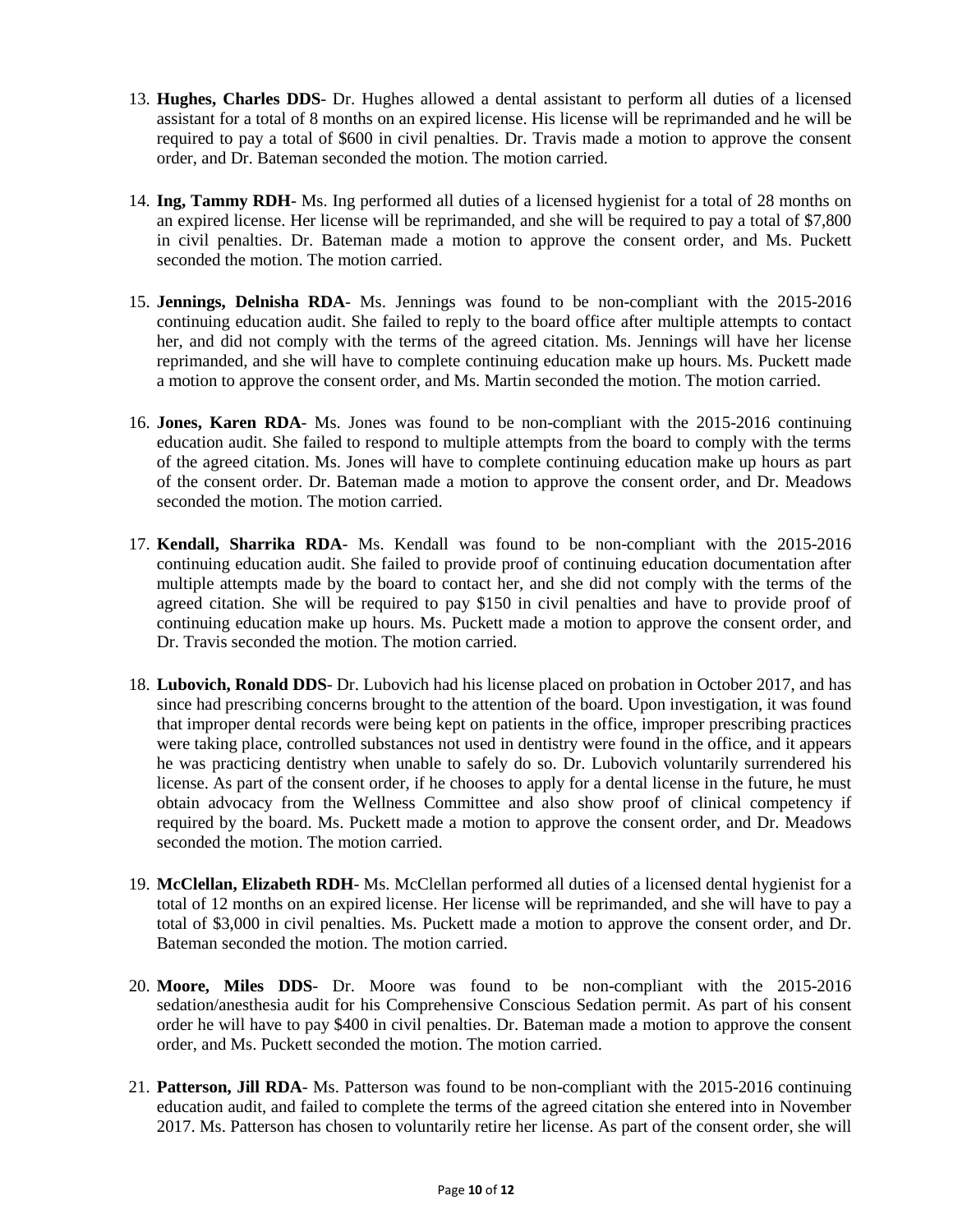13. **Hughes, Charles DDS**- Dr. Hughes allowed a dental assistant to perform all duties of a licensed assistant for a total of 8 months on an expired license. His license will be reprimanded and he will be required to pay a total of $600 in civil penalties. Dr. Travis made a motion to approve the consent order, and Dr. Bateman seconded the motion. The motion carried.

14. **Ing, Tammy RDH**- Ms. Ing performed all duties of a licensed hygienist for a total of 28 months on an expired license. Her license will be reprimanded, and she will be required to pay a total of $7,800 in civil penalties. Dr. Bateman made a motion to approve the consent order, and Ms. Puckett seconded the motion. The motion carried.

15. **Jennings, Delnisha RDA**- Ms. Jennings was found to be non-compliant with the 2015-2016 continuing education audit. She failed to reply to the board office after multiple attempts to contact her, and did not comply with the terms of the agreed citation. Ms. Jennings will have her license reprimanded, and she will have to complete continuing education make up hours. Ms. Puckett made a motion to approve the consent order, and Ms. Martin seconded the motion. The motion carried.

16. **Jones, Karen RDA**- Ms. Jones was found to be non-compliant with the 2015-2016 continuing education audit. She failed to respond to multiple attempts from the board to comply with the terms of the agreed citation. Ms. Jones will have to complete continuing education make up hours as part of the consent order. Dr. Bateman made a motion to approve the consent order, and Dr. Meadows seconded the motion. The motion carried.

17. **Kendall, Sharrika RDA**- Ms. Kendall was found to be non-compliant with the 2015-2016 continuing education audit. She failed to provide proof of continuing education documentation after multiple attempts made by the board to contact her, and she did not comply with the terms of the agreed citation. She will be required to pay $150 in civil penalties and have to provide proof of continuing education make up hours. Ms. Puckett made a motion to approve the consent order, and Dr. Travis seconded the motion. The motion carried.

18. **Lubovich, Ronald DDS**- Dr. Lubovich had his license placed on probation in October 2017, and has since had prescribing concerns brought to the attention of the board. Upon investigation, it was found that improper dental records were being kept on patients in the office, improper prescribing practices were taking place, controlled substances not used in dentistry were found in the office, and it appears he was practicing dentistry when unable to safely do so. Dr. Lubovich voluntarily surrendered his license. As part of the consent order, if he chooses to apply for a dental license in the future, he must obtain advocacy from the Wellness Committee and also show proof of clinical competency if required by the board. Ms. Puckett made a motion to approve the consent order, and Dr. Meadows seconded the motion. The motion carried.

19. **McClellan, Elizabeth RDH**- Ms. McClellan performed all duties of a licensed dental hygienist for a total of 12 months on an expired license. Her license will be reprimanded, and she will have to pay a total of $3,000 in civil penalties. Ms. Puckett made a motion to approve the consent order, and Dr. Bateman seconded the motion. The motion carried.

20. **Moore, Miles DDS**- Dr. Moore was found to be non-compliant with the 2015-2016 sedation/anesthesia audit for his Comprehensive Conscious Sedation permit. As part of his consent order he will have to pay $400 in civil penalties. Dr. Bateman made a motion to approve the consent order, and Ms. Puckett seconded the motion. The motion carried.

21. **Patterson, Jill RDA**- Ms. Patterson was found to be non-compliant with the 2015-2016 continuing education audit, and failed to complete the terms of the agreed citation she entered into in November 2017. Ms. Patterson has chosen to voluntarily retire her license. As part of the consent order, she will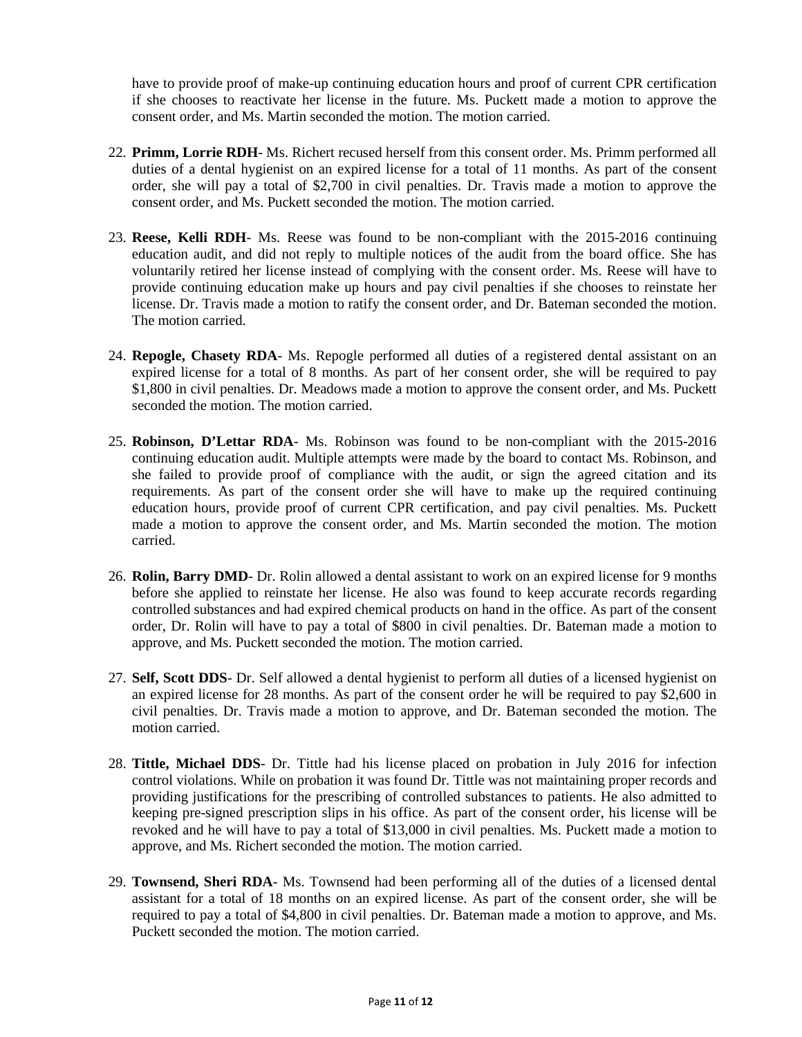have to provide proof of make-up continuing education hours and proof of current CPR certification if she chooses to reactivate her license in the future. Ms. Puckett made a motion to approve the consent order, and Ms. Martin seconded the motion. The motion carried.

22. **Primm, Lorrie RDH**- Ms. Richert recused herself from this consent order. Ms. Primm performed all duties of a dental hygienist on an expired license for a total of 11 months. As part of the consent order, she will pay a total of $2,700 in civil penalties. Dr. Travis made a motion to approve the consent order, and Ms. Puckett seconded the motion. The motion carried.

23. **Reese, Kelli RDH**- Ms. Reese was found to be non-compliant with the 2015-2016 continuing education audit, and did not reply to multiple notices of the audit from the board office. She has voluntarily retired her license instead of complying with the consent order. Ms. Reese will have to provide continuing education make up hours and pay civil penalties if she chooses to reinstate her license. Dr. Travis made a motion to ratify the consent order, and Dr. Bateman seconded the motion. The motion carried.

24. **Repogle, Chasety RDA**- Ms. Repogle performed all duties of a registered dental assistant on an expired license for a total of 8 months. As part of her consent order, she will be required to pay $1,800 in civil penalties. Dr. Meadows made a motion to approve the consent order, and Ms. Puckett seconded the motion. The motion carried.

25. **Robinson, D'Lettar RDA**- Ms. Robinson was found to be non-compliant with the 2015-2016 continuing education audit. Multiple attempts were made by the board to contact Ms. Robinson, and she failed to provide proof of compliance with the audit, or sign the agreed citation and its requirements. As part of the consent order she will have to make up the required continuing education hours, provide proof of current CPR certification, and pay civil penalties. Ms. Puckett made a motion to approve the consent order, and Ms. Martin seconded the motion. The motion carried.

26. **Rolin, Barry DMD**- Dr. Rolin allowed a dental assistant to work on an expired license for 9 months before she applied to reinstate her license. He also was found to keep accurate records regarding controlled substances and had expired chemical products on hand in the office. As part of the consent order, Dr. Rolin will have to pay a total of $800 in civil penalties. Dr. Bateman made a motion to approve, and Ms. Puckett seconded the motion. The motion carried.

27. **Self, Scott DDS**- Dr. Self allowed a dental hygienist to perform all duties of a licensed hygienist on an expired license for 28 months. As part of the consent order he will be required to pay $2,600 in civil penalties. Dr. Travis made a motion to approve, and Dr. Bateman seconded the motion. The motion carried.

28. **Tittle, Michael DDS**- Dr. Tittle had his license placed on probation in July 2016 for infection control violations. While on probation it was found Dr. Tittle was not maintaining proper records and providing justifications for the prescribing of controlled substances to patients. He also admitted to keeping pre-signed prescription slips in his office. As part of the consent order, his license will be revoked and he will have to pay a total of $13,000 in civil penalties. Ms. Puckett made a motion to approve, and Ms. Richert seconded the motion. The motion carried.

29. **Townsend, Sheri RDA**- Ms. Townsend had been performing all of the duties of a licensed dental assistant for a total of 18 months on an expired license. As part of the consent order, she will be required to pay a total of $4,800 in civil penalties. Dr. Bateman made a motion to approve, and Ms. Puckett seconded the motion. The motion carried.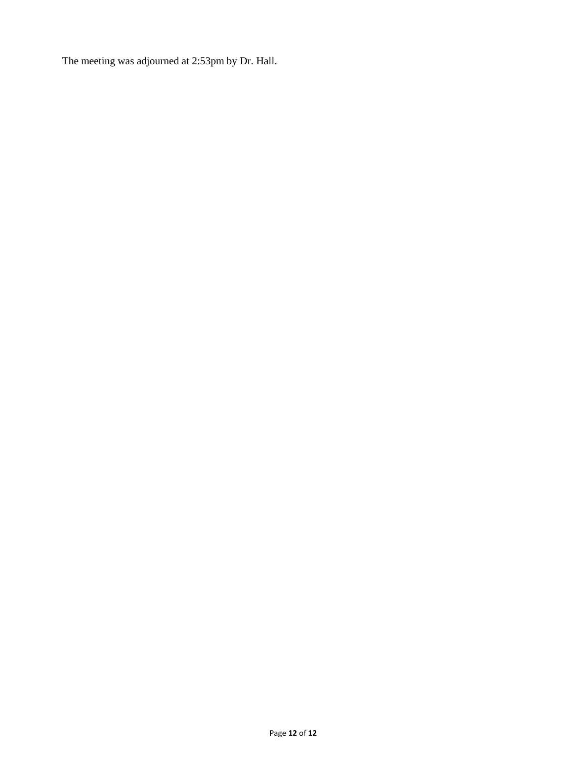The meeting was adjourned at 2:53pm by Dr. Hall.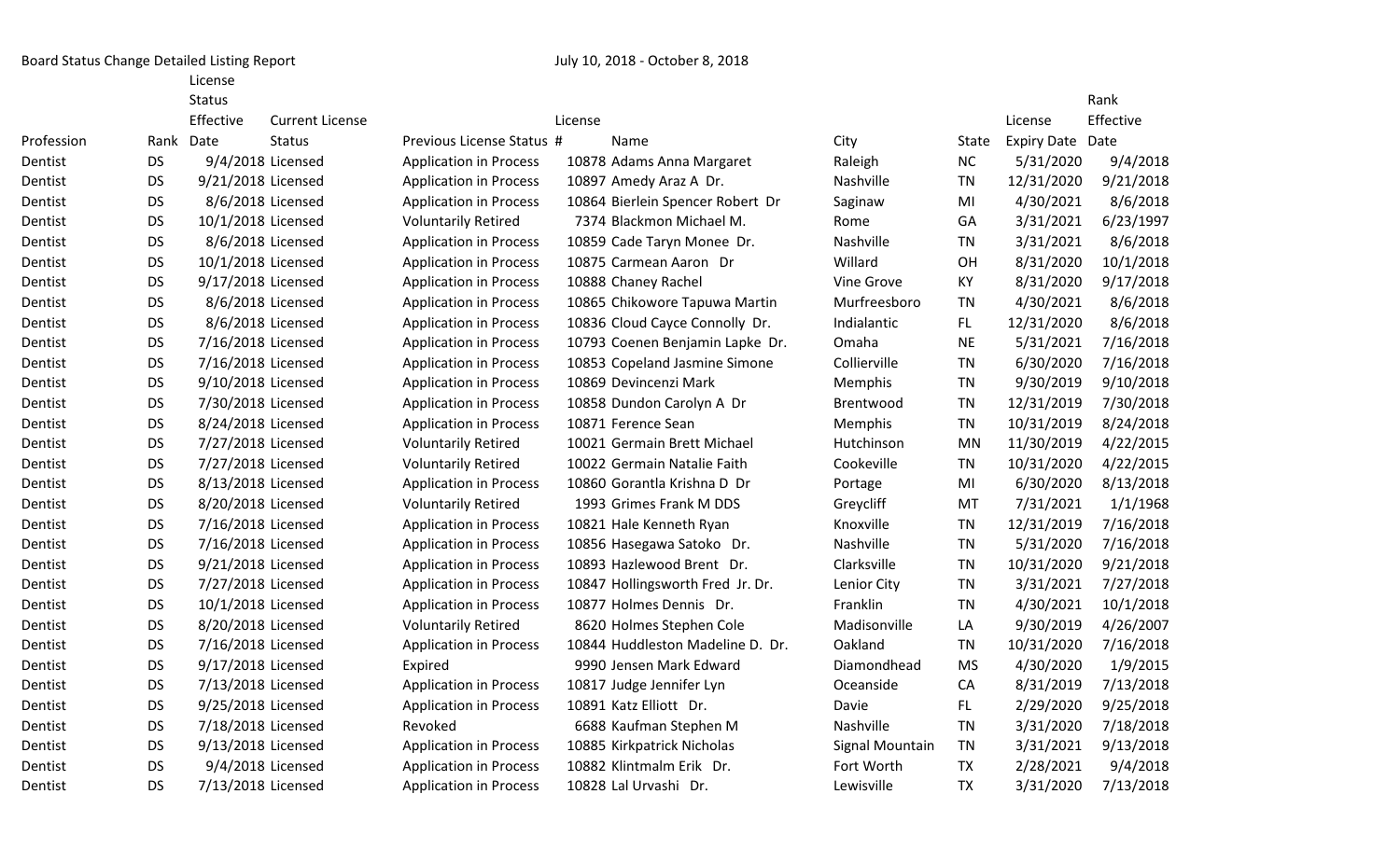Board Status Change Detailed Listing Report

July 10, 2018 - October 8, 2018

| Profession | Rank | License Status Effective Date | Current License Status | Previous License Status | License # | Name | City | State | License Expiry Date | Rank Effective Date |
|---|---|---|---|---|---|---|---|---|---|---|
| Dentist | DS | 9/4/2018 | Licensed | Application in Process | 10878 | Adams Anna Margaret | Raleigh | NC | 5/31/2020 | 9/4/2018 |
| Dentist | DS | 9/21/2018 | Licensed | Application in Process | 10897 | Amedy Araz A Dr. | Nashville | TN | 12/31/2020 | 9/21/2018 |
| Dentist | DS | 8/6/2018 | Licensed | Application in Process | 10864 | Bierlein Spencer Robert Dr | Saginaw | MI | 4/30/2021 | 8/6/2018 |
| Dentist | DS | 10/1/2018 | Licensed | Voluntarily Retired | 7374 | Blackmon Michael M. | Rome | GA | 3/31/2021 | 6/23/1997 |
| Dentist | DS | 8/6/2018 | Licensed | Application in Process | 10859 | Cade Taryn Monee Dr. | Nashville | TN | 3/31/2021 | 8/6/2018 |
| Dentist | DS | 10/1/2018 | Licensed | Application in Process | 10875 | Carmean Aaron Dr | Willard | OH | 8/31/2020 | 10/1/2018 |
| Dentist | DS | 9/17/2018 | Licensed | Application in Process | 10888 | Chaney Rachel | Vine Grove | KY | 8/31/2020 | 9/17/2018 |
| Dentist | DS | 8/6/2018 | Licensed | Application in Process | 10865 | Chikowore Tapuwa Martin | Murfreesboro | TN | 4/30/2021 | 8/6/2018 |
| Dentist | DS | 8/6/2018 | Licensed | Application in Process | 10836 | Cloud Cayce Connolly Dr. | Indialantic | FL | 12/31/2020 | 8/6/2018 |
| Dentist | DS | 7/16/2018 | Licensed | Application in Process | 10793 | Coenen Benjamin Lapke Dr. | Omaha | NE | 5/31/2021 | 7/16/2018 |
| Dentist | DS | 7/16/2018 | Licensed | Application in Process | 10853 | Copeland Jasmine Simone | Collierville | TN | 6/30/2020 | 7/16/2018 |
| Dentist | DS | 9/10/2018 | Licensed | Application in Process | 10869 | Devincenzi Mark | Memphis | TN | 9/30/2019 | 9/10/2018 |
| Dentist | DS | 7/30/2018 | Licensed | Application in Process | 10858 | Dundon Carolyn A Dr | Brentwood | TN | 12/31/2019 | 7/30/2018 |
| Dentist | DS | 8/24/2018 | Licensed | Application in Process | 10871 | Ference Sean | Memphis | TN | 10/31/2019 | 8/24/2018 |
| Dentist | DS | 7/27/2018 | Licensed | Voluntarily Retired | 10021 | Germain Brett Michael | Hutchinson | MN | 11/30/2019 | 4/22/2015 |
| Dentist | DS | 7/27/2018 | Licensed | Voluntarily Retired | 10022 | Germain Natalie Faith | Cookeville | TN | 10/31/2020 | 4/22/2015 |
| Dentist | DS | 8/13/2018 | Licensed | Application in Process | 10860 | Gorantla Krishna D Dr | Portage | MI | 6/30/2020 | 8/13/2018 |
| Dentist | DS | 8/20/2018 | Licensed | Voluntarily Retired | 1993 | Grimes Frank M DDS | Greycliff | MT | 7/31/2021 | 1/1/1968 |
| Dentist | DS | 7/16/2018 | Licensed | Application in Process | 10821 | Hale Kenneth Ryan | Knoxville | TN | 12/31/2019 | 7/16/2018 |
| Dentist | DS | 7/16/2018 | Licensed | Application in Process | 10856 | Hasegawa Satoko Dr. | Nashville | TN | 5/31/2020 | 7/16/2018 |
| Dentist | DS | 9/21/2018 | Licensed | Application in Process | 10893 | Hazlewood Brent Dr. | Clarksville | TN | 10/31/2020 | 9/21/2018 |
| Dentist | DS | 7/27/2018 | Licensed | Application in Process | 10847 | Hollingsworth Fred Jr. Dr. | Lenior City | TN | 3/31/2021 | 7/27/2018 |
| Dentist | DS | 10/1/2018 | Licensed | Application in Process | 10877 | Holmes Dennis Dr. | Franklin | TN | 4/30/2021 | 10/1/2018 |
| Dentist | DS | 8/20/2018 | Licensed | Voluntarily Retired | 8620 | Holmes Stephen Cole | Madisonville | LA | 9/30/2019 | 4/26/2007 |
| Dentist | DS | 7/16/2018 | Licensed | Application in Process | 10844 | Huddleston Madeline D. Dr. | Oakland | TN | 10/31/2020 | 7/16/2018 |
| Dentist | DS | 9/17/2018 | Licensed | Expired | 9990 | Jensen Mark Edward | Diamondhead | MS | 4/30/2020 | 1/9/2015 |
| Dentist | DS | 7/13/2018 | Licensed | Application in Process | 10817 | Judge Jennifer Lyn | Oceanside | CA | 8/31/2019 | 7/13/2018 |
| Dentist | DS | 9/25/2018 | Licensed | Application in Process | 10891 | Katz Elliott Dr. | Davie | FL | 2/29/2020 | 9/25/2018 |
| Dentist | DS | 7/18/2018 | Licensed | Revoked | 6688 | Kaufman Stephen M | Nashville | TN | 3/31/2020 | 7/18/2018 |
| Dentist | DS | 9/13/2018 | Licensed | Application in Process | 10885 | Kirkpatrick Nicholas | Signal Mountain | TN | 3/31/2021 | 9/13/2018 |
| Dentist | DS | 9/4/2018 | Licensed | Application in Process | 10882 | Klintmalm Erik Dr. | Fort Worth | TX | 2/28/2021 | 9/4/2018 |
| Dentist | DS | 7/13/2018 | Licensed | Application in Process | 10828 | Lal Urvashi Dr. | Lewisville | TX | 3/31/2020 | 7/13/2018 |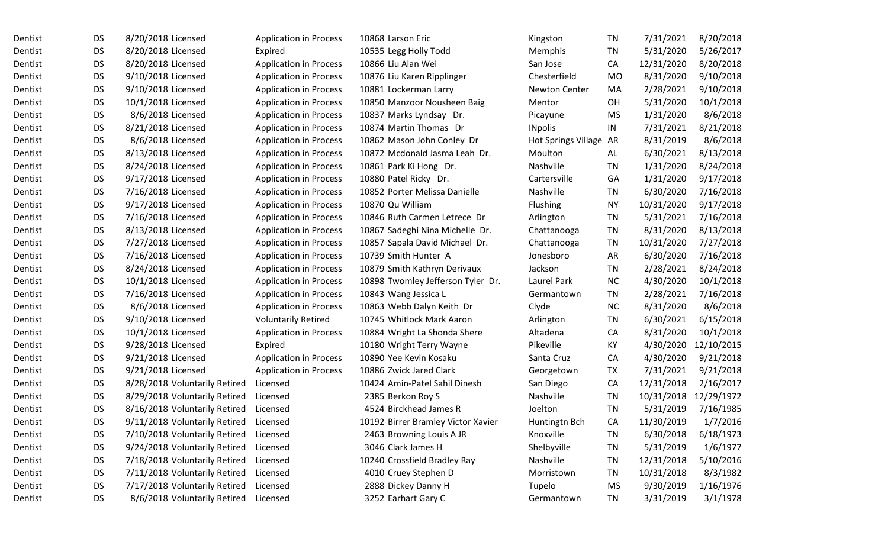| | | | | | | | | | | |
|---|---|---|---|---|---|---|---|---|---|---|
| Dentist | DS | 8/20/2018 | Licensed | Application in Process | 10868 | Larson Eric | Kingston | TN | 7/31/2021 | 8/20/2018 |
| Dentist | DS | 8/20/2018 | Licensed | Expired | 10535 | Legg Holly Todd | Memphis | TN | 5/31/2020 | 5/26/2017 |
| Dentist | DS | 8/20/2018 | Licensed | Application in Process | 10866 | Liu Alan Wei | San Jose | CA | 12/31/2020 | 8/20/2018 |
| Dentist | DS | 9/10/2018 | Licensed | Application in Process | 10876 | Liu Karen Ripplinger | Chesterfield | MO | 8/31/2020 | 9/10/2018 |
| Dentist | DS | 9/10/2018 | Licensed | Application in Process | 10881 | Lockerman Larry | Newton Center | MA | 2/28/2021 | 9/10/2018 |
| Dentist | DS | 10/1/2018 | Licensed | Application in Process | 10850 | Manzoor Nousheen Baig | Mentor | OH | 5/31/2020 | 10/1/2018 |
| Dentist | DS | 8/6/2018 | Licensed | Application in Process | 10837 | Marks Lyndsay Dr. | Picayune | MS | 1/31/2020 | 8/6/2018 |
| Dentist | DS | 8/21/2018 | Licensed | Application in Process | 10874 | Martin Thomas Dr | INpolis | IN | 7/31/2021 | 8/21/2018 |
| Dentist | DS | 8/6/2018 | Licensed | Application in Process | 10862 | Mason John Conley Dr | Hot Springs Village | AR | 8/31/2019 | 8/6/2018 |
| Dentist | DS | 8/13/2018 | Licensed | Application in Process | 10872 | Mcdonald Jasma Leah Dr. | Moulton | AL | 6/30/2021 | 8/13/2018 |
| Dentist | DS | 8/24/2018 | Licensed | Application in Process | 10861 | Park Ki Hong Dr. | Nashville | TN | 1/31/2020 | 8/24/2018 |
| Dentist | DS | 9/17/2018 | Licensed | Application in Process | 10880 | Patel Ricky Dr. | Cartersville | GA | 1/31/2020 | 9/17/2018 |
| Dentist | DS | 7/16/2018 | Licensed | Application in Process | 10852 | Porter Melissa Danielle | Nashville | TN | 6/30/2020 | 7/16/2018 |
| Dentist | DS | 9/17/2018 | Licensed | Application in Process | 10870 | Qu William | Flushing | NY | 10/31/2020 | 9/17/2018 |
| Dentist | DS | 7/16/2018 | Licensed | Application in Process | 10846 | Ruth Carmen Letrece Dr | Arlington | TN | 5/31/2021 | 7/16/2018 |
| Dentist | DS | 8/13/2018 | Licensed | Application in Process | 10867 | Sadeghi Nina Michelle Dr. | Chattanooga | TN | 8/31/2020 | 8/13/2018 |
| Dentist | DS | 7/27/2018 | Licensed | Application in Process | 10857 | Sapala David Michael Dr. | Chattanooga | TN | 10/31/2020 | 7/27/2018 |
| Dentist | DS | 7/16/2018 | Licensed | Application in Process | 10739 | Smith Hunter A | Jonesboro | AR | 6/30/2020 | 7/16/2018 |
| Dentist | DS | 8/24/2018 | Licensed | Application in Process | 10879 | Smith Kathryn Derivaux | Jackson | TN | 2/28/2021 | 8/24/2018 |
| Dentist | DS | 10/1/2018 | Licensed | Application in Process | 10898 | Twomley Jefferson Tyler Dr. | Laurel Park | NC | 4/30/2020 | 10/1/2018 |
| Dentist | DS | 7/16/2018 | Licensed | Application in Process | 10843 | Wang Jessica L | Germantown | TN | 2/28/2021 | 7/16/2018 |
| Dentist | DS | 8/6/2018 | Licensed | Application in Process | 10863 | Webb Dalyn Keith Dr | Clyde | NC | 8/31/2020 | 8/6/2018 |
| Dentist | DS | 9/10/2018 | Licensed | Voluntarily Retired | 10745 | Whitlock Mark Aaron | Arlington | TN | 6/30/2021 | 6/15/2018 |
| Dentist | DS | 10/1/2018 | Licensed | Application in Process | 10884 | Wright La Shonda Shere | Altadena | CA | 8/31/2020 | 10/1/2018 |
| Dentist | DS | 9/28/2018 | Licensed | Expired | 10180 | Wright Terry Wayne | Pikeville | KY | 4/30/2020 | 12/10/2015 |
| Dentist | DS | 9/21/2018 | Licensed | Application in Process | 10890 | Yee Kevin Kosaku | Santa Cruz | CA | 4/30/2020 | 9/21/2018 |
| Dentist | DS | 9/21/2018 | Licensed | Application in Process | 10886 | Zwick Jared Clark | Georgetown | TX | 7/31/2021 | 9/21/2018 |
| Dentist | DS | 8/28/2018 | Voluntarily Retired | Licensed | 10424 | Amin-Patel Sahil Dinesh | San Diego | CA | 12/31/2018 | 2/16/2017 |
| Dentist | DS | 8/29/2018 | Voluntarily Retired | Licensed | 2385 | Berkon Roy S | Nashville | TN | 10/31/2018 | 12/29/1972 |
| Dentist | DS | 8/16/2018 | Voluntarily Retired | Licensed | 4524 | Birckhead James R | Joelton | TN | 5/31/2019 | 7/16/1985 |
| Dentist | DS | 9/11/2018 | Voluntarily Retired | Licensed | 10192 | Birrer Bramley Victor Xavier | Huntingtn Bch | CA | 11/30/2019 | 1/7/2016 |
| Dentist | DS | 7/10/2018 | Voluntarily Retired | Licensed | 2463 | Browning Louis A JR | Knoxville | TN | 6/30/2018 | 6/18/1973 |
| Dentist | DS | 9/24/2018 | Voluntarily Retired | Licensed | 3046 | Clark James H | Shelbyville | TN | 5/31/2019 | 1/6/1977 |
| Dentist | DS | 7/18/2018 | Voluntarily Retired | Licensed | 10240 | Crossfield Bradley Ray | Nashville | TN | 12/31/2018 | 5/10/2016 |
| Dentist | DS | 7/11/2018 | Voluntarily Retired | Licensed | 4010 | Cruey Stephen D | Morristown | TN | 10/31/2018 | 8/3/1982 |
| Dentist | DS | 7/17/2018 | Voluntarily Retired | Licensed | 2888 | Dickey Danny H | Tupelo | MS | 9/30/2019 | 1/16/1976 |
| Dentist | DS | 8/6/2018 | Voluntarily Retired | Licensed | 3252 | Earhart Gary C | Germantown | TN | 3/31/2019 | 3/1/1978 |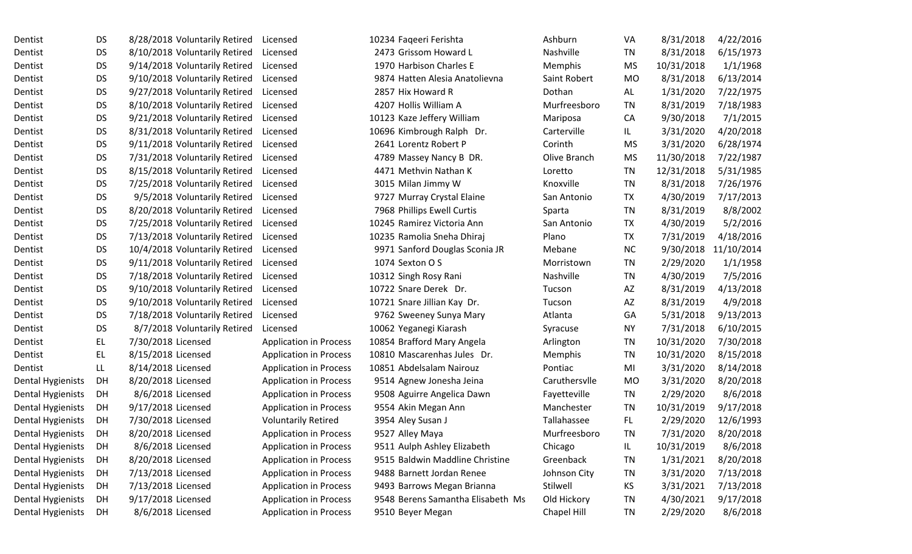| | | | | | | | | | |
|---|---|---|---|---|---|---|---|---|---|
| Dentist | DS | 8/28/2018 Voluntarily Retired | Licensed | 10234 Faqeeri Ferishta | Ashburn | VA | 8/31/2018 | 4/22/2016 |
| Dentist | DS | 8/10/2018 Voluntarily Retired | Licensed | 2473 Grissom Howard L | Nashville | TN | 8/31/2018 | 6/15/1973 |
| Dentist | DS | 9/14/2018 Voluntarily Retired | Licensed | 1970 Harbison Charles E | Memphis | MS | 10/31/2018 | 1/1/1968 |
| Dentist | DS | 9/10/2018 Voluntarily Retired | Licensed | 9874 Hatten Alesia Anatolievna | Saint Robert | MO | 8/31/2018 | 6/13/2014 |
| Dentist | DS | 9/27/2018 Voluntarily Retired | Licensed | 2857 Hix Howard R | Dothan | AL | 1/31/2020 | 7/22/1975 |
| Dentist | DS | 8/10/2018 Voluntarily Retired | Licensed | 4207 Hollis William A | Murfreesboro | TN | 8/31/2019 | 7/18/1983 |
| Dentist | DS | 9/21/2018 Voluntarily Retired | Licensed | 10123 Kaze Jeffery William | Mariposa | CA | 9/30/2018 | 7/1/2015 |
| Dentist | DS | 8/31/2018 Voluntarily Retired | Licensed | 10696 Kimbrough Ralph Dr. | Carterville | IL | 3/31/2020 | 4/20/2018 |
| Dentist | DS | 9/11/2018 Voluntarily Retired | Licensed | 2641 Lorentz Robert P | Corinth | MS | 3/31/2020 | 6/28/1974 |
| Dentist | DS | 7/31/2018 Voluntarily Retired | Licensed | 4789 Massey Nancy B DR. | Olive Branch | MS | 11/30/2018 | 7/22/1987 |
| Dentist | DS | 8/15/2018 Voluntarily Retired | Licensed | 4471 Methvin Nathan K | Loretto | TN | 12/31/2018 | 5/31/1985 |
| Dentist | DS | 7/25/2018 Voluntarily Retired | Licensed | 3015 Milan Jimmy W | Knoxville | TN | 8/31/2018 | 7/26/1976 |
| Dentist | DS | 9/5/2018 Voluntarily Retired | Licensed | 9727 Murray Crystal Elaine | San Antonio | TX | 4/30/2019 | 7/17/2013 |
| Dentist | DS | 8/20/2018 Voluntarily Retired | Licensed | 7968 Phillips Ewell Curtis | Sparta | TN | 8/31/2019 | 8/8/2002 |
| Dentist | DS | 7/25/2018 Voluntarily Retired | Licensed | 10245 Ramirez Victoria Ann | San Antonio | TX | 4/30/2019 | 5/2/2016 |
| Dentist | DS | 7/13/2018 Voluntarily Retired | Licensed | 10235 Ramolia Sneha Dhiraj | Plano | TX | 7/31/2019 | 4/18/2016 |
| Dentist | DS | 10/4/2018 Voluntarily Retired | Licensed | 9971 Sanford Douglas Sconia JR | Mebane | NC | 9/30/2018 | 11/10/2014 |
| Dentist | DS | 9/11/2018 Voluntarily Retired | Licensed | 1074 Sexton O S | Morristown | TN | 2/29/2020 | 1/1/1958 |
| Dentist | DS | 7/18/2018 Voluntarily Retired | Licensed | 10312 Singh Rosy Rani | Nashville | TN | 4/30/2019 | 7/5/2016 |
| Dentist | DS | 9/10/2018 Voluntarily Retired | Licensed | 10722 Snare Derek Dr. | Tucson | AZ | 8/31/2019 | 4/13/2018 |
| Dentist | DS | 9/10/2018 Voluntarily Retired | Licensed | 10721 Snare Jillian Kay Dr. | Tucson | AZ | 8/31/2019 | 4/9/2018 |
| Dentist | DS | 7/18/2018 Voluntarily Retired | Licensed | 9762 Sweeney Sunya Mary | Atlanta | GA | 5/31/2018 | 9/13/2013 |
| Dentist | DS | 8/7/2018 Voluntarily Retired | Licensed | 10062 Yeganegi Kiarash | Syracuse | NY | 7/31/2018 | 6/10/2015 |
| Dentist | EL | 7/30/2018 Licensed | Application in Process | 10854 Brafford Mary Angela | Arlington | TN | 10/31/2020 | 7/30/2018 |
| Dentist | EL | 8/15/2018 Licensed | Application in Process | 10810 Mascarenhas Jules Dr. | Memphis | TN | 10/31/2020 | 8/15/2018 |
| Dentist | LL | 8/14/2018 Licensed | Application in Process | 10851 Abdelsalam Nairouz | Pontiac | MI | 3/31/2020 | 8/14/2018 |
| Dental Hygienists | DH | 8/20/2018 Licensed | Application in Process | 9514 Agnew Jonesha Jeina | Caruthersvlle | MO | 3/31/2020 | 8/20/2018 |
| Dental Hygienists | DH | 8/6/2018 Licensed | Application in Process | 9508 Aguirre Angelica Dawn | Fayetteville | TN | 2/29/2020 | 8/6/2018 |
| Dental Hygienists | DH | 9/17/2018 Licensed | Application in Process | 9554 Akin Megan Ann | Manchester | TN | 10/31/2019 | 9/17/2018 |
| Dental Hygienists | DH | 7/30/2018 Licensed | Voluntarily Retired | 3954 Aley Susan J | Tallahassee | FL | 2/29/2020 | 12/6/1993 |
| Dental Hygienists | DH | 8/20/2018 Licensed | Application in Process | 9527 Alley Maya | Murfreesboro | TN | 7/31/2020 | 8/20/2018 |
| Dental Hygienists | DH | 8/6/2018 Licensed | Application in Process | 9511 Aulph Ashley Elizabeth | Chicago | IL | 10/31/2019 | 8/6/2018 |
| Dental Hygienists | DH | 8/20/2018 Licensed | Application in Process | 9515 Baldwin Maddline Christine | Greenback | TN | 1/31/2021 | 8/20/2018 |
| Dental Hygienists | DH | 7/13/2018 Licensed | Application in Process | 9488 Barnett Jordan Renee | Johnson City | TN | 3/31/2020 | 7/13/2018 |
| Dental Hygienists | DH | 7/13/2018 Licensed | Application in Process | 9493 Barrows Megan Brianna | Stilwell | KS | 3/31/2021 | 7/13/2018 |
| Dental Hygienists | DH | 9/17/2018 Licensed | Application in Process | 9548 Berens Samantha Elisabeth Ms | Old Hickory | TN | 4/30/2021 | 9/17/2018 |
| Dental Hygienists | DH | 8/6/2018 Licensed | Application in Process | 9510 Beyer Megan | Chapel Hill | TN | 2/29/2020 | 8/6/2018 |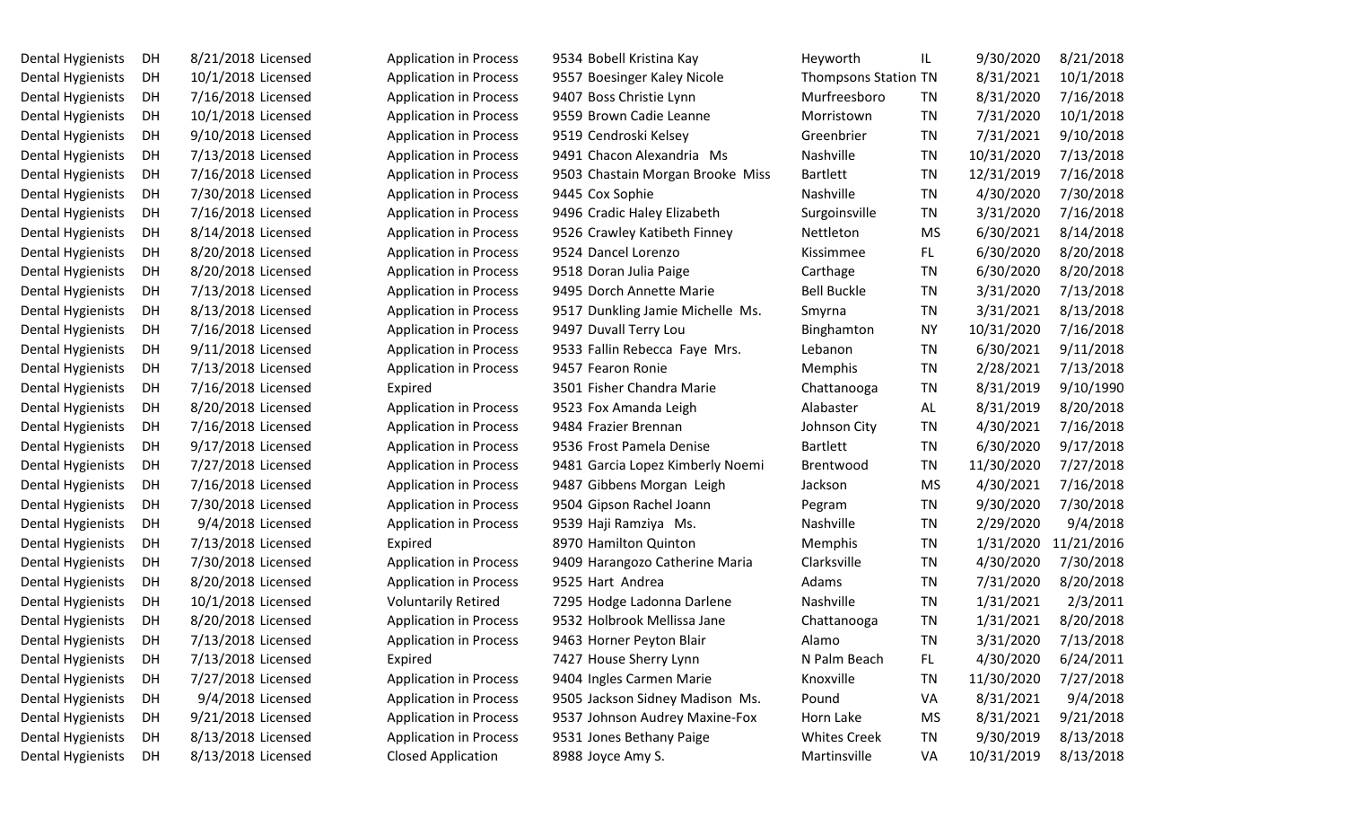| | | | | | | | | | | | |
|---|---|---|---|---|---|---|---|---|---|---|---|
| Dental Hygienists | DH | 8/21/2018 | Licensed | Application in Process | 9534 | Bobell Kristina Kay | Heyworth | IL | 9/30/2020 | 8/21/2018 |
| Dental Hygienists | DH | 10/1/2018 | Licensed | Application in Process | 9557 | Boesinger Kaley Nicole | Thompsons Station | TN | 8/31/2021 | 10/1/2018 |
| Dental Hygienists | DH | 7/16/2018 | Licensed | Application in Process | 9407 | Boss Christie Lynn | Murfreesboro | TN | 8/31/2020 | 7/16/2018 |
| Dental Hygienists | DH | 10/1/2018 | Licensed | Application in Process | 9559 | Brown Cadie Leanne | Morristown | TN | 7/31/2020 | 10/1/2018 |
| Dental Hygienists | DH | 9/10/2018 | Licensed | Application in Process | 9519 | Cendroski Kelsey | Greenbrier | TN | 7/31/2021 | 9/10/2018 |
| Dental Hygienists | DH | 7/13/2018 | Licensed | Application in Process | 9491 | Chacon Alexandria Ms | Nashville | TN | 10/31/2020 | 7/13/2018 |
| Dental Hygienists | DH | 7/16/2018 | Licensed | Application in Process | 9503 | Chastain Morgan Brooke Miss | Bartlett | TN | 12/31/2019 | 7/16/2018 |
| Dental Hygienists | DH | 7/30/2018 | Licensed | Application in Process | 9445 | Cox Sophie | Nashville | TN | 4/30/2020 | 7/30/2018 |
| Dental Hygienists | DH | 7/16/2018 | Licensed | Application in Process | 9496 | Cradic Haley Elizabeth | Surgoinsville | TN | 3/31/2020 | 7/16/2018 |
| Dental Hygienists | DH | 8/14/2018 | Licensed | Application in Process | 9526 | Crawley Katibeth Finney | Nettleton | MS | 6/30/2021 | 8/14/2018 |
| Dental Hygienists | DH | 8/20/2018 | Licensed | Application in Process | 9524 | Dancel Lorenzo | Kissimmee | FL | 6/30/2020 | 8/20/2018 |
| Dental Hygienists | DH | 8/20/2018 | Licensed | Application in Process | 9518 | Doran Julia Paige | Carthage | TN | 6/30/2020 | 8/20/2018 |
| Dental Hygienists | DH | 7/13/2018 | Licensed | Application in Process | 9495 | Dorch Annette Marie | Bell Buckle | TN | 3/31/2020 | 7/13/2018 |
| Dental Hygienists | DH | 8/13/2018 | Licensed | Application in Process | 9517 | Dunkling Jamie Michelle Ms. | Smyrna | TN | 3/31/2021 | 8/13/2018 |
| Dental Hygienists | DH | 7/16/2018 | Licensed | Application in Process | 9497 | Duvall Terry Lou | Binghamton | NY | 10/31/2020 | 7/16/2018 |
| Dental Hygienists | DH | 9/11/2018 | Licensed | Application in Process | 9533 | Fallin Rebecca Faye Mrs. | Lebanon | TN | 6/30/2021 | 9/11/2018 |
| Dental Hygienists | DH | 7/13/2018 | Licensed | Application in Process | 9457 | Fearon Ronie | Memphis | TN | 2/28/2021 | 7/13/2018 |
| Dental Hygienists | DH | 7/16/2018 | Licensed | Expired | 3501 | Fisher Chandra Marie | Chattanooga | TN | 8/31/2019 | 9/10/1990 |
| Dental Hygienists | DH | 8/20/2018 | Licensed | Application in Process | 9523 | Fox Amanda Leigh | Alabaster | AL | 8/31/2019 | 8/20/2018 |
| Dental Hygienists | DH | 7/16/2018 | Licensed | Application in Process | 9484 | Frazier Brennan | Johnson City | TN | 4/30/2021 | 7/16/2018 |
| Dental Hygienists | DH | 9/17/2018 | Licensed | Application in Process | 9536 | Frost Pamela Denise | Bartlett | TN | 6/30/2020 | 9/17/2018 |
| Dental Hygienists | DH | 7/27/2018 | Licensed | Application in Process | 9481 | Garcia Lopez Kimberly Noemi | Brentwood | TN | 11/30/2020 | 7/27/2018 |
| Dental Hygienists | DH | 7/16/2018 | Licensed | Application in Process | 9487 | Gibbens Morgan Leigh | Jackson | MS | 4/30/2021 | 7/16/2018 |
| Dental Hygienists | DH | 7/30/2018 | Licensed | Application in Process | 9504 | Gipson Rachel Joann | Pegram | TN | 9/30/2020 | 7/30/2018 |
| Dental Hygienists | DH | 9/4/2018 | Licensed | Application in Process | 9539 | Haji Ramziya Ms. | Nashville | TN | 2/29/2020 | 9/4/2018 |
| Dental Hygienists | DH | 7/13/2018 | Licensed | Expired | 8970 | Hamilton Quinton | Memphis | TN | 1/31/2020 | 11/21/2016 |
| Dental Hygienists | DH | 7/30/2018 | Licensed | Application in Process | 9409 | Harangozo Catherine Maria | Clarksville | TN | 4/30/2020 | 7/30/2018 |
| Dental Hygienists | DH | 8/20/2018 | Licensed | Application in Process | 9525 | Hart Andrea | Adams | TN | 7/31/2020 | 8/20/2018 |
| Dental Hygienists | DH | 10/1/2018 | Licensed | Voluntarily Retired | 7295 | Hodge Ladonna Darlene | Nashville | TN | 1/31/2021 | 2/3/2011 |
| Dental Hygienists | DH | 8/20/2018 | Licensed | Application in Process | 9532 | Holbrook Mellissa Jane | Chattanooga | TN | 1/31/2021 | 8/20/2018 |
| Dental Hygienists | DH | 7/13/2018 | Licensed | Application in Process | 9463 | Horner Peyton Blair | Alamo | TN | 3/31/2020 | 7/13/2018 |
| Dental Hygienists | DH | 7/13/2018 | Licensed | Expired | 7427 | House Sherry Lynn | N Palm Beach | FL | 4/30/2020 | 6/24/2011 |
| Dental Hygienists | DH | 7/27/2018 | Licensed | Application in Process | 9404 | Ingles Carmen Marie | Knoxville | TN | 11/30/2020 | 7/27/2018 |
| Dental Hygienists | DH | 9/4/2018 | Licensed | Application in Process | 9505 | Jackson Sidney Madison Ms. | Pound | VA | 8/31/2021 | 9/4/2018 |
| Dental Hygienists | DH | 9/21/2018 | Licensed | Application in Process | 9537 | Johnson Audrey Maxine-Fox | Horn Lake | MS | 8/31/2021 | 9/21/2018 |
| Dental Hygienists | DH | 8/13/2018 | Licensed | Application in Process | 9531 | Jones Bethany Paige | Whites Creek | TN | 9/30/2019 | 8/13/2018 |
| Dental Hygienists | DH | 8/13/2018 | Licensed | Closed Application | 8988 | Joyce Amy S. | Martinsville | VA | 10/31/2019 | 8/13/2018 |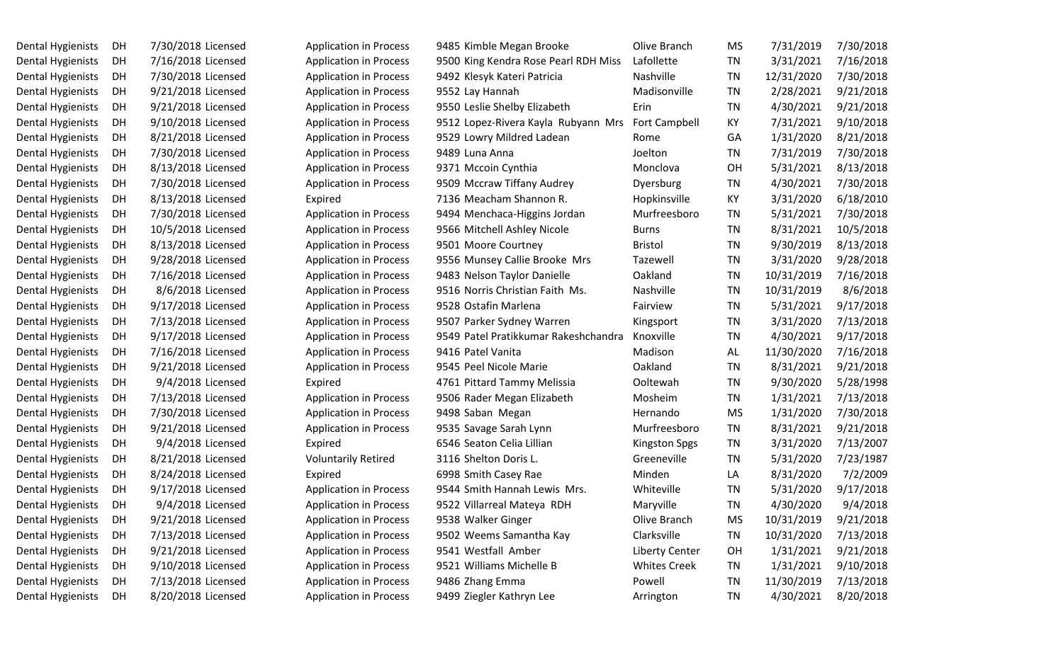| | | | | | | | | | | |
|---|---|---|---|---|---|---|---|---|---|---|
| Dental Hygienists | DH | 7/30/2018 | Licensed | Application in Process | 9485 | Kimble Megan Brooke | Olive Branch | MS | 7/31/2019 | 7/30/2018 |
| Dental Hygienists | DH | 7/16/2018 | Licensed | Application in Process | 9500 | King Kendra Rose Pearl RDH Miss | Lafollette | TN | 3/31/2021 | 7/16/2018 |
| Dental Hygienists | DH | 7/30/2018 | Licensed | Application in Process | 9492 | Klesyk Kateri Patricia | Nashville | TN | 12/31/2020 | 7/30/2018 |
| Dental Hygienists | DH | 9/21/2018 | Licensed | Application in Process | 9552 | Lay Hannah | Madisonville | TN | 2/28/2021 | 9/21/2018 |
| Dental Hygienists | DH | 9/21/2018 | Licensed | Application in Process | 9550 | Leslie Shelby Elizabeth | Erin | TN | 4/30/2021 | 9/21/2018 |
| Dental Hygienists | DH | 9/10/2018 | Licensed | Application in Process | 9512 | Lopez-Rivera Kayla Rubyann Mrs | Fort Campbell | KY | 7/31/2021 | 9/10/2018 |
| Dental Hygienists | DH | 8/21/2018 | Licensed | Application in Process | 9529 | Lowry Mildred Ladean | Rome | GA | 1/31/2020 | 8/21/2018 |
| Dental Hygienists | DH | 7/30/2018 | Licensed | Application in Process | 9489 | Luna Anna | Joelton | TN | 7/31/2019 | 7/30/2018 |
| Dental Hygienists | DH | 8/13/2018 | Licensed | Application in Process | 9371 | Mccoin Cynthia | Monclova | OH | 5/31/2021 | 8/13/2018 |
| Dental Hygienists | DH | 7/30/2018 | Licensed | Application in Process | 9509 | Mccraw Tiffany Audrey | Dyersburg | TN | 4/30/2021 | 7/30/2018 |
| Dental Hygienists | DH | 8/13/2018 | Licensed | Expired | 7136 | Meacham Shannon R. | Hopkinsville | KY | 3/31/2020 | 6/18/2010 |
| Dental Hygienists | DH | 7/30/2018 | Licensed | Application in Process | 9494 | Menchaca-Higgins Jordan | Murfreesboro | TN | 5/31/2021 | 7/30/2018 |
| Dental Hygienists | DH | 10/5/2018 | Licensed | Application in Process | 9566 | Mitchell Ashley Nicole | Burns | TN | 8/31/2021 | 10/5/2018 |
| Dental Hygienists | DH | 8/13/2018 | Licensed | Application in Process | 9501 | Moore Courtney | Bristol | TN | 9/30/2019 | 8/13/2018 |
| Dental Hygienists | DH | 9/28/2018 | Licensed | Application in Process | 9556 | Munsey Callie Brooke Mrs | Tazewell | TN | 3/31/2020 | 9/28/2018 |
| Dental Hygienists | DH | 7/16/2018 | Licensed | Application in Process | 9483 | Nelson Taylor Danielle | Oakland | TN | 10/31/2019 | 7/16/2018 |
| Dental Hygienists | DH | 8/6/2018 | Licensed | Application in Process | 9516 | Norris Christian Faith Ms. | Nashville | TN | 10/31/2019 | 8/6/2018 |
| Dental Hygienists | DH | 9/17/2018 | Licensed | Application in Process | 9528 | Ostafin Marlena | Fairview | TN | 5/31/2021 | 9/17/2018 |
| Dental Hygienists | DH | 7/13/2018 | Licensed | Application in Process | 9507 | Parker Sydney Warren | Kingsport | TN | 3/31/2020 | 7/13/2018 |
| Dental Hygienists | DH | 9/17/2018 | Licensed | Application in Process | 9549 | Patel Pratikkumar Rakeshchandra | Knoxville | TN | 4/30/2021 | 9/17/2018 |
| Dental Hygienists | DH | 7/16/2018 | Licensed | Application in Process | 9416 | Patel Vanita | Madison | AL | 11/30/2020 | 7/16/2018 |
| Dental Hygienists | DH | 9/21/2018 | Licensed | Application in Process | 9545 | Peel Nicole Marie | Oakland | TN | 8/31/2021 | 9/21/2018 |
| Dental Hygienists | DH | 9/4/2018 | Licensed | Expired | 4761 | Pittard Tammy Melissia | Ooltewah | TN | 9/30/2020 | 5/28/1998 |
| Dental Hygienists | DH | 7/13/2018 | Licensed | Application in Process | 9506 | Rader Megan Elizabeth | Mosheim | TN | 1/31/2021 | 7/13/2018 |
| Dental Hygienists | DH | 7/30/2018 | Licensed | Application in Process | 9498 | Saban Megan | Hernando | MS | 1/31/2020 | 7/30/2018 |
| Dental Hygienists | DH | 9/21/2018 | Licensed | Application in Process | 9535 | Savage Sarah Lynn | Murfreesboro | TN | 8/31/2021 | 9/21/2018 |
| Dental Hygienists | DH | 9/4/2018 | Licensed | Expired | 6546 | Seaton Celia Lillian | Kingston Spgs | TN | 3/31/2020 | 7/13/2007 |
| Dental Hygienists | DH | 8/21/2018 | Licensed | Voluntarily Retired | 3116 | Shelton Doris L. | Greeneville | TN | 5/31/2020 | 7/23/1987 |
| Dental Hygienists | DH | 8/24/2018 | Licensed | Expired | 6998 | Smith Casey Rae | Minden | LA | 8/31/2020 | 7/2/2009 |
| Dental Hygienists | DH | 9/17/2018 | Licensed | Application in Process | 9544 | Smith Hannah Lewis Mrs. | Whiteville | TN | 5/31/2020 | 9/17/2018 |
| Dental Hygienists | DH | 9/4/2018 | Licensed | Application in Process | 9522 | Villarreal Mateya RDH | Maryville | TN | 4/30/2020 | 9/4/2018 |
| Dental Hygienists | DH | 9/21/2018 | Licensed | Application in Process | 9538 | Walker Ginger | Olive Branch | MS | 10/31/2019 | 9/21/2018 |
| Dental Hygienists | DH | 7/13/2018 | Licensed | Application in Process | 9502 | Weems Samantha Kay | Clarksville | TN | 10/31/2020 | 7/13/2018 |
| Dental Hygienists | DH | 9/21/2018 | Licensed | Application in Process | 9541 | Westfall Amber | Liberty Center | OH | 1/31/2021 | 9/21/2018 |
| Dental Hygienists | DH | 9/10/2018 | Licensed | Application in Process | 9521 | Williams Michelle B | Whites Creek | TN | 1/31/2021 | 9/10/2018 |
| Dental Hygienists | DH | 7/13/2018 | Licensed | Application in Process | 9486 | Zhang Emma | Powell | TN | 11/30/2019 | 7/13/2018 |
| Dental Hygienists | DH | 8/20/2018 | Licensed | Application in Process | 9499 | Ziegler Kathryn Lee | Arrington | TN | 4/30/2021 | 8/20/2018 |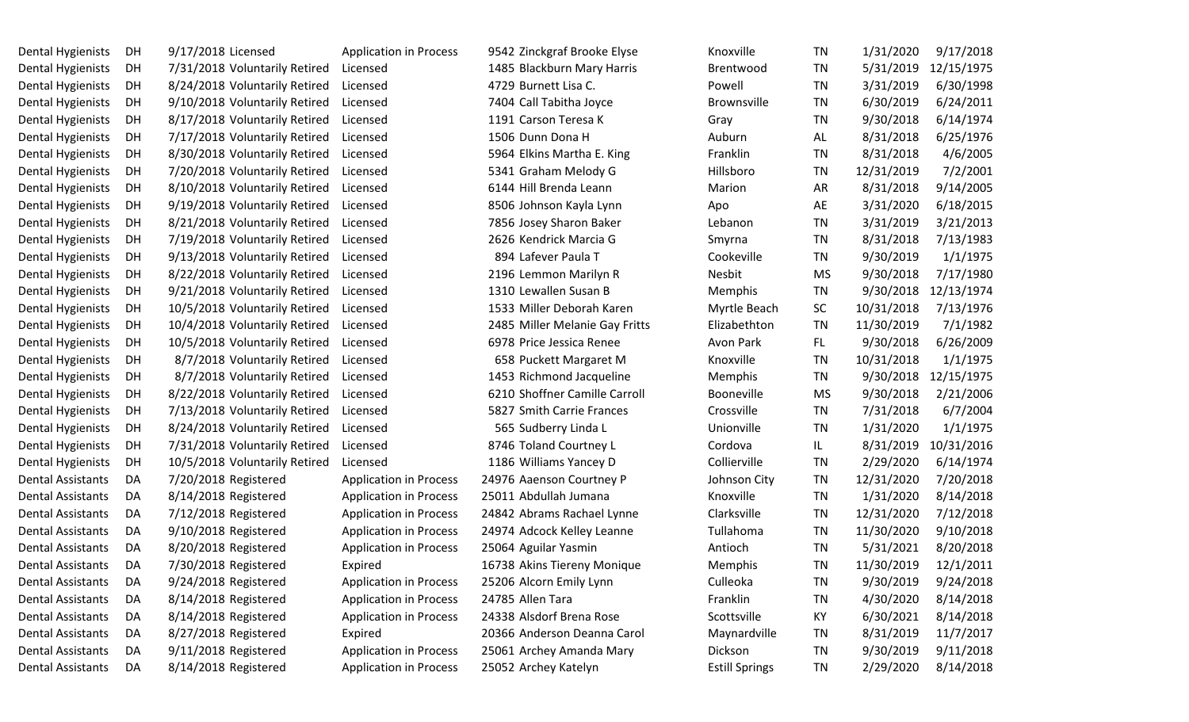| | | | | | | | | | | |
|---|---|---|---|---|---|---|---|---|---|---|
| Dental Hygienists | DH | 9/17/2018 | Licensed | Application in Process | 9542 | Zinckgraf Brooke Elyse | Knoxville | TN | 1/31/2020 | 9/17/2018 |
| Dental Hygienists | DH | 7/31/2018 | Voluntarily Retired | Licensed | 1485 | Blackburn Mary Harris | Brentwood | TN | 5/31/2019 | 12/15/1975 |
| Dental Hygienists | DH | 8/24/2018 | Voluntarily Retired | Licensed | 4729 | Burnett Lisa C. | Powell | TN | 3/31/2019 | 6/30/1998 |
| Dental Hygienists | DH | 9/10/2018 | Voluntarily Retired | Licensed | 7404 | Call Tabitha Joyce | Brownsville | TN | 6/30/2019 | 6/24/2011 |
| Dental Hygienists | DH | 8/17/2018 | Voluntarily Retired | Licensed | 1191 | Carson Teresa K | Gray | TN | 9/30/2018 | 6/14/1974 |
| Dental Hygienists | DH | 7/17/2018 | Voluntarily Retired | Licensed | 1506 | Dunn Dona H | Auburn | AL | 8/31/2018 | 6/25/1976 |
| Dental Hygienists | DH | 8/30/2018 | Voluntarily Retired | Licensed | 5964 | Elkins Martha E. King | Franklin | TN | 8/31/2018 | 4/6/2005 |
| Dental Hygienists | DH | 7/20/2018 | Voluntarily Retired | Licensed | 5341 | Graham Melody G | Hillsboro | TN | 12/31/2019 | 7/2/2001 |
| Dental Hygienists | DH | 8/10/2018 | Voluntarily Retired | Licensed | 6144 | Hill Brenda Leann | Marion | AR | 8/31/2018 | 9/14/2005 |
| Dental Hygienists | DH | 9/19/2018 | Voluntarily Retired | Licensed | 8506 | Johnson Kayla Lynn | Apo | AE | 3/31/2020 | 6/18/2015 |
| Dental Hygienists | DH | 8/21/2018 | Voluntarily Retired | Licensed | 7856 | Josey Sharon Baker | Lebanon | TN | 3/31/2019 | 3/21/2013 |
| Dental Hygienists | DH | 7/19/2018 | Voluntarily Retired | Licensed | 2626 | Kendrick Marcia G | Smyrna | TN | 8/31/2018 | 7/13/1983 |
| Dental Hygienists | DH | 9/13/2018 | Voluntarily Retired | Licensed | 894 | Lafever Paula T | Cookeville | TN | 9/30/2019 | 1/1/1975 |
| Dental Hygienists | DH | 8/22/2018 | Voluntarily Retired | Licensed | 2196 | Lemmon Marilyn R | Nesbit | MS | 9/30/2018 | 7/17/1980 |
| Dental Hygienists | DH | 9/21/2018 | Voluntarily Retired | Licensed | 1310 | Lewallen Susan B | Memphis | TN | 9/30/2018 | 12/13/1974 |
| Dental Hygienists | DH | 10/5/2018 | Voluntarily Retired | Licensed | 1533 | Miller Deborah Karen | Myrtle Beach | SC | 10/31/2018 | 7/13/1976 |
| Dental Hygienists | DH | 10/4/2018 | Voluntarily Retired | Licensed | 2485 | Miller Melanie Gay Fritts | Elizabethton | TN | 11/30/2019 | 7/1/1982 |
| Dental Hygienists | DH | 10/5/2018 | Voluntarily Retired | Licensed | 6978 | Price Jessica Renee | Avon Park | FL | 9/30/2018 | 6/26/2009 |
| Dental Hygienists | DH | 8/7/2018 | Voluntarily Retired | Licensed | 658 | Puckett Margaret M | Knoxville | TN | 10/31/2018 | 1/1/1975 |
| Dental Hygienists | DH | 8/7/2018 | Voluntarily Retired | Licensed | 1453 | Richmond Jacqueline | Memphis | TN | 9/30/2018 | 12/15/1975 |
| Dental Hygienists | DH | 8/22/2018 | Voluntarily Retired | Licensed | 6210 | Shoffner Camille Carroll | Booneville | MS | 9/30/2018 | 2/21/2006 |
| Dental Hygienists | DH | 7/13/2018 | Voluntarily Retired | Licensed | 5827 | Smith Carrie Frances | Crossville | TN | 7/31/2018 | 6/7/2004 |
| Dental Hygienists | DH | 8/24/2018 | Voluntarily Retired | Licensed | 565 | Sudberry Linda L | Unionville | TN | 1/31/2020 | 1/1/1975 |
| Dental Hygienists | DH | 7/31/2018 | Voluntarily Retired | Licensed | 8746 | Toland Courtney L | Cordova | IL | 8/31/2019 | 10/31/2016 |
| Dental Hygienists | DH | 10/5/2018 | Voluntarily Retired | Licensed | 1186 | Williams Yancey D | Collierville | TN | 2/29/2020 | 6/14/1974 |
| Dental Assistants | DA | 7/20/2018 | Registered | Application in Process | 24976 | Aaenson Courtney P | Johnson City | TN | 12/31/2020 | 7/20/2018 |
| Dental Assistants | DA | 8/14/2018 | Registered | Application in Process | 25011 | Abdullah Jumana | Knoxville | TN | 1/31/2020 | 8/14/2018 |
| Dental Assistants | DA | 7/12/2018 | Registered | Application in Process | 24842 | Abrams Rachael Lynne | Clarksville | TN | 12/31/2020 | 7/12/2018 |
| Dental Assistants | DA | 9/10/2018 | Registered | Application in Process | 24974 | Adcock Kelley Leanne | Tullahoma | TN | 11/30/2020 | 9/10/2018 |
| Dental Assistants | DA | 8/20/2018 | Registered | Application in Process | 25064 | Aguilar Yasmin | Antioch | TN | 5/31/2021 | 8/20/2018 |
| Dental Assistants | DA | 7/30/2018 | Registered | Expired | 16738 | Akins Tiereny Monique | Memphis | TN | 11/30/2019 | 12/1/2011 |
| Dental Assistants | DA | 9/24/2018 | Registered | Application in Process | 25206 | Alcorn Emily Lynn | Culleoka | TN | 9/30/2019 | 9/24/2018 |
| Dental Assistants | DA | 8/14/2018 | Registered | Application in Process | 24785 | Allen Tara | Franklin | TN | 4/30/2020 | 8/14/2018 |
| Dental Assistants | DA | 8/14/2018 | Registered | Application in Process | 24338 | Alsdorf Brena Rose | Scottsville | KY | 6/30/2021 | 8/14/2018 |
| Dental Assistants | DA | 8/27/2018 | Registered | Expired | 20366 | Anderson Deanna Carol | Maynardville | TN | 8/31/2019 | 11/7/2017 |
| Dental Assistants | DA | 9/11/2018 | Registered | Application in Process | 25061 | Archey Amanda Mary | Dickson | TN | 9/30/2019 | 9/11/2018 |
| Dental Assistants | DA | 8/14/2018 | Registered | Application in Process | 25052 | Archey Katelyn | Estill Springs | TN | 2/29/2020 | 8/14/2018 |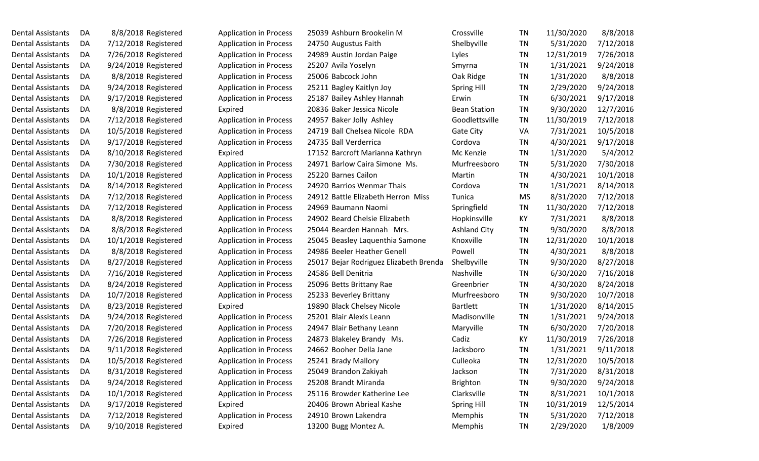| | | | | | | | | | | |
|---|---|---|---|---|---|---|---|---|---|---|
| Dental Assistants | DA | 8/8/2018 | Registered | Application in Process | 25039 | Ashburn Brookelin M | Crossville | TN | 11/30/2020 | 8/8/2018 |
| Dental Assistants | DA | 7/12/2018 | Registered | Application in Process | 24750 | Augustus Faith | Shelbyville | TN | 5/31/2020 | 7/12/2018 |
| Dental Assistants | DA | 7/26/2018 | Registered | Application in Process | 24989 | Austin Jordan Paige | Lyles | TN | 12/31/2019 | 7/26/2018 |
| Dental Assistants | DA | 9/24/2018 | Registered | Application in Process | 25207 | Avila Yoselyn | Smyrna | TN | 1/31/2021 | 9/24/2018 |
| Dental Assistants | DA | 8/8/2018 | Registered | Application in Process | 25006 | Babcock John | Oak Ridge | TN | 1/31/2020 | 8/8/2018 |
| Dental Assistants | DA | 9/24/2018 | Registered | Application in Process | 25211 | Bagley Kaitlyn Joy | Spring Hill | TN | 2/29/2020 | 9/24/2018 |
| Dental Assistants | DA | 9/17/2018 | Registered | Application in Process | 25187 | Bailey Ashley Hannah | Erwin | TN | 6/30/2021 | 9/17/2018 |
| Dental Assistants | DA | 8/8/2018 | Registered | Expired | 20836 | Baker Jessica Nicole | Bean Station | TN | 9/30/2020 | 12/7/2016 |
| Dental Assistants | DA | 7/12/2018 | Registered | Application in Process | 24957 | Baker Jolly Ashley | Goodlettsville | TN | 11/30/2019 | 7/12/2018 |
| Dental Assistants | DA | 10/5/2018 | Registered | Application in Process | 24719 | Ball Chelsea Nicole RDA | Gate City | VA | 7/31/2021 | 10/5/2018 |
| Dental Assistants | DA | 9/17/2018 | Registered | Application in Process | 24735 | Ball Verderrica | Cordova | TN | 4/30/2021 | 9/17/2018 |
| Dental Assistants | DA | 8/10/2018 | Registered | Expired | 17152 | Barcroft Marianna Kathryn | Mc Kenzie | TN | 1/31/2020 | 5/4/2012 |
| Dental Assistants | DA | 7/30/2018 | Registered | Application in Process | 24971 | Barlow Caira Simone Ms. | Murfreesboro | TN | 5/31/2020 | 7/30/2018 |
| Dental Assistants | DA | 10/1/2018 | Registered | Application in Process | 25220 | Barnes Cailon | Martin | TN | 4/30/2021 | 10/1/2018 |
| Dental Assistants | DA | 8/14/2018 | Registered | Application in Process | 24920 | Barrios Wenmar Thais | Cordova | TN | 1/31/2021 | 8/14/2018 |
| Dental Assistants | DA | 7/12/2018 | Registered | Application in Process | 24912 | Battle Elizabeth Herron Miss | Tunica | MS | 8/31/2020 | 7/12/2018 |
| Dental Assistants | DA | 7/12/2018 | Registered | Application in Process | 24969 | Baumann Naomi | Springfield | TN | 11/30/2020 | 7/12/2018 |
| Dental Assistants | DA | 8/8/2018 | Registered | Application in Process | 24902 | Beard Chelsie Elizabeth | Hopkinsville | KY | 7/31/2021 | 8/8/2018 |
| Dental Assistants | DA | 8/8/2018 | Registered | Application in Process | 25044 | Bearden Hannah Mrs. | Ashland City | TN | 9/30/2020 | 8/8/2018 |
| Dental Assistants | DA | 10/1/2018 | Registered | Application in Process | 25045 | Beasley Laquenthia Samone | Knoxville | TN | 12/31/2020 | 10/1/2018 |
| Dental Assistants | DA | 8/8/2018 | Registered | Application in Process | 24986 | Beeler Heather Genell | Powell | TN | 4/30/2021 | 8/8/2018 |
| Dental Assistants | DA | 8/27/2018 | Registered | Application in Process | 25017 | Bejar Rodriguez Elizabeth Brenda | Shelbyville | TN | 9/30/2020 | 8/27/2018 |
| Dental Assistants | DA | 7/16/2018 | Registered | Application in Process | 24586 | Bell Denitria | Nashville | TN | 6/30/2020 | 7/16/2018 |
| Dental Assistants | DA | 8/24/2018 | Registered | Application in Process | 25096 | Betts Brittany Rae | Greenbrier | TN | 4/30/2020 | 8/24/2018 |
| Dental Assistants | DA | 10/7/2018 | Registered | Application in Process | 25233 | Beverley Brittany | Murfreesboro | TN | 9/30/2020 | 10/7/2018 |
| Dental Assistants | DA | 8/23/2018 | Registered | Expired | 19890 | Black Chelsey Nicole | Bartlett | TN | 1/31/2020 | 8/14/2015 |
| Dental Assistants | DA | 9/24/2018 | Registered | Application in Process | 25201 | Blair Alexis Leann | Madisonville | TN | 1/31/2021 | 9/24/2018 |
| Dental Assistants | DA | 7/20/2018 | Registered | Application in Process | 24947 | Blair Bethany Leann | Maryville | TN | 6/30/2020 | 7/20/2018 |
| Dental Assistants | DA | 7/26/2018 | Registered | Application in Process | 24873 | Blakeley Brandy Ms. | Cadiz | KY | 11/30/2019 | 7/26/2018 |
| Dental Assistants | DA | 9/11/2018 | Registered | Application in Process | 24662 | Booher Della Jane | Jacksboro | TN | 1/31/2021 | 9/11/2018 |
| Dental Assistants | DA | 10/5/2018 | Registered | Application in Process | 25241 | Brady Mallory | Culleoka | TN | 12/31/2020 | 10/5/2018 |
| Dental Assistants | DA | 8/31/2018 | Registered | Application in Process | 25049 | Brandon Zakiyah | Jackson | TN | 7/31/2020 | 8/31/2018 |
| Dental Assistants | DA | 9/24/2018 | Registered | Application in Process | 25208 | Brandt Miranda | Brighton | TN | 9/30/2020 | 9/24/2018 |
| Dental Assistants | DA | 10/1/2018 | Registered | Application in Process | 25116 | Browder Katherine Lee | Clarksville | TN | 8/31/2021 | 10/1/2018 |
| Dental Assistants | DA | 9/17/2018 | Registered | Expired | 20406 | Brown Abrieal Kashe | Spring Hill | TN | 10/31/2019 | 12/5/2014 |
| Dental Assistants | DA | 7/12/2018 | Registered | Application in Process | 24910 | Brown Lakendra | Memphis | TN | 5/31/2020 | 7/12/2018 |
| Dental Assistants | DA | 9/10/2018 | Registered | Expired | 13200 | Bugg Montez A. | Memphis | TN | 2/29/2020 | 1/8/2009 |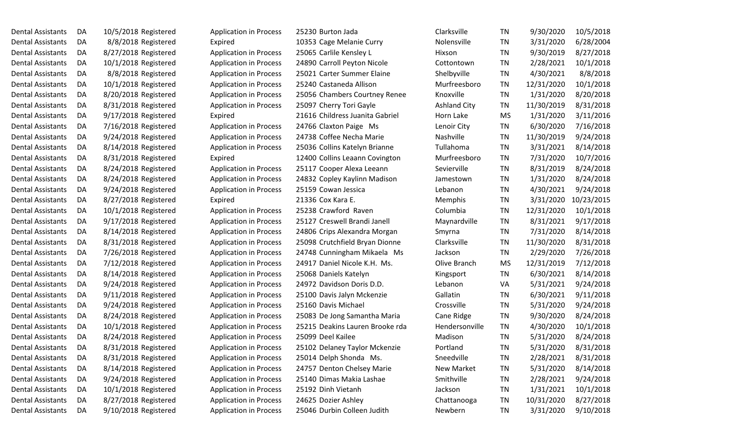| | | | | | | | | | | |
|---|---|---|---|---|---|---|---|---|---|---|
| Dental Assistants | DA | 10/5/2018 | Registered | Application in Process | 25230 | Burton Jada | Clarksville | TN | 9/30/2020 | 10/5/2018 |
| Dental Assistants | DA | 8/8/2018 | Registered | Expired | 10353 | Cage Melanie Curry | Nolensville | TN | 3/31/2020 | 6/28/2004 |
| Dental Assistants | DA | 8/27/2018 | Registered | Application in Process | 25065 | Carlile Kensley L | Hixson | TN | 9/30/2019 | 8/27/2018 |
| Dental Assistants | DA | 10/1/2018 | Registered | Application in Process | 24890 | Carroll Peyton Nicole | Cottontown | TN | 2/28/2021 | 10/1/2018 |
| Dental Assistants | DA | 8/8/2018 | Registered | Application in Process | 25021 | Carter Summer Elaine | Shelbyville | TN | 4/30/2021 | 8/8/2018 |
| Dental Assistants | DA | 10/1/2018 | Registered | Application in Process | 25240 | Castaneda Allison | Murfreesboro | TN | 12/31/2020 | 10/1/2018 |
| Dental Assistants | DA | 8/20/2018 | Registered | Application in Process | 25056 | Chambers Courtney Renee | Knoxville | TN | 1/31/2020 | 8/20/2018 |
| Dental Assistants | DA | 8/31/2018 | Registered | Application in Process | 25097 | Cherry Tori Gayle | Ashland City | TN | 11/30/2019 | 8/31/2018 |
| Dental Assistants | DA | 9/17/2018 | Registered | Expired | 21616 | Childress Juanita Gabriel | Horn Lake | MS | 1/31/2020 | 3/11/2016 |
| Dental Assistants | DA | 7/16/2018 | Registered | Application in Process | 24766 | Claxton Paige Ms | Lenoir City | TN | 6/30/2020 | 7/16/2018 |
| Dental Assistants | DA | 9/24/2018 | Registered | Application in Process | 24738 | Coffee Necha Marie | Nashville | TN | 11/30/2019 | 9/24/2018 |
| Dental Assistants | DA | 8/14/2018 | Registered | Application in Process | 25036 | Collins Katelyn Brianne | Tullahoma | TN | 3/31/2021 | 8/14/2018 |
| Dental Assistants | DA | 8/31/2018 | Registered | Expired | 12400 | Collins Leaann Covington | Murfreesboro | TN | 7/31/2020 | 10/7/2016 |
| Dental Assistants | DA | 8/24/2018 | Registered | Application in Process | 25117 | Cooper Alexa Leeann | Sevierville | TN | 8/31/2019 | 8/24/2018 |
| Dental Assistants | DA | 8/24/2018 | Registered | Application in Process | 24832 | Copley Kaylinn Madison | Jamestown | TN | 1/31/2020 | 8/24/2018 |
| Dental Assistants | DA | 9/24/2018 | Registered | Application in Process | 25159 | Cowan Jessica | Lebanon | TN | 4/30/2021 | 9/24/2018 |
| Dental Assistants | DA | 8/27/2018 | Registered | Expired | 21336 | Cox Kara E. | Memphis | TN | 3/31/2020 | 10/23/2015 |
| Dental Assistants | DA | 10/1/2018 | Registered | Application in Process | 25238 | Crawford Raven | Columbia | TN | 12/31/2020 | 10/1/2018 |
| Dental Assistants | DA | 9/17/2018 | Registered | Application in Process | 25127 | Creswell Brandi Janell | Maynardville | TN | 8/31/2021 | 9/17/2018 |
| Dental Assistants | DA | 8/14/2018 | Registered | Application in Process | 24806 | Crips Alexandra Morgan | Smyrna | TN | 7/31/2020 | 8/14/2018 |
| Dental Assistants | DA | 8/31/2018 | Registered | Application in Process | 25098 | Crutchfield Bryan Dionne | Clarksville | TN | 11/30/2020 | 8/31/2018 |
| Dental Assistants | DA | 7/26/2018 | Registered | Application in Process | 24748 | Cunningham Mikaela Ms | Jackson | TN | 2/29/2020 | 7/26/2018 |
| Dental Assistants | DA | 7/12/2018 | Registered | Application in Process | 24917 | Daniel Nicole K.H. Ms. | Olive Branch | MS | 12/31/2019 | 7/12/2018 |
| Dental Assistants | DA | 8/14/2018 | Registered | Application in Process | 25068 | Daniels Katelyn | Kingsport | TN | 6/30/2021 | 8/14/2018 |
| Dental Assistants | DA | 9/24/2018 | Registered | Application in Process | 24972 | Davidson Doris D.D. | Lebanon | VA | 5/31/2021 | 9/24/2018 |
| Dental Assistants | DA | 9/11/2018 | Registered | Application in Process | 25100 | Davis Jalyn Mckenzie | Gallatin | TN | 6/30/2021 | 9/11/2018 |
| Dental Assistants | DA | 9/24/2018 | Registered | Application in Process | 25160 | Davis Michael | Crossville | TN | 5/31/2020 | 9/24/2018 |
| Dental Assistants | DA | 8/24/2018 | Registered | Application in Process | 25083 | De Jong Samantha Maria | Cane Ridge | TN | 9/30/2020 | 8/24/2018 |
| Dental Assistants | DA | 10/1/2018 | Registered | Application in Process | 25215 | Deakins Lauren Brooke rda | Hendersonville | TN | 4/30/2020 | 10/1/2018 |
| Dental Assistants | DA | 8/24/2018 | Registered | Application in Process | 25099 | Deel Kailee | Madison | TN | 5/31/2020 | 8/24/2018 |
| Dental Assistants | DA | 8/31/2018 | Registered | Application in Process | 25102 | Delaney Taylor Mckenzie | Portland | TN | 5/31/2020 | 8/31/2018 |
| Dental Assistants | DA | 8/31/2018 | Registered | Application in Process | 25014 | Delph Shonda Ms. | Sneedville | TN | 2/28/2021 | 8/31/2018 |
| Dental Assistants | DA | 8/14/2018 | Registered | Application in Process | 24757 | Denton Chelsey Marie | New Market | TN | 5/31/2020 | 8/14/2018 |
| Dental Assistants | DA | 9/24/2018 | Registered | Application in Process | 25140 | Dimas Makia Lashae | Smithville | TN | 2/28/2021 | 9/24/2018 |
| Dental Assistants | DA | 10/1/2018 | Registered | Application in Process | 25192 | Dinh Vietanh | Jackson | TN | 1/31/2021 | 10/1/2018 |
| Dental Assistants | DA | 8/27/2018 | Registered | Application in Process | 24625 | Dozier Ashley | Chattanooga | TN | 10/31/2020 | 8/27/2018 |
| Dental Assistants | DA | 9/10/2018 | Registered | Application in Process | 25046 | Durbin Colleen Judith | Newbern | TN | 3/31/2020 | 9/10/2018 |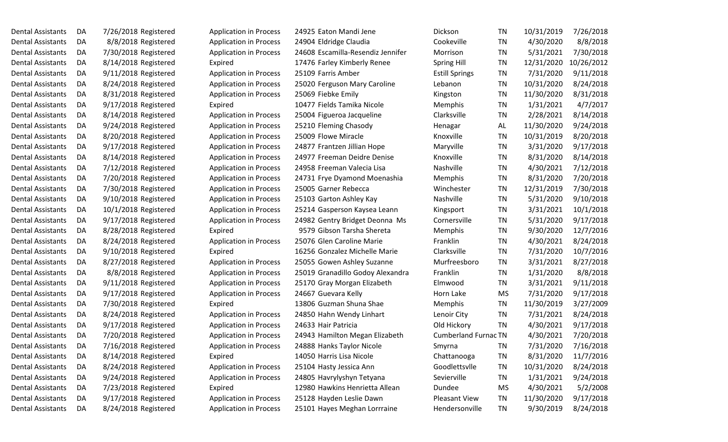| | | | | | | | | | | |
|---|---|---|---|---|---|---|---|---|---|---|
| Dental Assistants | DA | 7/26/2018 | Registered | Application in Process | 24925 | Eaton Mandi Jene | Dickson | TN | 10/31/2019 | 7/26/2018 |
| Dental Assistants | DA | 8/8/2018 | Registered | Application in Process | 24904 | Eldridge Claudia | Cookeville | TN | 4/30/2020 | 8/8/2018 |
| Dental Assistants | DA | 7/30/2018 | Registered | Application in Process | 24608 | Escamilla-Resendiz Jennifer | Morrison | TN | 5/31/2021 | 7/30/2018 |
| Dental Assistants | DA | 8/14/2018 | Registered | Expired | 17476 | Farley Kimberly Renee | Spring Hill | TN | 12/31/2020 | 10/26/2012 |
| Dental Assistants | DA | 9/11/2018 | Registered | Application in Process | 25109 | Farris Amber | Estill Springs | TN | 7/31/2020 | 9/11/2018 |
| Dental Assistants | DA | 8/24/2018 | Registered | Application in Process | 25020 | Ferguson Mary Caroline | Lebanon | TN | 10/31/2020 | 8/24/2018 |
| Dental Assistants | DA | 8/31/2018 | Registered | Application in Process | 25069 | Fiebke Emily | Kingston | TN | 11/30/2020 | 8/31/2018 |
| Dental Assistants | DA | 9/17/2018 | Registered | Expired | 10477 | Fields Tamika Nicole | Memphis | TN | 1/31/2021 | 4/7/2017 |
| Dental Assistants | DA | 8/14/2018 | Registered | Application in Process | 25004 | Figueroa Jacqueline | Clarksville | TN | 2/28/2021 | 8/14/2018 |
| Dental Assistants | DA | 9/24/2018 | Registered | Application in Process | 25210 | Fleming Chasody | Henagar | AL | 11/30/2020 | 9/24/2018 |
| Dental Assistants | DA | 8/20/2018 | Registered | Application in Process | 25009 | Flowe Miracle | Knoxville | TN | 10/31/2019 | 8/20/2018 |
| Dental Assistants | DA | 9/17/2018 | Registered | Application in Process | 24877 | Frantzen Jillian Hope | Maryville | TN | 3/31/2020 | 9/17/2018 |
| Dental Assistants | DA | 8/14/2018 | Registered | Application in Process | 24977 | Freeman Deidre Denise | Knoxville | TN | 8/31/2020 | 8/14/2018 |
| Dental Assistants | DA | 7/12/2018 | Registered | Application in Process | 24958 | Freeman Valecia Lisa | Nashville | TN | 4/30/2021 | 7/12/2018 |
| Dental Assistants | DA | 7/20/2018 | Registered | Application in Process | 24731 | Frye Dyamond Moenashia | Memphis | TN | 8/31/2020 | 7/20/2018 |
| Dental Assistants | DA | 7/30/2018 | Registered | Application in Process | 25005 | Garner Rebecca | Winchester | TN | 12/31/2019 | 7/30/2018 |
| Dental Assistants | DA | 9/10/2018 | Registered | Application in Process | 25103 | Garton Ashley Kay | Nashville | TN | 5/31/2020 | 9/10/2018 |
| Dental Assistants | DA | 10/1/2018 | Registered | Application in Process | 25214 | Gasperson Kaysea Leann | Kingsport | TN | 3/31/2021 | 10/1/2018 |
| Dental Assistants | DA | 9/17/2018 | Registered | Application in Process | 24982 | Gentry Bridget Deonna Ms | Cornersville | TN | 5/31/2020 | 9/17/2018 |
| Dental Assistants | DA | 8/28/2018 | Registered | Expired | 9579 | Gibson Tarsha Shereta | Memphis | TN | 9/30/2020 | 12/7/2016 |
| Dental Assistants | DA | 8/24/2018 | Registered | Application in Process | 25076 | Glen Caroline Marie | Franklin | TN | 4/30/2021 | 8/24/2018 |
| Dental Assistants | DA | 9/10/2018 | Registered | Expired | 16256 | Gonzalez Michelle Marie | Clarksville | TN | 7/31/2020 | 10/7/2016 |
| Dental Assistants | DA | 8/27/2018 | Registered | Application in Process | 25055 | Gowen Ashley Suzanne | Murfreesboro | TN | 3/31/2021 | 8/27/2018 |
| Dental Assistants | DA | 8/8/2018 | Registered | Application in Process | 25019 | Granadillo Godoy Alexandra | Franklin | TN | 1/31/2020 | 8/8/2018 |
| Dental Assistants | DA | 9/11/2018 | Registered | Application in Process | 25170 | Gray Morgan Elizabeth | Elmwood | TN | 3/31/2021 | 9/11/2018 |
| Dental Assistants | DA | 9/17/2018 | Registered | Application in Process | 24667 | Guevara Kelly | Horn Lake | MS | 7/31/2020 | 9/17/2018 |
| Dental Assistants | DA | 7/30/2018 | Registered | Expired | 13806 | Guzman Shuna Shae | Memphis | TN | 11/30/2019 | 3/27/2009 |
| Dental Assistants | DA | 8/24/2018 | Registered | Application in Process | 24850 | Hahn Wendy Linhart | Lenoir City | TN | 7/31/2021 | 8/24/2018 |
| Dental Assistants | DA | 9/17/2018 | Registered | Application in Process | 24633 | Hair Patricia | Old Hickory | TN | 4/30/2021 | 9/17/2018 |
| Dental Assistants | DA | 7/20/2018 | Registered | Application in Process | 24943 | Hamilton Megan Elizabeth | Cumberland Furnac | TN | 4/30/2021 | 7/20/2018 |
| Dental Assistants | DA | 7/16/2018 | Registered | Application in Process | 24888 | Hanks Taylor Nicole | Smyrna | TN | 7/31/2020 | 7/16/2018 |
| Dental Assistants | DA | 8/14/2018 | Registered | Expired | 14050 | Harris Lisa Nicole | Chattanooga | TN | 8/31/2020 | 11/7/2016 |
| Dental Assistants | DA | 8/24/2018 | Registered | Application in Process | 25104 | Hasty Jessica Ann | Goodlettsvlle | TN | 10/31/2020 | 8/24/2018 |
| Dental Assistants | DA | 9/24/2018 | Registered | Application in Process | 24805 | Havrylyshyn Tetyana | Sevierville | TN | 1/31/2021 | 9/24/2018 |
| Dental Assistants | DA | 7/23/2018 | Registered | Expired | 12980 | Hawkins Henrietta Allean | Dundee | MS | 4/30/2021 | 5/2/2008 |
| Dental Assistants | DA | 9/17/2018 | Registered | Application in Process | 25128 | Hayden Leslie Dawn | Pleasant View | TN | 11/30/2020 | 9/17/2018 |
| Dental Assistants | DA | 8/24/2018 | Registered | Application in Process | 25101 | Hayes Meghan Lorrraine | Hendersonville | TN | 9/30/2019 | 8/24/2018 |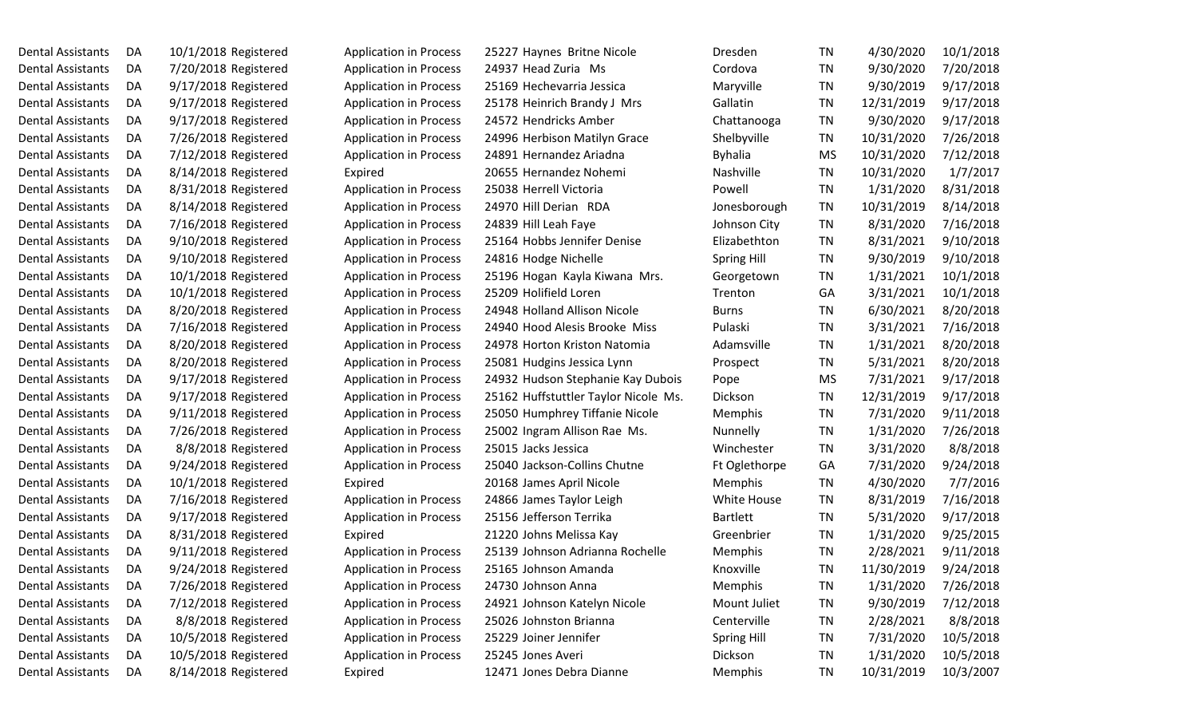| | | | | | | | | | | |
|---|---|---|---|---|---|---|---|---|---|---|
| Dental Assistants | DA | 10/1/2018 | Registered | Application in Process | 25227 | Haynes Britne Nicole | Dresden | TN | 4/30/2020 | 10/1/2018 |
| Dental Assistants | DA | 7/20/2018 | Registered | Application in Process | 24937 | Head Zuria Ms | Cordova | TN | 9/30/2020 | 7/20/2018 |
| Dental Assistants | DA | 9/17/2018 | Registered | Application in Process | 25169 | Hechevarria Jessica | Maryville | TN | 9/30/2019 | 9/17/2018 |
| Dental Assistants | DA | 9/17/2018 | Registered | Application in Process | 25178 | Heinrich Brandy J Mrs | Gallatin | TN | 12/31/2019 | 9/17/2018 |
| Dental Assistants | DA | 9/17/2018 | Registered | Application in Process | 24572 | Hendricks Amber | Chattanooga | TN | 9/30/2020 | 9/17/2018 |
| Dental Assistants | DA | 7/26/2018 | Registered | Application in Process | 24996 | Herbison Matilyn Grace | Shelbyville | TN | 10/31/2020 | 7/26/2018 |
| Dental Assistants | DA | 7/12/2018 | Registered | Application in Process | 24891 | Hernandez Ariadna | Byhalia | MS | 10/31/2020 | 7/12/2018 |
| Dental Assistants | DA | 8/14/2018 | Registered | Expired | 20655 | Hernandez Nohemi | Nashville | TN | 10/31/2020 | 1/7/2017 |
| Dental Assistants | DA | 8/31/2018 | Registered | Application in Process | 25038 | Herrell Victoria | Powell | TN | 1/31/2020 | 8/31/2018 |
| Dental Assistants | DA | 8/14/2018 | Registered | Application in Process | 24970 | Hill Derian RDA | Jonesborough | TN | 10/31/2019 | 8/14/2018 |
| Dental Assistants | DA | 7/16/2018 | Registered | Application in Process | 24839 | Hill Leah Faye | Johnson City | TN | 8/31/2020 | 7/16/2018 |
| Dental Assistants | DA | 9/10/2018 | Registered | Application in Process | 25164 | Hobbs Jennifer Denise | Elizabethton | TN | 8/31/2021 | 9/10/2018 |
| Dental Assistants | DA | 9/10/2018 | Registered | Application in Process | 24816 | Hodge Nichelle | Spring Hill | TN | 9/30/2019 | 9/10/2018 |
| Dental Assistants | DA | 10/1/2018 | Registered | Application in Process | 25196 | Hogan Kayla Kiwana Mrs. | Georgetown | TN | 1/31/2021 | 10/1/2018 |
| Dental Assistants | DA | 10/1/2018 | Registered | Application in Process | 25209 | Holifield Loren | Trenton | GA | 3/31/2021 | 10/1/2018 |
| Dental Assistants | DA | 8/20/2018 | Registered | Application in Process | 24948 | Holland Allison Nicole | Burns | TN | 6/30/2021 | 8/20/2018 |
| Dental Assistants | DA | 7/16/2018 | Registered | Application in Process | 24940 | Hood Alesis Brooke Miss | Pulaski | TN | 3/31/2021 | 7/16/2018 |
| Dental Assistants | DA | 8/20/2018 | Registered | Application in Process | 24978 | Horton Kriston Natomia | Adamsville | TN | 1/31/2021 | 8/20/2018 |
| Dental Assistants | DA | 8/20/2018 | Registered | Application in Process | 25081 | Hudgins Jessica Lynn | Prospect | TN | 5/31/2021 | 8/20/2018 |
| Dental Assistants | DA | 9/17/2018 | Registered | Application in Process | 24932 | Hudson Stephanie Kay Dubois | Pope | MS | 7/31/2021 | 9/17/2018 |
| Dental Assistants | DA | 9/17/2018 | Registered | Application in Process | 25162 | Huffstuttler Taylor Nicole Ms. | Dickson | TN | 12/31/2019 | 9/17/2018 |
| Dental Assistants | DA | 9/11/2018 | Registered | Application in Process | 25050 | Humphrey Tiffanie Nicole | Memphis | TN | 7/31/2020 | 9/11/2018 |
| Dental Assistants | DA | 7/26/2018 | Registered | Application in Process | 25002 | Ingram Allison Rae Ms. | Nunnelly | TN | 1/31/2020 | 7/26/2018 |
| Dental Assistants | DA | 8/8/2018 | Registered | Application in Process | 25015 | Jacks Jessica | Winchester | TN | 3/31/2020 | 8/8/2018 |
| Dental Assistants | DA | 9/24/2018 | Registered | Application in Process | 25040 | Jackson-Collins Chutne | Ft Oglethorpe | GA | 7/31/2020 | 9/24/2018 |
| Dental Assistants | DA | 10/1/2018 | Registered | Expired | 20168 | James April Nicole | Memphis | TN | 4/30/2020 | 7/7/2016 |
| Dental Assistants | DA | 7/16/2018 | Registered | Application in Process | 24866 | James Taylor Leigh | White House | TN | 8/31/2019 | 7/16/2018 |
| Dental Assistants | DA | 9/17/2018 | Registered | Application in Process | 25156 | Jefferson Terrika | Bartlett | TN | 5/31/2020 | 9/17/2018 |
| Dental Assistants | DA | 8/31/2018 | Registered | Expired | 21220 | Johns Melissa Kay | Greenbrier | TN | 1/31/2020 | 9/25/2015 |
| Dental Assistants | DA | 9/11/2018 | Registered | Application in Process | 25139 | Johnson Adrianna Rochelle | Memphis | TN | 2/28/2021 | 9/11/2018 |
| Dental Assistants | DA | 9/24/2018 | Registered | Application in Process | 25165 | Johnson Amanda | Knoxville | TN | 11/30/2019 | 9/24/2018 |
| Dental Assistants | DA | 7/26/2018 | Registered | Application in Process | 24730 | Johnson Anna | Memphis | TN | 1/31/2020 | 7/26/2018 |
| Dental Assistants | DA | 7/12/2018 | Registered | Application in Process | 24921 | Johnson Katelyn Nicole | Mount Juliet | TN | 9/30/2019 | 7/12/2018 |
| Dental Assistants | DA | 8/8/2018 | Registered | Application in Process | 25026 | Johnston Brianna | Centerville | TN | 2/28/2021 | 8/8/2018 |
| Dental Assistants | DA | 10/5/2018 | Registered | Application in Process | 25229 | Joiner Jennifer | Spring Hill | TN | 7/31/2020 | 10/5/2018 |
| Dental Assistants | DA | 10/5/2018 | Registered | Application in Process | 25245 | Jones Averi | Dickson | TN | 1/31/2020 | 10/5/2018 |
| Dental Assistants | DA | 8/14/2018 | Registered | Expired | 12471 | Jones Debra Dianne | Memphis | TN | 10/31/2019 | 10/3/2007 |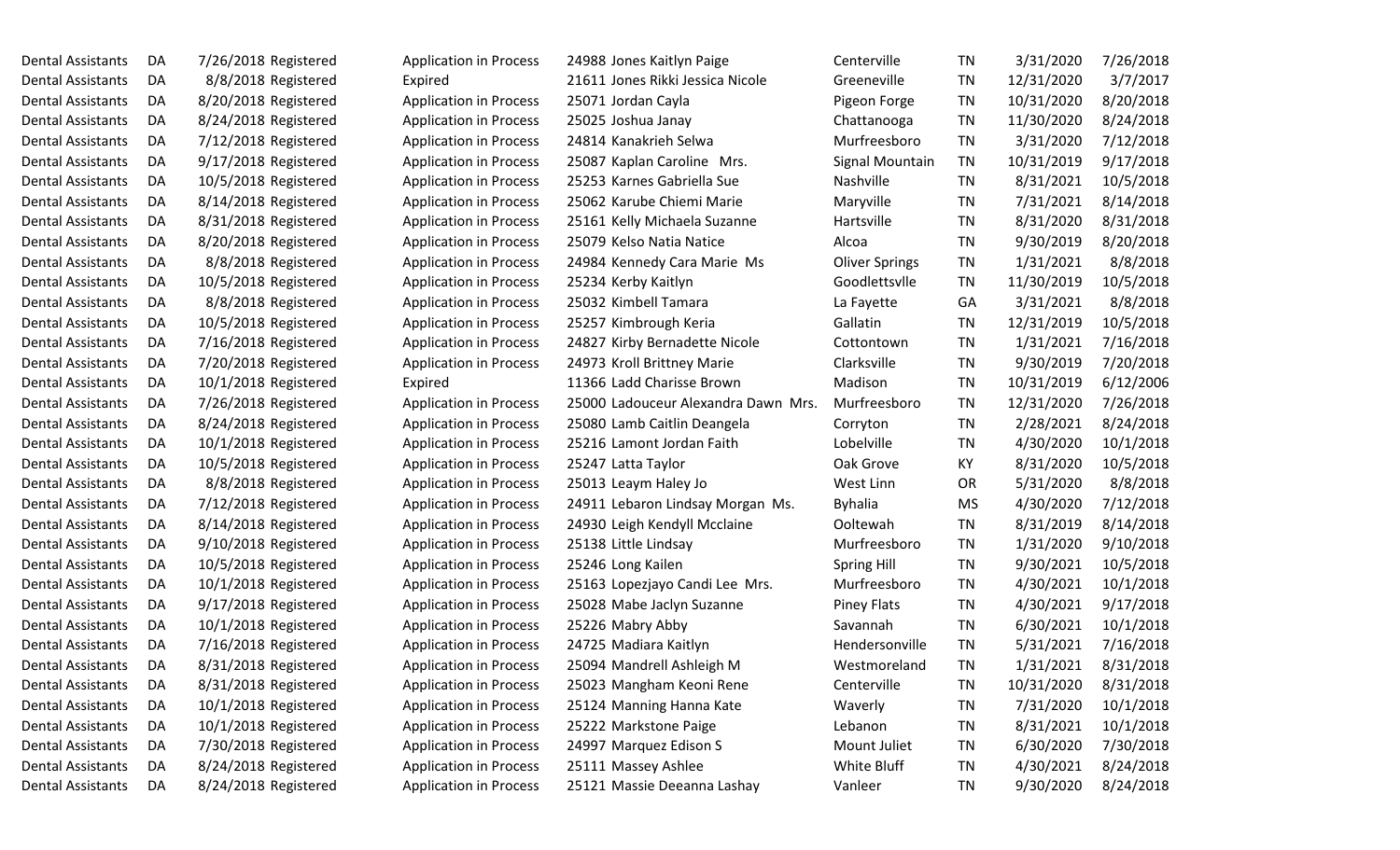| | | | | | | | | | | | |
|---|---|---|---|---|---|---|---|---|---|---|---|
| Dental Assistants | DA | 7/26/2018 | Registered | Application in Process | 24988 | Jones Kaitlyn Paige | Centerville | TN | 3/31/2020 | 7/26/2018 |
| Dental Assistants | DA | 8/8/2018 | Registered | Expired | 21611 | Jones Rikki Jessica Nicole | Greeneville | TN | 12/31/2020 | 3/7/2017 |
| Dental Assistants | DA | 8/20/2018 | Registered | Application in Process | 25071 | Jordan Cayla | Pigeon Forge | TN | 10/31/2020 | 8/20/2018 |
| Dental Assistants | DA | 8/24/2018 | Registered | Application in Process | 25025 | Joshua Janay | Chattanooga | TN | 11/30/2020 | 8/24/2018 |
| Dental Assistants | DA | 7/12/2018 | Registered | Application in Process | 24814 | Kanakrieh Selwa | Murfreesboro | TN | 3/31/2020 | 7/12/2018 |
| Dental Assistants | DA | 9/17/2018 | Registered | Application in Process | 25087 | Kaplan Caroline Mrs. | Signal Mountain | TN | 10/31/2019 | 9/17/2018 |
| Dental Assistants | DA | 10/5/2018 | Registered | Application in Process | 25253 | Karnes Gabriella Sue | Nashville | TN | 8/31/2021 | 10/5/2018 |
| Dental Assistants | DA | 8/14/2018 | Registered | Application in Process | 25062 | Karube Chiemi Marie | Maryville | TN | 7/31/2021 | 8/14/2018 |
| Dental Assistants | DA | 8/31/2018 | Registered | Application in Process | 25161 | Kelly Michaela Suzanne | Hartsville | TN | 8/31/2020 | 8/31/2018 |
| Dental Assistants | DA | 8/20/2018 | Registered | Application in Process | 25079 | Kelso Natia Natice | Alcoa | TN | 9/30/2019 | 8/20/2018 |
| Dental Assistants | DA | 8/8/2018 | Registered | Application in Process | 24984 | Kennedy Cara Marie Ms | Oliver Springs | TN | 1/31/2021 | 8/8/2018 |
| Dental Assistants | DA | 10/5/2018 | Registered | Application in Process | 25234 | Kerby Kaitlyn | Goodlettsvlle | TN | 11/30/2019 | 10/5/2018 |
| Dental Assistants | DA | 8/8/2018 | Registered | Application in Process | 25032 | Kimbell Tamara | La Fayette | GA | 3/31/2021 | 8/8/2018 |
| Dental Assistants | DA | 10/5/2018 | Registered | Application in Process | 25257 | Kimbrough Keria | Gallatin | TN | 12/31/2019 | 10/5/2018 |
| Dental Assistants | DA | 7/16/2018 | Registered | Application in Process | 24827 | Kirby Bernadette Nicole | Cottontown | TN | 1/31/2021 | 7/16/2018 |
| Dental Assistants | DA | 7/20/2018 | Registered | Application in Process | 24973 | Kroll Brittney Marie | Clarksville | TN | 9/30/2019 | 7/20/2018 |
| Dental Assistants | DA | 10/1/2018 | Registered | Expired | 11366 | Ladd Charisse Brown | Madison | TN | 10/31/2019 | 6/12/2006 |
| Dental Assistants | DA | 7/26/2018 | Registered | Application in Process | 25000 | Ladouceur Alexandra Dawn Mrs. | Murfreesboro | TN | 12/31/2020 | 7/26/2018 |
| Dental Assistants | DA | 8/24/2018 | Registered | Application in Process | 25080 | Lamb Caitlin Deangela | Corryton | TN | 2/28/2021 | 8/24/2018 |
| Dental Assistants | DA | 10/1/2018 | Registered | Application in Process | 25216 | Lamont Jordan Faith | Lobelville | TN | 4/30/2020 | 10/1/2018 |
| Dental Assistants | DA | 10/5/2018 | Registered | Application in Process | 25247 | Latta Taylor | Oak Grove | KY | 8/31/2020 | 10/5/2018 |
| Dental Assistants | DA | 8/8/2018 | Registered | Application in Process | 25013 | Leaym Haley Jo | West Linn | OR | 5/31/2020 | 8/8/2018 |
| Dental Assistants | DA | 7/12/2018 | Registered | Application in Process | 24911 | Lebaron Lindsay Morgan Ms. | Byhalia | MS | 4/30/2020 | 7/12/2018 |
| Dental Assistants | DA | 8/14/2018 | Registered | Application in Process | 24930 | Leigh Kendyll Mcclaine | Ooltewah | TN | 8/31/2019 | 8/14/2018 |
| Dental Assistants | DA | 9/10/2018 | Registered | Application in Process | 25138 | Little Lindsay | Murfreesboro | TN | 1/31/2020 | 9/10/2018 |
| Dental Assistants | DA | 10/5/2018 | Registered | Application in Process | 25246 | Long Kailen | Spring Hill | TN | 9/30/2021 | 10/5/2018 |
| Dental Assistants | DA | 10/1/2018 | Registered | Application in Process | 25163 | Lopezjayo Candi Lee Mrs. | Murfreesboro | TN | 4/30/2021 | 10/1/2018 |
| Dental Assistants | DA | 9/17/2018 | Registered | Application in Process | 25028 | Mabe Jaclyn Suzanne | Piney Flats | TN | 4/30/2021 | 9/17/2018 |
| Dental Assistants | DA | 10/1/2018 | Registered | Application in Process | 25226 | Mabry Abby | Savannah | TN | 6/30/2021 | 10/1/2018 |
| Dental Assistants | DA | 7/16/2018 | Registered | Application in Process | 24725 | Madiara Kaitlyn | Hendersonville | TN | 5/31/2021 | 7/16/2018 |
| Dental Assistants | DA | 8/31/2018 | Registered | Application in Process | 25094 | Mandrell Ashleigh M | Westmoreland | TN | 1/31/2021 | 8/31/2018 |
| Dental Assistants | DA | 8/31/2018 | Registered | Application in Process | 25023 | Mangham Keoni Rene | Centerville | TN | 10/31/2020 | 8/31/2018 |
| Dental Assistants | DA | 10/1/2018 | Registered | Application in Process | 25124 | Manning Hanna Kate | Waverly | TN | 7/31/2020 | 10/1/2018 |
| Dental Assistants | DA | 10/1/2018 | Registered | Application in Process | 25222 | Markstone Paige | Lebanon | TN | 8/31/2021 | 10/1/2018 |
| Dental Assistants | DA | 7/30/2018 | Registered | Application in Process | 24997 | Marquez Edison S | Mount Juliet | TN | 6/30/2020 | 7/30/2018 |
| Dental Assistants | DA | 8/24/2018 | Registered | Application in Process | 25111 | Massey Ashlee | White Bluff | TN | 4/30/2021 | 8/24/2018 |
| Dental Assistants | DA | 8/24/2018 | Registered | Application in Process | 25121 | Massie Deeanna Lashay | Vanleer | TN | 9/30/2020 | 8/24/2018 |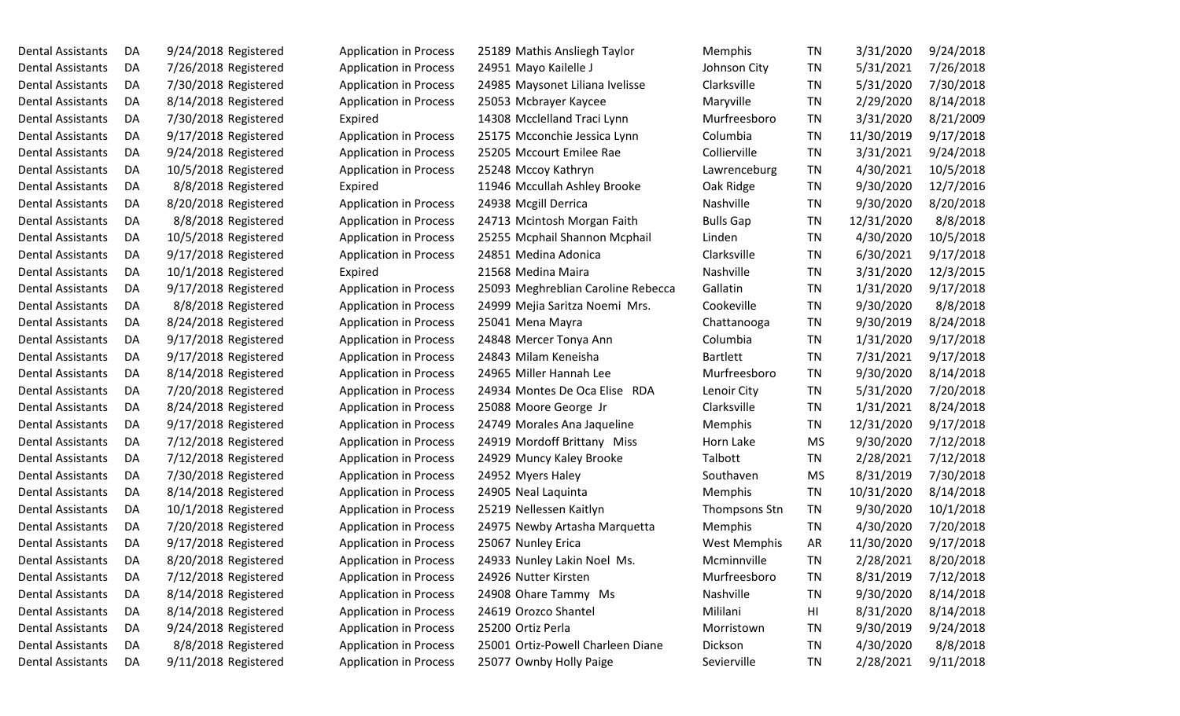| | | | | | | | | | | |
|---|---|---|---|---|---|---|---|---|---|---|
| Dental Assistants | DA | 9/24/2018 | Registered | Application in Process | 25189 | Mathis Ansliegh Taylor | Memphis | TN | 3/31/2020 | 9/24/2018 |
| Dental Assistants | DA | 7/26/2018 | Registered | Application in Process | 24951 | Mayo Kailelle J | Johnson City | TN | 5/31/2021 | 7/26/2018 |
| Dental Assistants | DA | 7/30/2018 | Registered | Application in Process | 24985 | Maysonet Liliana Ivelisse | Clarksville | TN | 5/31/2020 | 7/30/2018 |
| Dental Assistants | DA | 8/14/2018 | Registered | Application in Process | 25053 | Mcbrayer Kaycee | Maryville | TN | 2/29/2020 | 8/14/2018 |
| Dental Assistants | DA | 7/30/2018 | Registered | Expired | 14308 | Mcclelland Traci Lynn | Murfreesboro | TN | 3/31/2020 | 8/21/2009 |
| Dental Assistants | DA | 9/17/2018 | Registered | Application in Process | 25175 | Mcconchie Jessica Lynn | Columbia | TN | 11/30/2019 | 9/17/2018 |
| Dental Assistants | DA | 9/24/2018 | Registered | Application in Process | 25205 | Mccourt Emilee Rae | Collierville | TN | 3/31/2021 | 9/24/2018 |
| Dental Assistants | DA | 10/5/2018 | Registered | Application in Process | 25248 | Mccoy Kathryn | Lawrenceburg | TN | 4/30/2021 | 10/5/2018 |
| Dental Assistants | DA | 8/8/2018 | Registered | Expired | 11946 | Mccullah Ashley Brooke | Oak Ridge | TN | 9/30/2020 | 12/7/2016 |
| Dental Assistants | DA | 8/20/2018 | Registered | Application in Process | 24938 | Mcgill Derrica | Nashville | TN | 9/30/2020 | 8/20/2018 |
| Dental Assistants | DA | 8/8/2018 | Registered | Application in Process | 24713 | Mcintosh Morgan Faith | Bulls Gap | TN | 12/31/2020 | 8/8/2018 |
| Dental Assistants | DA | 10/5/2018 | Registered | Application in Process | 25255 | Mcphail Shannon Mcphail | Linden | TN | 4/30/2020 | 10/5/2018 |
| Dental Assistants | DA | 9/17/2018 | Registered | Application in Process | 24851 | Medina Adonica | Clarksville | TN | 6/30/2021 | 9/17/2018 |
| Dental Assistants | DA | 10/1/2018 | Registered | Expired | 21568 | Medina Maira | Nashville | TN | 3/31/2020 | 12/3/2015 |
| Dental Assistants | DA | 9/17/2018 | Registered | Application in Process | 25093 | Meghreblian Caroline Rebecca | Gallatin | TN | 1/31/2020 | 9/17/2018 |
| Dental Assistants | DA | 8/8/2018 | Registered | Application in Process | 24999 | Mejia Saritza Noemi Mrs. | Cookeville | TN | 9/30/2020 | 8/8/2018 |
| Dental Assistants | DA | 8/24/2018 | Registered | Application in Process | 25041 | Mena Mayra | Chattanooga | TN | 9/30/2019 | 8/24/2018 |
| Dental Assistants | DA | 9/17/2018 | Registered | Application in Process | 24848 | Mercer Tonya Ann | Columbia | TN | 1/31/2020 | 9/17/2018 |
| Dental Assistants | DA | 9/17/2018 | Registered | Application in Process | 24843 | Milam Keneisha | Bartlett | TN | 7/31/2021 | 9/17/2018 |
| Dental Assistants | DA | 8/14/2018 | Registered | Application in Process | 24965 | Miller Hannah Lee | Murfreesboro | TN | 9/30/2020 | 8/14/2018 |
| Dental Assistants | DA | 7/20/2018 | Registered | Application in Process | 24934 | Montes De Oca Elise RDA | Lenoir City | TN | 5/31/2020 | 7/20/2018 |
| Dental Assistants | DA | 8/24/2018 | Registered | Application in Process | 25088 | Moore George Jr | Clarksville | TN | 1/31/2021 | 8/24/2018 |
| Dental Assistants | DA | 9/17/2018 | Registered | Application in Process | 24749 | Morales Ana Jaqueline | Memphis | TN | 12/31/2020 | 9/17/2018 |
| Dental Assistants | DA | 7/12/2018 | Registered | Application in Process | 24919 | Mordoff Brittany Miss | Horn Lake | MS | 9/30/2020 | 7/12/2018 |
| Dental Assistants | DA | 7/12/2018 | Registered | Application in Process | 24929 | Muncy Kaley Brooke | Talbott | TN | 2/28/2021 | 7/12/2018 |
| Dental Assistants | DA | 7/30/2018 | Registered | Application in Process | 24952 | Myers Haley | Southaven | MS | 8/31/2019 | 7/30/2018 |
| Dental Assistants | DA | 8/14/2018 | Registered | Application in Process | 24905 | Neal Laquinta | Memphis | TN | 10/31/2020 | 8/14/2018 |
| Dental Assistants | DA | 10/1/2018 | Registered | Application in Process | 25219 | Nellessen Kaitlyn | Thompsons Stn | TN | 9/30/2020 | 10/1/2018 |
| Dental Assistants | DA | 7/20/2018 | Registered | Application in Process | 24975 | Newby Artasha Marquetta | Memphis | TN | 4/30/2020 | 7/20/2018 |
| Dental Assistants | DA | 9/17/2018 | Registered | Application in Process | 25067 | Nunley Erica | West Memphis | AR | 11/30/2020 | 9/17/2018 |
| Dental Assistants | DA | 8/20/2018 | Registered | Application in Process | 24933 | Nunley Lakin Noel Ms. | Mcminnville | TN | 2/28/2021 | 8/20/2018 |
| Dental Assistants | DA | 7/12/2018 | Registered | Application in Process | 24926 | Nutter Kirsten | Murfreesboro | TN | 8/31/2019 | 7/12/2018 |
| Dental Assistants | DA | 8/14/2018 | Registered | Application in Process | 24908 | Ohare Tammy Ms | Nashville | TN | 9/30/2020 | 8/14/2018 |
| Dental Assistants | DA | 8/14/2018 | Registered | Application in Process | 24619 | Orozco Shantel | Mililani | HI | 8/31/2020 | 8/14/2018 |
| Dental Assistants | DA | 9/24/2018 | Registered | Application in Process | 25200 | Ortiz Perla | Morristown | TN | 9/30/2019 | 9/24/2018 |
| Dental Assistants | DA | 8/8/2018 | Registered | Application in Process | 25001 | Ortiz-Powell Charleen Diane | Dickson | TN | 4/30/2020 | 8/8/2018 |
| Dental Assistants | DA | 9/11/2018 | Registered | Application in Process | 25077 | Ownby Holly Paige | Sevierville | TN | 2/28/2021 | 9/11/2018 |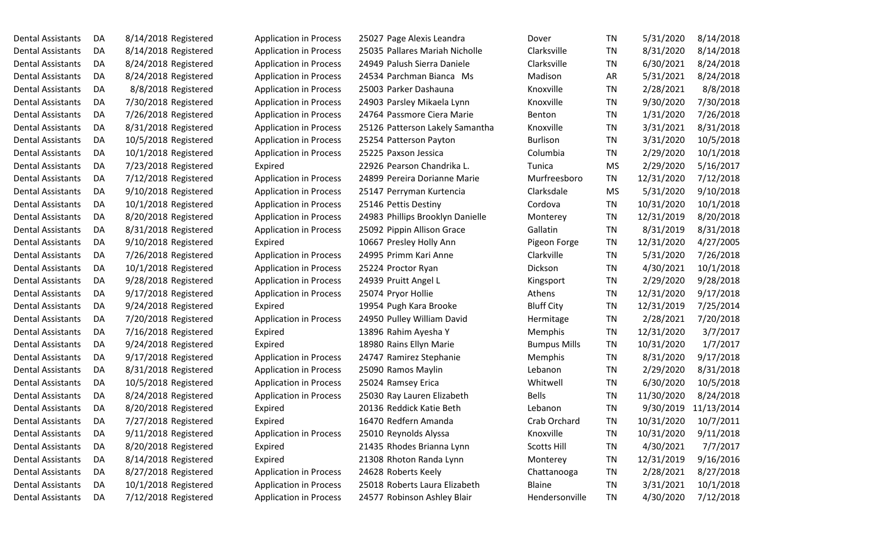| | | | | | | | | | | |
|---|---|---|---|---|---|---|---|---|---|---|
| Dental Assistants | DA | 8/14/2018 | Registered | Application in Process | 25027 | Page Alexis Leandra | Dover | TN | 5/31/2020 | 8/14/2018 |
| Dental Assistants | DA | 8/14/2018 | Registered | Application in Process | 25035 | Pallares Mariah Nicholle | Clarksville | TN | 8/31/2020 | 8/14/2018 |
| Dental Assistants | DA | 8/24/2018 | Registered | Application in Process | 24949 | Palush Sierra Daniele | Clarksville | TN | 6/30/2021 | 8/24/2018 |
| Dental Assistants | DA | 8/24/2018 | Registered | Application in Process | 24534 | Parchman Bianca Ms | Madison | AR | 5/31/2021 | 8/24/2018 |
| Dental Assistants | DA | 8/8/2018 | Registered | Application in Process | 25003 | Parker Dashauna | Knoxville | TN | 2/28/2021 | 8/8/2018 |
| Dental Assistants | DA | 7/30/2018 | Registered | Application in Process | 24903 | Parsley Mikaela Lynn | Knoxville | TN | 9/30/2020 | 7/30/2018 |
| Dental Assistants | DA | 7/26/2018 | Registered | Application in Process | 24764 | Passmore Ciera Marie | Benton | TN | 1/31/2020 | 7/26/2018 |
| Dental Assistants | DA | 8/31/2018 | Registered | Application in Process | 25126 | Patterson Lakely Samantha | Knoxville | TN | 3/31/2021 | 8/31/2018 |
| Dental Assistants | DA | 10/5/2018 | Registered | Application in Process | 25254 | Patterson Payton | Burlison | TN | 3/31/2020 | 10/5/2018 |
| Dental Assistants | DA | 10/1/2018 | Registered | Application in Process | 25225 | Paxson Jessica | Columbia | TN | 2/29/2020 | 10/1/2018 |
| Dental Assistants | DA | 7/23/2018 | Registered | Expired | 22926 | Pearson Chandrika L. | Tunica | MS | 2/29/2020 | 5/16/2017 |
| Dental Assistants | DA | 7/12/2018 | Registered | Application in Process | 24899 | Pereira Dorianne Marie | Murfreesboro | TN | 12/31/2020 | 7/12/2018 |
| Dental Assistants | DA | 9/10/2018 | Registered | Application in Process | 25147 | Perryman Kurtencia | Clarksdale | MS | 5/31/2020 | 9/10/2018 |
| Dental Assistants | DA | 10/1/2018 | Registered | Application in Process | 25146 | Pettis Destiny | Cordova | TN | 10/31/2020 | 10/1/2018 |
| Dental Assistants | DA | 8/20/2018 | Registered | Application in Process | 24983 | Phillips Brooklyn Danielle | Monterey | TN | 12/31/2019 | 8/20/2018 |
| Dental Assistants | DA | 8/31/2018 | Registered | Application in Process | 25092 | Pippin Allison Grace | Gallatin | TN | 8/31/2019 | 8/31/2018 |
| Dental Assistants | DA | 9/10/2018 | Registered | Expired | 10667 | Presley Holly Ann | Pigeon Forge | TN | 12/31/2020 | 4/27/2005 |
| Dental Assistants | DA | 7/26/2018 | Registered | Application in Process | 24995 | Primm Kari Anne | Clarkville | TN | 5/31/2020 | 7/26/2018 |
| Dental Assistants | DA | 10/1/2018 | Registered | Application in Process | 25224 | Proctor Ryan | Dickson | TN | 4/30/2021 | 10/1/2018 |
| Dental Assistants | DA | 9/28/2018 | Registered | Application in Process | 24939 | Pruitt Angel L | Kingsport | TN | 2/29/2020 | 9/28/2018 |
| Dental Assistants | DA | 9/17/2018 | Registered | Application in Process | 25074 | Pryor Hollie | Athens | TN | 12/31/2020 | 9/17/2018 |
| Dental Assistants | DA | 9/24/2018 | Registered | Expired | 19954 | Pugh Kara Brooke | Bluff City | TN | 12/31/2019 | 7/25/2014 |
| Dental Assistants | DA | 7/20/2018 | Registered | Application in Process | 24950 | Pulley William David | Hermitage | TN | 2/28/2021 | 7/20/2018 |
| Dental Assistants | DA | 7/16/2018 | Registered | Expired | 13896 | Rahim Ayesha Y | Memphis | TN | 12/31/2020 | 3/7/2017 |
| Dental Assistants | DA | 9/24/2018 | Registered | Expired | 18980 | Rains Ellyn Marie | Bumpus Mills | TN | 10/31/2020 | 1/7/2017 |
| Dental Assistants | DA | 9/17/2018 | Registered | Application in Process | 24747 | Ramirez Stephanie | Memphis | TN | 8/31/2020 | 9/17/2018 |
| Dental Assistants | DA | 8/31/2018 | Registered | Application in Process | 25090 | Ramos Maylin | Lebanon | TN | 2/29/2020 | 8/31/2018 |
| Dental Assistants | DA | 10/5/2018 | Registered | Application in Process | 25024 | Ramsey Erica | Whitwell | TN | 6/30/2020 | 10/5/2018 |
| Dental Assistants | DA | 8/24/2018 | Registered | Application in Process | 25030 | Ray Lauren Elizabeth | Bells | TN | 11/30/2020 | 8/24/2018 |
| Dental Assistants | DA | 8/20/2018 | Registered | Expired | 20136 | Reddick Katie Beth | Lebanon | TN | 9/30/2019 | 11/13/2014 |
| Dental Assistants | DA | 7/27/2018 | Registered | Expired | 16470 | Redfern Amanda | Crab Orchard | TN | 10/31/2020 | 10/7/2011 |
| Dental Assistants | DA | 9/11/2018 | Registered | Application in Process | 25010 | Reynolds Alyssa | Knoxville | TN | 10/31/2020 | 9/11/2018 |
| Dental Assistants | DA | 8/20/2018 | Registered | Expired | 21435 | Rhodes Brianna Lynn | Scotts Hill | TN | 4/30/2021 | 7/7/2017 |
| Dental Assistants | DA | 8/14/2018 | Registered | Expired | 21308 | Rhoton Randa Lynn | Monterey | TN | 12/31/2019 | 9/16/2016 |
| Dental Assistants | DA | 8/27/2018 | Registered | Application in Process | 24628 | Roberts Keely | Chattanooga | TN | 2/28/2021 | 8/27/2018 |
| Dental Assistants | DA | 10/1/2018 | Registered | Application in Process | 25018 | Roberts Laura Elizabeth | Blaine | TN | 3/31/2021 | 10/1/2018 |
| Dental Assistants | DA | 7/12/2018 | Registered | Application in Process | 24577 | Robinson Ashley Blair | Hendersonville | TN | 4/30/2020 | 7/12/2018 |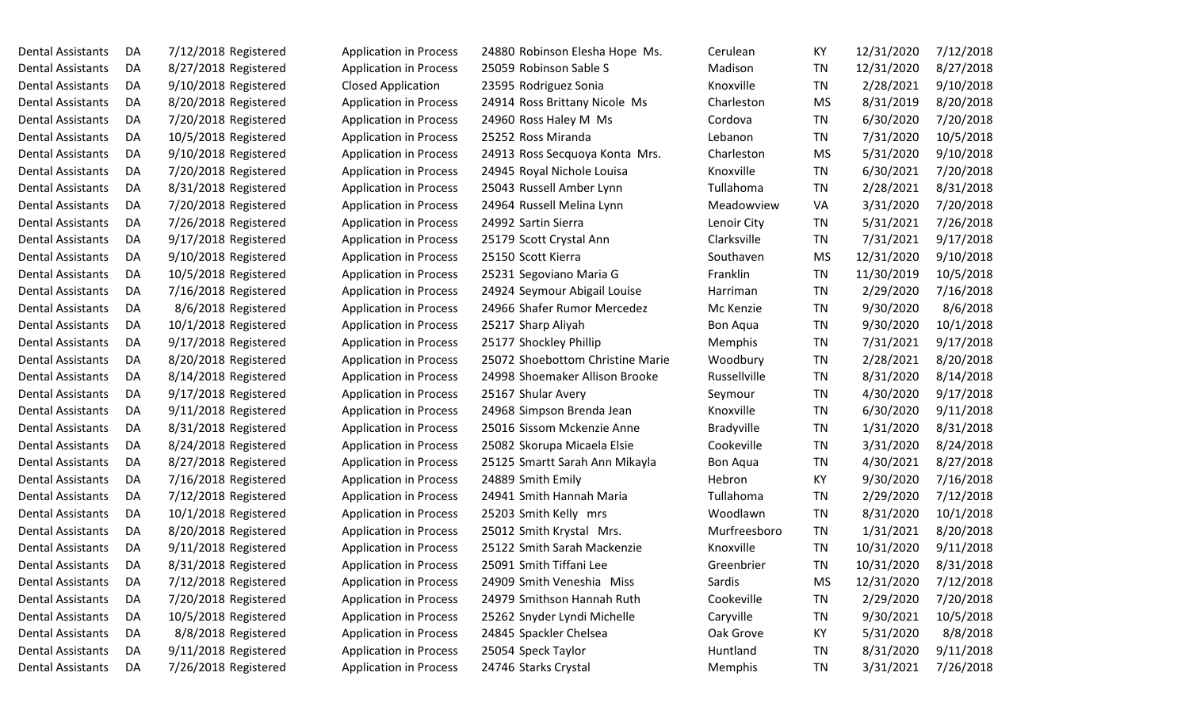| | | | | | | | | | | | |
|---|---|---|---|---|---|---|---|---|---|---|---|
| Dental Assistants | DA | 7/12/2018 | Registered | Application in Process | 24880 | Robinson Elesha Hope Ms. | Cerulean | KY | 12/31/2020 | 7/12/2018 |
| Dental Assistants | DA | 8/27/2018 | Registered | Application in Process | 25059 | Robinson Sable S | Madison | TN | 12/31/2020 | 8/27/2018 |
| Dental Assistants | DA | 9/10/2018 | Registered | Closed Application | 23595 | Rodriguez Sonia | Knoxville | TN | 2/28/2021 | 9/10/2018 |
| Dental Assistants | DA | 8/20/2018 | Registered | Application in Process | 24914 | Ross Brittany Nicole Ms | Charleston | MS | 8/31/2019 | 8/20/2018 |
| Dental Assistants | DA | 7/20/2018 | Registered | Application in Process | 24960 | Ross Haley M Ms | Cordova | TN | 6/30/2020 | 7/20/2018 |
| Dental Assistants | DA | 10/5/2018 | Registered | Application in Process | 25252 | Ross Miranda | Lebanon | TN | 7/31/2020 | 10/5/2018 |
| Dental Assistants | DA | 9/10/2018 | Registered | Application in Process | 24913 | Ross Secquoya Konta Mrs. | Charleston | MS | 5/31/2020 | 9/10/2018 |
| Dental Assistants | DA | 7/20/2018 | Registered | Application in Process | 24945 | Royal Nichole Louisa | Knoxville | TN | 6/30/2021 | 7/20/2018 |
| Dental Assistants | DA | 8/31/2018 | Registered | Application in Process | 25043 | Russell Amber Lynn | Tullahoma | TN | 2/28/2021 | 8/31/2018 |
| Dental Assistants | DA | 7/20/2018 | Registered | Application in Process | 24964 | Russell Melina Lynn | Meadowview | VA | 3/31/2020 | 7/20/2018 |
| Dental Assistants | DA | 7/26/2018 | Registered | Application in Process | 24992 | Sartin Sierra | Lenoir City | TN | 5/31/2021 | 7/26/2018 |
| Dental Assistants | DA | 9/17/2018 | Registered | Application in Process | 25179 | Scott Crystal Ann | Clarksville | TN | 7/31/2021 | 9/17/2018 |
| Dental Assistants | DA | 9/10/2018 | Registered | Application in Process | 25150 | Scott Kierra | Southaven | MS | 12/31/2020 | 9/10/2018 |
| Dental Assistants | DA | 10/5/2018 | Registered | Application in Process | 25231 | Segoviano Maria G | Franklin | TN | 11/30/2019 | 10/5/2018 |
| Dental Assistants | DA | 7/16/2018 | Registered | Application in Process | 24924 | Seymour Abigail Louise | Harriman | TN | 2/29/2020 | 7/16/2018 |
| Dental Assistants | DA | 8/6/2018 | Registered | Application in Process | 24966 | Shafer Rumor Mercedez | Mc Kenzie | TN | 9/30/2020 | 8/6/2018 |
| Dental Assistants | DA | 10/1/2018 | Registered | Application in Process | 25217 | Sharp Aliyah | Bon Aqua | TN | 9/30/2020 | 10/1/2018 |
| Dental Assistants | DA | 9/17/2018 | Registered | Application in Process | 25177 | Shockley Phillip | Memphis | TN | 7/31/2021 | 9/17/2018 |
| Dental Assistants | DA | 8/20/2018 | Registered | Application in Process | 25072 | Shoebottom Christine Marie | Woodbury | TN | 2/28/2021 | 8/20/2018 |
| Dental Assistants | DA | 8/14/2018 | Registered | Application in Process | 24998 | Shoemaker Allison Brooke | Russellville | TN | 8/31/2020 | 8/14/2018 |
| Dental Assistants | DA | 9/17/2018 | Registered | Application in Process | 25167 | Shular Avery | Seymour | TN | 4/30/2020 | 9/17/2018 |
| Dental Assistants | DA | 9/11/2018 | Registered | Application in Process | 24968 | Simpson Brenda Jean | Knoxville | TN | 6/30/2020 | 9/11/2018 |
| Dental Assistants | DA | 8/31/2018 | Registered | Application in Process | 25016 | Sissom Mckenzie Anne | Bradyville | TN | 1/31/2020 | 8/31/2018 |
| Dental Assistants | DA | 8/24/2018 | Registered | Application in Process | 25082 | Skorupa Micaela Elsie | Cookeville | TN | 3/31/2020 | 8/24/2018 |
| Dental Assistants | DA | 8/27/2018 | Registered | Application in Process | 25125 | Smartt Sarah Ann Mikayla | Bon Aqua | TN | 4/30/2021 | 8/27/2018 |
| Dental Assistants | DA | 7/16/2018 | Registered | Application in Process | 24889 | Smith Emily | Hebron | KY | 9/30/2020 | 7/16/2018 |
| Dental Assistants | DA | 7/12/2018 | Registered | Application in Process | 24941 | Smith Hannah Maria | Tullahoma | TN | 2/29/2020 | 7/12/2018 |
| Dental Assistants | DA | 10/1/2018 | Registered | Application in Process | 25203 | Smith Kelly mrs | Woodlawn | TN | 8/31/2020 | 10/1/2018 |
| Dental Assistants | DA | 8/20/2018 | Registered | Application in Process | 25012 | Smith Krystal Mrs. | Murfreesboro | TN | 1/31/2021 | 8/20/2018 |
| Dental Assistants | DA | 9/11/2018 | Registered | Application in Process | 25122 | Smith Sarah Mackenzie | Knoxville | TN | 10/31/2020 | 9/11/2018 |
| Dental Assistants | DA | 8/31/2018 | Registered | Application in Process | 25091 | Smith Tiffani Lee | Greenbrier | TN | 10/31/2020 | 8/31/2018 |
| Dental Assistants | DA | 7/12/2018 | Registered | Application in Process | 24909 | Smith Veneshia Miss | Sardis | MS | 12/31/2020 | 7/12/2018 |
| Dental Assistants | DA | 7/20/2018 | Registered | Application in Process | 24979 | Smithson Hannah Ruth | Cookeville | TN | 2/29/2020 | 7/20/2018 |
| Dental Assistants | DA | 10/5/2018 | Registered | Application in Process | 25262 | Snyder Lyndi Michelle | Caryville | TN | 9/30/2021 | 10/5/2018 |
| Dental Assistants | DA | 8/8/2018 | Registered | Application in Process | 24845 | Spackler Chelsea | Oak Grove | KY | 5/31/2020 | 8/8/2018 |
| Dental Assistants | DA | 9/11/2018 | Registered | Application in Process | 25054 | Speck Taylor | Huntland | TN | 8/31/2020 | 9/11/2018 |
| Dental Assistants | DA | 7/26/2018 | Registered | Application in Process | 24746 | Starks Crystal | Memphis | TN | 3/31/2021 | 7/26/2018 |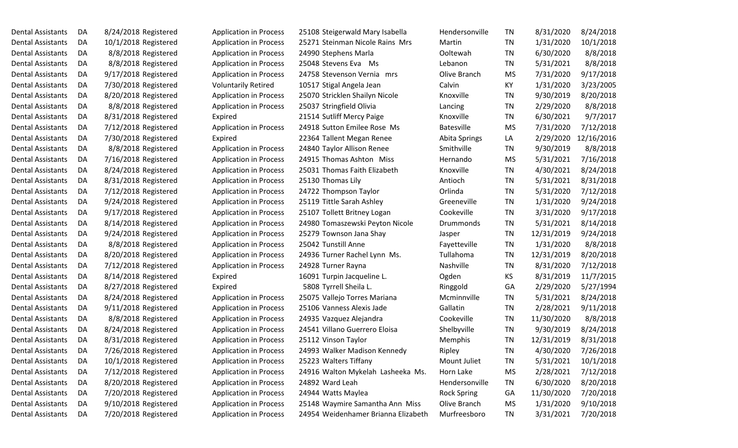| | | | | | | | | | | |
|---|---|---|---|---|---|---|---|---|---|---|
| Dental Assistants | DA | 8/24/2018 | Registered | Application in Process | 25108 | Steigerwald Mary Isabella | Hendersonville | TN | 8/31/2020 | 8/24/2018 |
| Dental Assistants | DA | 10/1/2018 | Registered | Application in Process | 25271 | Steinman Nicole Rains Mrs | Martin | TN | 1/31/2020 | 10/1/2018 |
| Dental Assistants | DA | 8/8/2018 | Registered | Application in Process | 24990 | Stephens Marla | Ooltewah | TN | 6/30/2020 | 8/8/2018 |
| Dental Assistants | DA | 8/8/2018 | Registered | Application in Process | 25048 | Stevens Eva Ms | Lebanon | TN | 5/31/2021 | 8/8/2018 |
| Dental Assistants | DA | 9/17/2018 | Registered | Application in Process | 24758 | Stevenson Vernia mrs | Olive Branch | MS | 7/31/2020 | 9/17/2018 |
| Dental Assistants | DA | 7/30/2018 | Registered | Voluntarily Retired | 10517 | Stigal Angela Jean | Calvin | KY | 1/31/2020 | 3/23/2005 |
| Dental Assistants | DA | 8/20/2018 | Registered | Application in Process | 25070 | Stricklen Shailyn Nicole | Knoxville | TN | 9/30/2019 | 8/20/2018 |
| Dental Assistants | DA | 8/8/2018 | Registered | Application in Process | 25037 | Stringfield Olivia | Lancing | TN | 2/29/2020 | 8/8/2018 |
| Dental Assistants | DA | 8/31/2018 | Registered | Expired | 21514 | Sutliff Mercy Paige | Knoxville | TN | 6/30/2021 | 9/7/2017 |
| Dental Assistants | DA | 7/12/2018 | Registered | Application in Process | 24918 | Sutton Emilee Rose Ms | Batesville | MS | 7/31/2020 | 7/12/2018 |
| Dental Assistants | DA | 7/30/2018 | Registered | Expired | 22364 | Tallent Megan Renee | Abita Springs | LA | 2/29/2020 | 12/16/2016 |
| Dental Assistants | DA | 8/8/2018 | Registered | Application in Process | 24840 | Taylor Allison Renee | Smithville | TN | 9/30/2019 | 8/8/2018 |
| Dental Assistants | DA | 7/16/2018 | Registered | Application in Process | 24915 | Thomas Ashton Miss | Hernando | MS | 5/31/2021 | 7/16/2018 |
| Dental Assistants | DA | 8/24/2018 | Registered | Application in Process | 25031 | Thomas Faith Elizabeth | Knoxville | TN | 4/30/2021 | 8/24/2018 |
| Dental Assistants | DA | 8/31/2018 | Registered | Application in Process | 25130 | Thomas Lily | Antioch | TN | 5/31/2021 | 8/31/2018 |
| Dental Assistants | DA | 7/12/2018 | Registered | Application in Process | 24722 | Thompson Taylor | Orlinda | TN | 5/31/2020 | 7/12/2018 |
| Dental Assistants | DA | 9/24/2018 | Registered | Application in Process | 25119 | Tittle Sarah Ashley | Greeneville | TN | 1/31/2020 | 9/24/2018 |
| Dental Assistants | DA | 9/17/2018 | Registered | Application in Process | 25107 | Tollett Britney Logan | Cookeville | TN | 3/31/2020 | 9/17/2018 |
| Dental Assistants | DA | 8/14/2018 | Registered | Application in Process | 24980 | Tomaszewski Peyton Nicole | Drummonds | TN | 5/31/2021 | 8/14/2018 |
| Dental Assistants | DA | 9/24/2018 | Registered | Application in Process | 25279 | Townson Jana Shay | Jasper | TN | 12/31/2019 | 9/24/2018 |
| Dental Assistants | DA | 8/8/2018 | Registered | Application in Process | 25042 | Tunstill Anne | Fayetteville | TN | 1/31/2020 | 8/8/2018 |
| Dental Assistants | DA | 8/20/2018 | Registered | Application in Process | 24936 | Turner Rachel Lynn Ms. | Tullahoma | TN | 12/31/2019 | 8/20/2018 |
| Dental Assistants | DA | 7/12/2018 | Registered | Application in Process | 24928 | Turner Rayna | Nashville | TN | 8/31/2020 | 7/12/2018 |
| Dental Assistants | DA | 8/14/2018 | Registered | Expired | 16091 | Turpin Jacqueline L. | Ogden | KS | 8/31/2019 | 11/7/2015 |
| Dental Assistants | DA | 8/27/2018 | Registered | Expired | 5808 | Tyrrell Sheila L. | Ringgold | GA | 2/29/2020 | 5/27/1994 |
| Dental Assistants | DA | 8/24/2018 | Registered | Application in Process | 25075 | Vallejo Torres Mariana | Mcminnville | TN | 5/31/2021 | 8/24/2018 |
| Dental Assistants | DA | 9/11/2018 | Registered | Application in Process | 25106 | Vanness Alexis Jade | Gallatin | TN | 2/28/2021 | 9/11/2018 |
| Dental Assistants | DA | 8/8/2018 | Registered | Application in Process | 24935 | Vazquez Alejandra | Cookeville | TN | 11/30/2020 | 8/8/2018 |
| Dental Assistants | DA | 8/24/2018 | Registered | Application in Process | 24541 | Villano Guerrero Eloisa | Shelbyville | TN | 9/30/2019 | 8/24/2018 |
| Dental Assistants | DA | 8/31/2018 | Registered | Application in Process | 25112 | Vinson Taylor | Memphis | TN | 12/31/2019 | 8/31/2018 |
| Dental Assistants | DA | 7/26/2018 | Registered | Application in Process | 24993 | Walker Madison Kennedy | Ripley | TN | 4/30/2020 | 7/26/2018 |
| Dental Assistants | DA | 10/1/2018 | Registered | Application in Process | 25223 | Walters Tiffany | Mount Juliet | TN | 5/31/2021 | 10/1/2018 |
| Dental Assistants | DA | 7/12/2018 | Registered | Application in Process | 24916 | Walton Mykelah Lasheeka Ms. | Horn Lake | MS | 2/28/2021 | 7/12/2018 |
| Dental Assistants | DA | 8/20/2018 | Registered | Application in Process | 24892 | Ward Leah | Hendersonville | TN | 6/30/2020 | 8/20/2018 |
| Dental Assistants | DA | 7/20/2018 | Registered | Application in Process | 24944 | Watts Maylea | Rock Spring | GA | 11/30/2020 | 7/20/2018 |
| Dental Assistants | DA | 9/10/2018 | Registered | Application in Process | 25148 | Waymire Samantha Ann Miss | Olive Branch | MS | 1/31/2020 | 9/10/2018 |
| Dental Assistants | DA | 7/20/2018 | Registered | Application in Process | 24954 | Weidenhamer Brianna Elizabeth | Murfreesboro | TN | 3/31/2021 | 7/20/2018 |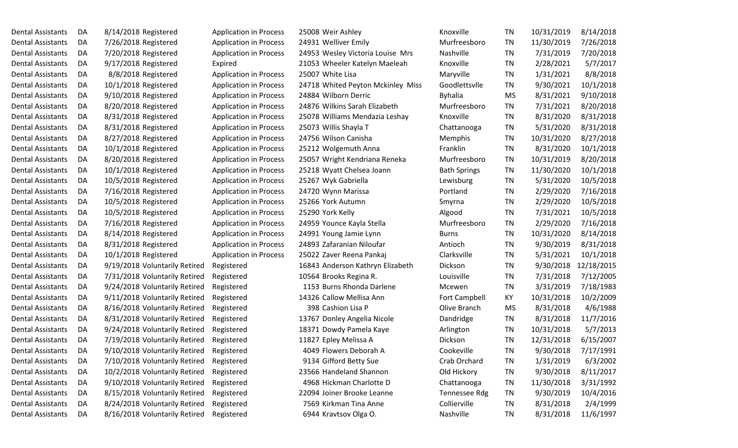| | | | | | | | | | | |
|---|---|---|---|---|---|---|---|---|---|---|
| Dental Assistants | DA | 8/14/2018 | Registered | Application in Process | 25008 | Weir Ashley | Knoxville | TN | 10/31/2019 | 8/14/2018 |
| Dental Assistants | DA | 7/26/2018 | Registered | Application in Process | 24931 | Welliver Emily | Murfreesboro | TN | 11/30/2019 | 7/26/2018 |
| Dental Assistants | DA | 7/20/2018 | Registered | Application in Process | 24953 | Wesley Victoria Louise Mrs | Nashville | TN | 7/31/2019 | 7/20/2018 |
| Dental Assistants | DA | 9/17/2018 | Registered | Expired | 21053 | Wheeler Katelyn Maeleah | Knoxville | TN | 2/28/2021 | 5/7/2017 |
| Dental Assistants | DA | 8/8/2018 | Registered | Application in Process | 25007 | White Lisa | Maryville | TN | 1/31/2021 | 8/8/2018 |
| Dental Assistants | DA | 10/1/2018 | Registered | Application in Process | 24718 | Whited Peyton Mckinley Miss | Goodlettsvlle | TN | 9/30/2021 | 10/1/2018 |
| Dental Assistants | DA | 9/10/2018 | Registered | Application in Process | 24884 | Wilborn Derric | Byhalia | MS | 8/31/2021 | 9/10/2018 |
| Dental Assistants | DA | 8/20/2018 | Registered | Application in Process | 24876 | Wilkins Sarah Elizabeth | Murfreesboro | TN | 7/31/2021 | 8/20/2018 |
| Dental Assistants | DA | 8/31/2018 | Registered | Application in Process | 25078 | Williams Mendazia Leshay | Knoxville | TN | 8/31/2020 | 8/31/2018 |
| Dental Assistants | DA | 8/31/2018 | Registered | Application in Process | 25073 | Willis Shayla T | Chattanooga | TN | 5/31/2020 | 8/31/2018 |
| Dental Assistants | DA | 8/27/2018 | Registered | Application in Process | 24756 | Wilson Canisha | Memphis | TN | 10/31/2020 | 8/27/2018 |
| Dental Assistants | DA | 10/1/2018 | Registered | Application in Process | 25212 | Wolgemuth Anna | Franklin | TN | 8/31/2020 | 10/1/2018 |
| Dental Assistants | DA | 8/20/2018 | Registered | Application in Process | 25057 | Wright Kendriana Reneka | Murfreesboro | TN | 10/31/2019 | 8/20/2018 |
| Dental Assistants | DA | 10/1/2018 | Registered | Application in Process | 25218 | Wyatt Chelsea Joann | Bath Springs | TN | 11/30/2020 | 10/1/2018 |
| Dental Assistants | DA | 10/5/2018 | Registered | Application in Process | 25267 | Wyk Gabriella | Lewisburg | TN | 5/31/2020 | 10/5/2018 |
| Dental Assistants | DA | 7/16/2018 | Registered | Application in Process | 24720 | Wynn Marissa | Portland | TN | 2/29/2020 | 7/16/2018 |
| Dental Assistants | DA | 10/5/2018 | Registered | Application in Process | 25266 | York Autumn | Smyrna | TN | 2/29/2020 | 10/5/2018 |
| Dental Assistants | DA | 10/5/2018 | Registered | Application in Process | 25290 | York Kelly | Algood | TN | 7/31/2021 | 10/5/2018 |
| Dental Assistants | DA | 7/16/2018 | Registered | Application in Process | 24959 | Younce Kayla Stella | Murfreesboro | TN | 2/29/2020 | 7/16/2018 |
| Dental Assistants | DA | 8/14/2018 | Registered | Application in Process | 24991 | Young Jamie Lynn | Burns | TN | 10/31/2020 | 8/14/2018 |
| Dental Assistants | DA | 8/31/2018 | Registered | Application in Process | 24893 | Zafaranian Niloufar | Antioch | TN | 9/30/2019 | 8/31/2018 |
| Dental Assistants | DA | 10/1/2018 | Registered | Application in Process | 25022 | Zaver Reena Pankaj | Clarksville | TN | 5/31/2021 | 10/1/2018 |
| Dental Assistants | DA | 9/19/2018 | Voluntarily Retired | Registered | 16843 | Anderson Kathryn Elizabeth | Dickson | TN | 9/30/2018 | 12/18/2015 |
| Dental Assistants | DA | 7/31/2018 | Voluntarily Retired | Registered | 10564 | Brooks Regina R. | Louisville | TN | 7/31/2018 | 7/12/2005 |
| Dental Assistants | DA | 9/24/2018 | Voluntarily Retired | Registered | 1153 | Burns Rhonda Darlene | Mcewen | TN | 3/31/2019 | 7/18/1983 |
| Dental Assistants | DA | 9/11/2018 | Voluntarily Retired | Registered | 14326 | Callow Mellisa Ann | Fort Campbell | KY | 10/31/2018 | 10/2/2009 |
| Dental Assistants | DA | 8/16/2018 | Voluntarily Retired | Registered | 398 | Cashion Lisa P | Olive Branch | MS | 8/31/2018 | 4/6/1988 |
| Dental Assistants | DA | 8/31/2018 | Voluntarily Retired | Registered | 13767 | Donley Angelia Nicole | Dandridge | TN | 8/31/2018 | 11/7/2016 |
| Dental Assistants | DA | 9/24/2018 | Voluntarily Retired | Registered | 18371 | Dowdy Pamela Kaye | Arlington | TN | 10/31/2018 | 5/7/2013 |
| Dental Assistants | DA | 7/19/2018 | Voluntarily Retired | Registered | 11827 | Epley Melissa A | Dickson | TN | 12/31/2018 | 6/15/2007 |
| Dental Assistants | DA | 9/10/2018 | Voluntarily Retired | Registered | 4049 | Flowers Deborah A | Cookeville | TN | 9/30/2018 | 7/17/1991 |
| Dental Assistants | DA | 7/10/2018 | Voluntarily Retired | Registered | 9134 | Gifford Betty Sue | Crab Orchard | TN | 1/31/2019 | 6/3/2002 |
| Dental Assistants | DA | 10/2/2018 | Voluntarily Retired | Registered | 23566 | Handeland Shannon | Old Hickory | TN | 9/30/2018 | 8/11/2017 |
| Dental Assistants | DA | 9/10/2018 | Voluntarily Retired | Registered | 4968 | Hickman Charlotte D | Chattanooga | TN | 11/30/2018 | 3/31/1992 |
| Dental Assistants | DA | 8/15/2018 | Voluntarily Retired | Registered | 22094 | Joiner Brooke Leanne | Tennessee Rdg | TN | 9/30/2019 | 10/4/2016 |
| Dental Assistants | DA | 8/24/2018 | Voluntarily Retired | Registered | 7569 | Kirkman Tina Anne | Collierville | TN | 8/31/2018 | 2/4/1999 |
| Dental Assistants | DA | 8/16/2018 | Voluntarily Retired | Registered | 6944 | Kravtsov Olga O. | Nashville | TN | 8/31/2018 | 11/6/1997 |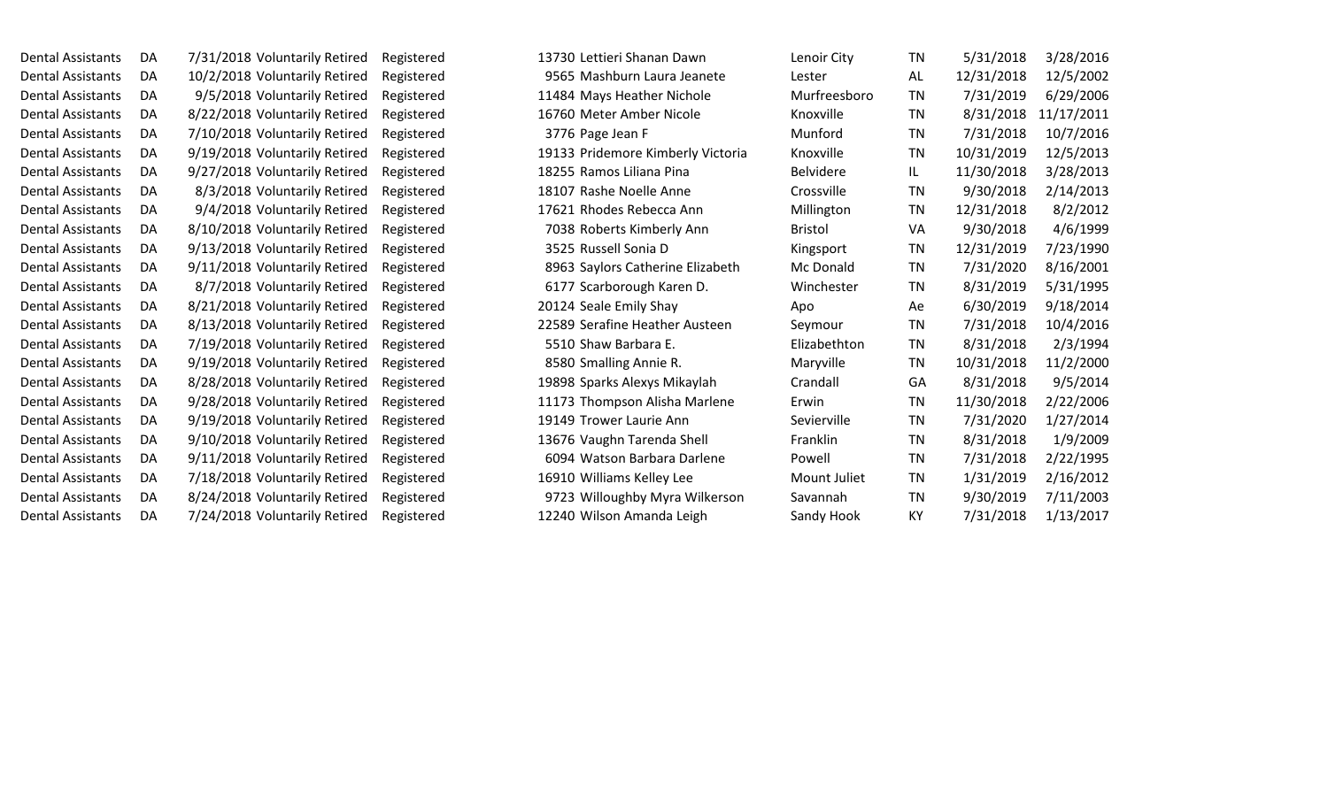| | | | | | | | | | | |
|---|---|---|---|---|---|---|---|---|---|---|
| Dental Assistants | DA | 7/31/2018 | Voluntarily Retired | Registered | 13730 | Lettieri Shanan Dawn | Lenoir City | TN | 5/31/2018 | 3/28/2016 |
| Dental Assistants | DA | 10/2/2018 | Voluntarily Retired | Registered | 9565 | Mashburn Laura Jeanete | Lester | AL | 12/31/2018 | 12/5/2002 |
| Dental Assistants | DA | 9/5/2018 | Voluntarily Retired | Registered | 11484 | Mays Heather Nichole | Murfreesboro | TN | 7/31/2019 | 6/29/2006 |
| Dental Assistants | DA | 8/22/2018 | Voluntarily Retired | Registered | 16760 | Meter Amber Nicole | Knoxville | TN | 8/31/2018 | 11/17/2011 |
| Dental Assistants | DA | 7/10/2018 | Voluntarily Retired | Registered | 3776 | Page Jean F | Munford | TN | 7/31/2018 | 10/7/2016 |
| Dental Assistants | DA | 9/19/2018 | Voluntarily Retired | Registered | 19133 | Pridemore Kimberly Victoria | Knoxville | TN | 10/31/2019 | 12/5/2013 |
| Dental Assistants | DA | 9/27/2018 | Voluntarily Retired | Registered | 18255 | Ramos Liliana Pina | Belvidere | IL | 11/30/2018 | 3/28/2013 |
| Dental Assistants | DA | 8/3/2018 | Voluntarily Retired | Registered | 18107 | Rashe Noelle Anne | Crossville | TN | 9/30/2018 | 2/14/2013 |
| Dental Assistants | DA | 9/4/2018 | Voluntarily Retired | Registered | 17621 | Rhodes Rebecca Ann | Millington | TN | 12/31/2018 | 8/2/2012 |
| Dental Assistants | DA | 8/10/2018 | Voluntarily Retired | Registered | 7038 | Roberts Kimberly Ann | Bristol | VA | 9/30/2018 | 4/6/1999 |
| Dental Assistants | DA | 9/13/2018 | Voluntarily Retired | Registered | 3525 | Russell Sonia D | Kingsport | TN | 12/31/2019 | 7/23/1990 |
| Dental Assistants | DA | 9/11/2018 | Voluntarily Retired | Registered | 8963 | Saylors Catherine Elizabeth | Mc Donald | TN | 7/31/2020 | 8/16/2001 |
| Dental Assistants | DA | 8/7/2018 | Voluntarily Retired | Registered | 6177 | Scarborough Karen D. | Winchester | TN | 8/31/2019 | 5/31/1995 |
| Dental Assistants | DA | 8/21/2018 | Voluntarily Retired | Registered | 20124 | Seale Emily Shay | Apo | Ae | 6/30/2019 | 9/18/2014 |
| Dental Assistants | DA | 8/13/2018 | Voluntarily Retired | Registered | 22589 | Serafine Heather Austeen | Seymour | TN | 7/31/2018 | 10/4/2016 |
| Dental Assistants | DA | 7/19/2018 | Voluntarily Retired | Registered | 5510 | Shaw Barbara E. | Elizabethton | TN | 8/31/2018 | 2/3/1994 |
| Dental Assistants | DA | 9/19/2018 | Voluntarily Retired | Registered | 8580 | Smalling Annie R. | Maryville | TN | 10/31/2018 | 11/2/2000 |
| Dental Assistants | DA | 8/28/2018 | Voluntarily Retired | Registered | 19898 | Sparks Alexys Mikaylah | Crandall | GA | 8/31/2018 | 9/5/2014 |
| Dental Assistants | DA | 9/28/2018 | Voluntarily Retired | Registered | 11173 | Thompson Alisha Marlene | Erwin | TN | 11/30/2018 | 2/22/2006 |
| Dental Assistants | DA | 9/19/2018 | Voluntarily Retired | Registered | 19149 | Trower Laurie Ann | Sevierville | TN | 7/31/2020 | 1/27/2014 |
| Dental Assistants | DA | 9/10/2018 | Voluntarily Retired | Registered | 13676 | Vaughn Tarenda Shell | Franklin | TN | 8/31/2018 | 1/9/2009 |
| Dental Assistants | DA | 9/11/2018 | Voluntarily Retired | Registered | 6094 | Watson Barbara Darlene | Powell | TN | 7/31/2018 | 2/22/1995 |
| Dental Assistants | DA | 7/18/2018 | Voluntarily Retired | Registered | 16910 | Williams Kelley Lee | Mount Juliet | TN | 1/31/2019 | 2/16/2012 |
| Dental Assistants | DA | 8/24/2018 | Voluntarily Retired | Registered | 9723 | Willoughby Myra Wilkerson | Savannah | TN | 9/30/2019 | 7/11/2003 |
| Dental Assistants | DA | 7/24/2018 | Voluntarily Retired | Registered | 12240 | Wilson Amanda Leigh | Sandy Hook | KY | 7/31/2018 | 1/13/2017 |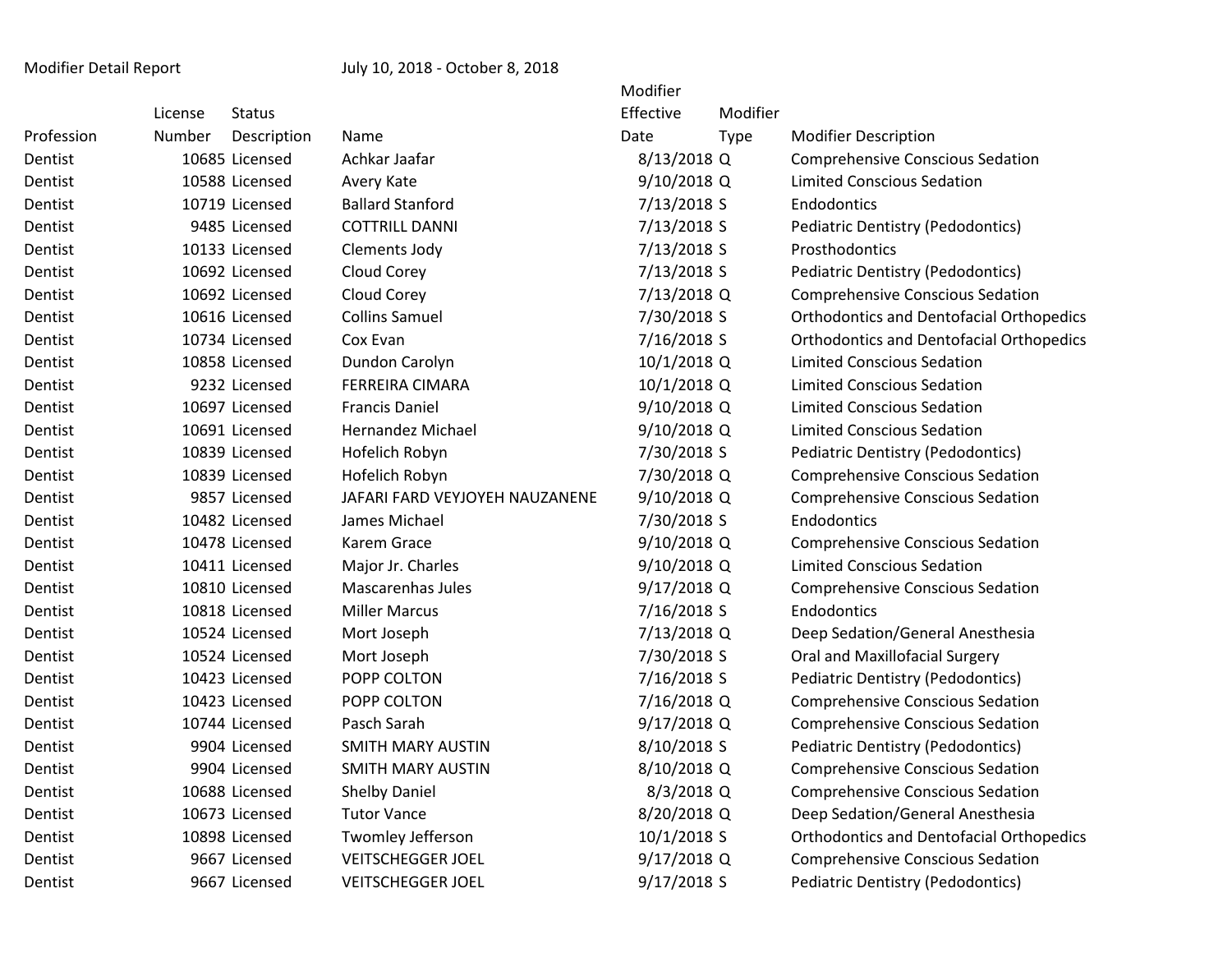Modifier Detail Report July 10, 2018 - October 8, 2018

| Profession | License Number | Status Description | Name | Modifier Effective Date | Modifier Type | Modifier Description |
|---|---|---|---|---|---|---|
| Dentist | 10685 | Licensed | Achkar Jaafar | 8/13/2018 | Q | Comprehensive Conscious Sedation |
| Dentist | 10588 | Licensed | Avery Kate | 9/10/2018 | Q | Limited Conscious Sedation |
| Dentist | 10719 | Licensed | Ballard Stanford | 7/13/2018 | S | Endodontics |
| Dentist | 9485 | Licensed | COTTRILL DANNI | 7/13/2018 | S | Pediatric Dentistry (Pedodontics) |
| Dentist | 10133 | Licensed | Clements Jody | 7/13/2018 | S | Prosthodontics |
| Dentist | 10692 | Licensed | Cloud Corey | 7/13/2018 | S | Pediatric Dentistry (Pedodontics) |
| Dentist | 10692 | Licensed | Cloud Corey | 7/13/2018 | Q | Comprehensive Conscious Sedation |
| Dentist | 10616 | Licensed | Collins Samuel | 7/30/2018 | S | Orthodontics and Dentofacial Orthopedics |
| Dentist | 10734 | Licensed | Cox Evan | 7/16/2018 | S | Orthodontics and Dentofacial Orthopedics |
| Dentist | 10858 | Licensed | Dundon Carolyn | 10/1/2018 | Q | Limited Conscious Sedation |
| Dentist | 9232 | Licensed | FERREIRA CIMARA | 10/1/2018 | Q | Limited Conscious Sedation |
| Dentist | 10697 | Licensed | Francis Daniel | 9/10/2018 | Q | Limited Conscious Sedation |
| Dentist | 10691 | Licensed | Hernandez Michael | 9/10/2018 | Q | Limited Conscious Sedation |
| Dentist | 10839 | Licensed | Hofelich Robyn | 7/30/2018 | S | Pediatric Dentistry (Pedodontics) |
| Dentist | 10839 | Licensed | Hofelich Robyn | 7/30/2018 | Q | Comprehensive Conscious Sedation |
| Dentist | 9857 | Licensed | JAFARI FARD VEYJOYEH NAUZANENE | 9/10/2018 | Q | Comprehensive Conscious Sedation |
| Dentist | 10482 | Licensed | James Michael | 7/30/2018 | S | Endodontics |
| Dentist | 10478 | Licensed | Karem Grace | 9/10/2018 | Q | Comprehensive Conscious Sedation |
| Dentist | 10411 | Licensed | Major Jr. Charles | 9/10/2018 | Q | Limited Conscious Sedation |
| Dentist | 10810 | Licensed | Mascarenhas Jules | 9/17/2018 | Q | Comprehensive Conscious Sedation |
| Dentist | 10818 | Licensed | Miller Marcus | 7/16/2018 | S | Endodontics |
| Dentist | 10524 | Licensed | Mort Joseph | 7/13/2018 | Q | Deep Sedation/General Anesthesia |
| Dentist | 10524 | Licensed | Mort Joseph | 7/30/2018 | S | Oral and Maxillofacial Surgery |
| Dentist | 10423 | Licensed | POPP COLTON | 7/16/2018 | S | Pediatric Dentistry (Pedodontics) |
| Dentist | 10423 | Licensed | POPP COLTON | 7/16/2018 | Q | Comprehensive Conscious Sedation |
| Dentist | 10744 | Licensed | Pasch Sarah | 9/17/2018 | Q | Comprehensive Conscious Sedation |
| Dentist | 9904 | Licensed | SMITH MARY AUSTIN | 8/10/2018 | S | Pediatric Dentistry (Pedodontics) |
| Dentist | 9904 | Licensed | SMITH MARY AUSTIN | 8/10/2018 | Q | Comprehensive Conscious Sedation |
| Dentist | 10688 | Licensed | Shelby Daniel | 8/3/2018 | Q | Comprehensive Conscious Sedation |
| Dentist | 10673 | Licensed | Tutor Vance | 8/20/2018 | Q | Deep Sedation/General Anesthesia |
| Dentist | 10898 | Licensed | Twomley Jefferson | 10/1/2018 | S | Orthodontics and Dentofacial Orthopedics |
| Dentist | 9667 | Licensed | VEITSCHEGGER JOEL | 9/17/2018 | Q | Comprehensive Conscious Sedation |
| Dentist | 9667 | Licensed | VEITSCHEGGER JOEL | 9/17/2018 | S | Pediatric Dentistry (Pedodontics) |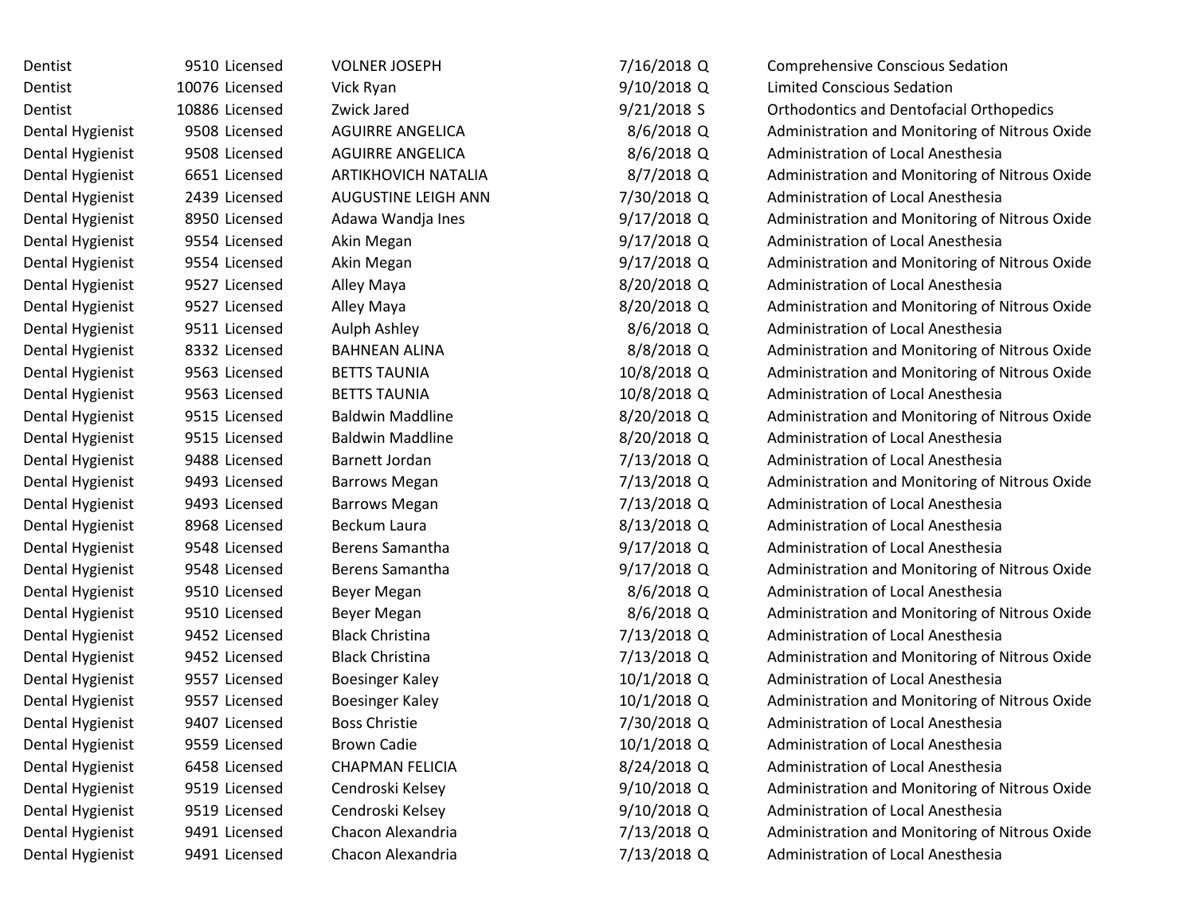| | | | | | | |
|---|---|---|---|---|---|---|
| Dentist | 9510 | Licensed | VOLNER JOSEPH | 7/16/2018 | Q | Comprehensive Conscious Sedation |
| Dentist | 10076 | Licensed | Vick Ryan | 9/10/2018 | Q | Limited Conscious Sedation |
| Dentist | 10886 | Licensed | Zwick Jared | 9/21/2018 | S | Orthodontics and Dentofacial Orthopedics |
| Dental Hygienist | 9508 | Licensed | AGUIRRE ANGELICA | 8/6/2018 | Q | Administration and Monitoring of Nitrous Oxide |
| Dental Hygienist | 9508 | Licensed | AGUIRRE ANGELICA | 8/6/2018 | Q | Administration of Local Anesthesia |
| Dental Hygienist | 6651 | Licensed | ARTIKHOVICH NATALIA | 8/7/2018 | Q | Administration and Monitoring of Nitrous Oxide |
| Dental Hygienist | 2439 | Licensed | AUGUSTINE LEIGH ANN | 7/30/2018 | Q | Administration of Local Anesthesia |
| Dental Hygienist | 8950 | Licensed | Adawa Wandja Ines | 9/17/2018 | Q | Administration and Monitoring of Nitrous Oxide |
| Dental Hygienist | 9554 | Licensed | Akin Megan | 9/17/2018 | Q | Administration of Local Anesthesia |
| Dental Hygienist | 9554 | Licensed | Akin Megan | 9/17/2018 | Q | Administration and Monitoring of Nitrous Oxide |
| Dental Hygienist | 9527 | Licensed | Alley Maya | 8/20/2018 | Q | Administration of Local Anesthesia |
| Dental Hygienist | 9527 | Licensed | Alley Maya | 8/20/2018 | Q | Administration and Monitoring of Nitrous Oxide |
| Dental Hygienist | 9511 | Licensed | Aulph Ashley | 8/6/2018 | Q | Administration of Local Anesthesia |
| Dental Hygienist | 8332 | Licensed | BAHNEAN ALINA | 8/8/2018 | Q | Administration and Monitoring of Nitrous Oxide |
| Dental Hygienist | 9563 | Licensed | BETTS TAUNIA | 10/8/2018 | Q | Administration and Monitoring of Nitrous Oxide |
| Dental Hygienist | 9563 | Licensed | BETTS TAUNIA | 10/8/2018 | Q | Administration of Local Anesthesia |
| Dental Hygienist | 9515 | Licensed | Baldwin Maddline | 8/20/2018 | Q | Administration and Monitoring of Nitrous Oxide |
| Dental Hygienist | 9515 | Licensed | Baldwin Maddline | 8/20/2018 | Q | Administration of Local Anesthesia |
| Dental Hygienist | 9488 | Licensed | Barnett Jordan | 7/13/2018 | Q | Administration of Local Anesthesia |
| Dental Hygienist | 9493 | Licensed | Barrows Megan | 7/13/2018 | Q | Administration and Monitoring of Nitrous Oxide |
| Dental Hygienist | 9493 | Licensed | Barrows Megan | 7/13/2018 | Q | Administration of Local Anesthesia |
| Dental Hygienist | 8968 | Licensed | Beckum Laura | 8/13/2018 | Q | Administration of Local Anesthesia |
| Dental Hygienist | 9548 | Licensed | Berens Samantha | 9/17/2018 | Q | Administration of Local Anesthesia |
| Dental Hygienist | 9548 | Licensed | Berens Samantha | 9/17/2018 | Q | Administration and Monitoring of Nitrous Oxide |
| Dental Hygienist | 9510 | Licensed | Beyer Megan | 8/6/2018 | Q | Administration of Local Anesthesia |
| Dental Hygienist | 9510 | Licensed | Beyer Megan | 8/6/2018 | Q | Administration and Monitoring of Nitrous Oxide |
| Dental Hygienist | 9452 | Licensed | Black Christina | 7/13/2018 | Q | Administration of Local Anesthesia |
| Dental Hygienist | 9452 | Licensed | Black Christina | 7/13/2018 | Q | Administration and Monitoring of Nitrous Oxide |
| Dental Hygienist | 9557 | Licensed | Boesinger Kaley | 10/1/2018 | Q | Administration of Local Anesthesia |
| Dental Hygienist | 9557 | Licensed | Boesinger Kaley | 10/1/2018 | Q | Administration and Monitoring of Nitrous Oxide |
| Dental Hygienist | 9407 | Licensed | Boss Christie | 7/30/2018 | Q | Administration of Local Anesthesia |
| Dental Hygienist | 9559 | Licensed | Brown Cadie | 10/1/2018 | Q | Administration of Local Anesthesia |
| Dental Hygienist | 6458 | Licensed | CHAPMAN FELICIA | 8/24/2018 | Q | Administration of Local Anesthesia |
| Dental Hygienist | 9519 | Licensed | Cendroski Kelsey | 9/10/2018 | Q | Administration and Monitoring of Nitrous Oxide |
| Dental Hygienist | 9519 | Licensed | Cendroski Kelsey | 9/10/2018 | Q | Administration of Local Anesthesia |
| Dental Hygienist | 9491 | Licensed | Chacon Alexandria | 7/13/2018 | Q | Administration and Monitoring of Nitrous Oxide |
| Dental Hygienist | 9491 | Licensed | Chacon Alexandria | 7/13/2018 | Q | Administration of Local Anesthesia |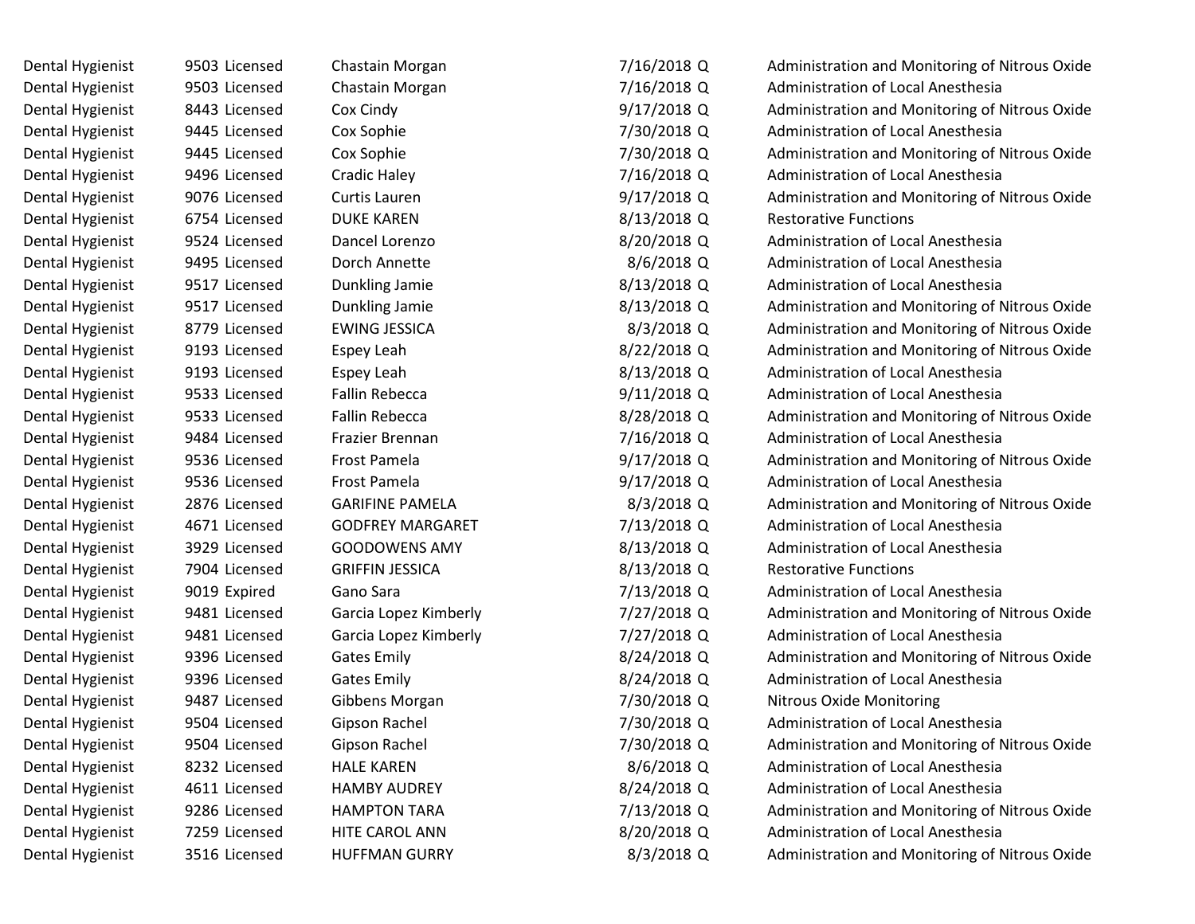| | | | | | | |
|---|---|---|---|---|---|---|
| Dental Hygienist | 9503 | Licensed | Chastain Morgan | 7/16/2018 | Q | Administration and Monitoring of Nitrous Oxide |
| Dental Hygienist | 9503 | Licensed | Chastain Morgan | 7/16/2018 | Q | Administration of Local Anesthesia |
| Dental Hygienist | 8443 | Licensed | Cox Cindy | 9/17/2018 | Q | Administration and Monitoring of Nitrous Oxide |
| Dental Hygienist | 9445 | Licensed | Cox Sophie | 7/30/2018 | Q | Administration of Local Anesthesia |
| Dental Hygienist | 9445 | Licensed | Cox Sophie | 7/30/2018 | Q | Administration and Monitoring of Nitrous Oxide |
| Dental Hygienist | 9496 | Licensed | Cradic Haley | 7/16/2018 | Q | Administration of Local Anesthesia |
| Dental Hygienist | 9076 | Licensed | Curtis Lauren | 9/17/2018 | Q | Administration and Monitoring of Nitrous Oxide |
| Dental Hygienist | 6754 | Licensed | DUKE KAREN | 8/13/2018 | Q | Restorative Functions |
| Dental Hygienist | 9524 | Licensed | Dancel Lorenzo | 8/20/2018 | Q | Administration of Local Anesthesia |
| Dental Hygienist | 9495 | Licensed | Dorch Annette | 8/6/2018 | Q | Administration of Local Anesthesia |
| Dental Hygienist | 9517 | Licensed | Dunkling Jamie | 8/13/2018 | Q | Administration of Local Anesthesia |
| Dental Hygienist | 9517 | Licensed | Dunkling Jamie | 8/13/2018 | Q | Administration and Monitoring of Nitrous Oxide |
| Dental Hygienist | 8779 | Licensed | EWING JESSICA | 8/3/2018 | Q | Administration and Monitoring of Nitrous Oxide |
| Dental Hygienist | 9193 | Licensed | Espey Leah | 8/22/2018 | Q | Administration and Monitoring of Nitrous Oxide |
| Dental Hygienist | 9193 | Licensed | Espey Leah | 8/13/2018 | Q | Administration of Local Anesthesia |
| Dental Hygienist | 9533 | Licensed | Fallin Rebecca | 9/11/2018 | Q | Administration of Local Anesthesia |
| Dental Hygienist | 9533 | Licensed | Fallin Rebecca | 8/28/2018 | Q | Administration and Monitoring of Nitrous Oxide |
| Dental Hygienist | 9484 | Licensed | Frazier Brennan | 7/16/2018 | Q | Administration of Local Anesthesia |
| Dental Hygienist | 9536 | Licensed | Frost Pamela | 9/17/2018 | Q | Administration and Monitoring of Nitrous Oxide |
| Dental Hygienist | 9536 | Licensed | Frost Pamela | 9/17/2018 | Q | Administration of Local Anesthesia |
| Dental Hygienist | 2876 | Licensed | GARIFINE PAMELA | 8/3/2018 | Q | Administration and Monitoring of Nitrous Oxide |
| Dental Hygienist | 4671 | Licensed | GODFREY MARGARET | 7/13/2018 | Q | Administration of Local Anesthesia |
| Dental Hygienist | 3929 | Licensed | GOODOWENS AMY | 8/13/2018 | Q | Administration of Local Anesthesia |
| Dental Hygienist | 7904 | Licensed | GRIFFIN JESSICA | 8/13/2018 | Q | Restorative Functions |
| Dental Hygienist | 9019 | Expired | Gano Sara | 7/13/2018 | Q | Administration of Local Anesthesia |
| Dental Hygienist | 9481 | Licensed | Garcia Lopez Kimberly | 7/27/2018 | Q | Administration and Monitoring of Nitrous Oxide |
| Dental Hygienist | 9481 | Licensed | Garcia Lopez Kimberly | 7/27/2018 | Q | Administration of Local Anesthesia |
| Dental Hygienist | 9396 | Licensed | Gates Emily | 8/24/2018 | Q | Administration and Monitoring of Nitrous Oxide |
| Dental Hygienist | 9396 | Licensed | Gates Emily | 8/24/2018 | Q | Administration of Local Anesthesia |
| Dental Hygienist | 9487 | Licensed | Gibbens Morgan | 7/30/2018 | Q | Nitrous Oxide Monitoring |
| Dental Hygienist | 9504 | Licensed | Gipson Rachel | 7/30/2018 | Q | Administration of Local Anesthesia |
| Dental Hygienist | 9504 | Licensed | Gipson Rachel | 7/30/2018 | Q | Administration and Monitoring of Nitrous Oxide |
| Dental Hygienist | 8232 | Licensed | HALE KAREN | 8/6/2018 | Q | Administration of Local Anesthesia |
| Dental Hygienist | 4611 | Licensed | HAMBY AUDREY | 8/24/2018 | Q | Administration of Local Anesthesia |
| Dental Hygienist | 9286 | Licensed | HAMPTON TARA | 7/13/2018 | Q | Administration and Monitoring of Nitrous Oxide |
| Dental Hygienist | 7259 | Licensed | HITE CAROL ANN | 8/20/2018 | Q | Administration of Local Anesthesia |
| Dental Hygienist | 3516 | Licensed | HUFFMAN GURRY | 8/3/2018 | Q | Administration and Monitoring of Nitrous Oxide |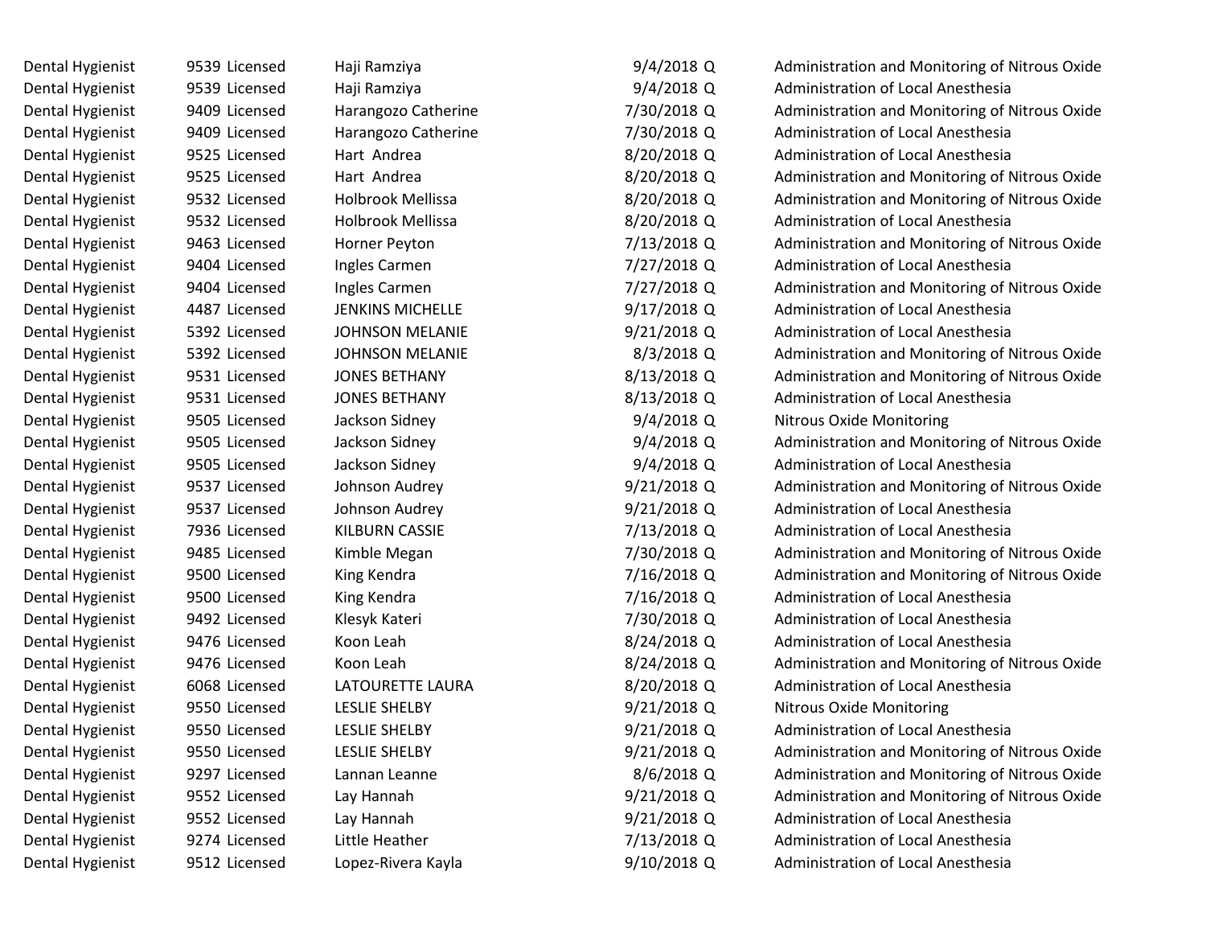| | | | | | | |
|---|---|---|---|---|---|---|
| Dental Hygienist | 9539 | Licensed | Haji Ramziya | 9/4/2018 | Q | Administration and Monitoring of Nitrous Oxide |
| Dental Hygienist | 9539 | Licensed | Haji Ramziya | 9/4/2018 | Q | Administration of Local Anesthesia |
| Dental Hygienist | 9409 | Licensed | Harangozo Catherine | 7/30/2018 | Q | Administration and Monitoring of Nitrous Oxide |
| Dental Hygienist | 9409 | Licensed | Harangozo Catherine | 7/30/2018 | Q | Administration of Local Anesthesia |
| Dental Hygienist | 9525 | Licensed | Hart Andrea | 8/20/2018 | Q | Administration of Local Anesthesia |
| Dental Hygienist | 9525 | Licensed | Hart Andrea | 8/20/2018 | Q | Administration and Monitoring of Nitrous Oxide |
| Dental Hygienist | 9532 | Licensed | Holbrook Mellissa | 8/20/2018 | Q | Administration and Monitoring of Nitrous Oxide |
| Dental Hygienist | 9532 | Licensed | Holbrook Mellissa | 8/20/2018 | Q | Administration of Local Anesthesia |
| Dental Hygienist | 9463 | Licensed | Horner Peyton | 7/13/2018 | Q | Administration and Monitoring of Nitrous Oxide |
| Dental Hygienist | 9404 | Licensed | Ingles Carmen | 7/27/2018 | Q | Administration of Local Anesthesia |
| Dental Hygienist | 9404 | Licensed | Ingles Carmen | 7/27/2018 | Q | Administration and Monitoring of Nitrous Oxide |
| Dental Hygienist | 4487 | Licensed | JENKINS MICHELLE | 9/17/2018 | Q | Administration of Local Anesthesia |
| Dental Hygienist | 5392 | Licensed | JOHNSON MELANIE | 9/21/2018 | Q | Administration of Local Anesthesia |
| Dental Hygienist | 5392 | Licensed | JOHNSON MELANIE | 8/3/2018 | Q | Administration and Monitoring of Nitrous Oxide |
| Dental Hygienist | 9531 | Licensed | JONES BETHANY | 8/13/2018 | Q | Administration and Monitoring of Nitrous Oxide |
| Dental Hygienist | 9531 | Licensed | JONES BETHANY | 8/13/2018 | Q | Administration of Local Anesthesia |
| Dental Hygienist | 9505 | Licensed | Jackson Sidney | 9/4/2018 | Q | Nitrous Oxide Monitoring |
| Dental Hygienist | 9505 | Licensed | Jackson Sidney | 9/4/2018 | Q | Administration and Monitoring of Nitrous Oxide |
| Dental Hygienist | 9505 | Licensed | Jackson Sidney | 9/4/2018 | Q | Administration of Local Anesthesia |
| Dental Hygienist | 9537 | Licensed | Johnson Audrey | 9/21/2018 | Q | Administration and Monitoring of Nitrous Oxide |
| Dental Hygienist | 9537 | Licensed | Johnson Audrey | 9/21/2018 | Q | Administration of Local Anesthesia |
| Dental Hygienist | 7936 | Licensed | KILBURN CASSIE | 7/13/2018 | Q | Administration of Local Anesthesia |
| Dental Hygienist | 9485 | Licensed | Kimble Megan | 7/30/2018 | Q | Administration and Monitoring of Nitrous Oxide |
| Dental Hygienist | 9500 | Licensed | King Kendra | 7/16/2018 | Q | Administration and Monitoring of Nitrous Oxide |
| Dental Hygienist | 9500 | Licensed | King Kendra | 7/16/2018 | Q | Administration of Local Anesthesia |
| Dental Hygienist | 9492 | Licensed | Klesyk Kateri | 7/30/2018 | Q | Administration of Local Anesthesia |
| Dental Hygienist | 9476 | Licensed | Koon Leah | 8/24/2018 | Q | Administration of Local Anesthesia |
| Dental Hygienist | 9476 | Licensed | Koon Leah | 8/24/2018 | Q | Administration and Monitoring of Nitrous Oxide |
| Dental Hygienist | 6068 | Licensed | LATOURETTE LAURA | 8/20/2018 | Q | Administration of Local Anesthesia |
| Dental Hygienist | 9550 | Licensed | LESLIE SHELBY | 9/21/2018 | Q | Nitrous Oxide Monitoring |
| Dental Hygienist | 9550 | Licensed | LESLIE SHELBY | 9/21/2018 | Q | Administration of Local Anesthesia |
| Dental Hygienist | 9550 | Licensed | LESLIE SHELBY | 9/21/2018 | Q | Administration and Monitoring of Nitrous Oxide |
| Dental Hygienist | 9297 | Licensed | Lannan Leanne | 8/6/2018 | Q | Administration and Monitoring of Nitrous Oxide |
| Dental Hygienist | 9552 | Licensed | Lay Hannah | 9/21/2018 | Q | Administration and Monitoring of Nitrous Oxide |
| Dental Hygienist | 9552 | Licensed | Lay Hannah | 9/21/2018 | Q | Administration of Local Anesthesia |
| Dental Hygienist | 9274 | Licensed | Little Heather | 7/13/2018 | Q | Administration of Local Anesthesia |
| Dental Hygienist | 9512 | Licensed | Lopez-Rivera Kayla | 9/10/2018 | Q | Administration of Local Anesthesia |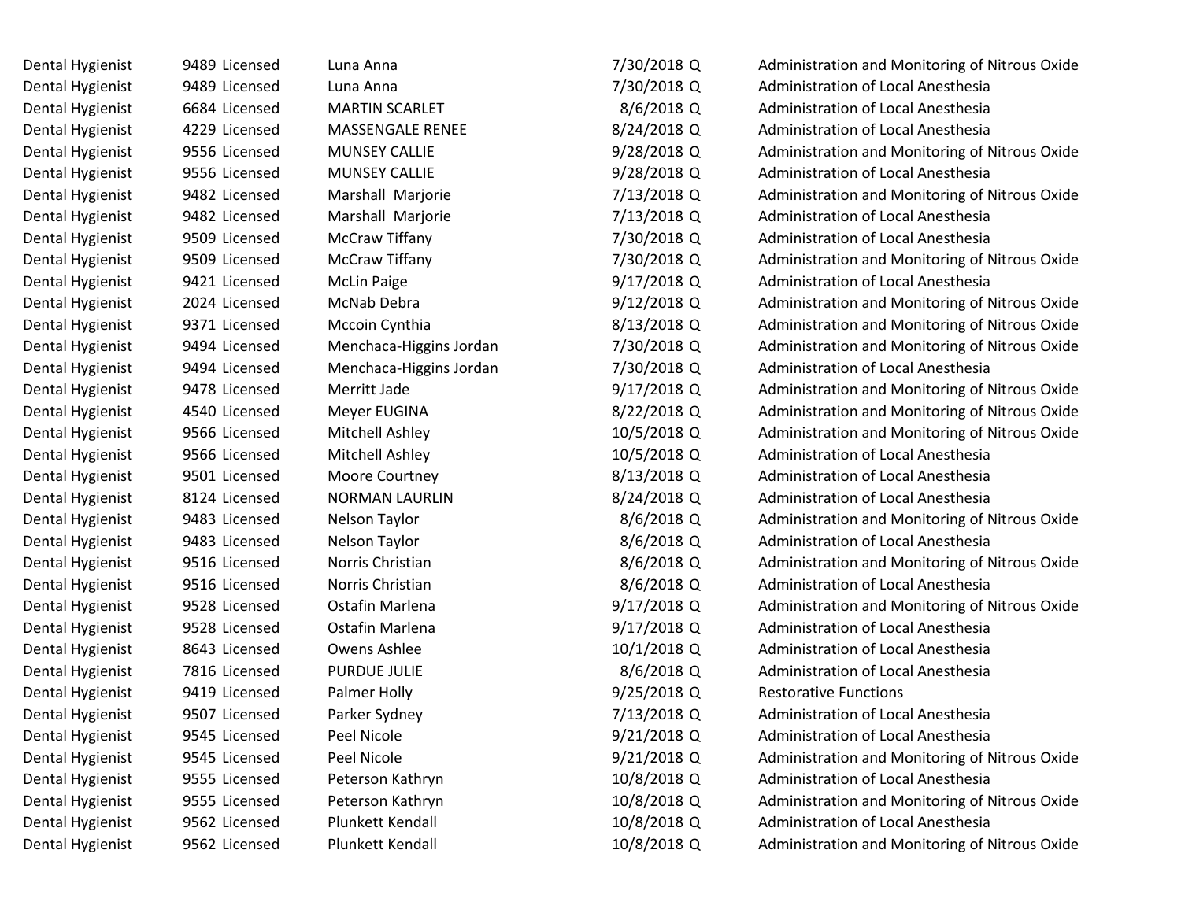| | | | | | | |
|---|---|---|---|---|---|---|
| Dental Hygienist | 9489 | Licensed | Luna Anna | 7/30/2018 | Q | Administration and Monitoring of Nitrous Oxide |
| Dental Hygienist | 9489 | Licensed | Luna Anna | 7/30/2018 | Q | Administration of Local Anesthesia |
| Dental Hygienist | 6684 | Licensed | MARTIN SCARLET | 8/6/2018 | Q | Administration of Local Anesthesia |
| Dental Hygienist | 4229 | Licensed | MASSENGALE RENEE | 8/24/2018 | Q | Administration of Local Anesthesia |
| Dental Hygienist | 9556 | Licensed | MUNSEY CALLIE | 9/28/2018 | Q | Administration and Monitoring of Nitrous Oxide |
| Dental Hygienist | 9556 | Licensed | MUNSEY CALLIE | 9/28/2018 | Q | Administration of Local Anesthesia |
| Dental Hygienist | 9482 | Licensed | Marshall Marjorie | 7/13/2018 | Q | Administration and Monitoring of Nitrous Oxide |
| Dental Hygienist | 9482 | Licensed | Marshall Marjorie | 7/13/2018 | Q | Administration of Local Anesthesia |
| Dental Hygienist | 9509 | Licensed | McCraw Tiffany | 7/30/2018 | Q | Administration of Local Anesthesia |
| Dental Hygienist | 9509 | Licensed | McCraw Tiffany | 7/30/2018 | Q | Administration and Monitoring of Nitrous Oxide |
| Dental Hygienist | 9421 | Licensed | McLin Paige | 9/17/2018 | Q | Administration of Local Anesthesia |
| Dental Hygienist | 2024 | Licensed | McNab Debra | 9/12/2018 | Q | Administration and Monitoring of Nitrous Oxide |
| Dental Hygienist | 9371 | Licensed | Mccoin Cynthia | 8/13/2018 | Q | Administration and Monitoring of Nitrous Oxide |
| Dental Hygienist | 9494 | Licensed | Menchaca-Higgins Jordan | 7/30/2018 | Q | Administration and Monitoring of Nitrous Oxide |
| Dental Hygienist | 9494 | Licensed | Menchaca-Higgins Jordan | 7/30/2018 | Q | Administration of Local Anesthesia |
| Dental Hygienist | 9478 | Licensed | Merritt Jade | 9/17/2018 | Q | Administration and Monitoring of Nitrous Oxide |
| Dental Hygienist | 4540 | Licensed | Meyer EUGINA | 8/22/2018 | Q | Administration and Monitoring of Nitrous Oxide |
| Dental Hygienist | 9566 | Licensed | Mitchell Ashley | 10/5/2018 | Q | Administration and Monitoring of Nitrous Oxide |
| Dental Hygienist | 9566 | Licensed | Mitchell Ashley | 10/5/2018 | Q | Administration of Local Anesthesia |
| Dental Hygienist | 9501 | Licensed | Moore Courtney | 8/13/2018 | Q | Administration of Local Anesthesia |
| Dental Hygienist | 8124 | Licensed | NORMAN LAURLIN | 8/24/2018 | Q | Administration of Local Anesthesia |
| Dental Hygienist | 9483 | Licensed | Nelson Taylor | 8/6/2018 | Q | Administration and Monitoring of Nitrous Oxide |
| Dental Hygienist | 9483 | Licensed | Nelson Taylor | 8/6/2018 | Q | Administration of Local Anesthesia |
| Dental Hygienist | 9516 | Licensed | Norris Christian | 8/6/2018 | Q | Administration and Monitoring of Nitrous Oxide |
| Dental Hygienist | 9516 | Licensed | Norris Christian | 8/6/2018 | Q | Administration of Local Anesthesia |
| Dental Hygienist | 9528 | Licensed | Ostafin Marlena | 9/17/2018 | Q | Administration and Monitoring of Nitrous Oxide |
| Dental Hygienist | 9528 | Licensed | Ostafin Marlena | 9/17/2018 | Q | Administration of Local Anesthesia |
| Dental Hygienist | 8643 | Licensed | Owens Ashlee | 10/1/2018 | Q | Administration of Local Anesthesia |
| Dental Hygienist | 7816 | Licensed | PURDUE JULIE | 8/6/2018 | Q | Administration of Local Anesthesia |
| Dental Hygienist | 9419 | Licensed | Palmer Holly | 9/25/2018 | Q | Restorative Functions |
| Dental Hygienist | 9507 | Licensed | Parker Sydney | 7/13/2018 | Q | Administration of Local Anesthesia |
| Dental Hygienist | 9545 | Licensed | Peel Nicole | 9/21/2018 | Q | Administration of Local Anesthesia |
| Dental Hygienist | 9545 | Licensed | Peel Nicole | 9/21/2018 | Q | Administration and Monitoring of Nitrous Oxide |
| Dental Hygienist | 9555 | Licensed | Peterson Kathryn | 10/8/2018 | Q | Administration of Local Anesthesia |
| Dental Hygienist | 9555 | Licensed | Peterson Kathryn | 10/8/2018 | Q | Administration and Monitoring of Nitrous Oxide |
| Dental Hygienist | 9562 | Licensed | Plunkett Kendall | 10/8/2018 | Q | Administration of Local Anesthesia |
| Dental Hygienist | 9562 | Licensed | Plunkett Kendall | 10/8/2018 | Q | Administration and Monitoring of Nitrous Oxide |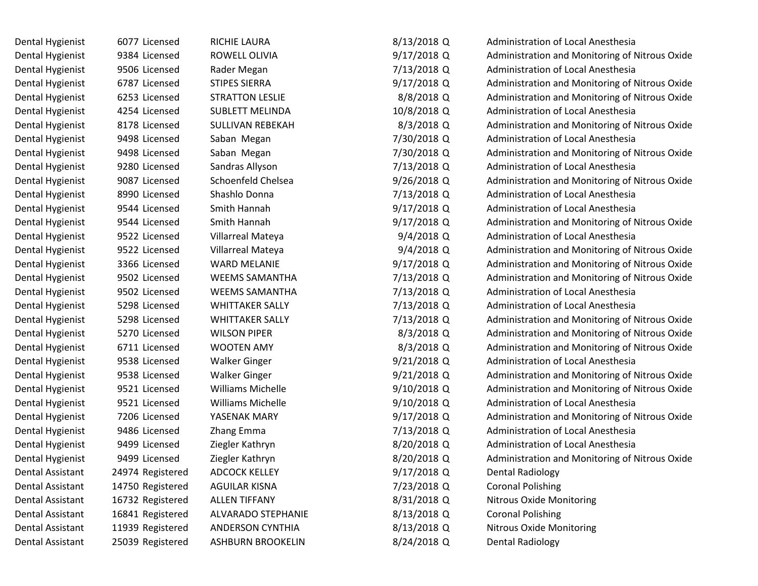| | | | | | | |
|---|---|---|---|---|---|---|
| Dental Hygienist | 6077 | Licensed | RICHIE LAURA | 8/13/2018 | Q | Administration of Local Anesthesia |
| Dental Hygienist | 9384 | Licensed | ROWELL OLIVIA | 9/17/2018 | Q | Administration and Monitoring of Nitrous Oxide |
| Dental Hygienist | 9506 | Licensed | Rader Megan | 7/13/2018 | Q | Administration of Local Anesthesia |
| Dental Hygienist | 6787 | Licensed | STIPES SIERRA | 9/17/2018 | Q | Administration and Monitoring of Nitrous Oxide |
| Dental Hygienist | 6253 | Licensed | STRATTON LESLIE | 8/8/2018 | Q | Administration and Monitoring of Nitrous Oxide |
| Dental Hygienist | 4254 | Licensed | SUBLETT MELINDA | 10/8/2018 | Q | Administration of Local Anesthesia |
| Dental Hygienist | 8178 | Licensed | SULLIVAN REBEKAH | 8/3/2018 | Q | Administration and Monitoring of Nitrous Oxide |
| Dental Hygienist | 9498 | Licensed | Saban Megan | 7/30/2018 | Q | Administration of Local Anesthesia |
| Dental Hygienist | 9498 | Licensed | Saban Megan | 7/30/2018 | Q | Administration and Monitoring of Nitrous Oxide |
| Dental Hygienist | 9280 | Licensed | Sandras Allyson | 7/13/2018 | Q | Administration of Local Anesthesia |
| Dental Hygienist | 9087 | Licensed | Schoenfeld Chelsea | 9/26/2018 | Q | Administration and Monitoring of Nitrous Oxide |
| Dental Hygienist | 8990 | Licensed | Shashlo Donna | 7/13/2018 | Q | Administration of Local Anesthesia |
| Dental Hygienist | 9544 | Licensed | Smith Hannah | 9/17/2018 | Q | Administration of Local Anesthesia |
| Dental Hygienist | 9544 | Licensed | Smith Hannah | 9/17/2018 | Q | Administration and Monitoring of Nitrous Oxide |
| Dental Hygienist | 9522 | Licensed | Villarreal Mateya | 9/4/2018 | Q | Administration of Local Anesthesia |
| Dental Hygienist | 9522 | Licensed | Villarreal Mateya | 9/4/2018 | Q | Administration and Monitoring of Nitrous Oxide |
| Dental Hygienist | 3366 | Licensed | WARD MELANIE | 9/17/2018 | Q | Administration and Monitoring of Nitrous Oxide |
| Dental Hygienist | 9502 | Licensed | WEEMS SAMANTHA | 7/13/2018 | Q | Administration and Monitoring of Nitrous Oxide |
| Dental Hygienist | 9502 | Licensed | WEEMS SAMANTHA | 7/13/2018 | Q | Administration of Local Anesthesia |
| Dental Hygienist | 5298 | Licensed | WHITTAKER SALLY | 7/13/2018 | Q | Administration of Local Anesthesia |
| Dental Hygienist | 5298 | Licensed | WHITTAKER SALLY | 7/13/2018 | Q | Administration and Monitoring of Nitrous Oxide |
| Dental Hygienist | 5270 | Licensed | WILSON PIPER | 8/3/2018 | Q | Administration and Monitoring of Nitrous Oxide |
| Dental Hygienist | 6711 | Licensed | WOOTEN AMY | 8/3/2018 | Q | Administration and Monitoring of Nitrous Oxide |
| Dental Hygienist | 9538 | Licensed | Walker Ginger | 9/21/2018 | Q | Administration of Local Anesthesia |
| Dental Hygienist | 9538 | Licensed | Walker Ginger | 9/21/2018 | Q | Administration and Monitoring of Nitrous Oxide |
| Dental Hygienist | 9521 | Licensed | Williams Michelle | 9/10/2018 | Q | Administration and Monitoring of Nitrous Oxide |
| Dental Hygienist | 9521 | Licensed | Williams Michelle | 9/10/2018 | Q | Administration of Local Anesthesia |
| Dental Hygienist | 7206 | Licensed | YASENAK MARY | 9/17/2018 | Q | Administration and Monitoring of Nitrous Oxide |
| Dental Hygienist | 9486 | Licensed | Zhang Emma | 7/13/2018 | Q | Administration of Local Anesthesia |
| Dental Hygienist | 9499 | Licensed | Ziegler Kathryn | 8/20/2018 | Q | Administration of Local Anesthesia |
| Dental Hygienist | 9499 | Licensed | Ziegler Kathryn | 8/20/2018 | Q | Administration and Monitoring of Nitrous Oxide |
| Dental Assistant | 24974 | Registered | ADCOCK KELLEY | 9/17/2018 | Q | Dental Radiology |
| Dental Assistant | 14750 | Registered | AGUILAR KISNA | 7/23/2018 | Q | Coronal Polishing |
| Dental Assistant | 16732 | Registered | ALLEN TIFFANY | 8/31/2018 | Q | Nitrous Oxide Monitoring |
| Dental Assistant | 16841 | Registered | ALVARADO STEPHANIE | 8/13/2018 | Q | Coronal Polishing |
| Dental Assistant | 11939 | Registered | ANDERSON CYNTHIA | 8/13/2018 | Q | Nitrous Oxide Monitoring |
| Dental Assistant | 25039 | Registered | ASHBURN BROOKELIN | 8/24/2018 | Q | Dental Radiology |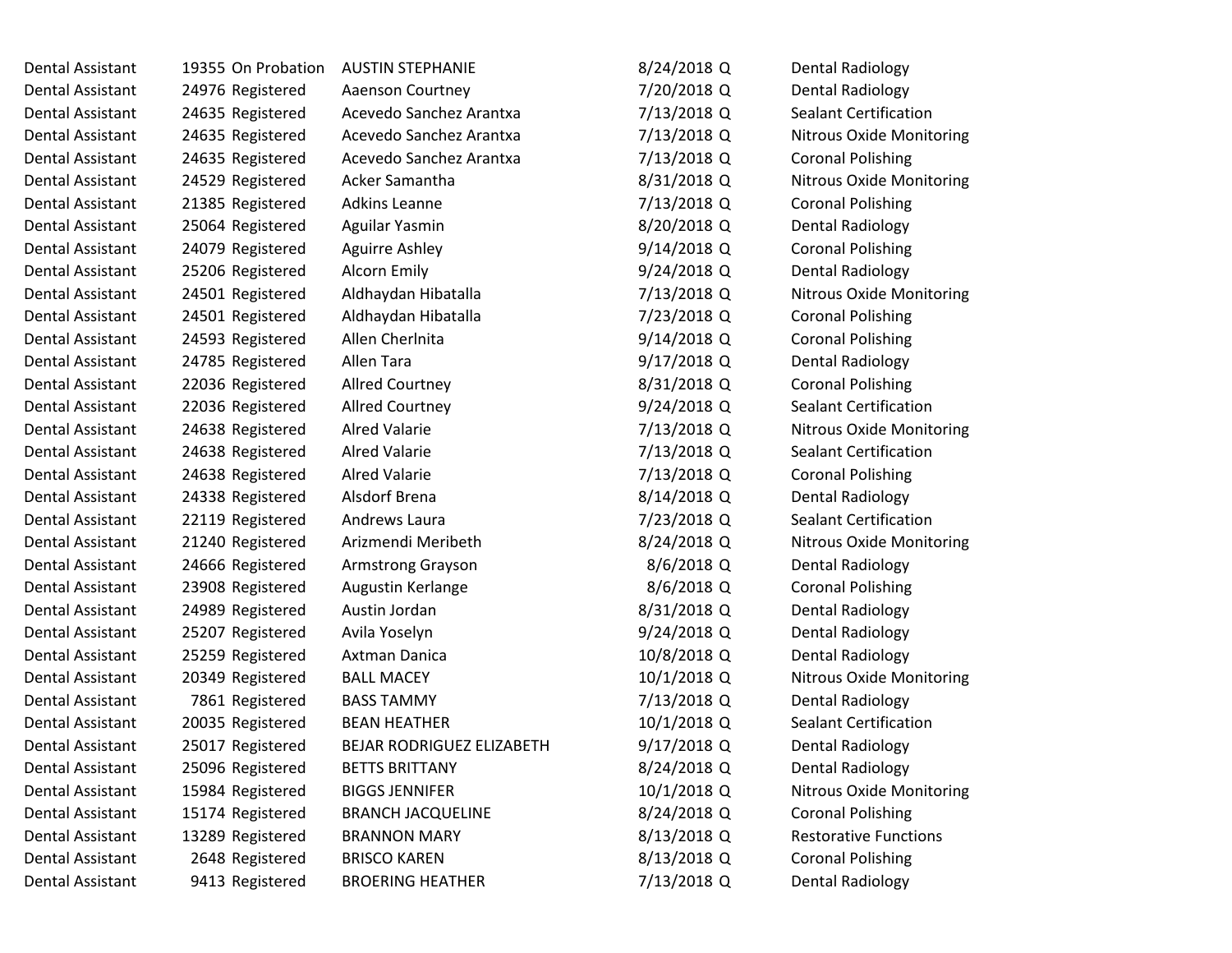| | | | | | | |
|---|---|---|---|---|---|---|
| Dental Assistant | 19355 | On Probation | AUSTIN STEPHANIE | 8/24/2018 | Q | Dental Radiology |
| Dental Assistant | 24976 | Registered | Aaenson Courtney | 7/20/2018 | Q | Dental Radiology |
| Dental Assistant | 24635 | Registered | Acevedo Sanchez Arantxa | 7/13/2018 | Q | Sealant Certification |
| Dental Assistant | 24635 | Registered | Acevedo Sanchez Arantxa | 7/13/2018 | Q | Nitrous Oxide Monitoring |
| Dental Assistant | 24635 | Registered | Acevedo Sanchez Arantxa | 7/13/2018 | Q | Coronal Polishing |
| Dental Assistant | 24529 | Registered | Acker Samantha | 8/31/2018 | Q | Nitrous Oxide Monitoring |
| Dental Assistant | 21385 | Registered | Adkins Leanne | 7/13/2018 | Q | Coronal Polishing |
| Dental Assistant | 25064 | Registered | Aguilar Yasmin | 8/20/2018 | Q | Dental Radiology |
| Dental Assistant | 24079 | Registered | Aguirre Ashley | 9/14/2018 | Q | Coronal Polishing |
| Dental Assistant | 25206 | Registered | Alcorn Emily | 9/24/2018 | Q | Dental Radiology |
| Dental Assistant | 24501 | Registered | Aldhaydan Hibatalla | 7/13/2018 | Q | Nitrous Oxide Monitoring |
| Dental Assistant | 24501 | Registered | Aldhaydan Hibatalla | 7/23/2018 | Q | Coronal Polishing |
| Dental Assistant | 24593 | Registered | Allen Cherlnita | 9/14/2018 | Q | Coronal Polishing |
| Dental Assistant | 24785 | Registered | Allen Tara | 9/17/2018 | Q | Dental Radiology |
| Dental Assistant | 22036 | Registered | Allred Courtney | 8/31/2018 | Q | Coronal Polishing |
| Dental Assistant | 22036 | Registered | Allred Courtney | 9/24/2018 | Q | Sealant Certification |
| Dental Assistant | 24638 | Registered | Alred Valarie | 7/13/2018 | Q | Nitrous Oxide Monitoring |
| Dental Assistant | 24638 | Registered | Alred Valarie | 7/13/2018 | Q | Sealant Certification |
| Dental Assistant | 24638 | Registered | Alred Valarie | 7/13/2018 | Q | Coronal Polishing |
| Dental Assistant | 24338 | Registered | Alsdorf Brena | 8/14/2018 | Q | Dental Radiology |
| Dental Assistant | 22119 | Registered | Andrews Laura | 7/23/2018 | Q | Sealant Certification |
| Dental Assistant | 21240 | Registered | Arizmendi Meribeth | 8/24/2018 | Q | Nitrous Oxide Monitoring |
| Dental Assistant | 24666 | Registered | Armstrong Grayson | 8/6/2018 | Q | Dental Radiology |
| Dental Assistant | 23908 | Registered | Augustin Kerlange | 8/6/2018 | Q | Coronal Polishing |
| Dental Assistant | 24989 | Registered | Austin Jordan | 8/31/2018 | Q | Dental Radiology |
| Dental Assistant | 25207 | Registered | Avila Yoselyn | 9/24/2018 | Q | Dental Radiology |
| Dental Assistant | 25259 | Registered | Axtman Danica | 10/8/2018 | Q | Dental Radiology |
| Dental Assistant | 20349 | Registered | BALL MACEY | 10/1/2018 | Q | Nitrous Oxide Monitoring |
| Dental Assistant | 7861 | Registered | BASS TAMMY | 7/13/2018 | Q | Dental Radiology |
| Dental Assistant | 20035 | Registered | BEAN HEATHER | 10/1/2018 | Q | Sealant Certification |
| Dental Assistant | 25017 | Registered | BEJAR RODRIGUEZ ELIZABETH | 9/17/2018 | Q | Dental Radiology |
| Dental Assistant | 25096 | Registered | BETTS BRITTANY | 8/24/2018 | Q | Dental Radiology |
| Dental Assistant | 15984 | Registered | BIGGS JENNIFER | 10/1/2018 | Q | Nitrous Oxide Monitoring |
| Dental Assistant | 15174 | Registered | BRANCH JACQUELINE | 8/24/2018 | Q | Coronal Polishing |
| Dental Assistant | 13289 | Registered | BRANNON MARY | 8/13/2018 | Q | Restorative Functions |
| Dental Assistant | 2648 | Registered | BRISCO KAREN | 8/13/2018 | Q | Coronal Polishing |
| Dental Assistant | 9413 | Registered | BROERING HEATHER | 7/13/2018 | Q | Dental Radiology |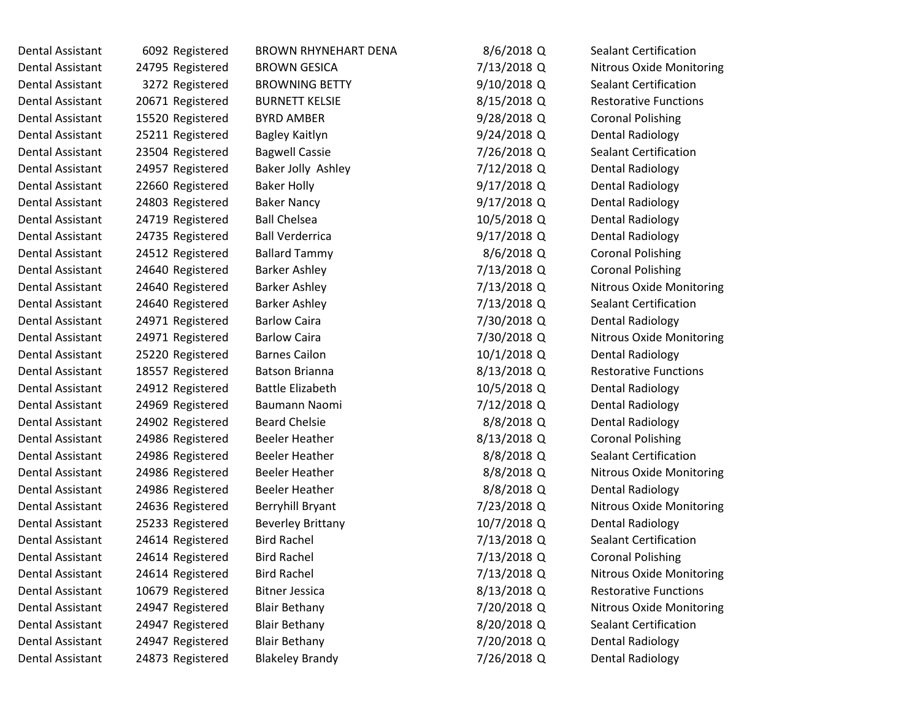| | | | | | | |
|---|---|---|---|---|---|---|
| Dental Assistant | 6092 | Registered | BROWN RHYNEHART DENA | 8/6/2018 | Q | Sealant Certification |
| Dental Assistant | 24795 | Registered | BROWN GESICA | 7/13/2018 | Q | Nitrous Oxide Monitoring |
| Dental Assistant | 3272 | Registered | BROWNING BETTY | 9/10/2018 | Q | Sealant Certification |
| Dental Assistant | 20671 | Registered | BURNETT KELSIE | 8/15/2018 | Q | Restorative Functions |
| Dental Assistant | 15520 | Registered | BYRD AMBER | 9/28/2018 | Q | Coronal Polishing |
| Dental Assistant | 25211 | Registered | Bagley Kaitlyn | 9/24/2018 | Q | Dental Radiology |
| Dental Assistant | 23504 | Registered | Bagwell Cassie | 7/26/2018 | Q | Sealant Certification |
| Dental Assistant | 24957 | Registered | Baker Jolly Ashley | 7/12/2018 | Q | Dental Radiology |
| Dental Assistant | 22660 | Registered | Baker Holly | 9/17/2018 | Q | Dental Radiology |
| Dental Assistant | 24803 | Registered | Baker Nancy | 9/17/2018 | Q | Dental Radiology |
| Dental Assistant | 24719 | Registered | Ball Chelsea | 10/5/2018 | Q | Dental Radiology |
| Dental Assistant | 24735 | Registered | Ball Verderrica | 9/17/2018 | Q | Dental Radiology |
| Dental Assistant | 24512 | Registered | Ballard Tammy | 8/6/2018 | Q | Coronal Polishing |
| Dental Assistant | 24640 | Registered | Barker Ashley | 7/13/2018 | Q | Coronal Polishing |
| Dental Assistant | 24640 | Registered | Barker Ashley | 7/13/2018 | Q | Nitrous Oxide Monitoring |
| Dental Assistant | 24640 | Registered | Barker Ashley | 7/13/2018 | Q | Sealant Certification |
| Dental Assistant | 24971 | Registered | Barlow Caira | 7/30/2018 | Q | Dental Radiology |
| Dental Assistant | 24971 | Registered | Barlow Caira | 7/30/2018 | Q | Nitrous Oxide Monitoring |
| Dental Assistant | 25220 | Registered | Barnes Cailon | 10/1/2018 | Q | Dental Radiology |
| Dental Assistant | 18557 | Registered | Batson Brianna | 8/13/2018 | Q | Restorative Functions |
| Dental Assistant | 24912 | Registered | Battle Elizabeth | 10/5/2018 | Q | Dental Radiology |
| Dental Assistant | 24969 | Registered | Baumann Naomi | 7/12/2018 | Q | Dental Radiology |
| Dental Assistant | 24902 | Registered | Beard Chelsie | 8/8/2018 | Q | Dental Radiology |
| Dental Assistant | 24986 | Registered | Beeler Heather | 8/13/2018 | Q | Coronal Polishing |
| Dental Assistant | 24986 | Registered | Beeler Heather | 8/8/2018 | Q | Sealant Certification |
| Dental Assistant | 24986 | Registered | Beeler Heather | 8/8/2018 | Q | Nitrous Oxide Monitoring |
| Dental Assistant | 24986 | Registered | Beeler Heather | 8/8/2018 | Q | Dental Radiology |
| Dental Assistant | 24636 | Registered | Berryhill Bryant | 7/23/2018 | Q | Nitrous Oxide Monitoring |
| Dental Assistant | 25233 | Registered | Beverley Brittany | 10/7/2018 | Q | Dental Radiology |
| Dental Assistant | 24614 | Registered | Bird Rachel | 7/13/2018 | Q | Sealant Certification |
| Dental Assistant | 24614 | Registered | Bird Rachel | 7/13/2018 | Q | Coronal Polishing |
| Dental Assistant | 24614 | Registered | Bird Rachel | 7/13/2018 | Q | Nitrous Oxide Monitoring |
| Dental Assistant | 10679 | Registered | Bitner Jessica | 8/13/2018 | Q | Restorative Functions |
| Dental Assistant | 24947 | Registered | Blair Bethany | 7/20/2018 | Q | Nitrous Oxide Monitoring |
| Dental Assistant | 24947 | Registered | Blair Bethany | 8/20/2018 | Q | Sealant Certification |
| Dental Assistant | 24947 | Registered | Blair Bethany | 7/20/2018 | Q | Dental Radiology |
| Dental Assistant | 24873 | Registered | Blakeley Brandy | 7/26/2018 | Q | Dental Radiology |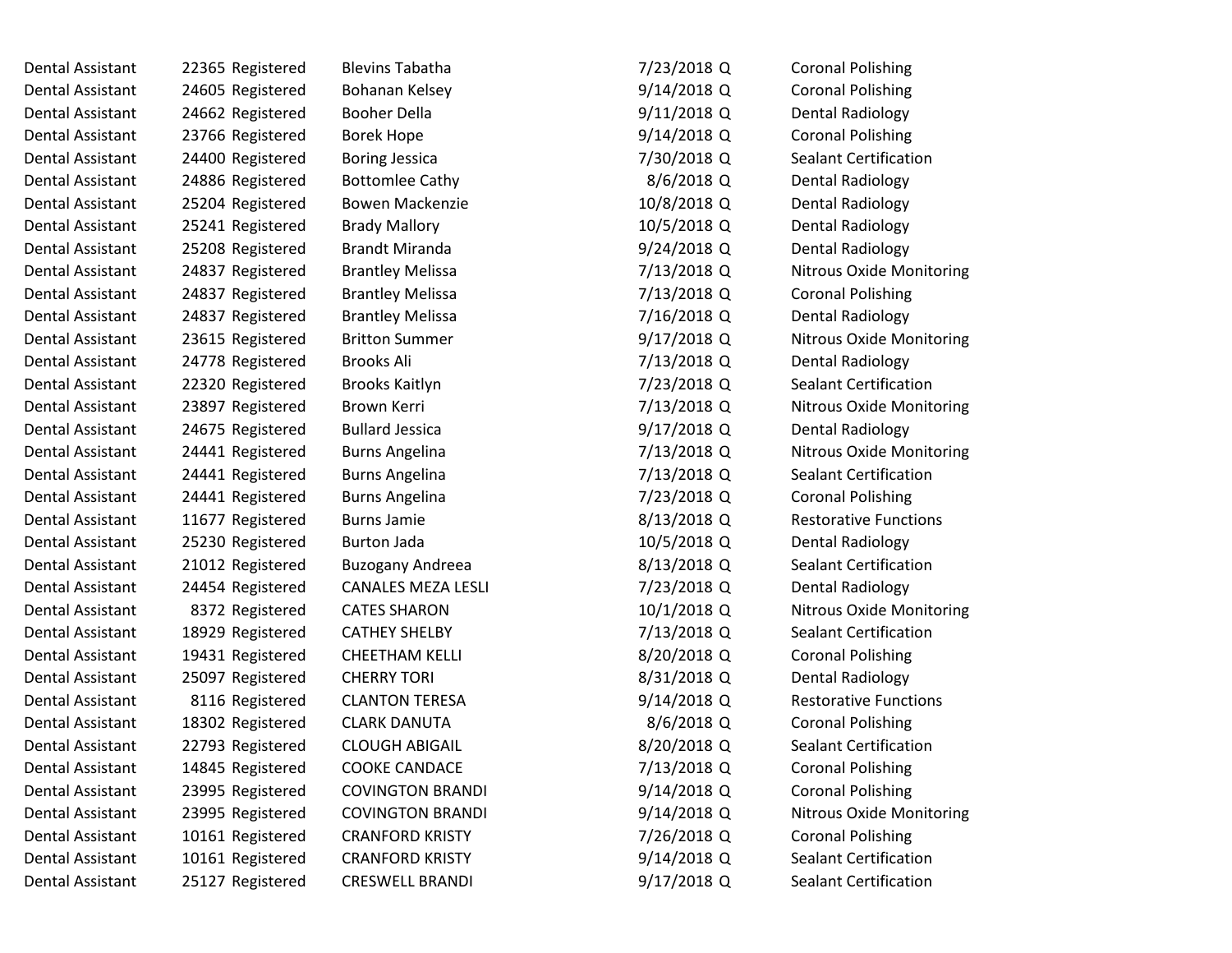| | | | | | | |
|---|---|---|---|---|---|---|
| Dental Assistant | 22365 | Registered | Blevins Tabatha | 7/23/2018 | Q | Coronal Polishing |
| Dental Assistant | 24605 | Registered | Bohanan Kelsey | 9/14/2018 | Q | Coronal Polishing |
| Dental Assistant | 24662 | Registered | Booher Della | 9/11/2018 | Q | Dental Radiology |
| Dental Assistant | 23766 | Registered | Borek Hope | 9/14/2018 | Q | Coronal Polishing |
| Dental Assistant | 24400 | Registered | Boring Jessica | 7/30/2018 | Q | Sealant Certification |
| Dental Assistant | 24886 | Registered | Bottomlee Cathy | 8/6/2018 | Q | Dental Radiology |
| Dental Assistant | 25204 | Registered | Bowen Mackenzie | 10/8/2018 | Q | Dental Radiology |
| Dental Assistant | 25241 | Registered | Brady Mallory | 10/5/2018 | Q | Dental Radiology |
| Dental Assistant | 25208 | Registered | Brandt Miranda | 9/24/2018 | Q | Dental Radiology |
| Dental Assistant | 24837 | Registered | Brantley Melissa | 7/13/2018 | Q | Nitrous Oxide Monitoring |
| Dental Assistant | 24837 | Registered | Brantley Melissa | 7/13/2018 | Q | Coronal Polishing |
| Dental Assistant | 24837 | Registered | Brantley Melissa | 7/16/2018 | Q | Dental Radiology |
| Dental Assistant | 23615 | Registered | Britton Summer | 9/17/2018 | Q | Nitrous Oxide Monitoring |
| Dental Assistant | 24778 | Registered | Brooks Ali | 7/13/2018 | Q | Dental Radiology |
| Dental Assistant | 22320 | Registered | Brooks Kaitlyn | 7/23/2018 | Q | Sealant Certification |
| Dental Assistant | 23897 | Registered | Brown Kerri | 7/13/2018 | Q | Nitrous Oxide Monitoring |
| Dental Assistant | 24675 | Registered | Bullard Jessica | 9/17/2018 | Q | Dental Radiology |
| Dental Assistant | 24441 | Registered | Burns Angelina | 7/13/2018 | Q | Nitrous Oxide Monitoring |
| Dental Assistant | 24441 | Registered | Burns Angelina | 7/13/2018 | Q | Sealant Certification |
| Dental Assistant | 24441 | Registered | Burns Angelina | 7/23/2018 | Q | Coronal Polishing |
| Dental Assistant | 11677 | Registered | Burns Jamie | 8/13/2018 | Q | Restorative Functions |
| Dental Assistant | 25230 | Registered | Burton Jada | 10/5/2018 | Q | Dental Radiology |
| Dental Assistant | 21012 | Registered | Buzogany Andreea | 8/13/2018 | Q | Sealant Certification |
| Dental Assistant | 24454 | Registered | CANALES MEZA LESLI | 7/23/2018 | Q | Dental Radiology |
| Dental Assistant | 8372 | Registered | CATES SHARON | 10/1/2018 | Q | Nitrous Oxide Monitoring |
| Dental Assistant | 18929 | Registered | CATHEY SHELBY | 7/13/2018 | Q | Sealant Certification |
| Dental Assistant | 19431 | Registered | CHEETHAM KELLI | 8/20/2018 | Q | Coronal Polishing |
| Dental Assistant | 25097 | Registered | CHERRY TORI | 8/31/2018 | Q | Dental Radiology |
| Dental Assistant | 8116 | Registered | CLANTON TERESA | 9/14/2018 | Q | Restorative Functions |
| Dental Assistant | 18302 | Registered | CLARK DANUTA | 8/6/2018 | Q | Coronal Polishing |
| Dental Assistant | 22793 | Registered | CLOUGH ABIGAIL | 8/20/2018 | Q | Sealant Certification |
| Dental Assistant | 14845 | Registered | COOKE CANDACE | 7/13/2018 | Q | Coronal Polishing |
| Dental Assistant | 23995 | Registered | COVINGTON BRANDI | 9/14/2018 | Q | Coronal Polishing |
| Dental Assistant | 23995 | Registered | COVINGTON BRANDI | 9/14/2018 | Q | Nitrous Oxide Monitoring |
| Dental Assistant | 10161 | Registered | CRANFORD KRISTY | 7/26/2018 | Q | Coronal Polishing |
| Dental Assistant | 10161 | Registered | CRANFORD KRISTY | 9/14/2018 | Q | Sealant Certification |
| Dental Assistant | 25127 | Registered | CRESWELL BRANDI | 9/17/2018 | Q | Sealant Certification |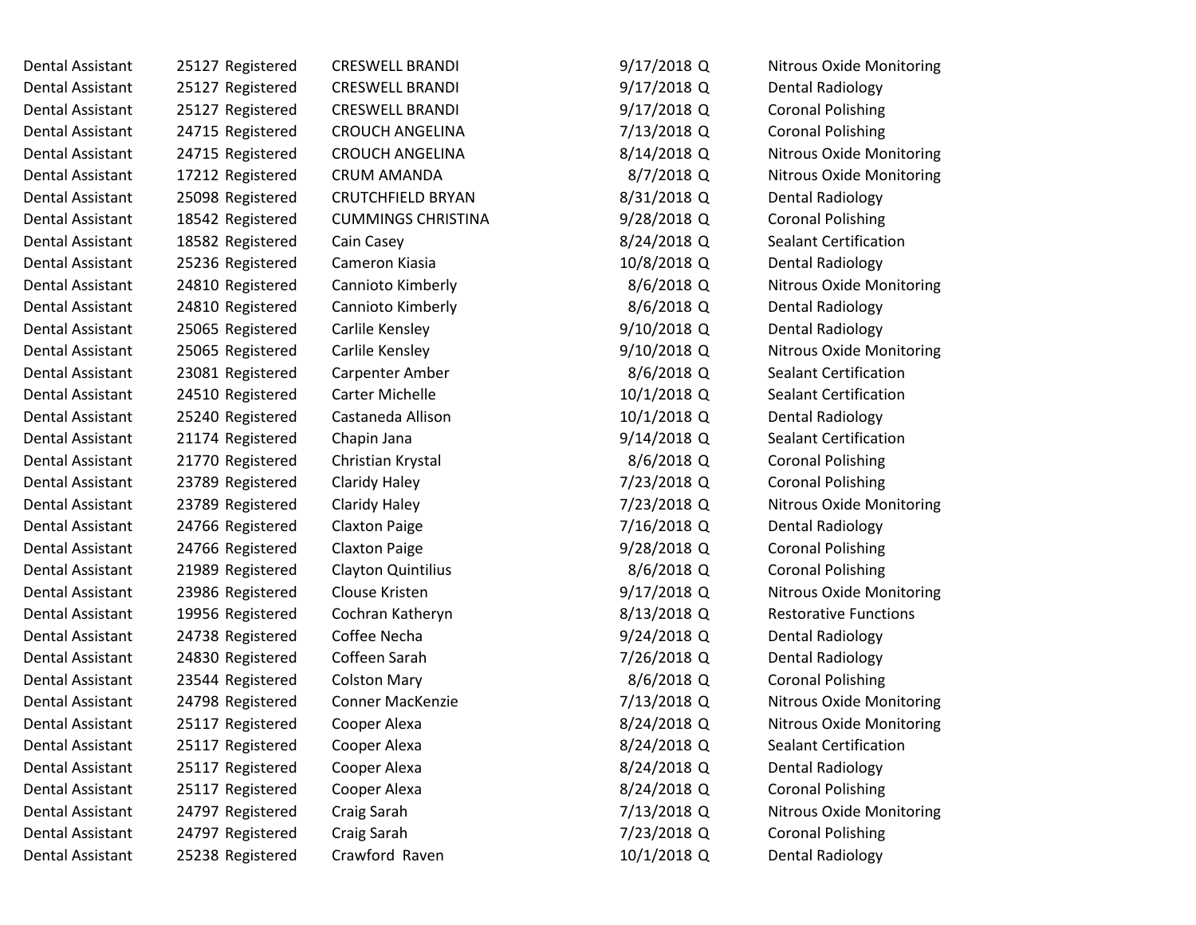| | | | | | | |
|---|---|---|---|---|---|---|
| Dental Assistant | 25127 | Registered | CRESWELL BRANDI | 9/17/2018 | Q | Nitrous Oxide Monitoring |
| Dental Assistant | 25127 | Registered | CRESWELL BRANDI | 9/17/2018 | Q | Dental Radiology |
| Dental Assistant | 25127 | Registered | CRESWELL BRANDI | 9/17/2018 | Q | Coronal Polishing |
| Dental Assistant | 24715 | Registered | CROUCH ANGELINA | 7/13/2018 | Q | Coronal Polishing |
| Dental Assistant | 24715 | Registered | CROUCH ANGELINA | 8/14/2018 | Q | Nitrous Oxide Monitoring |
| Dental Assistant | 17212 | Registered | CRUM AMANDA | 8/7/2018 | Q | Nitrous Oxide Monitoring |
| Dental Assistant | 25098 | Registered | CRUTCHFIELD BRYAN | 8/31/2018 | Q | Dental Radiology |
| Dental Assistant | 18542 | Registered | CUMMINGS CHRISTINA | 9/28/2018 | Q | Coronal Polishing |
| Dental Assistant | 18582 | Registered | Cain Casey | 8/24/2018 | Q | Sealant Certification |
| Dental Assistant | 25236 | Registered | Cameron Kiasia | 10/8/2018 | Q | Dental Radiology |
| Dental Assistant | 24810 | Registered | Cannioto Kimberly | 8/6/2018 | Q | Nitrous Oxide Monitoring |
| Dental Assistant | 24810 | Registered | Cannioto Kimberly | 8/6/2018 | Q | Dental Radiology |
| Dental Assistant | 25065 | Registered | Carlile Kensley | 9/10/2018 | Q | Dental Radiology |
| Dental Assistant | 25065 | Registered | Carlile Kensley | 9/10/2018 | Q | Nitrous Oxide Monitoring |
| Dental Assistant | 23081 | Registered | Carpenter Amber | 8/6/2018 | Q | Sealant Certification |
| Dental Assistant | 24510 | Registered | Carter Michelle | 10/1/2018 | Q | Sealant Certification |
| Dental Assistant | 25240 | Registered | Castaneda Allison | 10/1/2018 | Q | Dental Radiology |
| Dental Assistant | 21174 | Registered | Chapin Jana | 9/14/2018 | Q | Sealant Certification |
| Dental Assistant | 21770 | Registered | Christian Krystal | 8/6/2018 | Q | Coronal Polishing |
| Dental Assistant | 23789 | Registered | Claridy Haley | 7/23/2018 | Q | Coronal Polishing |
| Dental Assistant | 23789 | Registered | Claridy Haley | 7/23/2018 | Q | Nitrous Oxide Monitoring |
| Dental Assistant | 24766 | Registered | Claxton Paige | 7/16/2018 | Q | Dental Radiology |
| Dental Assistant | 24766 | Registered | Claxton Paige | 9/28/2018 | Q | Coronal Polishing |
| Dental Assistant | 21989 | Registered | Clayton Quintilius | 8/6/2018 | Q | Coronal Polishing |
| Dental Assistant | 23986 | Registered | Clouse Kristen | 9/17/2018 | Q | Nitrous Oxide Monitoring |
| Dental Assistant | 19956 | Registered | Cochran Katheryn | 8/13/2018 | Q | Restorative Functions |
| Dental Assistant | 24738 | Registered | Coffee Necha | 9/24/2018 | Q | Dental Radiology |
| Dental Assistant | 24830 | Registered | Coffeen Sarah | 7/26/2018 | Q | Dental Radiology |
| Dental Assistant | 23544 | Registered | Colston Mary | 8/6/2018 | Q | Coronal Polishing |
| Dental Assistant | 24798 | Registered | Conner MacKenzie | 7/13/2018 | Q | Nitrous Oxide Monitoring |
| Dental Assistant | 25117 | Registered | Cooper Alexa | 8/24/2018 | Q | Nitrous Oxide Monitoring |
| Dental Assistant | 25117 | Registered | Cooper Alexa | 8/24/2018 | Q | Sealant Certification |
| Dental Assistant | 25117 | Registered | Cooper Alexa | 8/24/2018 | Q | Dental Radiology |
| Dental Assistant | 25117 | Registered | Cooper Alexa | 8/24/2018 | Q | Coronal Polishing |
| Dental Assistant | 24797 | Registered | Craig Sarah | 7/13/2018 | Q | Nitrous Oxide Monitoring |
| Dental Assistant | 24797 | Registered | Craig Sarah | 7/23/2018 | Q | Coronal Polishing |
| Dental Assistant | 25238 | Registered | Crawford Raven | 10/1/2018 | Q | Dental Radiology |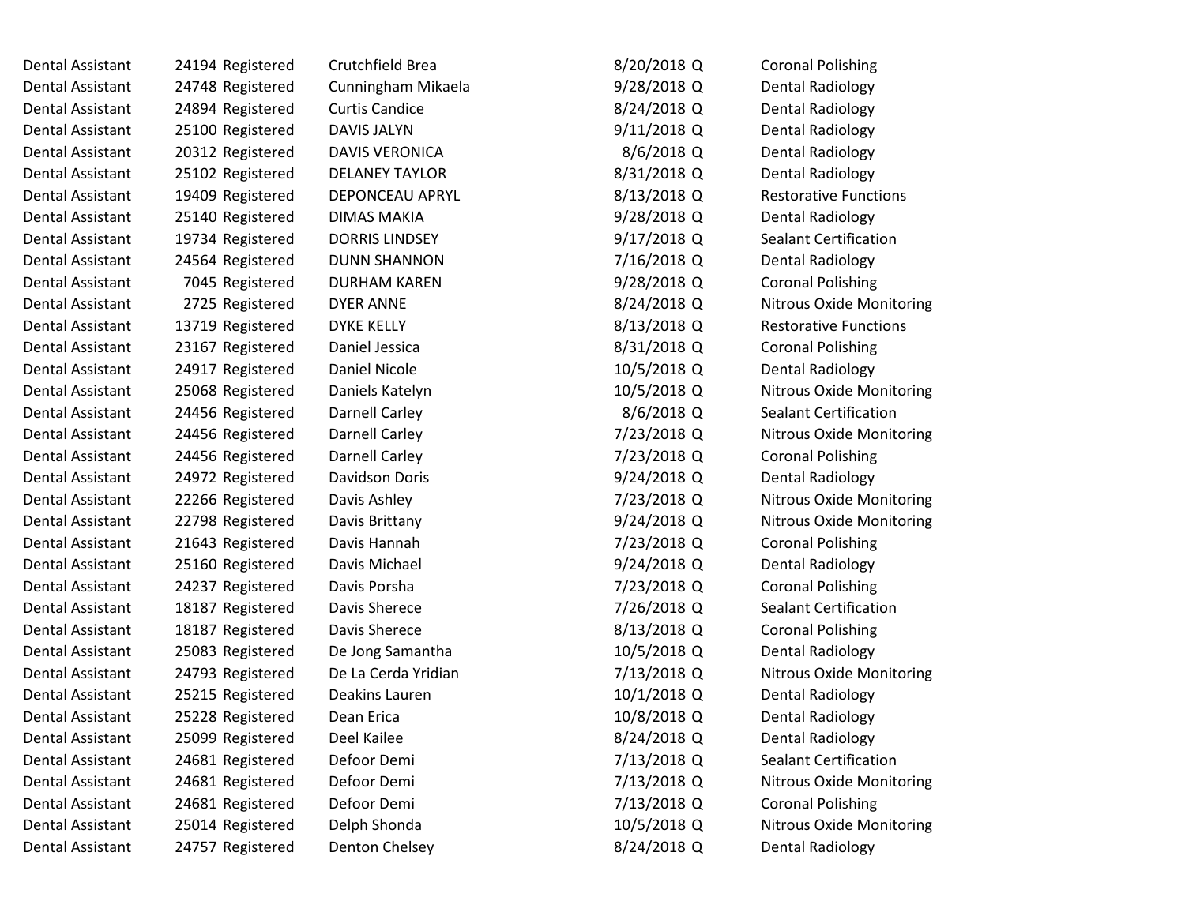| | | | | | | |
|---|---|---|---|---|---|---|
| Dental Assistant | 24194 | Registered | Crutchfield Brea | 8/20/2018 | Q | Coronal Polishing |
| Dental Assistant | 24748 | Registered | Cunningham Mikaela | 9/28/2018 | Q | Dental Radiology |
| Dental Assistant | 24894 | Registered | Curtis Candice | 8/24/2018 | Q | Dental Radiology |
| Dental Assistant | 25100 | Registered | DAVIS JALYN | 9/11/2018 | Q | Dental Radiology |
| Dental Assistant | 20312 | Registered | DAVIS VERONICA | 8/6/2018 | Q | Dental Radiology |
| Dental Assistant | 25102 | Registered | DELANEY TAYLOR | 8/31/2018 | Q | Dental Radiology |
| Dental Assistant | 19409 | Registered | DEPONCEAU APRYL | 8/13/2018 | Q | Restorative Functions |
| Dental Assistant | 25140 | Registered | DIMAS MAKIA | 9/28/2018 | Q | Dental Radiology |
| Dental Assistant | 19734 | Registered | DORRIS LINDSEY | 9/17/2018 | Q | Sealant Certification |
| Dental Assistant | 24564 | Registered | DUNN SHANNON | 7/16/2018 | Q | Dental Radiology |
| Dental Assistant | 7045 | Registered | DURHAM KAREN | 9/28/2018 | Q | Coronal Polishing |
| Dental Assistant | 2725 | Registered | DYER ANNE | 8/24/2018 | Q | Nitrous Oxide Monitoring |
| Dental Assistant | 13719 | Registered | DYKE KELLY | 8/13/2018 | Q | Restorative Functions |
| Dental Assistant | 23167 | Registered | Daniel Jessica | 8/31/2018 | Q | Coronal Polishing |
| Dental Assistant | 24917 | Registered | Daniel Nicole | 10/5/2018 | Q | Dental Radiology |
| Dental Assistant | 25068 | Registered | Daniels Katelyn | 10/5/2018 | Q | Nitrous Oxide Monitoring |
| Dental Assistant | 24456 | Registered | Darnell Carley | 8/6/2018 | Q | Sealant Certification |
| Dental Assistant | 24456 | Registered | Darnell Carley | 7/23/2018 | Q | Nitrous Oxide Monitoring |
| Dental Assistant | 24456 | Registered | Darnell Carley | 7/23/2018 | Q | Coronal Polishing |
| Dental Assistant | 24972 | Registered | Davidson Doris | 9/24/2018 | Q | Dental Radiology |
| Dental Assistant | 22266 | Registered | Davis Ashley | 7/23/2018 | Q | Nitrous Oxide Monitoring |
| Dental Assistant | 22798 | Registered | Davis Brittany | 9/24/2018 | Q | Nitrous Oxide Monitoring |
| Dental Assistant | 21643 | Registered | Davis Hannah | 7/23/2018 | Q | Coronal Polishing |
| Dental Assistant | 25160 | Registered | Davis Michael | 9/24/2018 | Q | Dental Radiology |
| Dental Assistant | 24237 | Registered | Davis Porsha | 7/23/2018 | Q | Coronal Polishing |
| Dental Assistant | 18187 | Registered | Davis Sherece | 7/26/2018 | Q | Sealant Certification |
| Dental Assistant | 18187 | Registered | Davis Sherece | 8/13/2018 | Q | Coronal Polishing |
| Dental Assistant | 25083 | Registered | De Jong Samantha | 10/5/2018 | Q | Dental Radiology |
| Dental Assistant | 24793 | Registered | De La Cerda Yridian | 7/13/2018 | Q | Nitrous Oxide Monitoring |
| Dental Assistant | 25215 | Registered | Deakins Lauren | 10/1/2018 | Q | Dental Radiology |
| Dental Assistant | 25228 | Registered | Dean Erica | 10/8/2018 | Q | Dental Radiology |
| Dental Assistant | 25099 | Registered | Deel Kailee | 8/24/2018 | Q | Dental Radiology |
| Dental Assistant | 24681 | Registered | Defoor Demi | 7/13/2018 | Q | Sealant Certification |
| Dental Assistant | 24681 | Registered | Defoor Demi | 7/13/2018 | Q | Nitrous Oxide Monitoring |
| Dental Assistant | 24681 | Registered | Defoor Demi | 7/13/2018 | Q | Coronal Polishing |
| Dental Assistant | 25014 | Registered | Delph Shonda | 10/5/2018 | Q | Nitrous Oxide Monitoring |
| Dental Assistant | 24757 | Registered | Denton Chelsey | 8/24/2018 | Q | Dental Radiology |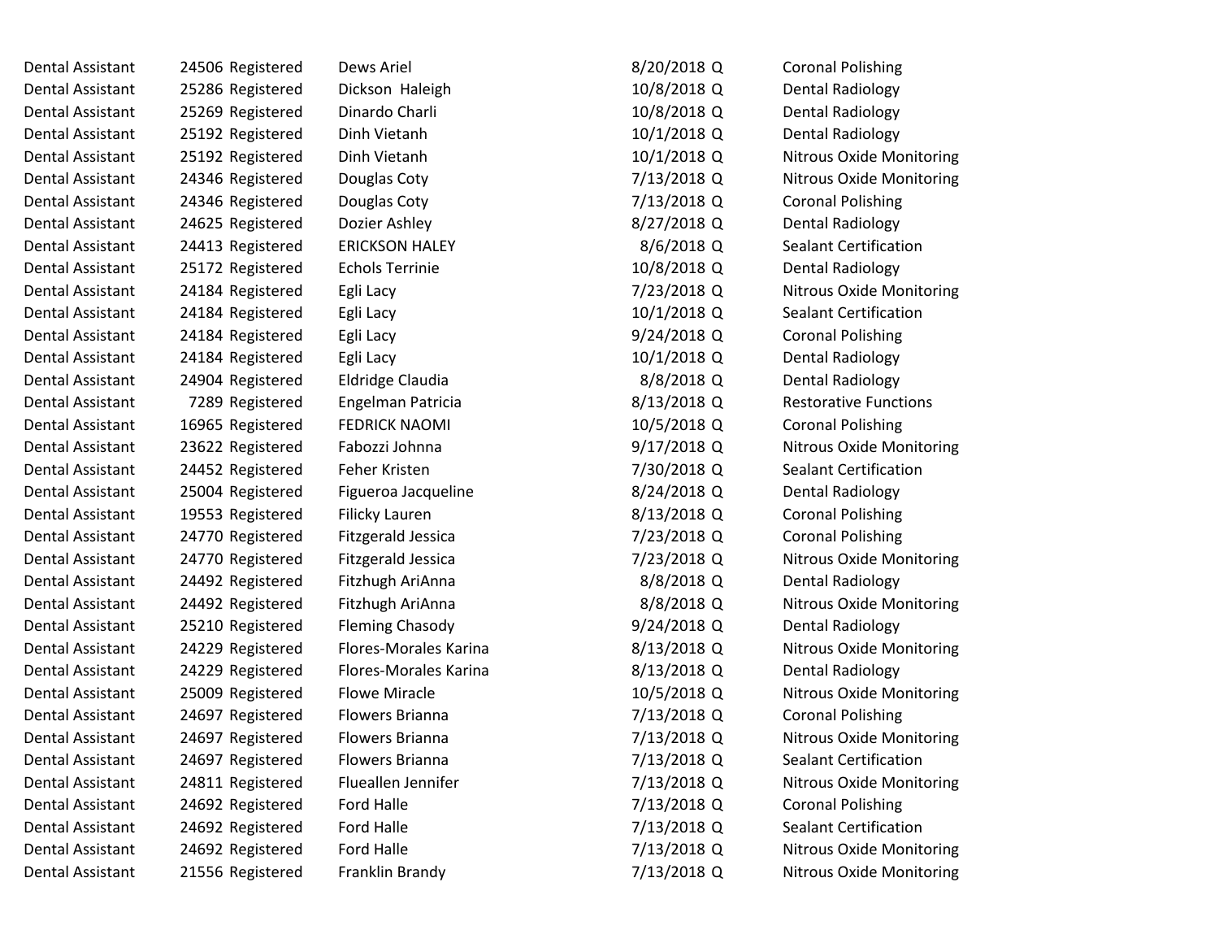| | | | | | | |
|---|---|---|---|---|---|---|
| Dental Assistant | 24506 | Registered | Dews Ariel | 8/20/2018 | Q | Coronal Polishing |
| Dental Assistant | 25286 | Registered | Dickson  Haleigh | 10/8/2018 | Q | Dental Radiology |
| Dental Assistant | 25269 | Registered | Dinardo Charli | 10/8/2018 | Q | Dental Radiology |
| Dental Assistant | 25192 | Registered | Dinh Vietanh | 10/1/2018 | Q | Dental Radiology |
| Dental Assistant | 25192 | Registered | Dinh Vietanh | 10/1/2018 | Q | Nitrous Oxide Monitoring |
| Dental Assistant | 24346 | Registered | Douglas Coty | 7/13/2018 | Q | Nitrous Oxide Monitoring |
| Dental Assistant | 24346 | Registered | Douglas Coty | 7/13/2018 | Q | Coronal Polishing |
| Dental Assistant | 24625 | Registered | Dozier Ashley | 8/27/2018 | Q | Dental Radiology |
| Dental Assistant | 24413 | Registered | ERICKSON HALEY | 8/6/2018 | Q | Sealant Certification |
| Dental Assistant | 25172 | Registered | Echols Terrinie | 10/8/2018 | Q | Dental Radiology |
| Dental Assistant | 24184 | Registered | Egli Lacy | 7/23/2018 | Q | Nitrous Oxide Monitoring |
| Dental Assistant | 24184 | Registered | Egli Lacy | 10/1/2018 | Q | Sealant Certification |
| Dental Assistant | 24184 | Registered | Egli Lacy | 9/24/2018 | Q | Coronal Polishing |
| Dental Assistant | 24184 | Registered | Egli Lacy | 10/1/2018 | Q | Dental Radiology |
| Dental Assistant | 24904 | Registered | Eldridge Claudia | 8/8/2018 | Q | Dental Radiology |
| Dental Assistant | 7289 | Registered | Engelman Patricia | 8/13/2018 | Q | Restorative Functions |
| Dental Assistant | 16965 | Registered | FEDRICK NAOMI | 10/5/2018 | Q | Coronal Polishing |
| Dental Assistant | 23622 | Registered | Fabozzi Johnna | 9/17/2018 | Q | Nitrous Oxide Monitoring |
| Dental Assistant | 24452 | Registered | Feher Kristen | 7/30/2018 | Q | Sealant Certification |
| Dental Assistant | 25004 | Registered | Figueroa Jacqueline | 8/24/2018 | Q | Dental Radiology |
| Dental Assistant | 19553 | Registered | Filicky Lauren | 8/13/2018 | Q | Coronal Polishing |
| Dental Assistant | 24770 | Registered | Fitzgerald Jessica | 7/23/2018 | Q | Coronal Polishing |
| Dental Assistant | 24770 | Registered | Fitzgerald Jessica | 7/23/2018 | Q | Nitrous Oxide Monitoring |
| Dental Assistant | 24492 | Registered | Fitzhugh AriAnna | 8/8/2018 | Q | Dental Radiology |
| Dental Assistant | 24492 | Registered | Fitzhugh AriAnna | 8/8/2018 | Q | Nitrous Oxide Monitoring |
| Dental Assistant | 25210 | Registered | Fleming Chasody | 9/24/2018 | Q | Dental Radiology |
| Dental Assistant | 24229 | Registered | Flores-Morales Karina | 8/13/2018 | Q | Nitrous Oxide Monitoring |
| Dental Assistant | 24229 | Registered | Flores-Morales Karina | 8/13/2018 | Q | Dental Radiology |
| Dental Assistant | 25009 | Registered | Flowe Miracle | 10/5/2018 | Q | Nitrous Oxide Monitoring |
| Dental Assistant | 24697 | Registered | Flowers Brianna | 7/13/2018 | Q | Coronal Polishing |
| Dental Assistant | 24697 | Registered | Flowers Brianna | 7/13/2018 | Q | Nitrous Oxide Monitoring |
| Dental Assistant | 24697 | Registered | Flowers Brianna | 7/13/2018 | Q | Sealant Certification |
| Dental Assistant | 24811 | Registered | Flueallen Jennifer | 7/13/2018 | Q | Nitrous Oxide Monitoring |
| Dental Assistant | 24692 | Registered | Ford Halle | 7/13/2018 | Q | Coronal Polishing |
| Dental Assistant | 24692 | Registered | Ford Halle | 7/13/2018 | Q | Sealant Certification |
| Dental Assistant | 24692 | Registered | Ford Halle | 7/13/2018 | Q | Nitrous Oxide Monitoring |
| Dental Assistant | 21556 | Registered | Franklin Brandy | 7/13/2018 | Q | Nitrous Oxide Monitoring |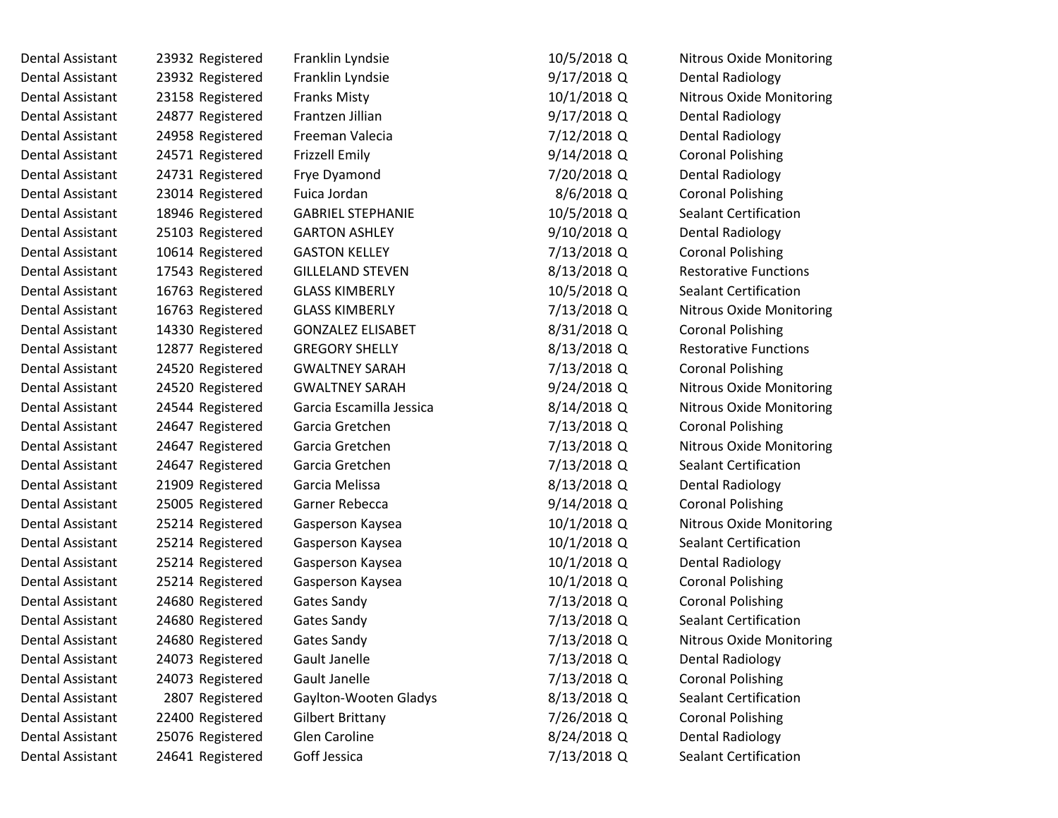| | | | | | | |
|---|---|---|---|---|---|---|
| Dental Assistant | 23932 | Registered | Franklin Lyndsie | 10/5/2018 | Q | Nitrous Oxide Monitoring |
| Dental Assistant | 23932 | Registered | Franklin Lyndsie | 9/17/2018 | Q | Dental Radiology |
| Dental Assistant | 23158 | Registered | Franks Misty | 10/1/2018 | Q | Nitrous Oxide Monitoring |
| Dental Assistant | 24877 | Registered | Frantzen Jillian | 9/17/2018 | Q | Dental Radiology |
| Dental Assistant | 24958 | Registered | Freeman Valecia | 7/12/2018 | Q | Dental Radiology |
| Dental Assistant | 24571 | Registered | Frizzell Emily | 9/14/2018 | Q | Coronal Polishing |
| Dental Assistant | 24731 | Registered | Frye Dyamond | 7/20/2018 | Q | Dental Radiology |
| Dental Assistant | 23014 | Registered | Fuica Jordan | 8/6/2018 | Q | Coronal Polishing |
| Dental Assistant | 18946 | Registered | GABRIEL STEPHANIE | 10/5/2018 | Q | Sealant Certification |
| Dental Assistant | 25103 | Registered | GARTON ASHLEY | 9/10/2018 | Q | Dental Radiology |
| Dental Assistant | 10614 | Registered | GASTON KELLEY | 7/13/2018 | Q | Coronal Polishing |
| Dental Assistant | 17543 | Registered | GILLELAND STEVEN | 8/13/2018 | Q | Restorative Functions |
| Dental Assistant | 16763 | Registered | GLASS KIMBERLY | 10/5/2018 | Q | Sealant Certification |
| Dental Assistant | 16763 | Registered | GLASS KIMBERLY | 7/13/2018 | Q | Nitrous Oxide Monitoring |
| Dental Assistant | 14330 | Registered | GONZALEZ ELISABET | 8/31/2018 | Q | Coronal Polishing |
| Dental Assistant | 12877 | Registered | GREGORY SHELLY | 8/13/2018 | Q | Restorative Functions |
| Dental Assistant | 24520 | Registered | GWALTNEY SARAH | 7/13/2018 | Q | Coronal Polishing |
| Dental Assistant | 24520 | Registered | GWALTNEY SARAH | 9/24/2018 | Q | Nitrous Oxide Monitoring |
| Dental Assistant | 24544 | Registered | Garcia Escamilla Jessica | 8/14/2018 | Q | Nitrous Oxide Monitoring |
| Dental Assistant | 24647 | Registered | Garcia Gretchen | 7/13/2018 | Q | Coronal Polishing |
| Dental Assistant | 24647 | Registered | Garcia Gretchen | 7/13/2018 | Q | Nitrous Oxide Monitoring |
| Dental Assistant | 24647 | Registered | Garcia Gretchen | 7/13/2018 | Q | Sealant Certification |
| Dental Assistant | 21909 | Registered | Garcia Melissa | 8/13/2018 | Q | Dental Radiology |
| Dental Assistant | 25005 | Registered | Garner Rebecca | 9/14/2018 | Q | Coronal Polishing |
| Dental Assistant | 25214 | Registered | Gasperson Kaysea | 10/1/2018 | Q | Nitrous Oxide Monitoring |
| Dental Assistant | 25214 | Registered | Gasperson Kaysea | 10/1/2018 | Q | Sealant Certification |
| Dental Assistant | 25214 | Registered | Gasperson Kaysea | 10/1/2018 | Q | Dental Radiology |
| Dental Assistant | 25214 | Registered | Gasperson Kaysea | 10/1/2018 | Q | Coronal Polishing |
| Dental Assistant | 24680 | Registered | Gates Sandy | 7/13/2018 | Q | Coronal Polishing |
| Dental Assistant | 24680 | Registered | Gates Sandy | 7/13/2018 | Q | Sealant Certification |
| Dental Assistant | 24680 | Registered | Gates Sandy | 7/13/2018 | Q | Nitrous Oxide Monitoring |
| Dental Assistant | 24073 | Registered | Gault Janelle | 7/13/2018 | Q | Dental Radiology |
| Dental Assistant | 24073 | Registered | Gault Janelle | 7/13/2018 | Q | Coronal Polishing |
| Dental Assistant | 2807 | Registered | Gaylton-Wooten Gladys | 8/13/2018 | Q | Sealant Certification |
| Dental Assistant | 22400 | Registered | Gilbert Brittany | 7/26/2018 | Q | Coronal Polishing |
| Dental Assistant | 25076 | Registered | Glen Caroline | 8/24/2018 | Q | Dental Radiology |
| Dental Assistant | 24641 | Registered | Goff Jessica | 7/13/2018 | Q | Sealant Certification |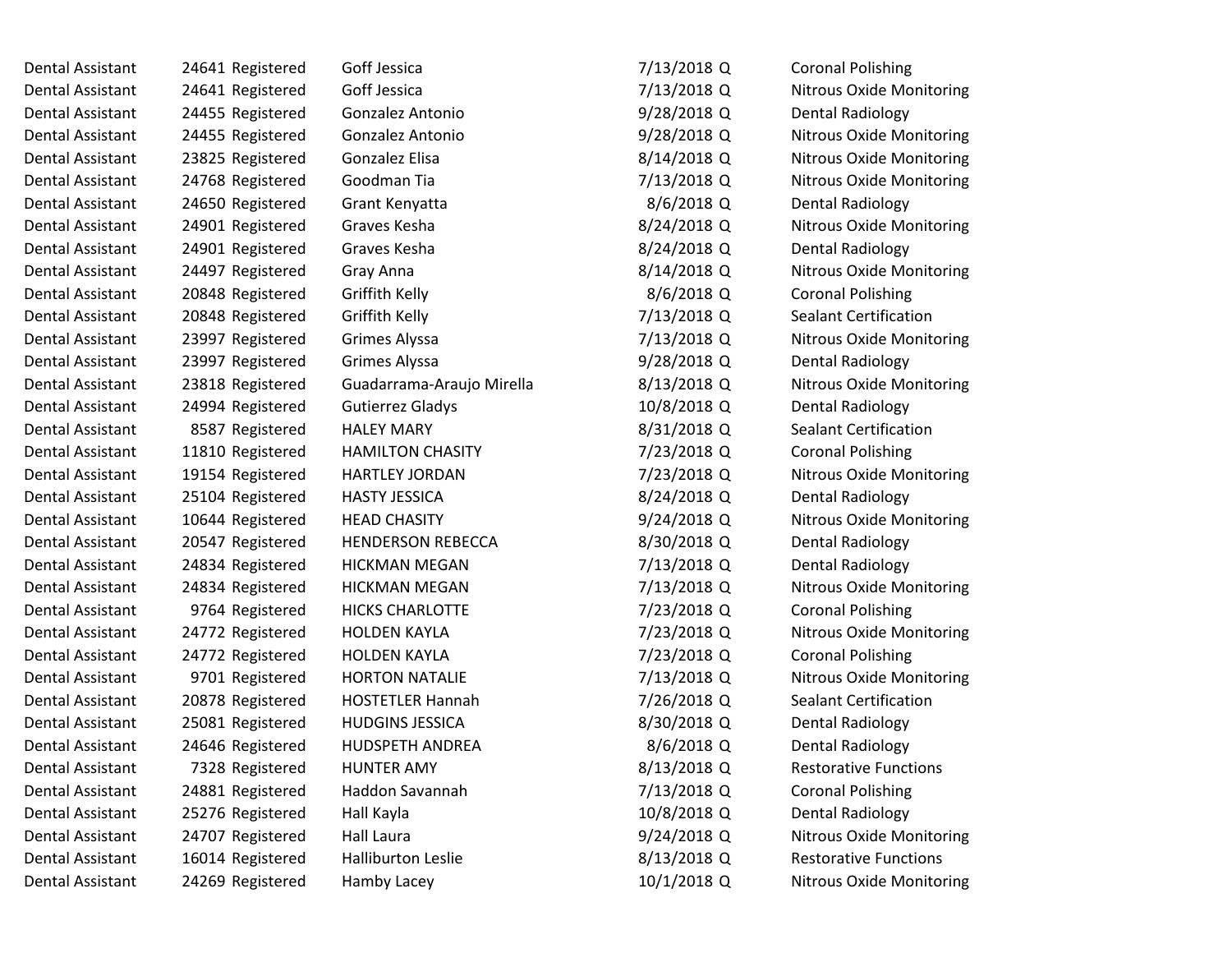| | | | | | | |
|---|---|---|---|---|---|---|
| Dental Assistant | 24641 | Registered | Goff Jessica | 7/13/2018 | Q | Coronal Polishing |
| Dental Assistant | 24641 | Registered | Goff Jessica | 7/13/2018 | Q | Nitrous Oxide Monitoring |
| Dental Assistant | 24455 | Registered | Gonzalez Antonio | 9/28/2018 | Q | Dental Radiology |
| Dental Assistant | 24455 | Registered | Gonzalez Antonio | 9/28/2018 | Q | Nitrous Oxide Monitoring |
| Dental Assistant | 23825 | Registered | Gonzalez Elisa | 8/14/2018 | Q | Nitrous Oxide Monitoring |
| Dental Assistant | 24768 | Registered | Goodman Tia | 7/13/2018 | Q | Nitrous Oxide Monitoring |
| Dental Assistant | 24650 | Registered | Grant Kenyatta | 8/6/2018 | Q | Dental Radiology |
| Dental Assistant | 24901 | Registered | Graves Kesha | 8/24/2018 | Q | Nitrous Oxide Monitoring |
| Dental Assistant | 24901 | Registered | Graves Kesha | 8/24/2018 | Q | Dental Radiology |
| Dental Assistant | 24497 | Registered | Gray Anna | 8/14/2018 | Q | Nitrous Oxide Monitoring |
| Dental Assistant | 20848 | Registered | Griffith Kelly | 8/6/2018 | Q | Coronal Polishing |
| Dental Assistant | 20848 | Registered | Griffith Kelly | 7/13/2018 | Q | Sealant Certification |
| Dental Assistant | 23997 | Registered | Grimes Alyssa | 7/13/2018 | Q | Nitrous Oxide Monitoring |
| Dental Assistant | 23997 | Registered | Grimes Alyssa | 9/28/2018 | Q | Dental Radiology |
| Dental Assistant | 23818 | Registered | Guadarrama-Araujo Mirella | 8/13/2018 | Q | Nitrous Oxide Monitoring |
| Dental Assistant | 24994 | Registered | Gutierrez Gladys | 10/8/2018 | Q | Dental Radiology |
| Dental Assistant | 8587 | Registered | HALEY MARY | 8/31/2018 | Q | Sealant Certification |
| Dental Assistant | 11810 | Registered | HAMILTON CHASITY | 7/23/2018 | Q | Coronal Polishing |
| Dental Assistant | 19154 | Registered | HARTLEY JORDAN | 7/23/2018 | Q | Nitrous Oxide Monitoring |
| Dental Assistant | 25104 | Registered | HASTY JESSICA | 8/24/2018 | Q | Dental Radiology |
| Dental Assistant | 10644 | Registered | HEAD CHASITY | 9/24/2018 | Q | Nitrous Oxide Monitoring |
| Dental Assistant | 20547 | Registered | HENDERSON REBECCA | 8/30/2018 | Q | Dental Radiology |
| Dental Assistant | 24834 | Registered | HICKMAN MEGAN | 7/13/2018 | Q | Dental Radiology |
| Dental Assistant | 24834 | Registered | HICKMAN MEGAN | 7/13/2018 | Q | Nitrous Oxide Monitoring |
| Dental Assistant | 9764 | Registered | HICKS CHARLOTTE | 7/23/2018 | Q | Coronal Polishing |
| Dental Assistant | 24772 | Registered | HOLDEN KAYLA | 7/23/2018 | Q | Nitrous Oxide Monitoring |
| Dental Assistant | 24772 | Registered | HOLDEN KAYLA | 7/23/2018 | Q | Coronal Polishing |
| Dental Assistant | 9701 | Registered | HORTON NATALIE | 7/13/2018 | Q | Nitrous Oxide Monitoring |
| Dental Assistant | 20878 | Registered | HOSTETLER Hannah | 7/26/2018 | Q | Sealant Certification |
| Dental Assistant | 25081 | Registered | HUDGINS JESSICA | 8/30/2018 | Q | Dental Radiology |
| Dental Assistant | 24646 | Registered | HUDSPETH ANDREA | 8/6/2018 | Q | Dental Radiology |
| Dental Assistant | 7328 | Registered | HUNTER AMY | 8/13/2018 | Q | Restorative Functions |
| Dental Assistant | 24881 | Registered | Haddon Savannah | 7/13/2018 | Q | Coronal Polishing |
| Dental Assistant | 25276 | Registered | Hall Kayla | 10/8/2018 | Q | Dental Radiology |
| Dental Assistant | 24707 | Registered | Hall Laura | 9/24/2018 | Q | Nitrous Oxide Monitoring |
| Dental Assistant | 16014 | Registered | Halliburton Leslie | 8/13/2018 | Q | Restorative Functions |
| Dental Assistant | 24269 | Registered | Hamby Lacey | 10/1/2018 | Q | Nitrous Oxide Monitoring |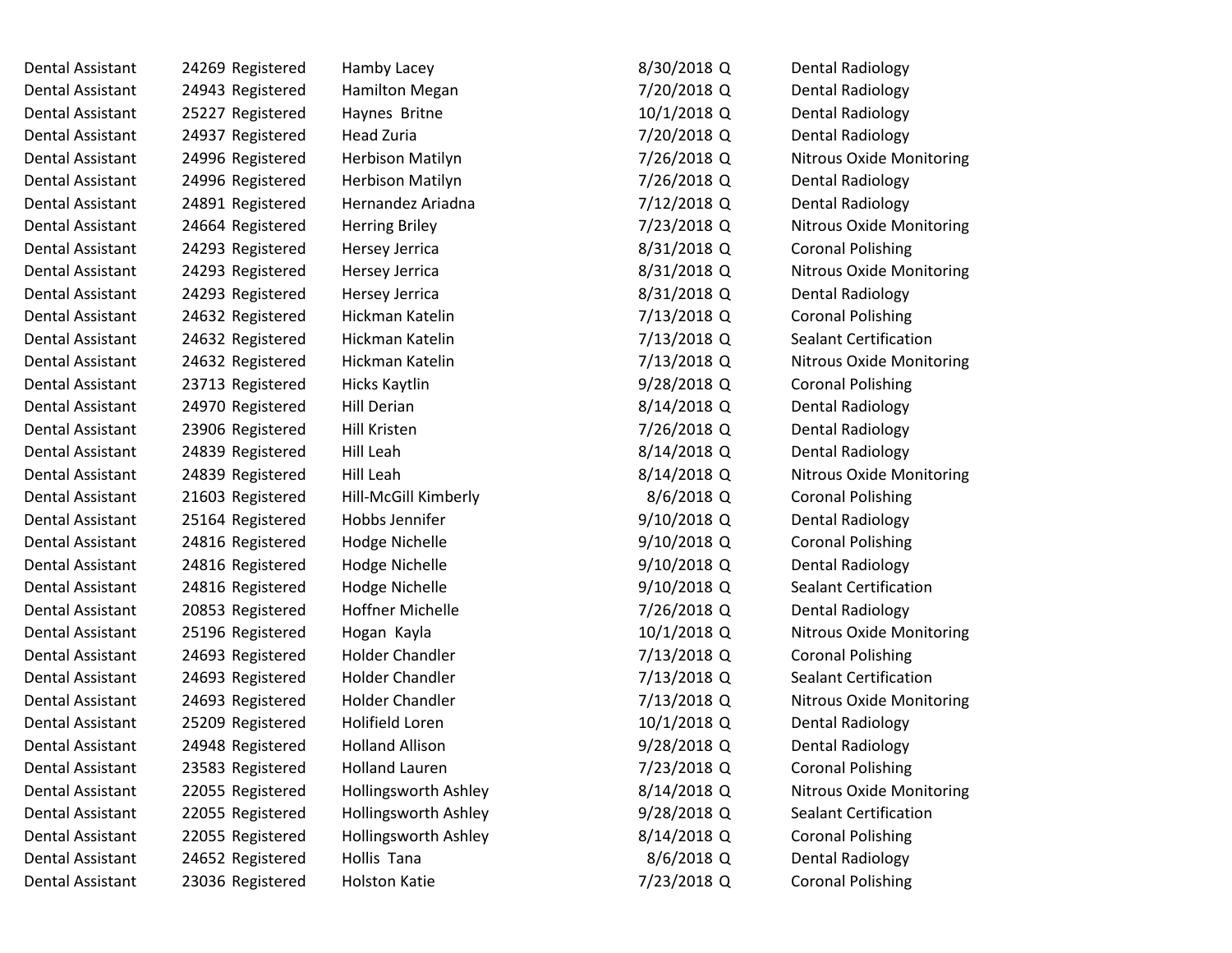| | | | | | | |
|---|---|---|---|---|---|---|
| Dental Assistant | 24269 | Registered | Hamby Lacey | 8/30/2018 | Q | Dental Radiology |
| Dental Assistant | 24943 | Registered | Hamilton Megan | 7/20/2018 | Q | Dental Radiology |
| Dental Assistant | 25227 | Registered | Haynes  Britne | 10/1/2018 | Q | Dental Radiology |
| Dental Assistant | 24937 | Registered | Head Zuria | 7/20/2018 | Q | Dental Radiology |
| Dental Assistant | 24996 | Registered | Herbison Matilyn | 7/26/2018 | Q | Nitrous Oxide Monitoring |
| Dental Assistant | 24996 | Registered | Herbison Matilyn | 7/26/2018 | Q | Dental Radiology |
| Dental Assistant | 24891 | Registered | Hernandez Ariadna | 7/12/2018 | Q | Dental Radiology |
| Dental Assistant | 24664 | Registered | Herring Briley | 7/23/2018 | Q | Nitrous Oxide Monitoring |
| Dental Assistant | 24293 | Registered | Hersey Jerrica | 8/31/2018 | Q | Coronal Polishing |
| Dental Assistant | 24293 | Registered | Hersey Jerrica | 8/31/2018 | Q | Nitrous Oxide Monitoring |
| Dental Assistant | 24293 | Registered | Hersey Jerrica | 8/31/2018 | Q | Dental Radiology |
| Dental Assistant | 24632 | Registered | Hickman Katelin | 7/13/2018 | Q | Coronal Polishing |
| Dental Assistant | 24632 | Registered | Hickman Katelin | 7/13/2018 | Q | Sealant Certification |
| Dental Assistant | 24632 | Registered | Hickman Katelin | 7/13/2018 | Q | Nitrous Oxide Monitoring |
| Dental Assistant | 23713 | Registered | Hicks Kaytlin | 9/28/2018 | Q | Coronal Polishing |
| Dental Assistant | 24970 | Registered | Hill Derian | 8/14/2018 | Q | Dental Radiology |
| Dental Assistant | 23906 | Registered | Hill Kristen | 7/26/2018 | Q | Dental Radiology |
| Dental Assistant | 24839 | Registered | Hill Leah | 8/14/2018 | Q | Dental Radiology |
| Dental Assistant | 24839 | Registered | Hill Leah | 8/14/2018 | Q | Nitrous Oxide Monitoring |
| Dental Assistant | 21603 | Registered | Hill-McGill Kimberly | 8/6/2018 | Q | Coronal Polishing |
| Dental Assistant | 25164 | Registered | Hobbs Jennifer | 9/10/2018 | Q | Dental Radiology |
| Dental Assistant | 24816 | Registered | Hodge Nichelle | 9/10/2018 | Q | Coronal Polishing |
| Dental Assistant | 24816 | Registered | Hodge Nichelle | 9/10/2018 | Q | Dental Radiology |
| Dental Assistant | 24816 | Registered | Hodge Nichelle | 9/10/2018 | Q | Sealant Certification |
| Dental Assistant | 20853 | Registered | Hoffner Michelle | 7/26/2018 | Q | Dental Radiology |
| Dental Assistant | 25196 | Registered | Hogan  Kayla | 10/1/2018 | Q | Nitrous Oxide Monitoring |
| Dental Assistant | 24693 | Registered | Holder Chandler | 7/13/2018 | Q | Coronal Polishing |
| Dental Assistant | 24693 | Registered | Holder Chandler | 7/13/2018 | Q | Sealant Certification |
| Dental Assistant | 24693 | Registered | Holder Chandler | 7/13/2018 | Q | Nitrous Oxide Monitoring |
| Dental Assistant | 25209 | Registered | Holifield Loren | 10/1/2018 | Q | Dental Radiology |
| Dental Assistant | 24948 | Registered | Holland Allison | 9/28/2018 | Q | Dental Radiology |
| Dental Assistant | 23583 | Registered | Holland Lauren | 7/23/2018 | Q | Coronal Polishing |
| Dental Assistant | 22055 | Registered | Hollingsworth Ashley | 8/14/2018 | Q | Nitrous Oxide Monitoring |
| Dental Assistant | 22055 | Registered | Hollingsworth Ashley | 9/28/2018 | Q | Sealant Certification |
| Dental Assistant | 22055 | Registered | Hollingsworth Ashley | 8/14/2018 | Q | Coronal Polishing |
| Dental Assistant | 24652 | Registered | Hollis  Tana | 8/6/2018 | Q | Dental Radiology |
| Dental Assistant | 23036 | Registered | Holston Katie | 7/23/2018 | Q | Coronal Polishing |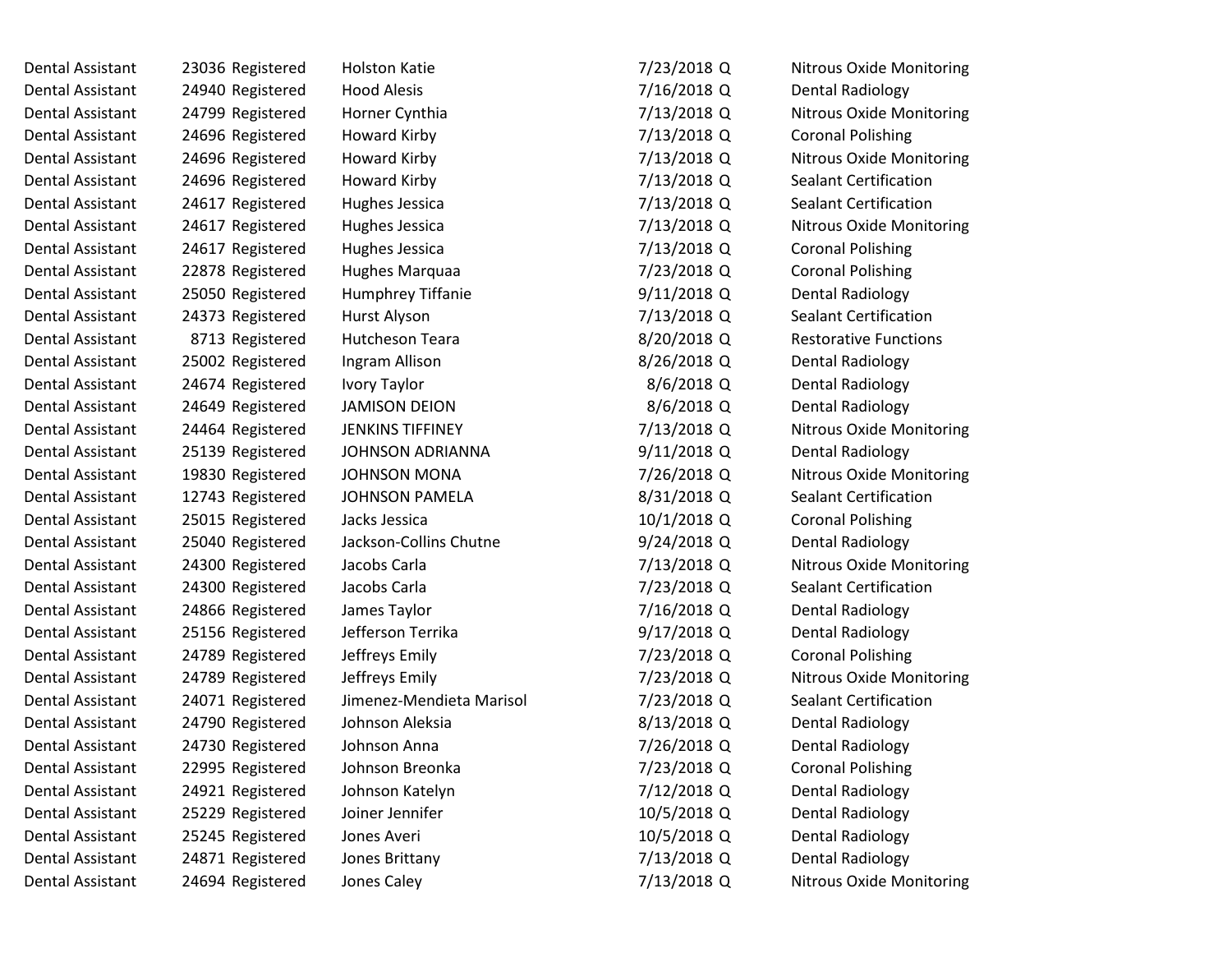| | | | | | | |
|---|---|---|---|---|---|---|
| Dental Assistant | 23036 | Registered | Holston Katie | 7/23/2018 | Q | Nitrous Oxide Monitoring |
| Dental Assistant | 24940 | Registered | Hood Alesis | 7/16/2018 | Q | Dental Radiology |
| Dental Assistant | 24799 | Registered | Horner Cynthia | 7/13/2018 | Q | Nitrous Oxide Monitoring |
| Dental Assistant | 24696 | Registered | Howard Kirby | 7/13/2018 | Q | Coronal Polishing |
| Dental Assistant | 24696 | Registered | Howard Kirby | 7/13/2018 | Q | Nitrous Oxide Monitoring |
| Dental Assistant | 24696 | Registered | Howard Kirby | 7/13/2018 | Q | Sealant Certification |
| Dental Assistant | 24617 | Registered | Hughes Jessica | 7/13/2018 | Q | Sealant Certification |
| Dental Assistant | 24617 | Registered | Hughes Jessica | 7/13/2018 | Q | Nitrous Oxide Monitoring |
| Dental Assistant | 24617 | Registered | Hughes Jessica | 7/13/2018 | Q | Coronal Polishing |
| Dental Assistant | 22878 | Registered | Hughes Marquaa | 7/23/2018 | Q | Coronal Polishing |
| Dental Assistant | 25050 | Registered | Humphrey Tiffanie | 9/11/2018 | Q | Dental Radiology |
| Dental Assistant | 24373 | Registered | Hurst Alyson | 7/13/2018 | Q | Sealant Certification |
| Dental Assistant | 8713 | Registered | Hutcheson Teara | 8/20/2018 | Q | Restorative Functions |
| Dental Assistant | 25002 | Registered | Ingram Allison | 8/26/2018 | Q | Dental Radiology |
| Dental Assistant | 24674 | Registered | Ivory Taylor | 8/6/2018 | Q | Dental Radiology |
| Dental Assistant | 24649 | Registered | JAMISON DEION | 8/6/2018 | Q | Dental Radiology |
| Dental Assistant | 24464 | Registered | JENKINS TIFFINEY | 7/13/2018 | Q | Nitrous Oxide Monitoring |
| Dental Assistant | 25139 | Registered | JOHNSON ADRIANNA | 9/11/2018 | Q | Dental Radiology |
| Dental Assistant | 19830 | Registered | JOHNSON MONA | 7/26/2018 | Q | Nitrous Oxide Monitoring |
| Dental Assistant | 12743 | Registered | JOHNSON PAMELA | 8/31/2018 | Q | Sealant Certification |
| Dental Assistant | 25015 | Registered | Jacks Jessica | 10/1/2018 | Q | Coronal Polishing |
| Dental Assistant | 25040 | Registered | Jackson-Collins Chutne | 9/24/2018 | Q | Dental Radiology |
| Dental Assistant | 24300 | Registered | Jacobs Carla | 7/13/2018 | Q | Nitrous Oxide Monitoring |
| Dental Assistant | 24300 | Registered | Jacobs Carla | 7/23/2018 | Q | Sealant Certification |
| Dental Assistant | 24866 | Registered | James Taylor | 7/16/2018 | Q | Dental Radiology |
| Dental Assistant | 25156 | Registered | Jefferson Terrika | 9/17/2018 | Q | Dental Radiology |
| Dental Assistant | 24789 | Registered | Jeffreys Emily | 7/23/2018 | Q | Coronal Polishing |
| Dental Assistant | 24789 | Registered | Jeffreys Emily | 7/23/2018 | Q | Nitrous Oxide Monitoring |
| Dental Assistant | 24071 | Registered | Jimenez-Mendieta Marisol | 7/23/2018 | Q | Sealant Certification |
| Dental Assistant | 24790 | Registered | Johnson Aleksia | 8/13/2018 | Q | Dental Radiology |
| Dental Assistant | 24730 | Registered | Johnson Anna | 7/26/2018 | Q | Dental Radiology |
| Dental Assistant | 22995 | Registered | Johnson Breonka | 7/23/2018 | Q | Coronal Polishing |
| Dental Assistant | 24921 | Registered | Johnson Katelyn | 7/12/2018 | Q | Dental Radiology |
| Dental Assistant | 25229 | Registered | Joiner Jennifer | 10/5/2018 | Q | Dental Radiology |
| Dental Assistant | 25245 | Registered | Jones Averi | 10/5/2018 | Q | Dental Radiology |
| Dental Assistant | 24871 | Registered | Jones Brittany | 7/13/2018 | Q | Dental Radiology |
| Dental Assistant | 24694 | Registered | Jones Caley | 7/13/2018 | Q | Nitrous Oxide Monitoring |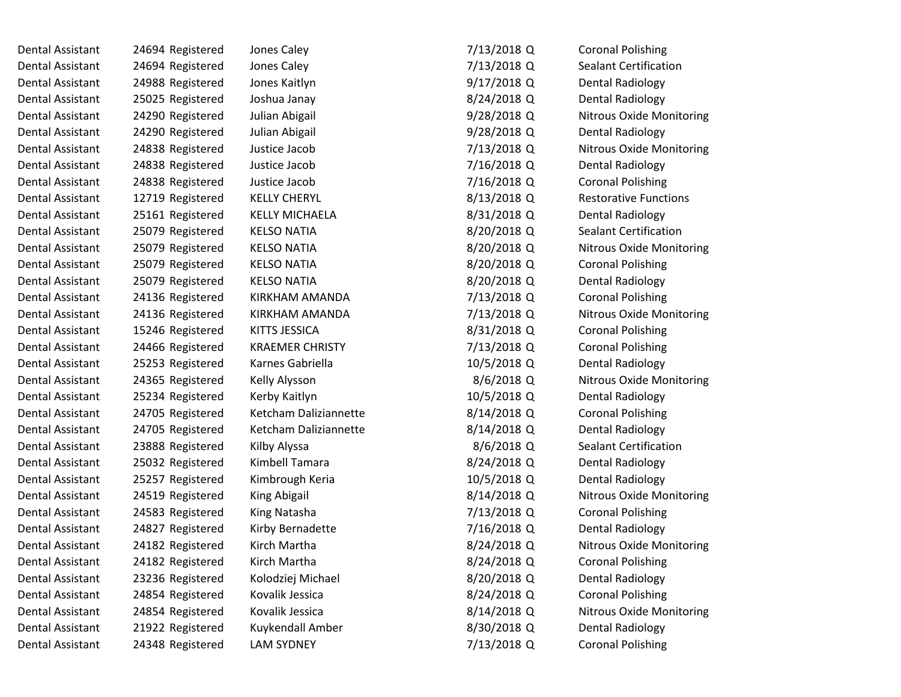| | | | | | | |
|---|---|---|---|---|---|---|
| Dental Assistant | 24694 | Registered | Jones Caley | 7/13/2018 | Q | Coronal Polishing |
| Dental Assistant | 24694 | Registered | Jones Caley | 7/13/2018 | Q | Sealant Certification |
| Dental Assistant | 24988 | Registered | Jones Kaitlyn | 9/17/2018 | Q | Dental Radiology |
| Dental Assistant | 25025 | Registered | Joshua Janay | 8/24/2018 | Q | Dental Radiology |
| Dental Assistant | 24290 | Registered | Julian Abigail | 9/28/2018 | Q | Nitrous Oxide Monitoring |
| Dental Assistant | 24290 | Registered | Julian Abigail | 9/28/2018 | Q | Dental Radiology |
| Dental Assistant | 24838 | Registered | Justice Jacob | 7/13/2018 | Q | Nitrous Oxide Monitoring |
| Dental Assistant | 24838 | Registered | Justice Jacob | 7/16/2018 | Q | Dental Radiology |
| Dental Assistant | 24838 | Registered | Justice Jacob | 7/16/2018 | Q | Coronal Polishing |
| Dental Assistant | 12719 | Registered | KELLY CHERYL | 8/13/2018 | Q | Restorative Functions |
| Dental Assistant | 25161 | Registered | KELLY MICHAELA | 8/31/2018 | Q | Dental Radiology |
| Dental Assistant | 25079 | Registered | KELSO NATIA | 8/20/2018 | Q | Sealant Certification |
| Dental Assistant | 25079 | Registered | KELSO NATIA | 8/20/2018 | Q | Nitrous Oxide Monitoring |
| Dental Assistant | 25079 | Registered | KELSO NATIA | 8/20/2018 | Q | Coronal Polishing |
| Dental Assistant | 25079 | Registered | KELSO NATIA | 8/20/2018 | Q | Dental Radiology |
| Dental Assistant | 24136 | Registered | KIRKHAM AMANDA | 7/13/2018 | Q | Coronal Polishing |
| Dental Assistant | 24136 | Registered | KIRKHAM AMANDA | 7/13/2018 | Q | Nitrous Oxide Monitoring |
| Dental Assistant | 15246 | Registered | KITTS JESSICA | 8/31/2018 | Q | Coronal Polishing |
| Dental Assistant | 24466 | Registered | KRAEMER CHRISTY | 7/13/2018 | Q | Coronal Polishing |
| Dental Assistant | 25253 | Registered | Karnes Gabriella | 10/5/2018 | Q | Dental Radiology |
| Dental Assistant | 24365 | Registered | Kelly Alysson | 8/6/2018 | Q | Nitrous Oxide Monitoring |
| Dental Assistant | 25234 | Registered | Kerby Kaitlyn | 10/5/2018 | Q | Dental Radiology |
| Dental Assistant | 24705 | Registered | Ketcham Daliziannette | 8/14/2018 | Q | Coronal Polishing |
| Dental Assistant | 24705 | Registered | Ketcham Daliziannette | 8/14/2018 | Q | Dental Radiology |
| Dental Assistant | 23888 | Registered | Kilby Alyssa | 8/6/2018 | Q | Sealant Certification |
| Dental Assistant | 25032 | Registered | Kimbell Tamara | 8/24/2018 | Q | Dental Radiology |
| Dental Assistant | 25257 | Registered | Kimbrough Keria | 10/5/2018 | Q | Dental Radiology |
| Dental Assistant | 24519 | Registered | King Abigail | 8/14/2018 | Q | Nitrous Oxide Monitoring |
| Dental Assistant | 24583 | Registered | King Natasha | 7/13/2018 | Q | Coronal Polishing |
| Dental Assistant | 24827 | Registered | Kirby Bernadette | 7/16/2018 | Q | Dental Radiology |
| Dental Assistant | 24182 | Registered | Kirch Martha | 8/24/2018 | Q | Nitrous Oxide Monitoring |
| Dental Assistant | 24182 | Registered | Kirch Martha | 8/24/2018 | Q | Coronal Polishing |
| Dental Assistant | 23236 | Registered | Kolodziej Michael | 8/20/2018 | Q | Dental Radiology |
| Dental Assistant | 24854 | Registered | Kovalik Jessica | 8/24/2018 | Q | Coronal Polishing |
| Dental Assistant | 24854 | Registered | Kovalik Jessica | 8/14/2018 | Q | Nitrous Oxide Monitoring |
| Dental Assistant | 21922 | Registered | Kuykendall Amber | 8/30/2018 | Q | Dental Radiology |
| Dental Assistant | 24348 | Registered | LAM SYDNEY | 7/13/2018 | Q | Coronal Polishing |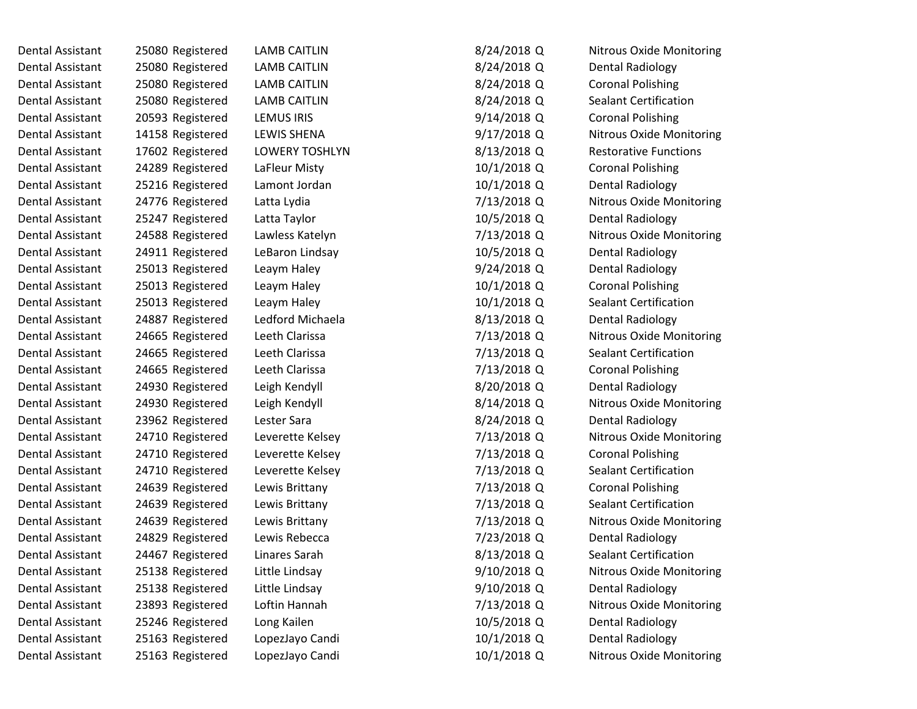| | | | | | | |
|---|---|---|---|---|---|---|
| Dental Assistant | 25080 | Registered | LAMB CAITLIN | 8/24/2018 | Q | Nitrous Oxide Monitoring |
| Dental Assistant | 25080 | Registered | LAMB CAITLIN | 8/24/2018 | Q | Dental Radiology |
| Dental Assistant | 25080 | Registered | LAMB CAITLIN | 8/24/2018 | Q | Coronal Polishing |
| Dental Assistant | 25080 | Registered | LAMB CAITLIN | 8/24/2018 | Q | Sealant Certification |
| Dental Assistant | 20593 | Registered | LEMUS IRIS | 9/14/2018 | Q | Coronal Polishing |
| Dental Assistant | 14158 | Registered | LEWIS SHENA | 9/17/2018 | Q | Nitrous Oxide Monitoring |
| Dental Assistant | 17602 | Registered | LOWERY TOSHLYN | 8/13/2018 | Q | Restorative Functions |
| Dental Assistant | 24289 | Registered | LaFleur Misty | 10/1/2018 | Q | Coronal Polishing |
| Dental Assistant | 25216 | Registered | Lamont Jordan | 10/1/2018 | Q | Dental Radiology |
| Dental Assistant | 24776 | Registered | Latta Lydia | 7/13/2018 | Q | Nitrous Oxide Monitoring |
| Dental Assistant | 25247 | Registered | Latta Taylor | 10/5/2018 | Q | Dental Radiology |
| Dental Assistant | 24588 | Registered | Lawless Katelyn | 7/13/2018 | Q | Nitrous Oxide Monitoring |
| Dental Assistant | 24911 | Registered | LeBaron Lindsay | 10/5/2018 | Q | Dental Radiology |
| Dental Assistant | 25013 | Registered | Leaym Haley | 9/24/2018 | Q | Dental Radiology |
| Dental Assistant | 25013 | Registered | Leaym Haley | 10/1/2018 | Q | Coronal Polishing |
| Dental Assistant | 25013 | Registered | Leaym Haley | 10/1/2018 | Q | Sealant Certification |
| Dental Assistant | 24887 | Registered | Ledford Michaela | 8/13/2018 | Q | Dental Radiology |
| Dental Assistant | 24665 | Registered | Leeth Clarissa | 7/13/2018 | Q | Nitrous Oxide Monitoring |
| Dental Assistant | 24665 | Registered | Leeth Clarissa | 7/13/2018 | Q | Sealant Certification |
| Dental Assistant | 24665 | Registered | Leeth Clarissa | 7/13/2018 | Q | Coronal Polishing |
| Dental Assistant | 24930 | Registered | Leigh Kendyll | 8/20/2018 | Q | Dental Radiology |
| Dental Assistant | 24930 | Registered | Leigh Kendyll | 8/14/2018 | Q | Nitrous Oxide Monitoring |
| Dental Assistant | 23962 | Registered | Lester Sara | 8/24/2018 | Q | Dental Radiology |
| Dental Assistant | 24710 | Registered | Leverette Kelsey | 7/13/2018 | Q | Nitrous Oxide Monitoring |
| Dental Assistant | 24710 | Registered | Leverette Kelsey | 7/13/2018 | Q | Coronal Polishing |
| Dental Assistant | 24710 | Registered | Leverette Kelsey | 7/13/2018 | Q | Sealant Certification |
| Dental Assistant | 24639 | Registered | Lewis Brittany | 7/13/2018 | Q | Coronal Polishing |
| Dental Assistant | 24639 | Registered | Lewis Brittany | 7/13/2018 | Q | Sealant Certification |
| Dental Assistant | 24639 | Registered | Lewis Brittany | 7/13/2018 | Q | Nitrous Oxide Monitoring |
| Dental Assistant | 24829 | Registered | Lewis Rebecca | 7/23/2018 | Q | Dental Radiology |
| Dental Assistant | 24467 | Registered | Linares Sarah | 8/13/2018 | Q | Sealant Certification |
| Dental Assistant | 25138 | Registered | Little Lindsay | 9/10/2018 | Q | Nitrous Oxide Monitoring |
| Dental Assistant | 25138 | Registered | Little Lindsay | 9/10/2018 | Q | Dental Radiology |
| Dental Assistant | 23893 | Registered | Loftin Hannah | 7/13/2018 | Q | Nitrous Oxide Monitoring |
| Dental Assistant | 25246 | Registered | Long Kailen | 10/5/2018 | Q | Dental Radiology |
| Dental Assistant | 25163 | Registered | LopezJayo Candi | 10/1/2018 | Q | Dental Radiology |
| Dental Assistant | 25163 | Registered | LopezJayo Candi | 10/1/2018 | Q | Nitrous Oxide Monitoring |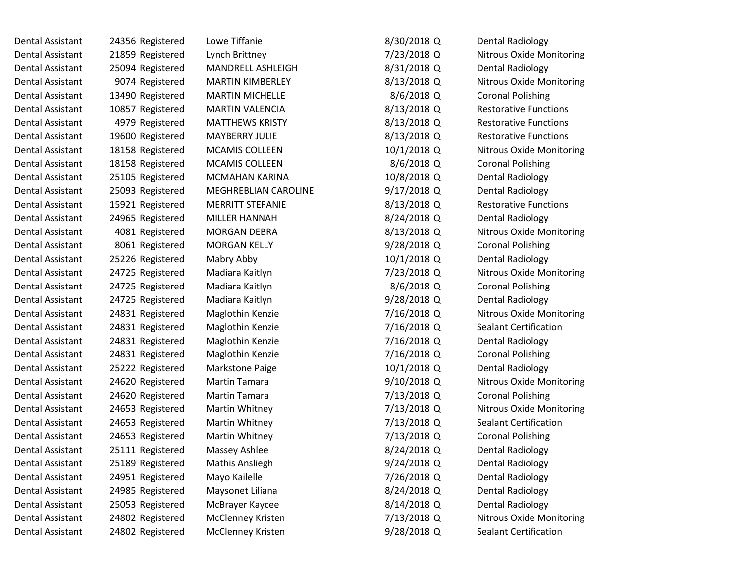| | | | | | | |
|---|---|---|---|---|---|---|
| Dental Assistant | 24356 | Registered | Lowe Tiffanie | 8/30/2018 | Q | Dental Radiology |
| Dental Assistant | 21859 | Registered | Lynch Brittney | 7/23/2018 | Q | Nitrous Oxide Monitoring |
| Dental Assistant | 25094 | Registered | MANDRELL ASHLEIGH | 8/31/2018 | Q | Dental Radiology |
| Dental Assistant | 9074 | Registered | MARTIN KIMBERLEY | 8/13/2018 | Q | Nitrous Oxide Monitoring |
| Dental Assistant | 13490 | Registered | MARTIN MICHELLE | 8/6/2018 | Q | Coronal Polishing |
| Dental Assistant | 10857 | Registered | MARTIN VALENCIA | 8/13/2018 | Q | Restorative Functions |
| Dental Assistant | 4979 | Registered | MATTHEWS KRISTY | 8/13/2018 | Q | Restorative Functions |
| Dental Assistant | 19600 | Registered | MAYBERRY JULIE | 8/13/2018 | Q | Restorative Functions |
| Dental Assistant | 18158 | Registered | MCAMIS COLLEEN | 10/1/2018 | Q | Nitrous Oxide Monitoring |
| Dental Assistant | 18158 | Registered | MCAMIS COLLEEN | 8/6/2018 | Q | Coronal Polishing |
| Dental Assistant | 25105 | Registered | MCMAHAN KARINA | 10/8/2018 | Q | Dental Radiology |
| Dental Assistant | 25093 | Registered | MEGHREBLIAN CAROLINE | 9/17/2018 | Q | Dental Radiology |
| Dental Assistant | 15921 | Registered | MERRITT STEFANIE | 8/13/2018 | Q | Restorative Functions |
| Dental Assistant | 24965 | Registered | MILLER HANNAH | 8/24/2018 | Q | Dental Radiology |
| Dental Assistant | 4081 | Registered | MORGAN DEBRA | 8/13/2018 | Q | Nitrous Oxide Monitoring |
| Dental Assistant | 8061 | Registered | MORGAN KELLY | 9/28/2018 | Q | Coronal Polishing |
| Dental Assistant | 25226 | Registered | Mabry Abby | 10/1/2018 | Q | Dental Radiology |
| Dental Assistant | 24725 | Registered | Madiara Kaitlyn | 7/23/2018 | Q | Nitrous Oxide Monitoring |
| Dental Assistant | 24725 | Registered | Madiara Kaitlyn | 8/6/2018 | Q | Coronal Polishing |
| Dental Assistant | 24725 | Registered | Madiara Kaitlyn | 9/28/2018 | Q | Dental Radiology |
| Dental Assistant | 24831 | Registered | Maglothin Kenzie | 7/16/2018 | Q | Nitrous Oxide Monitoring |
| Dental Assistant | 24831 | Registered | Maglothin Kenzie | 7/16/2018 | Q | Sealant Certification |
| Dental Assistant | 24831 | Registered | Maglothin Kenzie | 7/16/2018 | Q | Dental Radiology |
| Dental Assistant | 24831 | Registered | Maglothin Kenzie | 7/16/2018 | Q | Coronal Polishing |
| Dental Assistant | 25222 | Registered | Markstone Paige | 10/1/2018 | Q | Dental Radiology |
| Dental Assistant | 24620 | Registered | Martin Tamara | 9/10/2018 | Q | Nitrous Oxide Monitoring |
| Dental Assistant | 24620 | Registered | Martin Tamara | 7/13/2018 | Q | Coronal Polishing |
| Dental Assistant | 24653 | Registered | Martin Whitney | 7/13/2018 | Q | Nitrous Oxide Monitoring |
| Dental Assistant | 24653 | Registered | Martin Whitney | 7/13/2018 | Q | Sealant Certification |
| Dental Assistant | 24653 | Registered | Martin Whitney | 7/13/2018 | Q | Coronal Polishing |
| Dental Assistant | 25111 | Registered | Massey Ashlee | 8/24/2018 | Q | Dental Radiology |
| Dental Assistant | 25189 | Registered | Mathis Ansliegh | 9/24/2018 | Q | Dental Radiology |
| Dental Assistant | 24951 | Registered | Mayo Kailelle | 7/26/2018 | Q | Dental Radiology |
| Dental Assistant | 24985 | Registered | Maysonet Liliana | 8/24/2018 | Q | Dental Radiology |
| Dental Assistant | 25053 | Registered | McBrayer Kaycee | 8/14/2018 | Q | Dental Radiology |
| Dental Assistant | 24802 | Registered | McClenney Kristen | 7/13/2018 | Q | Nitrous Oxide Monitoring |
| Dental Assistant | 24802 | Registered | McClenney Kristen | 9/28/2018 | Q | Sealant Certification |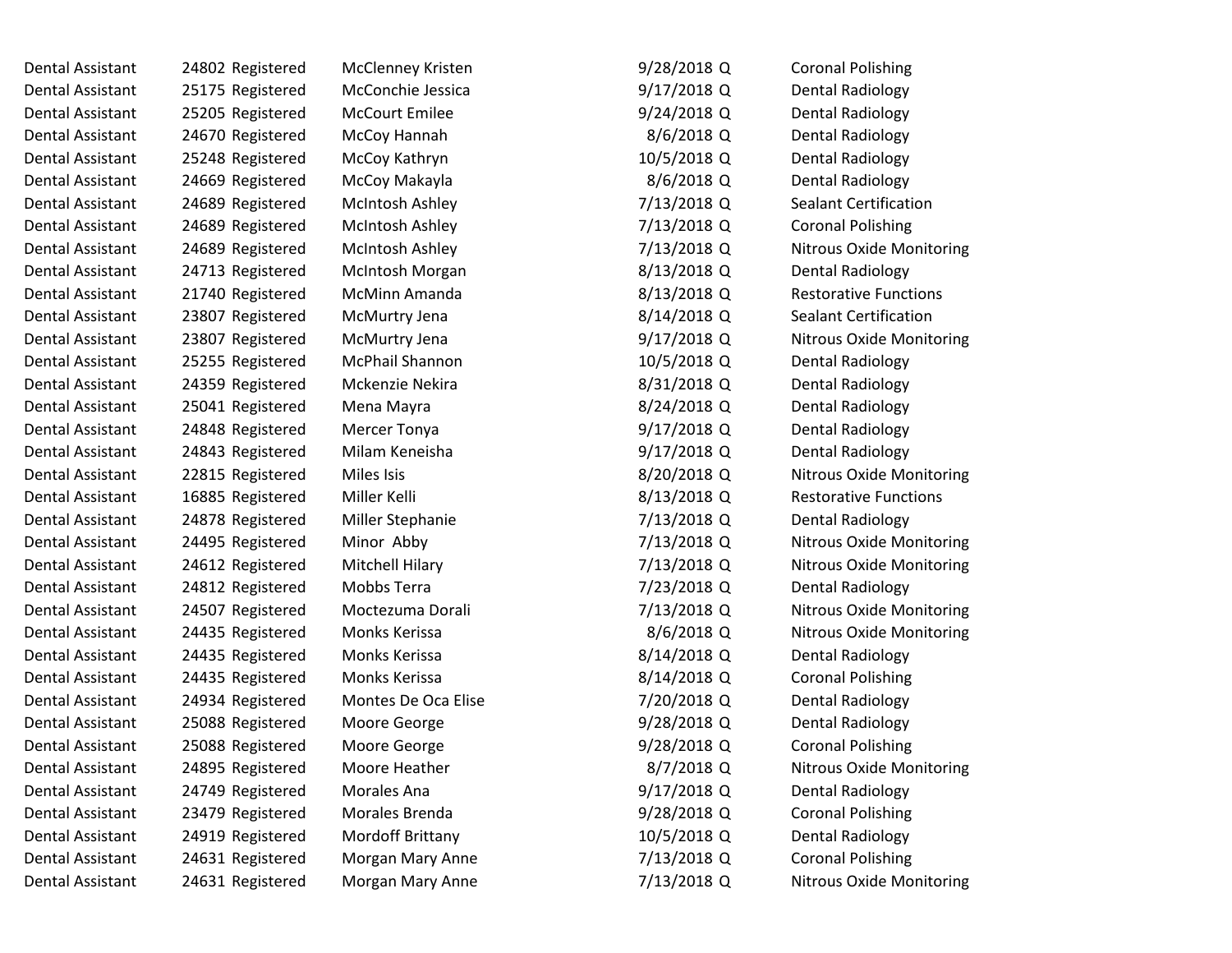| | | | | | | |
|---|---|---|---|---|---|---|
| Dental Assistant | 24802 | Registered | McClenney Kristen | 9/28/2018 | Q | Coronal Polishing |
| Dental Assistant | 25175 | Registered | McConchie Jessica | 9/17/2018 | Q | Dental Radiology |
| Dental Assistant | 25205 | Registered | McCourt Emilee | 9/24/2018 | Q | Dental Radiology |
| Dental Assistant | 24670 | Registered | McCoy Hannah | 8/6/2018 | Q | Dental Radiology |
| Dental Assistant | 25248 | Registered | McCoy Kathryn | 10/5/2018 | Q | Dental Radiology |
| Dental Assistant | 24669 | Registered | McCoy Makayla | 8/6/2018 | Q | Dental Radiology |
| Dental Assistant | 24689 | Registered | McIntosh Ashley | 7/13/2018 | Q | Sealant Certification |
| Dental Assistant | 24689 | Registered | McIntosh Ashley | 7/13/2018 | Q | Coronal Polishing |
| Dental Assistant | 24689 | Registered | McIntosh Ashley | 7/13/2018 | Q | Nitrous Oxide Monitoring |
| Dental Assistant | 24713 | Registered | McIntosh Morgan | 8/13/2018 | Q | Dental Radiology |
| Dental Assistant | 21740 | Registered | McMinn Amanda | 8/13/2018 | Q | Restorative Functions |
| Dental Assistant | 23807 | Registered | McMurtry Jena | 8/14/2018 | Q | Sealant Certification |
| Dental Assistant | 23807 | Registered | McMurtry Jena | 9/17/2018 | Q | Nitrous Oxide Monitoring |
| Dental Assistant | 25255 | Registered | McPhail Shannon | 10/5/2018 | Q | Dental Radiology |
| Dental Assistant | 24359 | Registered | Mckenzie Nekira | 8/31/2018 | Q | Dental Radiology |
| Dental Assistant | 25041 | Registered | Mena Mayra | 8/24/2018 | Q | Dental Radiology |
| Dental Assistant | 24848 | Registered | Mercer Tonya | 9/17/2018 | Q | Dental Radiology |
| Dental Assistant | 24843 | Registered | Milam Keneisha | 9/17/2018 | Q | Dental Radiology |
| Dental Assistant | 22815 | Registered | Miles Isis | 8/20/2018 | Q | Nitrous Oxide Monitoring |
| Dental Assistant | 16885 | Registered | Miller Kelli | 8/13/2018 | Q | Restorative Functions |
| Dental Assistant | 24878 | Registered | Miller Stephanie | 7/13/2018 | Q | Dental Radiology |
| Dental Assistant | 24495 | Registered | Minor Abby | 7/13/2018 | Q | Nitrous Oxide Monitoring |
| Dental Assistant | 24612 | Registered | Mitchell Hilary | 7/13/2018 | Q | Nitrous Oxide Monitoring |
| Dental Assistant | 24812 | Registered | Mobbs Terra | 7/23/2018 | Q | Dental Radiology |
| Dental Assistant | 24507 | Registered | Moctezuma Dorali | 7/13/2018 | Q | Nitrous Oxide Monitoring |
| Dental Assistant | 24435 | Registered | Monks Kerissa | 8/6/2018 | Q | Nitrous Oxide Monitoring |
| Dental Assistant | 24435 | Registered | Monks Kerissa | 8/14/2018 | Q | Dental Radiology |
| Dental Assistant | 24435 | Registered | Monks Kerissa | 8/14/2018 | Q | Coronal Polishing |
| Dental Assistant | 24934 | Registered | Montes De Oca Elise | 7/20/2018 | Q | Dental Radiology |
| Dental Assistant | 25088 | Registered | Moore George | 9/28/2018 | Q | Dental Radiology |
| Dental Assistant | 25088 | Registered | Moore George | 9/28/2018 | Q | Coronal Polishing |
| Dental Assistant | 24895 | Registered | Moore Heather | 8/7/2018 | Q | Nitrous Oxide Monitoring |
| Dental Assistant | 24749 | Registered | Morales Ana | 9/17/2018 | Q | Dental Radiology |
| Dental Assistant | 23479 | Registered | Morales Brenda | 9/28/2018 | Q | Coronal Polishing |
| Dental Assistant | 24919 | Registered | Mordoff Brittany | 10/5/2018 | Q | Dental Radiology |
| Dental Assistant | 24631 | Registered | Morgan Mary Anne | 7/13/2018 | Q | Coronal Polishing |
| Dental Assistant | 24631 | Registered | Morgan Mary Anne | 7/13/2018 | Q | Nitrous Oxide Monitoring |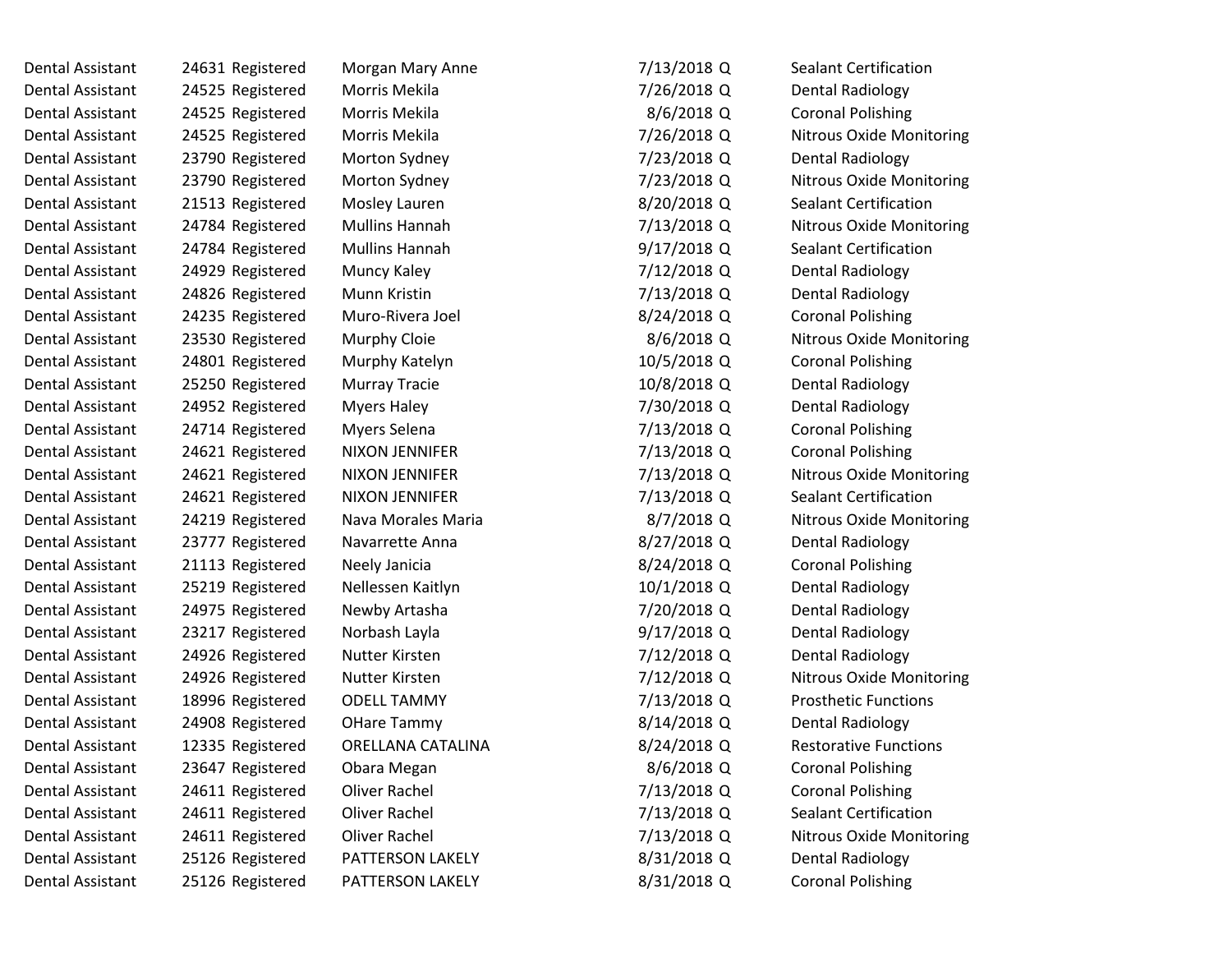| | | | | | | |
|---|---|---|---|---|---|---|
| Dental Assistant | 24631 | Registered | Morgan Mary Anne | 7/13/2018 | Q | Sealant Certification |
| Dental Assistant | 24525 | Registered | Morris Mekila | 7/26/2018 | Q | Dental Radiology |
| Dental Assistant | 24525 | Registered | Morris Mekila | 8/6/2018 | Q | Coronal Polishing |
| Dental Assistant | 24525 | Registered | Morris Mekila | 7/26/2018 | Q | Nitrous Oxide Monitoring |
| Dental Assistant | 23790 | Registered | Morton Sydney | 7/23/2018 | Q | Dental Radiology |
| Dental Assistant | 23790 | Registered | Morton Sydney | 7/23/2018 | Q | Nitrous Oxide Monitoring |
| Dental Assistant | 21513 | Registered | Mosley Lauren | 8/20/2018 | Q | Sealant Certification |
| Dental Assistant | 24784 | Registered | Mullins Hannah | 7/13/2018 | Q | Nitrous Oxide Monitoring |
| Dental Assistant | 24784 | Registered | Mullins Hannah | 9/17/2018 | Q | Sealant Certification |
| Dental Assistant | 24929 | Registered | Muncy Kaley | 7/12/2018 | Q | Dental Radiology |
| Dental Assistant | 24826 | Registered | Munn Kristin | 7/13/2018 | Q | Dental Radiology |
| Dental Assistant | 24235 | Registered | Muro-Rivera Joel | 8/24/2018 | Q | Coronal Polishing |
| Dental Assistant | 23530 | Registered | Murphy Cloie | 8/6/2018 | Q | Nitrous Oxide Monitoring |
| Dental Assistant | 24801 | Registered | Murphy Katelyn | 10/5/2018 | Q | Coronal Polishing |
| Dental Assistant | 25250 | Registered | Murray Tracie | 10/8/2018 | Q | Dental Radiology |
| Dental Assistant | 24952 | Registered | Myers Haley | 7/30/2018 | Q | Dental Radiology |
| Dental Assistant | 24714 | Registered | Myers Selena | 7/13/2018 | Q | Coronal Polishing |
| Dental Assistant | 24621 | Registered | NIXON JENNIFER | 7/13/2018 | Q | Coronal Polishing |
| Dental Assistant | 24621 | Registered | NIXON JENNIFER | 7/13/2018 | Q | Nitrous Oxide Monitoring |
| Dental Assistant | 24621 | Registered | NIXON JENNIFER | 7/13/2018 | Q | Sealant Certification |
| Dental Assistant | 24219 | Registered | Nava Morales Maria | 8/7/2018 | Q | Nitrous Oxide Monitoring |
| Dental Assistant | 23777 | Registered | Navarrette Anna | 8/27/2018 | Q | Dental Radiology |
| Dental Assistant | 21113 | Registered | Neely Janicia | 8/24/2018 | Q | Coronal Polishing |
| Dental Assistant | 25219 | Registered | Nellessen Kaitlyn | 10/1/2018 | Q | Dental Radiology |
| Dental Assistant | 24975 | Registered | Newby Artasha | 7/20/2018 | Q | Dental Radiology |
| Dental Assistant | 23217 | Registered | Norbash Layla | 9/17/2018 | Q | Dental Radiology |
| Dental Assistant | 24926 | Registered | Nutter Kirsten | 7/12/2018 | Q | Dental Radiology |
| Dental Assistant | 24926 | Registered | Nutter Kirsten | 7/12/2018 | Q | Nitrous Oxide Monitoring |
| Dental Assistant | 18996 | Registered | ODELL TAMMY | 7/13/2018 | Q | Prosthetic Functions |
| Dental Assistant | 24908 | Registered | OHare Tammy | 8/14/2018 | Q | Dental Radiology |
| Dental Assistant | 12335 | Registered | ORELLANA CATALINA | 8/24/2018 | Q | Restorative Functions |
| Dental Assistant | 23647 | Registered | Obara Megan | 8/6/2018 | Q | Coronal Polishing |
| Dental Assistant | 24611 | Registered | Oliver Rachel | 7/13/2018 | Q | Coronal Polishing |
| Dental Assistant | 24611 | Registered | Oliver Rachel | 7/13/2018 | Q | Sealant Certification |
| Dental Assistant | 24611 | Registered | Oliver Rachel | 7/13/2018 | Q | Nitrous Oxide Monitoring |
| Dental Assistant | 25126 | Registered | PATTERSON LAKELY | 8/31/2018 | Q | Dental Radiology |
| Dental Assistant | 25126 | Registered | PATTERSON LAKELY | 8/31/2018 | Q | Coronal Polishing |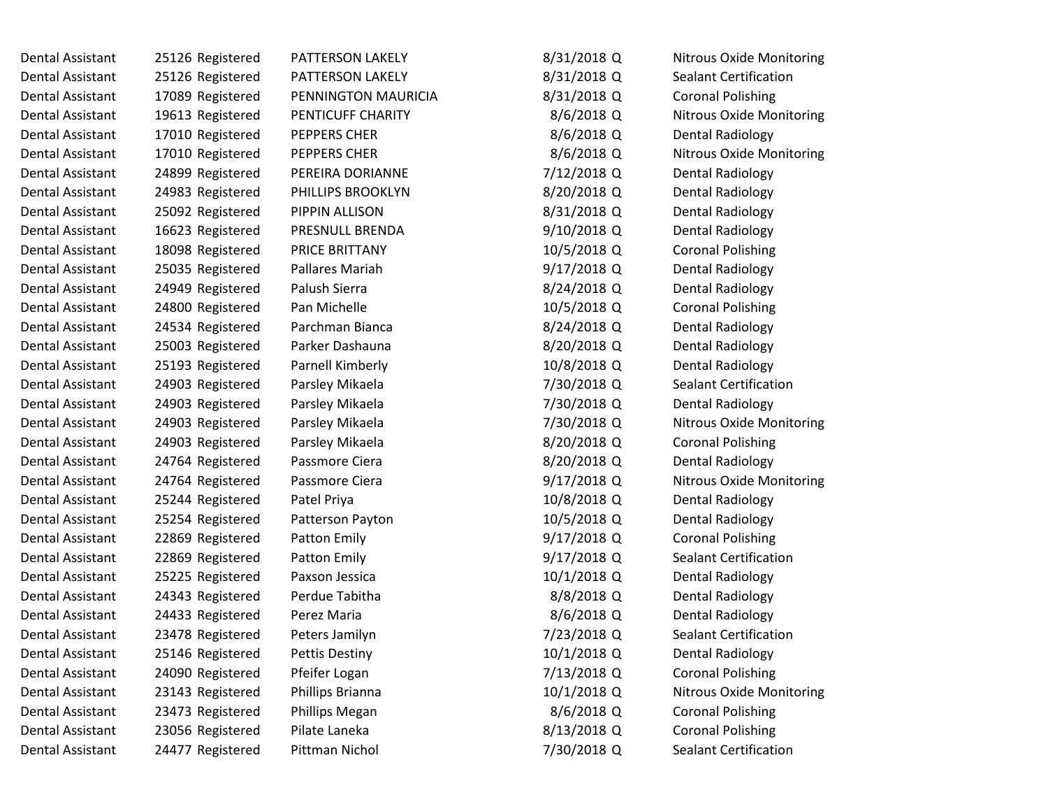| | | | | | | |
|---|---|---|---|---|---|---|
| Dental Assistant | 25126 | Registered | PATTERSON LAKELY | 8/31/2018 | Q | Nitrous Oxide Monitoring |
| Dental Assistant | 25126 | Registered | PATTERSON LAKELY | 8/31/2018 | Q | Sealant Certification |
| Dental Assistant | 17089 | Registered | PENNINGTON MAURICIA | 8/31/2018 | Q | Coronal Polishing |
| Dental Assistant | 19613 | Registered | PENTICUFF CHARITY | 8/6/2018 | Q | Nitrous Oxide Monitoring |
| Dental Assistant | 17010 | Registered | PEPPERS CHER | 8/6/2018 | Q | Dental Radiology |
| Dental Assistant | 17010 | Registered | PEPPERS CHER | 8/6/2018 | Q | Nitrous Oxide Monitoring |
| Dental Assistant | 24899 | Registered | PEREIRA DORIANNE | 7/12/2018 | Q | Dental Radiology |
| Dental Assistant | 24983 | Registered | PHILLIPS BROOKLYN | 8/20/2018 | Q | Dental Radiology |
| Dental Assistant | 25092 | Registered | PIPPIN ALLISON | 8/31/2018 | Q | Dental Radiology |
| Dental Assistant | 16623 | Registered | PRESNULL BRENDA | 9/10/2018 | Q | Dental Radiology |
| Dental Assistant | 18098 | Registered | PRICE BRITTANY | 10/5/2018 | Q | Coronal Polishing |
| Dental Assistant | 25035 | Registered | Pallares Mariah | 9/17/2018 | Q | Dental Radiology |
| Dental Assistant | 24949 | Registered | Palush Sierra | 8/24/2018 | Q | Dental Radiology |
| Dental Assistant | 24800 | Registered | Pan Michelle | 10/5/2018 | Q | Coronal Polishing |
| Dental Assistant | 24534 | Registered | Parchman Bianca | 8/24/2018 | Q | Dental Radiology |
| Dental Assistant | 25003 | Registered | Parker Dashauna | 8/20/2018 | Q | Dental Radiology |
| Dental Assistant | 25193 | Registered | Parnell Kimberly | 10/8/2018 | Q | Dental Radiology |
| Dental Assistant | 24903 | Registered | Parsley Mikaela | 7/30/2018 | Q | Sealant Certification |
| Dental Assistant | 24903 | Registered | Parsley Mikaela | 7/30/2018 | Q | Dental Radiology |
| Dental Assistant | 24903 | Registered | Parsley Mikaela | 7/30/2018 | Q | Nitrous Oxide Monitoring |
| Dental Assistant | 24903 | Registered | Parsley Mikaela | 8/20/2018 | Q | Coronal Polishing |
| Dental Assistant | 24764 | Registered | Passmore Ciera | 8/20/2018 | Q | Dental Radiology |
| Dental Assistant | 24764 | Registered | Passmore Ciera | 9/17/2018 | Q | Nitrous Oxide Monitoring |
| Dental Assistant | 25244 | Registered | Patel Priya | 10/8/2018 | Q | Dental Radiology |
| Dental Assistant | 25254 | Registered | Patterson Payton | 10/5/2018 | Q | Dental Radiology |
| Dental Assistant | 22869 | Registered | Patton Emily | 9/17/2018 | Q | Coronal Polishing |
| Dental Assistant | 22869 | Registered | Patton Emily | 9/17/2018 | Q | Sealant Certification |
| Dental Assistant | 25225 | Registered | Paxson Jessica | 10/1/2018 | Q | Dental Radiology |
| Dental Assistant | 24343 | Registered | Perdue Tabitha | 8/8/2018 | Q | Dental Radiology |
| Dental Assistant | 24433 | Registered | Perez Maria | 8/6/2018 | Q | Dental Radiology |
| Dental Assistant | 23478 | Registered | Peters Jamilyn | 7/23/2018 | Q | Sealant Certification |
| Dental Assistant | 25146 | Registered | Pettis Destiny | 10/1/2018 | Q | Dental Radiology |
| Dental Assistant | 24090 | Registered | Pfeifer Logan | 7/13/2018 | Q | Coronal Polishing |
| Dental Assistant | 23143 | Registered | Phillips Brianna | 10/1/2018 | Q | Nitrous Oxide Monitoring |
| Dental Assistant | 23473 | Registered | Phillips Megan | 8/6/2018 | Q | Coronal Polishing |
| Dental Assistant | 23056 | Registered | Pilate Laneka | 8/13/2018 | Q | Coronal Polishing |
| Dental Assistant | 24477 | Registered | Pittman Nichol | 7/30/2018 | Q | Sealant Certification |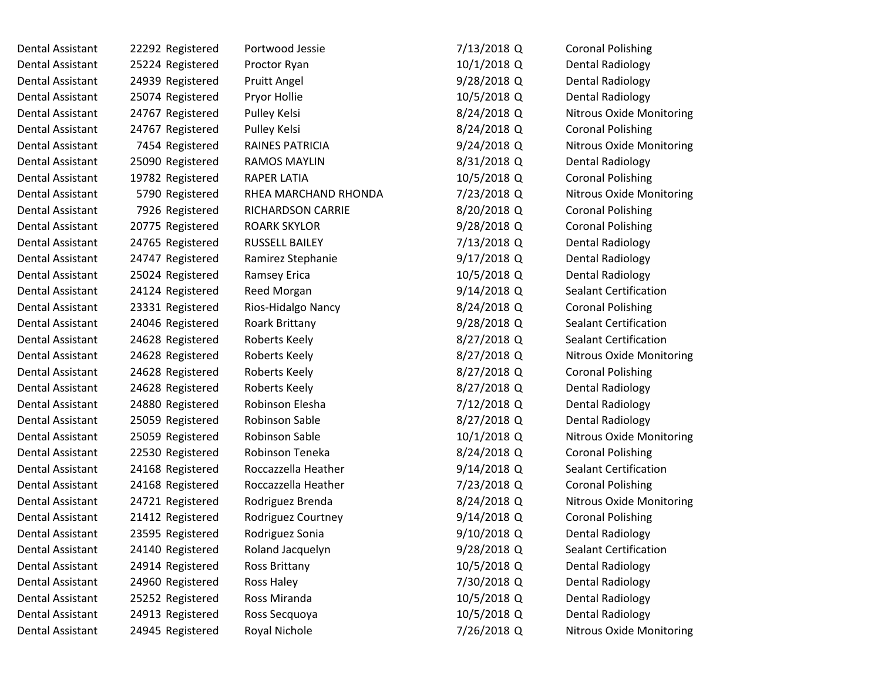| | | | | | | |
|---|---|---|---|---|---|---|
| Dental Assistant | 22292 | Registered | Portwood Jessie | 7/13/2018 | Q | Coronal Polishing |
| Dental Assistant | 25224 | Registered | Proctor Ryan | 10/1/2018 | Q | Dental Radiology |
| Dental Assistant | 24939 | Registered | Pruitt Angel | 9/28/2018 | Q | Dental Radiology |
| Dental Assistant | 25074 | Registered | Pryor Hollie | 10/5/2018 | Q | Dental Radiology |
| Dental Assistant | 24767 | Registered | Pulley Kelsi | 8/24/2018 | Q | Nitrous Oxide Monitoring |
| Dental Assistant | 24767 | Registered | Pulley Kelsi | 8/24/2018 | Q | Coronal Polishing |
| Dental Assistant | 7454 | Registered | RAINES PATRICIA | 9/24/2018 | Q | Nitrous Oxide Monitoring |
| Dental Assistant | 25090 | Registered | RAMOS MAYLIN | 8/31/2018 | Q | Dental Radiology |
| Dental Assistant | 19782 | Registered | RAPER LATIA | 10/5/2018 | Q | Coronal Polishing |
| Dental Assistant | 5790 | Registered | RHEA MARCHAND RHONDA | 7/23/2018 | Q | Nitrous Oxide Monitoring |
| Dental Assistant | 7926 | Registered | RICHARDSON CARRIE | 8/20/2018 | Q | Coronal Polishing |
| Dental Assistant | 20775 | Registered | ROARK SKYLOR | 9/28/2018 | Q | Coronal Polishing |
| Dental Assistant | 24765 | Registered | RUSSELL BAILEY | 7/13/2018 | Q | Dental Radiology |
| Dental Assistant | 24747 | Registered | Ramirez Stephanie | 9/17/2018 | Q | Dental Radiology |
| Dental Assistant | 25024 | Registered | Ramsey Erica | 10/5/2018 | Q | Dental Radiology |
| Dental Assistant | 24124 | Registered | Reed Morgan | 9/14/2018 | Q | Sealant Certification |
| Dental Assistant | 23331 | Registered | Rios-Hidalgo Nancy | 8/24/2018 | Q | Coronal Polishing |
| Dental Assistant | 24046 | Registered | Roark Brittany | 9/28/2018 | Q | Sealant Certification |
| Dental Assistant | 24628 | Registered | Roberts Keely | 8/27/2018 | Q | Sealant Certification |
| Dental Assistant | 24628 | Registered | Roberts Keely | 8/27/2018 | Q | Nitrous Oxide Monitoring |
| Dental Assistant | 24628 | Registered | Roberts Keely | 8/27/2018 | Q | Coronal Polishing |
| Dental Assistant | 24628 | Registered | Roberts Keely | 8/27/2018 | Q | Dental Radiology |
| Dental Assistant | 24880 | Registered | Robinson Elesha | 7/12/2018 | Q | Dental Radiology |
| Dental Assistant | 25059 | Registered | Robinson Sable | 8/27/2018 | Q | Dental Radiology |
| Dental Assistant | 25059 | Registered | Robinson Sable | 10/1/2018 | Q | Nitrous Oxide Monitoring |
| Dental Assistant | 22530 | Registered | Robinson Teneka | 8/24/2018 | Q | Coronal Polishing |
| Dental Assistant | 24168 | Registered | Roccazzella Heather | 9/14/2018 | Q | Sealant Certification |
| Dental Assistant | 24168 | Registered | Roccazzella Heather | 7/23/2018 | Q | Coronal Polishing |
| Dental Assistant | 24721 | Registered | Rodriguez Brenda | 8/24/2018 | Q | Nitrous Oxide Monitoring |
| Dental Assistant | 21412 | Registered | Rodriguez Courtney | 9/14/2018 | Q | Coronal Polishing |
| Dental Assistant | 23595 | Registered | Rodriguez Sonia | 9/10/2018 | Q | Dental Radiology |
| Dental Assistant | 24140 | Registered | Roland Jacquelyn | 9/28/2018 | Q | Sealant Certification |
| Dental Assistant | 24914 | Registered | Ross Brittany | 10/5/2018 | Q | Dental Radiology |
| Dental Assistant | 24960 | Registered | Ross Haley | 7/30/2018 | Q | Dental Radiology |
| Dental Assistant | 25252 | Registered | Ross Miranda | 10/5/2018 | Q | Dental Radiology |
| Dental Assistant | 24913 | Registered | Ross Secquoya | 10/5/2018 | Q | Dental Radiology |
| Dental Assistant | 24945 | Registered | Royal Nichole | 7/26/2018 | Q | Nitrous Oxide Monitoring |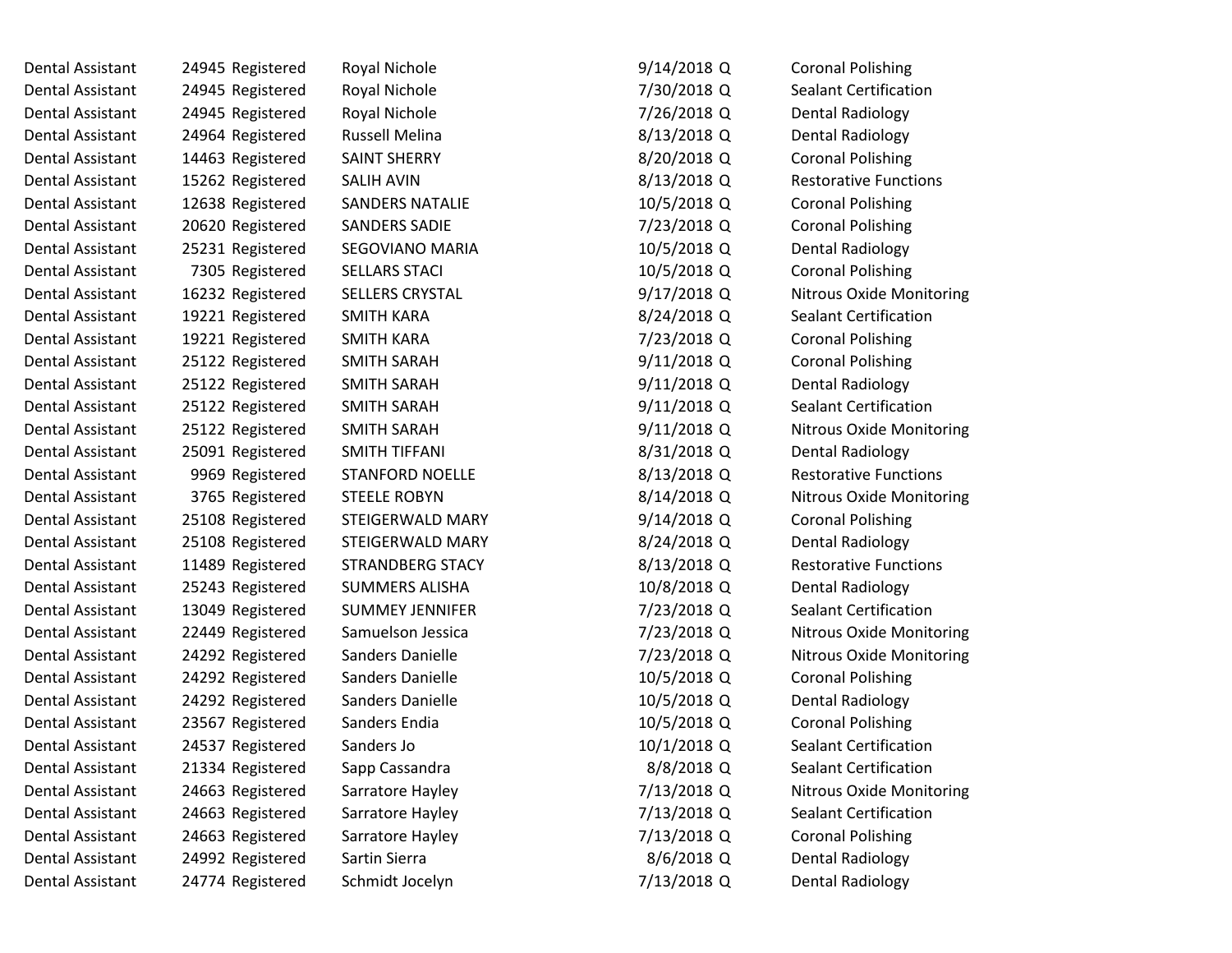| | | | | | | |
|---|---|---|---|---|---|---|
| Dental Assistant | 24945 | Registered | Royal Nichole | 9/14/2018 | Q | Coronal Polishing |
| Dental Assistant | 24945 | Registered | Royal Nichole | 7/30/2018 | Q | Sealant Certification |
| Dental Assistant | 24945 | Registered | Royal Nichole | 7/26/2018 | Q | Dental Radiology |
| Dental Assistant | 24964 | Registered | Russell Melina | 8/13/2018 | Q | Dental Radiology |
| Dental Assistant | 14463 | Registered | SAINT SHERRY | 8/20/2018 | Q | Coronal Polishing |
| Dental Assistant | 15262 | Registered | SALIH AVIN | 8/13/2018 | Q | Restorative Functions |
| Dental Assistant | 12638 | Registered | SANDERS NATALIE | 10/5/2018 | Q | Coronal Polishing |
| Dental Assistant | 20620 | Registered | SANDERS SADIE | 7/23/2018 | Q | Coronal Polishing |
| Dental Assistant | 25231 | Registered | SEGOVIANO MARIA | 10/5/2018 | Q | Dental Radiology |
| Dental Assistant | 7305 | Registered | SELLARS STACI | 10/5/2018 | Q | Coronal Polishing |
| Dental Assistant | 16232 | Registered | SELLERS CRYSTAL | 9/17/2018 | Q | Nitrous Oxide Monitoring |
| Dental Assistant | 19221 | Registered | SMITH KARA | 8/24/2018 | Q | Sealant Certification |
| Dental Assistant | 19221 | Registered | SMITH KARA | 7/23/2018 | Q | Coronal Polishing |
| Dental Assistant | 25122 | Registered | SMITH SARAH | 9/11/2018 | Q | Coronal Polishing |
| Dental Assistant | 25122 | Registered | SMITH SARAH | 9/11/2018 | Q | Dental Radiology |
| Dental Assistant | 25122 | Registered | SMITH SARAH | 9/11/2018 | Q | Sealant Certification |
| Dental Assistant | 25122 | Registered | SMITH SARAH | 9/11/2018 | Q | Nitrous Oxide Monitoring |
| Dental Assistant | 25091 | Registered | SMITH TIFFANI | 8/31/2018 | Q | Dental Radiology |
| Dental Assistant | 9969 | Registered | STANFORD NOELLE | 8/13/2018 | Q | Restorative Functions |
| Dental Assistant | 3765 | Registered | STEELE ROBYN | 8/14/2018 | Q | Nitrous Oxide Monitoring |
| Dental Assistant | 25108 | Registered | STEIGERWALD MARY | 9/14/2018 | Q | Coronal Polishing |
| Dental Assistant | 25108 | Registered | STEIGERWALD MARY | 8/24/2018 | Q | Dental Radiology |
| Dental Assistant | 11489 | Registered | STRANDBERG STACY | 8/13/2018 | Q | Restorative Functions |
| Dental Assistant | 25243 | Registered | SUMMERS ALISHA | 10/8/2018 | Q | Dental Radiology |
| Dental Assistant | 13049 | Registered | SUMMEY JENNIFER | 7/23/2018 | Q | Sealant Certification |
| Dental Assistant | 22449 | Registered | Samuelson Jessica | 7/23/2018 | Q | Nitrous Oxide Monitoring |
| Dental Assistant | 24292 | Registered | Sanders Danielle | 7/23/2018 | Q | Nitrous Oxide Monitoring |
| Dental Assistant | 24292 | Registered | Sanders Danielle | 10/5/2018 | Q | Coronal Polishing |
| Dental Assistant | 24292 | Registered | Sanders Danielle | 10/5/2018 | Q | Dental Radiology |
| Dental Assistant | 23567 | Registered | Sanders Endia | 10/5/2018 | Q | Coronal Polishing |
| Dental Assistant | 24537 | Registered | Sanders Jo | 10/1/2018 | Q | Sealant Certification |
| Dental Assistant | 21334 | Registered | Sapp Cassandra | 8/8/2018 | Q | Sealant Certification |
| Dental Assistant | 24663 | Registered | Sarratore Hayley | 7/13/2018 | Q | Nitrous Oxide Monitoring |
| Dental Assistant | 24663 | Registered | Sarratore Hayley | 7/13/2018 | Q | Sealant Certification |
| Dental Assistant | 24663 | Registered | Sarratore Hayley | 7/13/2018 | Q | Coronal Polishing |
| Dental Assistant | 24992 | Registered | Sartin Sierra | 8/6/2018 | Q | Dental Radiology |
| Dental Assistant | 24774 | Registered | Schmidt Jocelyn | 7/13/2018 | Q | Dental Radiology |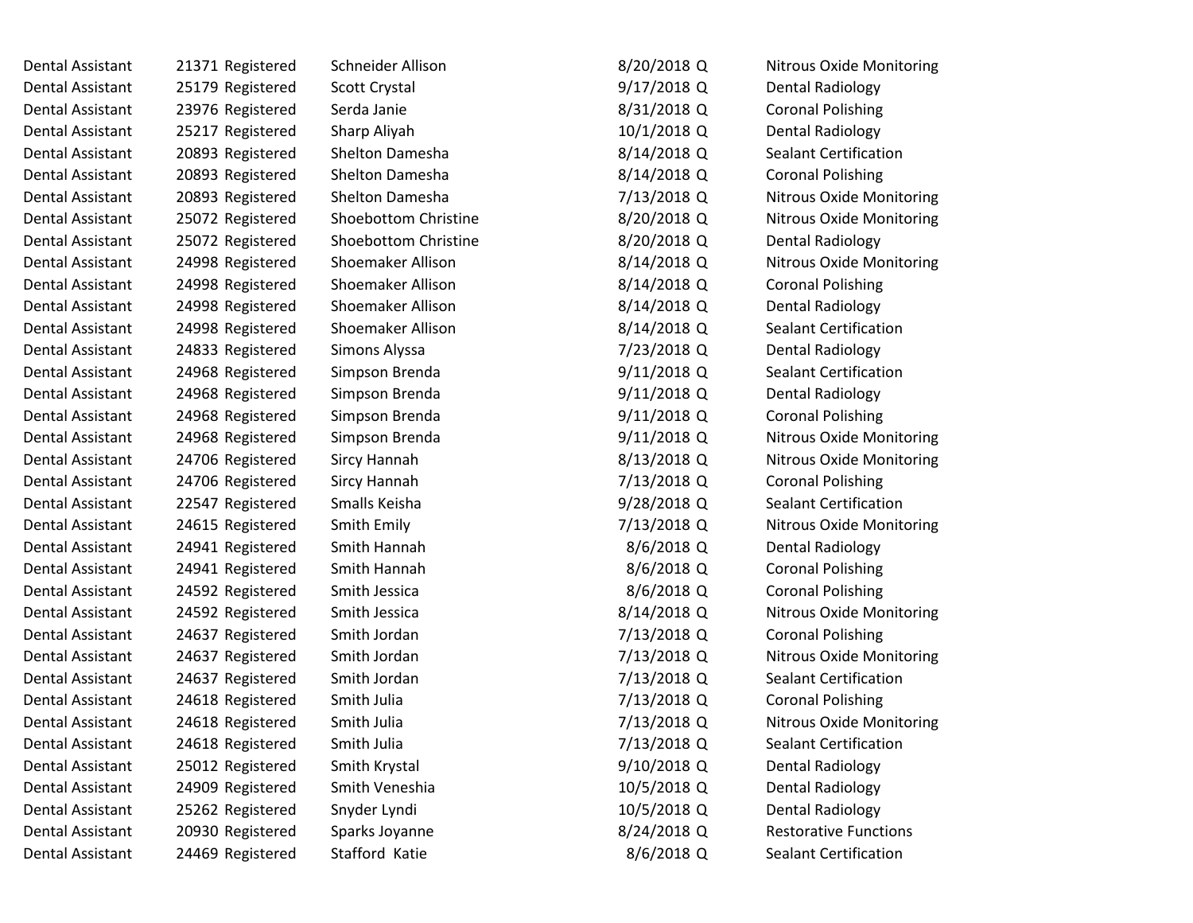| | | | | | | |
|---|---|---|---|---|---|---|
| Dental Assistant | 21371 | Registered | Schneider Allison | 8/20/2018 | Q | Nitrous Oxide Monitoring |
| Dental Assistant | 25179 | Registered | Scott Crystal | 9/17/2018 | Q | Dental Radiology |
| Dental Assistant | 23976 | Registered | Serda Janie | 8/31/2018 | Q | Coronal Polishing |
| Dental Assistant | 25217 | Registered | Sharp Aliyah | 10/1/2018 | Q | Dental Radiology |
| Dental Assistant | 20893 | Registered | Shelton Damesha | 8/14/2018 | Q | Sealant Certification |
| Dental Assistant | 20893 | Registered | Shelton Damesha | 8/14/2018 | Q | Coronal Polishing |
| Dental Assistant | 20893 | Registered | Shelton Damesha | 7/13/2018 | Q | Nitrous Oxide Monitoring |
| Dental Assistant | 25072 | Registered | Shoebottom Christine | 8/20/2018 | Q | Nitrous Oxide Monitoring |
| Dental Assistant | 25072 | Registered | Shoebottom Christine | 8/20/2018 | Q | Dental Radiology |
| Dental Assistant | 24998 | Registered | Shoemaker Allison | 8/14/2018 | Q | Nitrous Oxide Monitoring |
| Dental Assistant | 24998 | Registered | Shoemaker Allison | 8/14/2018 | Q | Coronal Polishing |
| Dental Assistant | 24998 | Registered | Shoemaker Allison | 8/14/2018 | Q | Dental Radiology |
| Dental Assistant | 24998 | Registered | Shoemaker Allison | 8/14/2018 | Q | Sealant Certification |
| Dental Assistant | 24833 | Registered | Simons Alyssa | 7/23/2018 | Q | Dental Radiology |
| Dental Assistant | 24968 | Registered | Simpson Brenda | 9/11/2018 | Q | Sealant Certification |
| Dental Assistant | 24968 | Registered | Simpson Brenda | 9/11/2018 | Q | Dental Radiology |
| Dental Assistant | 24968 | Registered | Simpson Brenda | 9/11/2018 | Q | Coronal Polishing |
| Dental Assistant | 24968 | Registered | Simpson Brenda | 9/11/2018 | Q | Nitrous Oxide Monitoring |
| Dental Assistant | 24706 | Registered | Sircy Hannah | 8/13/2018 | Q | Nitrous Oxide Monitoring |
| Dental Assistant | 24706 | Registered | Sircy Hannah | 7/13/2018 | Q | Coronal Polishing |
| Dental Assistant | 22547 | Registered | Smalls Keisha | 9/28/2018 | Q | Sealant Certification |
| Dental Assistant | 24615 | Registered | Smith Emily | 7/13/2018 | Q | Nitrous Oxide Monitoring |
| Dental Assistant | 24941 | Registered | Smith Hannah | 8/6/2018 | Q | Dental Radiology |
| Dental Assistant | 24941 | Registered | Smith Hannah | 8/6/2018 | Q | Coronal Polishing |
| Dental Assistant | 24592 | Registered | Smith Jessica | 8/6/2018 | Q | Coronal Polishing |
| Dental Assistant | 24592 | Registered | Smith Jessica | 8/14/2018 | Q | Nitrous Oxide Monitoring |
| Dental Assistant | 24637 | Registered | Smith Jordan | 7/13/2018 | Q | Coronal Polishing |
| Dental Assistant | 24637 | Registered | Smith Jordan | 7/13/2018 | Q | Nitrous Oxide Monitoring |
| Dental Assistant | 24637 | Registered | Smith Jordan | 7/13/2018 | Q | Sealant Certification |
| Dental Assistant | 24618 | Registered | Smith Julia | 7/13/2018 | Q | Coronal Polishing |
| Dental Assistant | 24618 | Registered | Smith Julia | 7/13/2018 | Q | Nitrous Oxide Monitoring |
| Dental Assistant | 24618 | Registered | Smith Julia | 7/13/2018 | Q | Sealant Certification |
| Dental Assistant | 25012 | Registered | Smith Krystal | 9/10/2018 | Q | Dental Radiology |
| Dental Assistant | 24909 | Registered | Smith Veneshia | 10/5/2018 | Q | Dental Radiology |
| Dental Assistant | 25262 | Registered | Snyder Lyndi | 10/5/2018 | Q | Dental Radiology |
| Dental Assistant | 20930 | Registered | Sparks Joyanne | 8/24/2018 | Q | Restorative Functions |
| Dental Assistant | 24469 | Registered | Stafford Katie | 8/6/2018 | Q | Sealant Certification |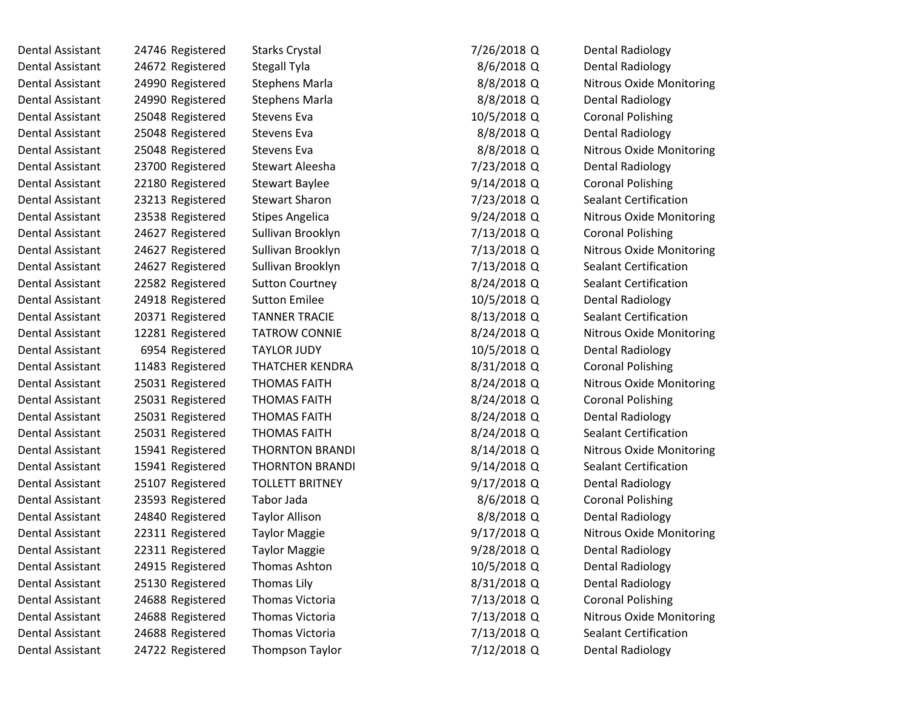| | | | | | | |
|---|---|---|---|---|---|---|
| Dental Assistant | 24746 | Registered | Starks Crystal | 7/26/2018 | Q | Dental Radiology |
| Dental Assistant | 24672 | Registered | Stegall Tyla | 8/6/2018 | Q | Dental Radiology |
| Dental Assistant | 24990 | Registered | Stephens Marla | 8/8/2018 | Q | Nitrous Oxide Monitoring |
| Dental Assistant | 24990 | Registered | Stephens Marla | 8/8/2018 | Q | Dental Radiology |
| Dental Assistant | 25048 | Registered | Stevens Eva | 10/5/2018 | Q | Coronal Polishing |
| Dental Assistant | 25048 | Registered | Stevens Eva | 8/8/2018 | Q | Dental Radiology |
| Dental Assistant | 25048 | Registered | Stevens Eva | 8/8/2018 | Q | Nitrous Oxide Monitoring |
| Dental Assistant | 23700 | Registered | Stewart Aleesha | 7/23/2018 | Q | Dental Radiology |
| Dental Assistant | 22180 | Registered | Stewart Baylee | 9/14/2018 | Q | Coronal Polishing |
| Dental Assistant | 23213 | Registered | Stewart Sharon | 7/23/2018 | Q | Sealant Certification |
| Dental Assistant | 23538 | Registered | Stipes Angelica | 9/24/2018 | Q | Nitrous Oxide Monitoring |
| Dental Assistant | 24627 | Registered | Sullivan Brooklyn | 7/13/2018 | Q | Coronal Polishing |
| Dental Assistant | 24627 | Registered | Sullivan Brooklyn | 7/13/2018 | Q | Nitrous Oxide Monitoring |
| Dental Assistant | 24627 | Registered | Sullivan Brooklyn | 7/13/2018 | Q | Sealant Certification |
| Dental Assistant | 22582 | Registered | Sutton Courtney | 8/24/2018 | Q | Sealant Certification |
| Dental Assistant | 24918 | Registered | Sutton Emilee | 10/5/2018 | Q | Dental Radiology |
| Dental Assistant | 20371 | Registered | TANNER TRACIE | 8/13/2018 | Q | Sealant Certification |
| Dental Assistant | 12281 | Registered | TATROW CONNIE | 8/24/2018 | Q | Nitrous Oxide Monitoring |
| Dental Assistant | 6954 | Registered | TAYLOR JUDY | 10/5/2018 | Q | Dental Radiology |
| Dental Assistant | 11483 | Registered | THATCHER KENDRA | 8/31/2018 | Q | Coronal Polishing |
| Dental Assistant | 25031 | Registered | THOMAS FAITH | 8/24/2018 | Q | Nitrous Oxide Monitoring |
| Dental Assistant | 25031 | Registered | THOMAS FAITH | 8/24/2018 | Q | Coronal Polishing |
| Dental Assistant | 25031 | Registered | THOMAS FAITH | 8/24/2018 | Q | Dental Radiology |
| Dental Assistant | 25031 | Registered | THOMAS FAITH | 8/24/2018 | Q | Sealant Certification |
| Dental Assistant | 15941 | Registered | THORNTON BRANDI | 8/14/2018 | Q | Nitrous Oxide Monitoring |
| Dental Assistant | 15941 | Registered | THORNTON BRANDI | 9/14/2018 | Q | Sealant Certification |
| Dental Assistant | 25107 | Registered | TOLLETT BRITNEY | 9/17/2018 | Q | Dental Radiology |
| Dental Assistant | 23593 | Registered | Tabor Jada | 8/6/2018 | Q | Coronal Polishing |
| Dental Assistant | 24840 | Registered | Taylor Allison | 8/8/2018 | Q | Dental Radiology |
| Dental Assistant | 22311 | Registered | Taylor Maggie | 9/17/2018 | Q | Nitrous Oxide Monitoring |
| Dental Assistant | 22311 | Registered | Taylor Maggie | 9/28/2018 | Q | Dental Radiology |
| Dental Assistant | 24915 | Registered | Thomas Ashton | 10/5/2018 | Q | Dental Radiology |
| Dental Assistant | 25130 | Registered | Thomas Lily | 8/31/2018 | Q | Dental Radiology |
| Dental Assistant | 24688 | Registered | Thomas Victoria | 7/13/2018 | Q | Coronal Polishing |
| Dental Assistant | 24688 | Registered | Thomas Victoria | 7/13/2018 | Q | Nitrous Oxide Monitoring |
| Dental Assistant | 24688 | Registered | Thomas Victoria | 7/13/2018 | Q | Sealant Certification |
| Dental Assistant | 24722 | Registered | Thompson Taylor | 7/12/2018 | Q | Dental Radiology |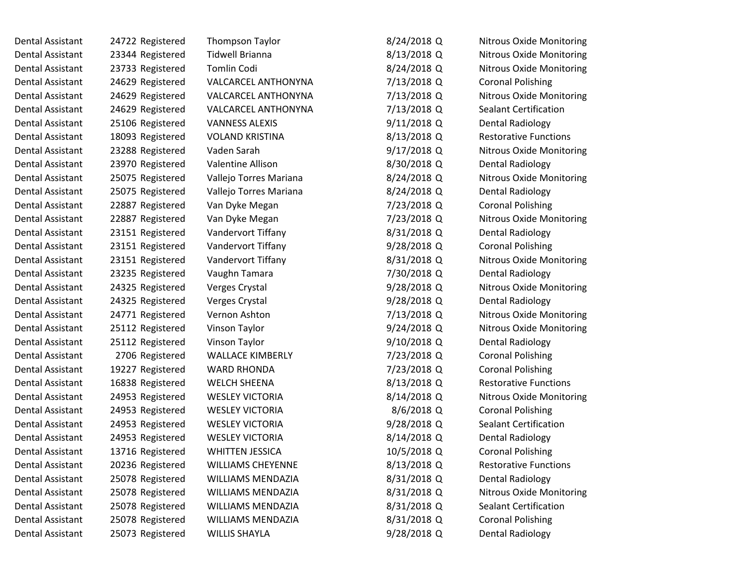| | | | | | | |
|---|---|---|---|---|---|---|
| Dental Assistant | 24722 | Registered | Thompson Taylor | 8/24/2018 | Q | Nitrous Oxide Monitoring |
| Dental Assistant | 23344 | Registered | Tidwell Brianna | 8/13/2018 | Q | Nitrous Oxide Monitoring |
| Dental Assistant | 23733 | Registered | Tomlin Codi | 8/24/2018 | Q | Nitrous Oxide Monitoring |
| Dental Assistant | 24629 | Registered | VALCARCEL ANTHONYNA | 7/13/2018 | Q | Coronal Polishing |
| Dental Assistant | 24629 | Registered | VALCARCEL ANTHONYNA | 7/13/2018 | Q | Nitrous Oxide Monitoring |
| Dental Assistant | 24629 | Registered | VALCARCEL ANTHONYNA | 7/13/2018 | Q | Sealant Certification |
| Dental Assistant | 25106 | Registered | VANNESS ALEXIS | 9/11/2018 | Q | Dental Radiology |
| Dental Assistant | 18093 | Registered | VOLAND KRISTINA | 8/13/2018 | Q | Restorative Functions |
| Dental Assistant | 23288 | Registered | Vaden Sarah | 9/17/2018 | Q | Nitrous Oxide Monitoring |
| Dental Assistant | 23970 | Registered | Valentine Allison | 8/30/2018 | Q | Dental Radiology |
| Dental Assistant | 25075 | Registered | Vallejo Torres Mariana | 8/24/2018 | Q | Nitrous Oxide Monitoring |
| Dental Assistant | 25075 | Registered | Vallejo Torres Mariana | 8/24/2018 | Q | Dental Radiology |
| Dental Assistant | 22887 | Registered | Van Dyke Megan | 7/23/2018 | Q | Coronal Polishing |
| Dental Assistant | 22887 | Registered | Van Dyke Megan | 7/23/2018 | Q | Nitrous Oxide Monitoring |
| Dental Assistant | 23151 | Registered | Vandervort Tiffany | 8/31/2018 | Q | Dental Radiology |
| Dental Assistant | 23151 | Registered | Vandervort Tiffany | 9/28/2018 | Q | Coronal Polishing |
| Dental Assistant | 23151 | Registered | Vandervort Tiffany | 8/31/2018 | Q | Nitrous Oxide Monitoring |
| Dental Assistant | 23235 | Registered | Vaughn Tamara | 7/30/2018 | Q | Dental Radiology |
| Dental Assistant | 24325 | Registered | Verges Crystal | 9/28/2018 | Q | Nitrous Oxide Monitoring |
| Dental Assistant | 24325 | Registered | Verges Crystal | 9/28/2018 | Q | Dental Radiology |
| Dental Assistant | 24771 | Registered | Vernon Ashton | 7/13/2018 | Q | Nitrous Oxide Monitoring |
| Dental Assistant | 25112 | Registered | Vinson Taylor | 9/24/2018 | Q | Nitrous Oxide Monitoring |
| Dental Assistant | 25112 | Registered | Vinson Taylor | 9/10/2018 | Q | Dental Radiology |
| Dental Assistant | 2706 | Registered | WALLACE KIMBERLY | 7/23/2018 | Q | Coronal Polishing |
| Dental Assistant | 19227 | Registered | WARD RHONDA | 7/23/2018 | Q | Coronal Polishing |
| Dental Assistant | 16838 | Registered | WELCH SHEENA | 8/13/2018 | Q | Restorative Functions |
| Dental Assistant | 24953 | Registered | WESLEY VICTORIA | 8/14/2018 | Q | Nitrous Oxide Monitoring |
| Dental Assistant | 24953 | Registered | WESLEY VICTORIA | 8/6/2018 | Q | Coronal Polishing |
| Dental Assistant | 24953 | Registered | WESLEY VICTORIA | 9/28/2018 | Q | Sealant Certification |
| Dental Assistant | 24953 | Registered | WESLEY VICTORIA | 8/14/2018 | Q | Dental Radiology |
| Dental Assistant | 13716 | Registered | WHITTEN JESSICA | 10/5/2018 | Q | Coronal Polishing |
| Dental Assistant | 20236 | Registered | WILLIAMS CHEYENNE | 8/13/2018 | Q | Restorative Functions |
| Dental Assistant | 25078 | Registered | WILLIAMS MENDAZIA | 8/31/2018 | Q | Dental Radiology |
| Dental Assistant | 25078 | Registered | WILLIAMS MENDAZIA | 8/31/2018 | Q | Nitrous Oxide Monitoring |
| Dental Assistant | 25078 | Registered | WILLIAMS MENDAZIA | 8/31/2018 | Q | Sealant Certification |
| Dental Assistant | 25078 | Registered | WILLIAMS MENDAZIA | 8/31/2018 | Q | Coronal Polishing |
| Dental Assistant | 25073 | Registered | WILLIS SHAYLA | 9/28/2018 | Q | Dental Radiology |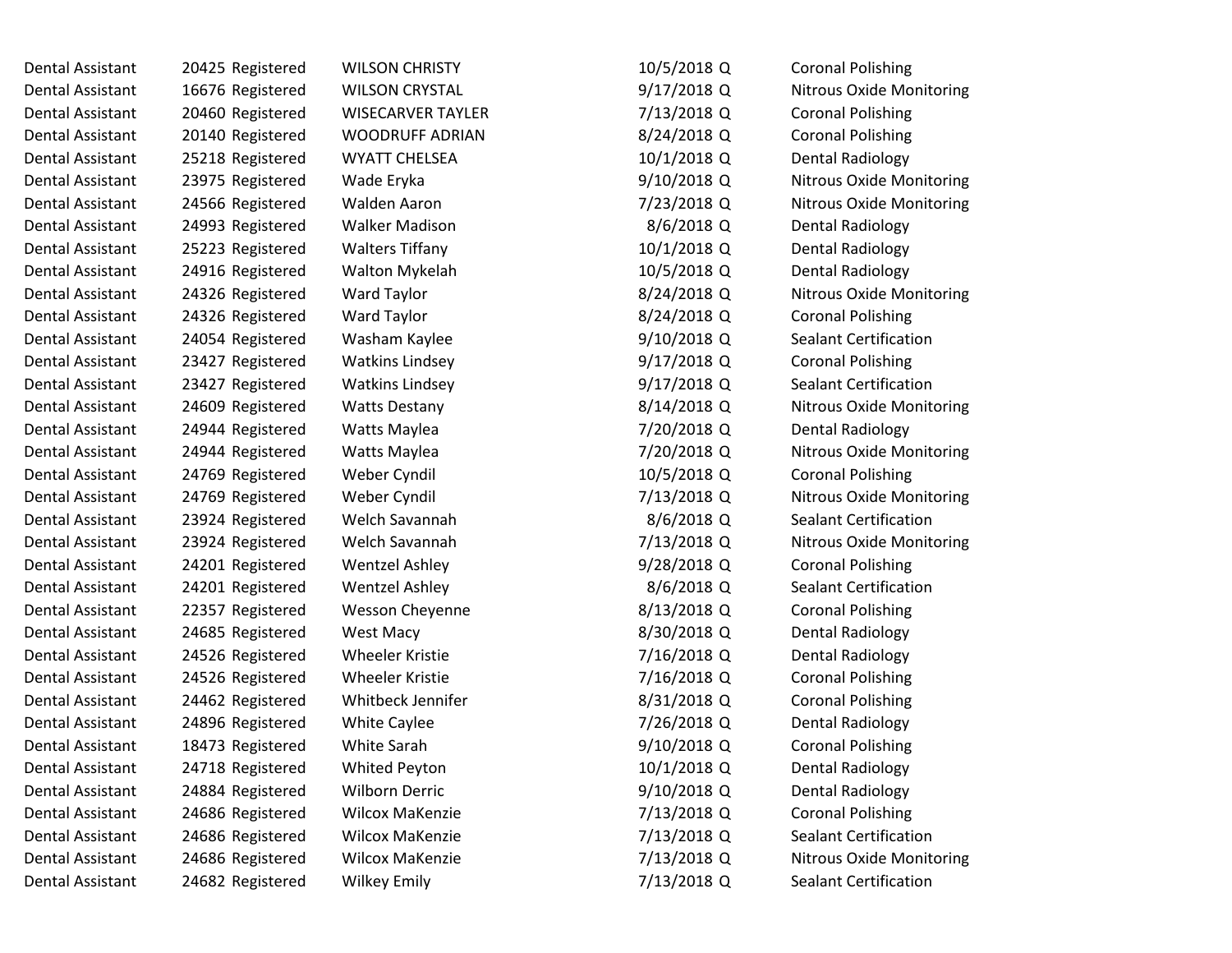| | | | | | | |
|---|---|---|---|---|---|---|
| Dental Assistant | 20425 | Registered | WILSON CHRISTY | 10/5/2018 | Q | Coronal Polishing |
| Dental Assistant | 16676 | Registered | WILSON CRYSTAL | 9/17/2018 | Q | Nitrous Oxide Monitoring |
| Dental Assistant | 20460 | Registered | WISECARVER TAYLER | 7/13/2018 | Q | Coronal Polishing |
| Dental Assistant | 20140 | Registered | WOODRUFF ADRIAN | 8/24/2018 | Q | Coronal Polishing |
| Dental Assistant | 25218 | Registered | WYATT CHELSEA | 10/1/2018 | Q | Dental Radiology |
| Dental Assistant | 23975 | Registered | Wade Eryka | 9/10/2018 | Q | Nitrous Oxide Monitoring |
| Dental Assistant | 24566 | Registered | Walden Aaron | 7/23/2018 | Q | Nitrous Oxide Monitoring |
| Dental Assistant | 24993 | Registered | Walker Madison | 8/6/2018 | Q | Dental Radiology |
| Dental Assistant | 25223 | Registered | Walters Tiffany | 10/1/2018 | Q | Dental Radiology |
| Dental Assistant | 24916 | Registered | Walton Mykelah | 10/5/2018 | Q | Dental Radiology |
| Dental Assistant | 24326 | Registered | Ward Taylor | 8/24/2018 | Q | Nitrous Oxide Monitoring |
| Dental Assistant | 24326 | Registered | Ward Taylor | 8/24/2018 | Q | Coronal Polishing |
| Dental Assistant | 24054 | Registered | Washam Kaylee | 9/10/2018 | Q | Sealant Certification |
| Dental Assistant | 23427 | Registered | Watkins Lindsey | 9/17/2018 | Q | Coronal Polishing |
| Dental Assistant | 23427 | Registered | Watkins Lindsey | 9/17/2018 | Q | Sealant Certification |
| Dental Assistant | 24609 | Registered | Watts Destany | 8/14/2018 | Q | Nitrous Oxide Monitoring |
| Dental Assistant | 24944 | Registered | Watts Maylea | 7/20/2018 | Q | Dental Radiology |
| Dental Assistant | 24944 | Registered | Watts Maylea | 7/20/2018 | Q | Nitrous Oxide Monitoring |
| Dental Assistant | 24769 | Registered | Weber Cyndil | 10/5/2018 | Q | Coronal Polishing |
| Dental Assistant | 24769 | Registered | Weber Cyndil | 7/13/2018 | Q | Nitrous Oxide Monitoring |
| Dental Assistant | 23924 | Registered | Welch Savannah | 8/6/2018 | Q | Sealant Certification |
| Dental Assistant | 23924 | Registered | Welch Savannah | 7/13/2018 | Q | Nitrous Oxide Monitoring |
| Dental Assistant | 24201 | Registered | Wentzel Ashley | 9/28/2018 | Q | Coronal Polishing |
| Dental Assistant | 24201 | Registered | Wentzel Ashley | 8/6/2018 | Q | Sealant Certification |
| Dental Assistant | 22357 | Registered | Wesson Cheyenne | 8/13/2018 | Q | Coronal Polishing |
| Dental Assistant | 24685 | Registered | West Macy | 8/30/2018 | Q | Dental Radiology |
| Dental Assistant | 24526 | Registered | Wheeler Kristie | 7/16/2018 | Q | Dental Radiology |
| Dental Assistant | 24526 | Registered | Wheeler Kristie | 7/16/2018 | Q | Coronal Polishing |
| Dental Assistant | 24462 | Registered | Whitbeck Jennifer | 8/31/2018 | Q | Coronal Polishing |
| Dental Assistant | 24896 | Registered | White Caylee | 7/26/2018 | Q | Dental Radiology |
| Dental Assistant | 18473 | Registered | White Sarah | 9/10/2018 | Q | Coronal Polishing |
| Dental Assistant | 24718 | Registered | Whited Peyton | 10/1/2018 | Q | Dental Radiology |
| Dental Assistant | 24884 | Registered | Wilborn Derric | 9/10/2018 | Q | Dental Radiology |
| Dental Assistant | 24686 | Registered | Wilcox MaKenzie | 7/13/2018 | Q | Coronal Polishing |
| Dental Assistant | 24686 | Registered | Wilcox MaKenzie | 7/13/2018 | Q | Sealant Certification |
| Dental Assistant | 24686 | Registered | Wilcox MaKenzie | 7/13/2018 | Q | Nitrous Oxide Monitoring |
| Dental Assistant | 24682 | Registered | Wilkey Emily | 7/13/2018 | Q | Sealant Certification |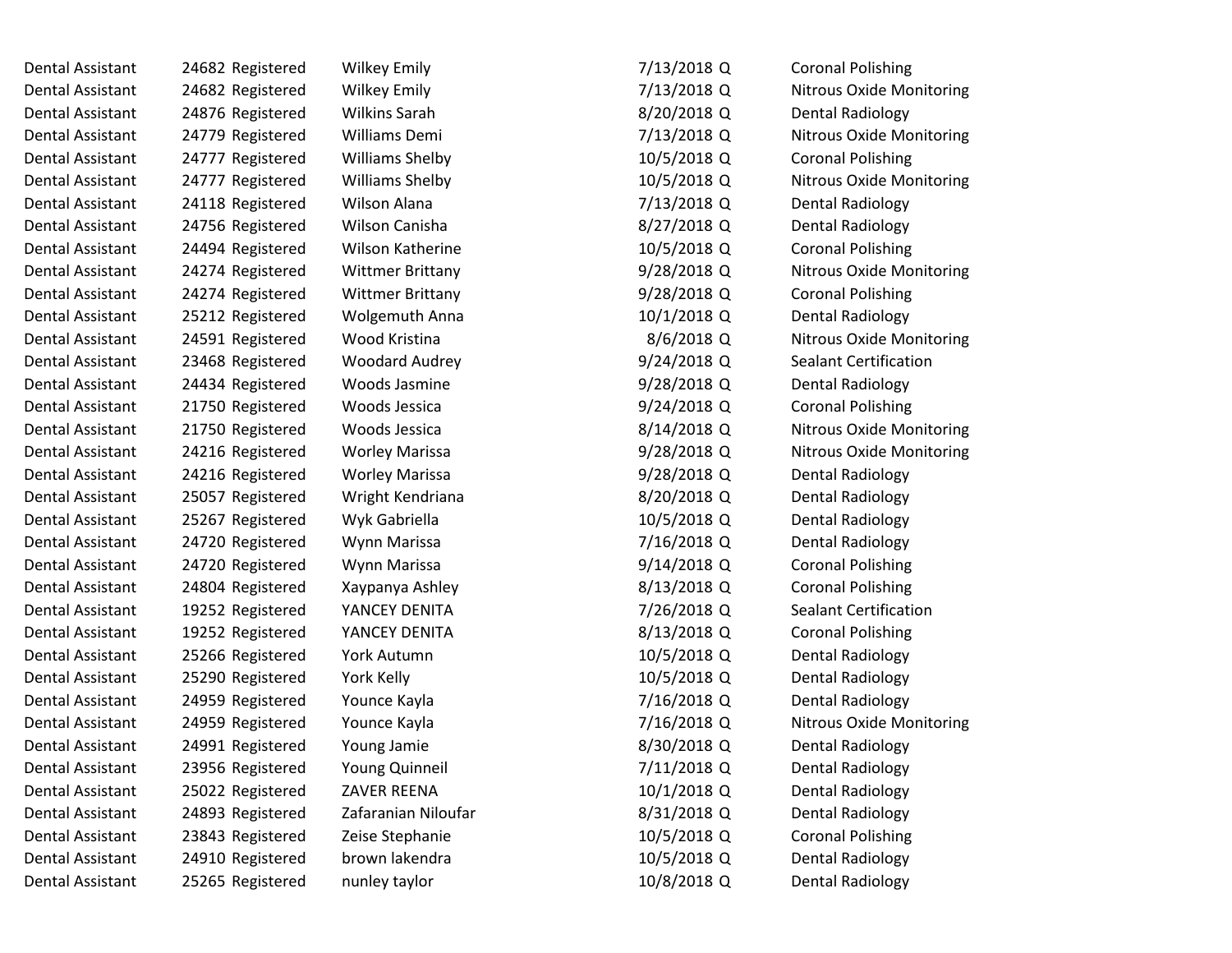| Dental Assistant | 24682 | Registered | Wilkey Emily | 7/13/2018 | Q | Coronal Polishing |
|---|---|---|---|---|---|---|
| Dental Assistant | 24682 | Registered | Wilkey Emily | 7/13/2018 | Q | Nitrous Oxide Monitoring |
| Dental Assistant | 24876 | Registered | Wilkins Sarah | 8/20/2018 | Q | Dental Radiology |
| Dental Assistant | 24779 | Registered | Williams Demi | 7/13/2018 | Q | Nitrous Oxide Monitoring |
| Dental Assistant | 24777 | Registered | Williams Shelby | 10/5/2018 | Q | Coronal Polishing |
| Dental Assistant | 24777 | Registered | Williams Shelby | 10/5/2018 | Q | Nitrous Oxide Monitoring |
| Dental Assistant | 24118 | Registered | Wilson Alana | 7/13/2018 | Q | Dental Radiology |
| Dental Assistant | 24756 | Registered | Wilson Canisha | 8/27/2018 | Q | Dental Radiology |
| Dental Assistant | 24494 | Registered | Wilson Katherine | 10/5/2018 | Q | Coronal Polishing |
| Dental Assistant | 24274 | Registered | Wittmer Brittany | 9/28/2018 | Q | Nitrous Oxide Monitoring |
| Dental Assistant | 24274 | Registered | Wittmer Brittany | 9/28/2018 | Q | Coronal Polishing |
| Dental Assistant | 25212 | Registered | Wolgemuth Anna | 10/1/2018 | Q | Dental Radiology |
| Dental Assistant | 24591 | Registered | Wood Kristina | 8/6/2018 | Q | Nitrous Oxide Monitoring |
| Dental Assistant | 23468 | Registered | Woodard Audrey | 9/24/2018 | Q | Sealant Certification |
| Dental Assistant | 24434 | Registered | Woods Jasmine | 9/28/2018 | Q | Dental Radiology |
| Dental Assistant | 21750 | Registered | Woods Jessica | 9/24/2018 | Q | Coronal Polishing |
| Dental Assistant | 21750 | Registered | Woods Jessica | 8/14/2018 | Q | Nitrous Oxide Monitoring |
| Dental Assistant | 24216 | Registered | Worley Marissa | 9/28/2018 | Q | Nitrous Oxide Monitoring |
| Dental Assistant | 24216 | Registered | Worley Marissa | 9/28/2018 | Q | Dental Radiology |
| Dental Assistant | 25057 | Registered | Wright Kendriana | 8/20/2018 | Q | Dental Radiology |
| Dental Assistant | 25267 | Registered | Wyk Gabriella | 10/5/2018 | Q | Dental Radiology |
| Dental Assistant | 24720 | Registered | Wynn Marissa | 7/16/2018 | Q | Dental Radiology |
| Dental Assistant | 24720 | Registered | Wynn Marissa | 9/14/2018 | Q | Coronal Polishing |
| Dental Assistant | 24804 | Registered | Xaypanya Ashley | 8/13/2018 | Q | Coronal Polishing |
| Dental Assistant | 19252 | Registered | YANCEY DENITA | 7/26/2018 | Q | Sealant Certification |
| Dental Assistant | 19252 | Registered | YANCEY DENITA | 8/13/2018 | Q | Coronal Polishing |
| Dental Assistant | 25266 | Registered | York Autumn | 10/5/2018 | Q | Dental Radiology |
| Dental Assistant | 25290 | Registered | York Kelly | 10/5/2018 | Q | Dental Radiology |
| Dental Assistant | 24959 | Registered | Younce Kayla | 7/16/2018 | Q | Dental Radiology |
| Dental Assistant | 24959 | Registered | Younce Kayla | 7/16/2018 | Q | Nitrous Oxide Monitoring |
| Dental Assistant | 24991 | Registered | Young Jamie | 8/30/2018 | Q | Dental Radiology |
| Dental Assistant | 23956 | Registered | Young Quinneil | 7/11/2018 | Q | Dental Radiology |
| Dental Assistant | 25022 | Registered | ZAVER REENA | 10/1/2018 | Q | Dental Radiology |
| Dental Assistant | 24893 | Registered | Zafaranian Niloufar | 8/31/2018 | Q | Dental Radiology |
| Dental Assistant | 23843 | Registered | Zeise Stephanie | 10/5/2018 | Q | Coronal Polishing |
| Dental Assistant | 24910 | Registered | brown lakendra | 10/5/2018 | Q | Dental Radiology |
| Dental Assistant | 25265 | Registered | nunley taylor | 10/8/2018 | Q | Dental Radiology |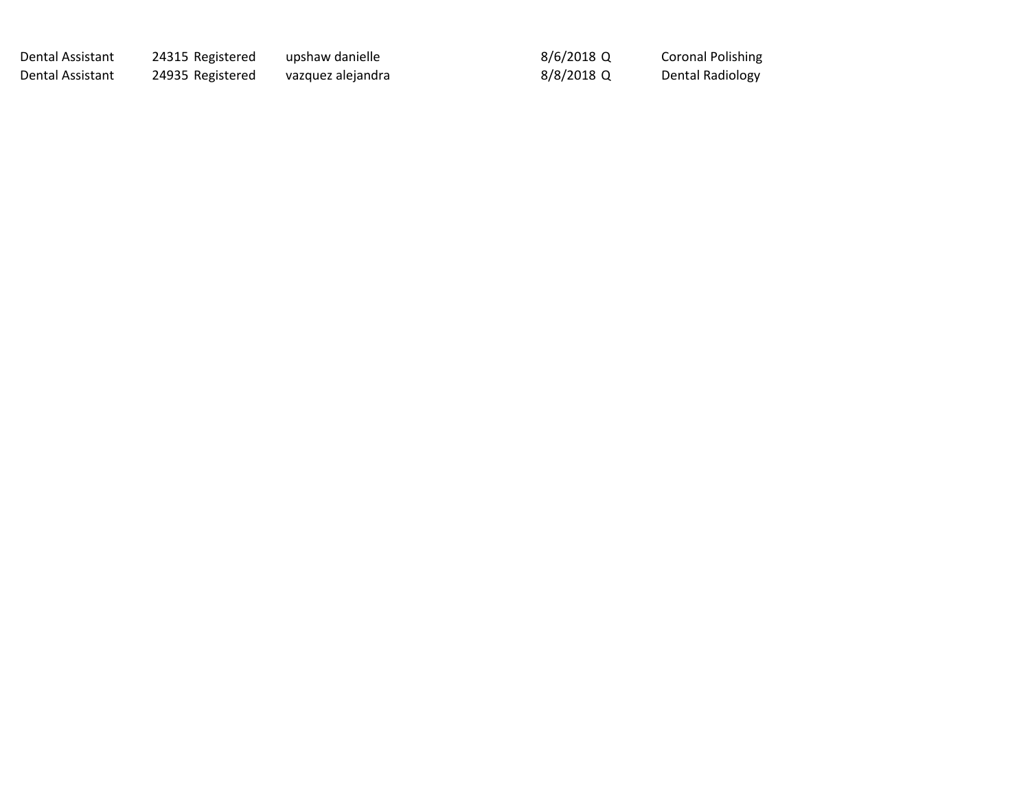| | | | | | | |
|---|---|---|---|---|---|---|
| Dental Assistant | 24315 | Registered | upshaw danielle | 8/6/2018 | Q | Coronal Polishing |
| Dental Assistant | 24935 | Registered | vazquez alejandra | 8/8/2018 | Q | Dental Radiology |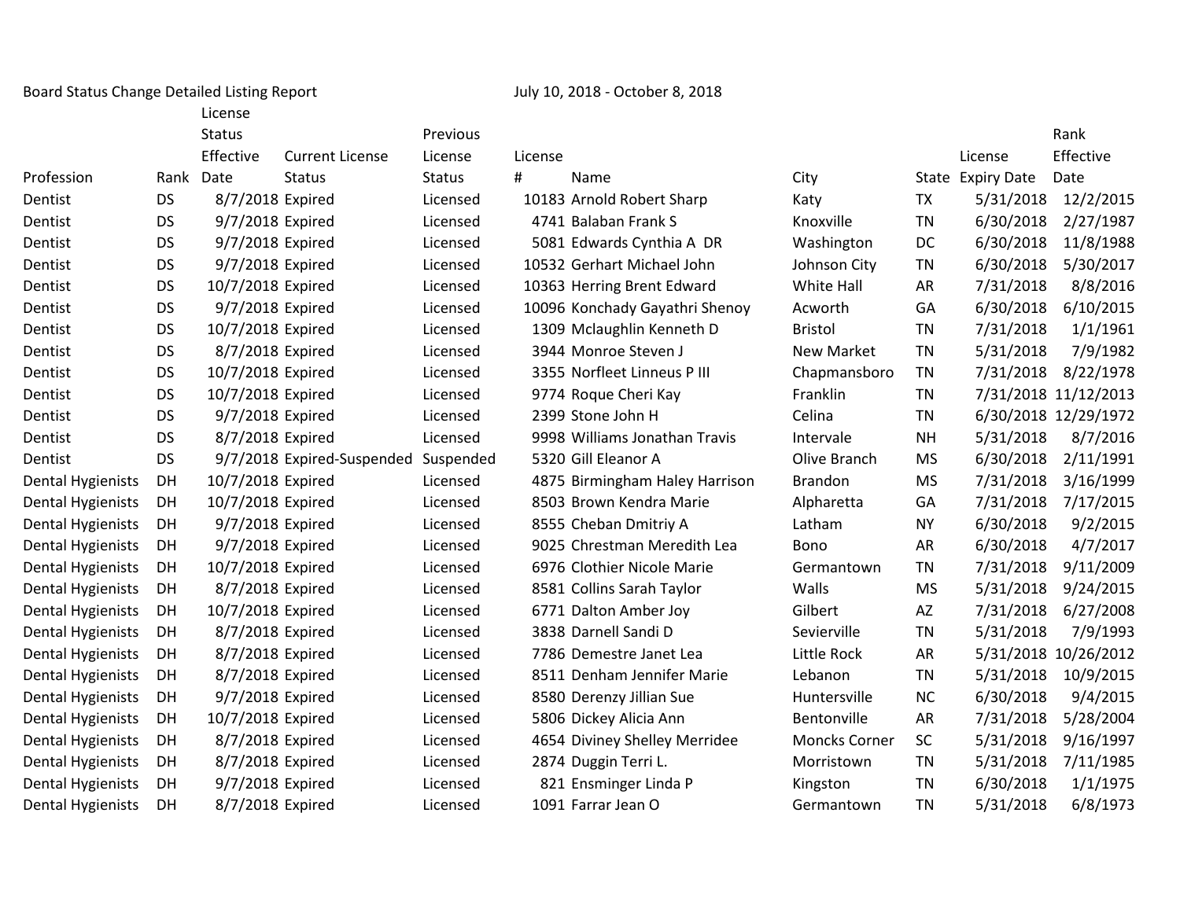Board Status Change Detailed Listing Report July 10, 2018 - October 8, 2018

| Profession | Rank | License Status Effective Date | Current License Status | Previous License Status | License # | Name | City | State | License Expiry Date | Rank Effective Date |
|---|---|---|---|---|---|---|---|---|---|---|
| Dentist | DS | 8/7/2018 | Expired | Licensed | 10183 | Arnold Robert Sharp | Katy | TX | 5/31/2018 | 12/2/2015 |
| Dentist | DS | 9/7/2018 | Expired | Licensed | 4741 | Balaban Frank S | Knoxville | TN | 6/30/2018 | 2/27/1987 |
| Dentist | DS | 9/7/2018 | Expired | Licensed | 5081 | Edwards Cynthia A DR | Washington | DC | 6/30/2018 | 11/8/1988 |
| Dentist | DS | 9/7/2018 | Expired | Licensed | 10532 | Gerhart Michael John | Johnson City | TN | 6/30/2018 | 5/30/2017 |
| Dentist | DS | 10/7/2018 | Expired | Licensed | 10363 | Herring Brent Edward | White Hall | AR | 7/31/2018 | 8/8/2016 |
| Dentist | DS | 9/7/2018 | Expired | Licensed | 10096 | Konchady Gayathri Shenoy | Acworth | GA | 6/30/2018 | 6/10/2015 |
| Dentist | DS | 10/7/2018 | Expired | Licensed | 1309 | Mclaughlin Kenneth D | Bristol | TN | 7/31/2018 | 1/1/1961 |
| Dentist | DS | 8/7/2018 | Expired | Licensed | 3944 | Monroe Steven J | New Market | TN | 5/31/2018 | 7/9/1982 |
| Dentist | DS | 10/7/2018 | Expired | Licensed | 3355 | Norfleet Linneus P III | Chapmansboro | TN | 7/31/2018 | 8/22/1978 |
| Dentist | DS | 10/7/2018 | Expired | Licensed | 9774 | Roque Cheri Kay | Franklin | TN | 7/31/2018 | 11/12/2013 |
| Dentist | DS | 9/7/2018 | Expired | Licensed | 2399 | Stone John H | Celina | TN | 6/30/2018 | 12/29/1972 |
| Dentist | DS | 8/7/2018 | Expired | Licensed | 9998 | Williams Jonathan Travis | Intervale | NH | 5/31/2018 | 8/7/2016 |
| Dentist | DS | 9/7/2018 | Expired-Suspended | Suspended | 5320 | Gill Eleanor A | Olive Branch | MS | 6/30/2018 | 2/11/1991 |
| Dental Hygienists | DH | 10/7/2018 | Expired | Licensed | 4875 | Birmingham Haley Harrison | Brandon | MS | 7/31/2018 | 3/16/1999 |
| Dental Hygienists | DH | 10/7/2018 | Expired | Licensed | 8503 | Brown Kendra Marie | Alpharetta | GA | 7/31/2018 | 7/17/2015 |
| Dental Hygienists | DH | 9/7/2018 | Expired | Licensed | 8555 | Cheban Dmitriy A | Latham | NY | 6/30/2018 | 9/2/2015 |
| Dental Hygienists | DH | 9/7/2018 | Expired | Licensed | 9025 | Chrestman Meredith Lea | Bono | AR | 6/30/2018 | 4/7/2017 |
| Dental Hygienists | DH | 10/7/2018 | Expired | Licensed | 6976 | Clothier Nicole Marie | Germantown | TN | 7/31/2018 | 9/11/2009 |
| Dental Hygienists | DH | 8/7/2018 | Expired | Licensed | 8581 | Collins Sarah Taylor | Walls | MS | 5/31/2018 | 9/24/2015 |
| Dental Hygienists | DH | 10/7/2018 | Expired | Licensed | 6771 | Dalton Amber Joy | Gilbert | AZ | 7/31/2018 | 6/27/2008 |
| Dental Hygienists | DH | 8/7/2018 | Expired | Licensed | 3838 | Darnell Sandi D | Sevierville | TN | 5/31/2018 | 7/9/1993 |
| Dental Hygienists | DH | 8/7/2018 | Expired | Licensed | 7786 | Demestre Janet Lea | Little Rock | AR | 5/31/2018 | 10/26/2012 |
| Dental Hygienists | DH | 8/7/2018 | Expired | Licensed | 8511 | Denham Jennifer Marie | Lebanon | TN | 5/31/2018 | 10/9/2015 |
| Dental Hygienists | DH | 9/7/2018 | Expired | Licensed | 8580 | Derenzy Jillian Sue | Huntersville | NC | 6/30/2018 | 9/4/2015 |
| Dental Hygienists | DH | 10/7/2018 | Expired | Licensed | 5806 | Dickey Alicia Ann | Bentonville | AR | 7/31/2018 | 5/28/2004 |
| Dental Hygienists | DH | 8/7/2018 | Expired | Licensed | 4654 | Diviney Shelley Merridee | Moncks Corner | SC | 5/31/2018 | 9/16/1997 |
| Dental Hygienists | DH | 8/7/2018 | Expired | Licensed | 2874 | Duggin Terri L. | Morristown | TN | 5/31/2018 | 7/11/1985 |
| Dental Hygienists | DH | 9/7/2018 | Expired | Licensed | 821 | Ensminger Linda P | Kingston | TN | 6/30/2018 | 1/1/1975 |
| Dental Hygienists | DH | 8/7/2018 | Expired | Licensed | 1091 | Farrar Jean O | Germantown | TN | 5/31/2018 | 6/8/1973 |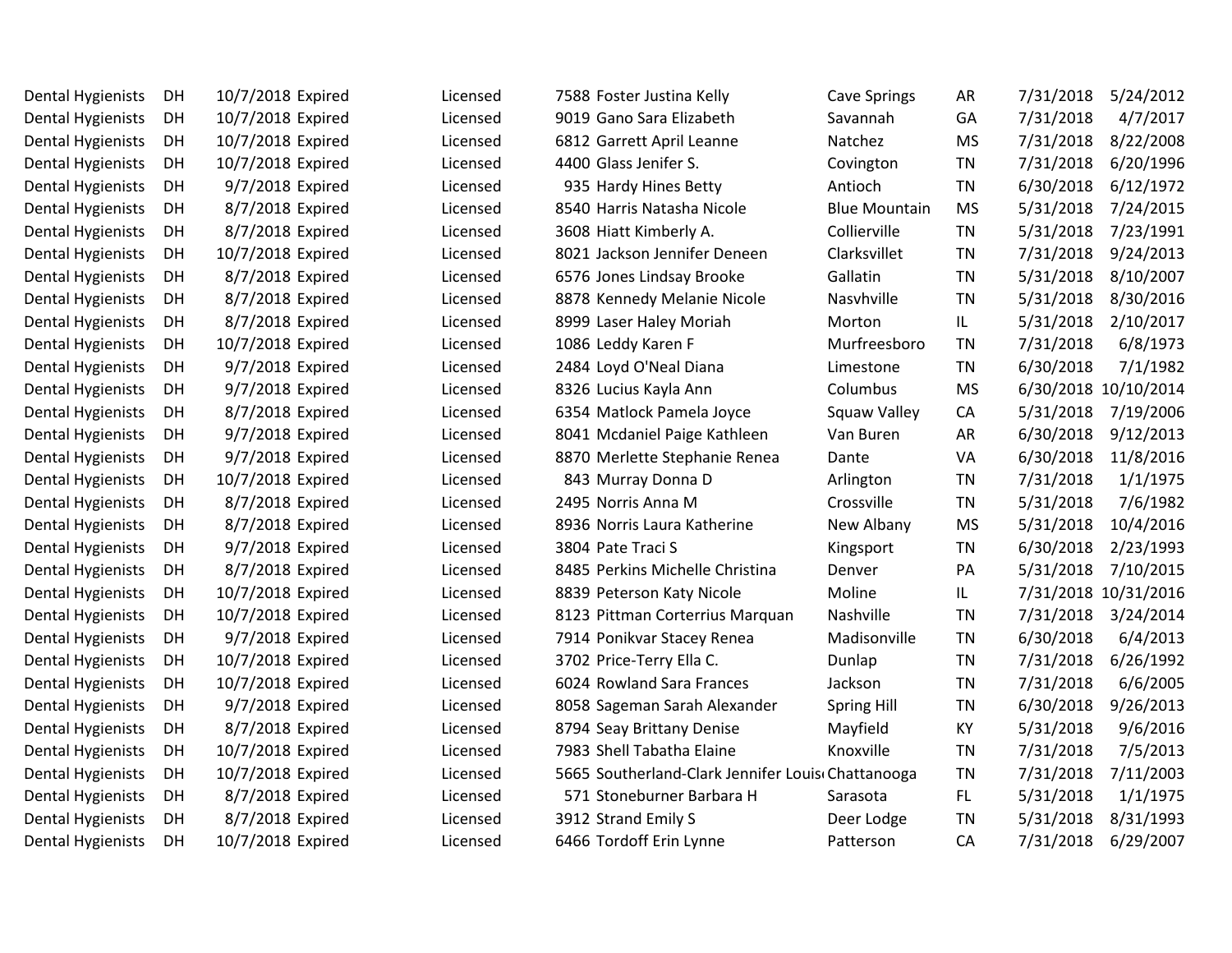| | | | | | | | | | | | |
|---|---|---|---|---|---|---|---|---|---|---|---|
| Dental Hygienists | DH | 10/7/2018 | Expired | | Licensed | 7588 | Foster Justina Kelly | Cave Springs | AR | 7/31/2018 | 5/24/2012 |
| Dental Hygienists | DH | 10/7/2018 | Expired | | Licensed | 9019 | Gano Sara Elizabeth | Savannah | GA | 7/31/2018 | 4/7/2017 |
| Dental Hygienists | DH | 10/7/2018 | Expired | | Licensed | 6812 | Garrett April Leanne | Natchez | MS | 7/31/2018 | 8/22/2008 |
| Dental Hygienists | DH | 10/7/2018 | Expired | | Licensed | 4400 | Glass Jenifer S. | Covington | TN | 7/31/2018 | 6/20/1996 |
| Dental Hygienists | DH | 9/7/2018 | Expired | | Licensed | 935 | Hardy Hines Betty | Antioch | TN | 6/30/2018 | 6/12/1972 |
| Dental Hygienists | DH | 8/7/2018 | Expired | | Licensed | 8540 | Harris Natasha Nicole | Blue Mountain | MS | 5/31/2018 | 7/24/2015 |
| Dental Hygienists | DH | 8/7/2018 | Expired | | Licensed | 3608 | Hiatt Kimberly A. | Collierville | TN | 5/31/2018 | 7/23/1991 |
| Dental Hygienists | DH | 10/7/2018 | Expired | | Licensed | 8021 | Jackson Jennifer Deneen | Clarksvillet | TN | 7/31/2018 | 9/24/2013 |
| Dental Hygienists | DH | 8/7/2018 | Expired | | Licensed | 6576 | Jones Lindsay Brooke | Gallatin | TN | 5/31/2018 | 8/10/2007 |
| Dental Hygienists | DH | 8/7/2018 | Expired | | Licensed | 8878 | Kennedy Melanie Nicole | Nasvhville | TN | 5/31/2018 | 8/30/2016 |
| Dental Hygienists | DH | 8/7/2018 | Expired | | Licensed | 8999 | Laser Haley Moriah | Morton | IL | 5/31/2018 | 2/10/2017 |
| Dental Hygienists | DH | 10/7/2018 | Expired | | Licensed | 1086 | Leddy Karen F | Murfreesboro | TN | 7/31/2018 | 6/8/1973 |
| Dental Hygienists | DH | 9/7/2018 | Expired | | Licensed | 2484 | Loyd O'Neal Diana | Limestone | TN | 6/30/2018 | 7/1/1982 |
| Dental Hygienists | DH | 9/7/2018 | Expired | | Licensed | 8326 | Lucius Kayla Ann | Columbus | MS | 6/30/2018 | 10/10/2014 |
| Dental Hygienists | DH | 8/7/2018 | Expired | | Licensed | 6354 | Matlock Pamela Joyce | Squaw Valley | CA | 5/31/2018 | 7/19/2006 |
| Dental Hygienists | DH | 9/7/2018 | Expired | | Licensed | 8041 | Mcdaniel Paige Kathleen | Van Buren | AR | 6/30/2018 | 9/12/2013 |
| Dental Hygienists | DH | 9/7/2018 | Expired | | Licensed | 8870 | Merlette Stephanie Renea | Dante | VA | 6/30/2018 | 11/8/2016 |
| Dental Hygienists | DH | 10/7/2018 | Expired | | Licensed | 843 | Murray Donna D | Arlington | TN | 7/31/2018 | 1/1/1975 |
| Dental Hygienists | DH | 8/7/2018 | Expired | | Licensed | 2495 | Norris Anna M | Crossville | TN | 5/31/2018 | 7/6/1982 |
| Dental Hygienists | DH | 8/7/2018 | Expired | | Licensed | 8936 | Norris Laura Katherine | New Albany | MS | 5/31/2018 | 10/4/2016 |
| Dental Hygienists | DH | 9/7/2018 | Expired | | Licensed | 3804 | Pate Traci S | Kingsport | TN | 6/30/2018 | 2/23/1993 |
| Dental Hygienists | DH | 8/7/2018 | Expired | | Licensed | 8485 | Perkins Michelle Christina | Denver | PA | 5/31/2018 | 7/10/2015 |
| Dental Hygienists | DH | 10/7/2018 | Expired | | Licensed | 8839 | Peterson Katy Nicole | Moline | IL | 7/31/2018 | 10/31/2016 |
| Dental Hygienists | DH | 10/7/2018 | Expired | | Licensed | 8123 | Pittman Corterrius Marquan | Nashville | TN | 7/31/2018 | 3/24/2014 |
| Dental Hygienists | DH | 9/7/2018 | Expired | | Licensed | 7914 | Ponikvar Stacey Renea | Madisonville | TN | 6/30/2018 | 6/4/2013 |
| Dental Hygienists | DH | 10/7/2018 | Expired | | Licensed | 3702 | Price-Terry Ella C. | Dunlap | TN | 7/31/2018 | 6/26/1992 |
| Dental Hygienists | DH | 10/7/2018 | Expired | | Licensed | 6024 | Rowland Sara Frances | Jackson | TN | 7/31/2018 | 6/6/2005 |
| Dental Hygienists | DH | 9/7/2018 | Expired | | Licensed | 8058 | Sageman Sarah Alexander | Spring Hill | TN | 6/30/2018 | 9/26/2013 |
| Dental Hygienists | DH | 8/7/2018 | Expired | | Licensed | 8794 | Seay Brittany Denise | Mayfield | KY | 5/31/2018 | 9/6/2016 |
| Dental Hygienists | DH | 10/7/2018 | Expired | | Licensed | 7983 | Shell Tabatha Elaine | Knoxville | TN | 7/31/2018 | 7/5/2013 |
| Dental Hygienists | DH | 10/7/2018 | Expired | | Licensed | 5665 | Southerland-Clark Jennifer Louis | Chattanooga | TN | 7/31/2018 | 7/11/2003 |
| Dental Hygienists | DH | 8/7/2018 | Expired | | Licensed | 571 | Stoneburner Barbara H | Sarasota | FL | 5/31/2018 | 1/1/1975 |
| Dental Hygienists | DH | 8/7/2018 | Expired | | Licensed | 3912 | Strand Emily S | Deer Lodge | TN | 5/31/2018 | 8/31/1993 |
| Dental Hygienists | DH | 10/7/2018 | Expired | | Licensed | 6466 | Tordoff Erin Lynne | Patterson | CA | 7/31/2018 | 6/29/2007 |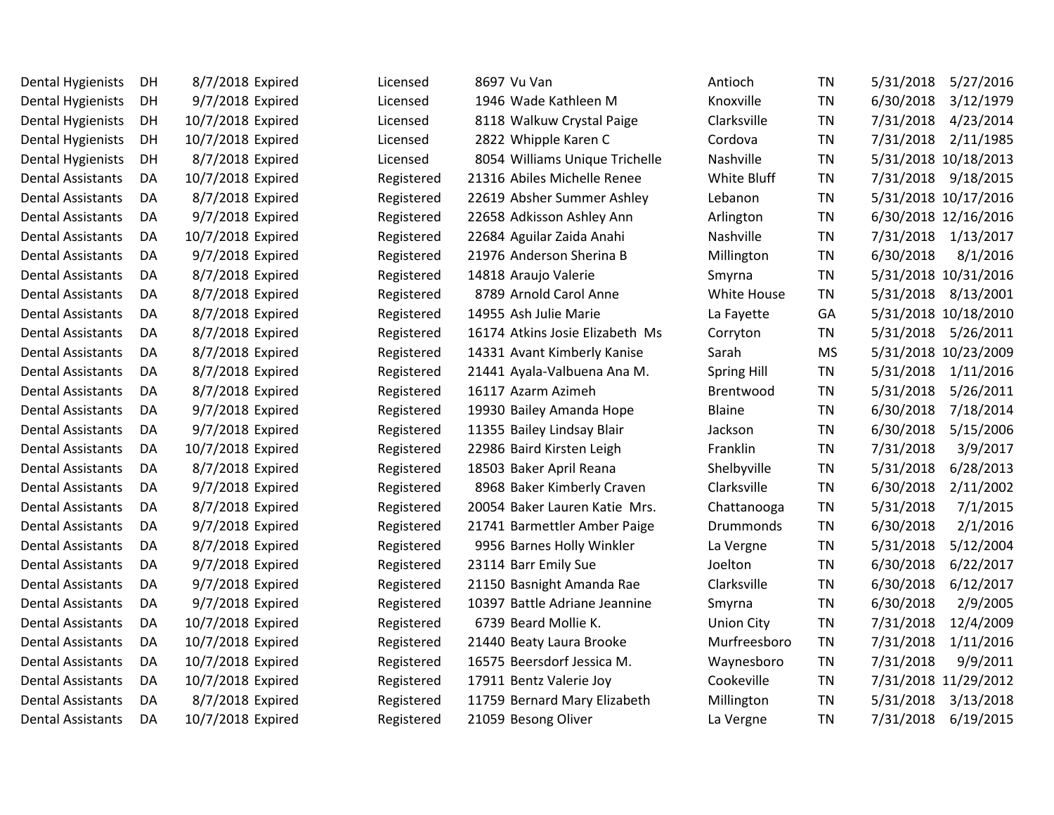| | | | | | | | | | | |
|---|---|---|---|---|---|---|---|---|---|---|
| Dental Hygienists | DH | 8/7/2018 | Expired | Licensed | 8697 | Vu Van | Antioch | TN | 5/31/2018 | 5/27/2016 |
| Dental Hygienists | DH | 9/7/2018 | Expired | Licensed | 1946 | Wade Kathleen M | Knoxville | TN | 6/30/2018 | 3/12/1979 |
| Dental Hygienists | DH | 10/7/2018 | Expired | Licensed | 8118 | Walkuw Crystal Paige | Clarksville | TN | 7/31/2018 | 4/23/2014 |
| Dental Hygienists | DH | 10/7/2018 | Expired | Licensed | 2822 | Whipple Karen C | Cordova | TN | 7/31/2018 | 2/11/1985 |
| Dental Hygienists | DH | 8/7/2018 | Expired | Licensed | 8054 | Williams Unique Trichelle | Nashville | TN | 5/31/2018 | 10/18/2013 |
| Dental Assistants | DA | 10/7/2018 | Expired | Registered | 21316 | Abiles Michelle Renee | White Bluff | TN | 7/31/2018 | 9/18/2015 |
| Dental Assistants | DA | 8/7/2018 | Expired | Registered | 22619 | Absher Summer Ashley | Lebanon | TN | 5/31/2018 | 10/17/2016 |
| Dental Assistants | DA | 9/7/2018 | Expired | Registered | 22658 | Adkisson Ashley Ann | Arlington | TN | 6/30/2018 | 12/16/2016 |
| Dental Assistants | DA | 10/7/2018 | Expired | Registered | 22684 | Aguilar Zaida Anahi | Nashville | TN | 7/31/2018 | 1/13/2017 |
| Dental Assistants | DA | 9/7/2018 | Expired | Registered | 21976 | Anderson Sherina B | Millington | TN | 6/30/2018 | 8/1/2016 |
| Dental Assistants | DA | 8/7/2018 | Expired | Registered | 14818 | Araujo Valerie | Smyrna | TN | 5/31/2018 | 10/31/2016 |
| Dental Assistants | DA | 8/7/2018 | Expired | Registered | 8789 | Arnold Carol Anne | White House | TN | 5/31/2018 | 8/13/2001 |
| Dental Assistants | DA | 8/7/2018 | Expired | Registered | 14955 | Ash Julie Marie | La Fayette | GA | 5/31/2018 | 10/18/2010 |
| Dental Assistants | DA | 8/7/2018 | Expired | Registered | 16174 | Atkins Josie Elizabeth Ms | Corryton | TN | 5/31/2018 | 5/26/2011 |
| Dental Assistants | DA | 8/7/2018 | Expired | Registered | 14331 | Avant Kimberly Kanise | Sarah | MS | 5/31/2018 | 10/23/2009 |
| Dental Assistants | DA | 8/7/2018 | Expired | Registered | 21441 | Ayala-Valbuena Ana M. | Spring Hill | TN | 5/31/2018 | 1/11/2016 |
| Dental Assistants | DA | 8/7/2018 | Expired | Registered | 16117 | Azarm Azimeh | Brentwood | TN | 5/31/2018 | 5/26/2011 |
| Dental Assistants | DA | 9/7/2018 | Expired | Registered | 19930 | Bailey Amanda Hope | Blaine | TN | 6/30/2018 | 7/18/2014 |
| Dental Assistants | DA | 9/7/2018 | Expired | Registered | 11355 | Bailey Lindsay Blair | Jackson | TN | 6/30/2018 | 5/15/2006 |
| Dental Assistants | DA | 10/7/2018 | Expired | Registered | 22986 | Baird Kirsten Leigh | Franklin | TN | 7/31/2018 | 3/9/2017 |
| Dental Assistants | DA | 8/7/2018 | Expired | Registered | 18503 | Baker April Reana | Shelbyville | TN | 5/31/2018 | 6/28/2013 |
| Dental Assistants | DA | 9/7/2018 | Expired | Registered | 8968 | Baker Kimberly Craven | Clarksville | TN | 6/30/2018 | 2/11/2002 |
| Dental Assistants | DA | 8/7/2018 | Expired | Registered | 20054 | Baker Lauren Katie Mrs. | Chattanooga | TN | 5/31/2018 | 7/1/2015 |
| Dental Assistants | DA | 9/7/2018 | Expired | Registered | 21741 | Barmettler Amber Paige | Drummonds | TN | 6/30/2018 | 2/1/2016 |
| Dental Assistants | DA | 8/7/2018 | Expired | Registered | 9956 | Barnes Holly Winkler | La Vergne | TN | 5/31/2018 | 5/12/2004 |
| Dental Assistants | DA | 9/7/2018 | Expired | Registered | 23114 | Barr Emily Sue | Joelton | TN | 6/30/2018 | 6/22/2017 |
| Dental Assistants | DA | 9/7/2018 | Expired | Registered | 21150 | Basnight Amanda Rae | Clarksville | TN | 6/30/2018 | 6/12/2017 |
| Dental Assistants | DA | 9/7/2018 | Expired | Registered | 10397 | Battle Adriane Jeannine | Smyrna | TN | 6/30/2018 | 2/9/2005 |
| Dental Assistants | DA | 10/7/2018 | Expired | Registered | 6739 | Beard Mollie K. | Union City | TN | 7/31/2018 | 12/4/2009 |
| Dental Assistants | DA | 10/7/2018 | Expired | Registered | 21440 | Beaty Laura Brooke | Murfreesboro | TN | 7/31/2018 | 1/11/2016 |
| Dental Assistants | DA | 10/7/2018 | Expired | Registered | 16575 | Beersdorf Jessica M. | Waynesboro | TN | 7/31/2018 | 9/9/2011 |
| Dental Assistants | DA | 10/7/2018 | Expired | Registered | 17911 | Bentz Valerie Joy | Cookeville | TN | 7/31/2018 | 11/29/2012 |
| Dental Assistants | DA | 8/7/2018 | Expired | Registered | 11759 | Bernard Mary Elizabeth | Millington | TN | 5/31/2018 | 3/13/2018 |
| Dental Assistants | DA | 10/7/2018 | Expired | Registered | 21059 | Besong Oliver | La Vergne | TN | 7/31/2018 | 6/19/2015 |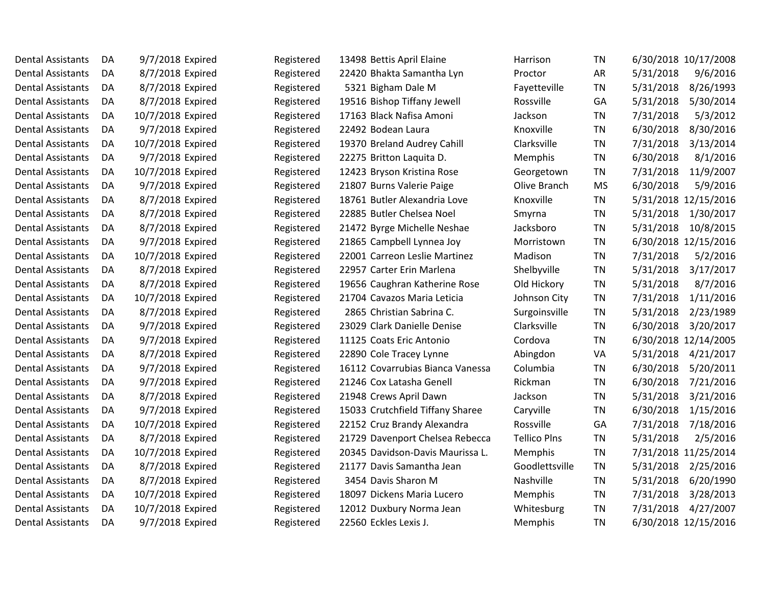| | | | | | | | | | | | |
|---|---|---|---|---|---|---|---|---|---|---|---|
| Dental Assistants | DA | 9/7/2018 | Expired | Registered | 13498 | Bettis April Elaine | Harrison | TN | 6/30/2018 | 10/17/2008 |
| Dental Assistants | DA | 8/7/2018 | Expired | Registered | 22420 | Bhakta Samantha Lyn | Proctor | AR | 5/31/2018 | 9/6/2016 |
| Dental Assistants | DA | 8/7/2018 | Expired | Registered | 5321 | Bigham Dale M | Fayetteville | TN | 5/31/2018 | 8/26/1993 |
| Dental Assistants | DA | 8/7/2018 | Expired | Registered | 19516 | Bishop Tiffany Jewell | Rossville | GA | 5/31/2018 | 5/30/2014 |
| Dental Assistants | DA | 10/7/2018 | Expired | Registered | 17163 | Black Nafisa Amoni | Jackson | TN | 7/31/2018 | 5/3/2012 |
| Dental Assistants | DA | 9/7/2018 | Expired | Registered | 22492 | Bodean Laura | Knoxville | TN | 6/30/2018 | 8/30/2016 |
| Dental Assistants | DA | 10/7/2018 | Expired | Registered | 19370 | Breland Audrey Cahill | Clarksville | TN | 7/31/2018 | 3/13/2014 |
| Dental Assistants | DA | 9/7/2018 | Expired | Registered | 22275 | Britton Laquita D. | Memphis | TN | 6/30/2018 | 8/1/2016 |
| Dental Assistants | DA | 10/7/2018 | Expired | Registered | 12423 | Bryson Kristina Rose | Georgetown | TN | 7/31/2018 | 11/9/2007 |
| Dental Assistants | DA | 9/7/2018 | Expired | Registered | 21807 | Burns Valerie Paige | Olive Branch | MS | 6/30/2018 | 5/9/2016 |
| Dental Assistants | DA | 8/7/2018 | Expired | Registered | 18761 | Butler Alexandria Love | Knoxville | TN | 5/31/2018 | 12/15/2016 |
| Dental Assistants | DA | 8/7/2018 | Expired | Registered | 22885 | Butler Chelsea Noel | Smyrna | TN | 5/31/2018 | 1/30/2017 |
| Dental Assistants | DA | 8/7/2018 | Expired | Registered | 21472 | Byrge Michelle Neshae | Jacksboro | TN | 5/31/2018 | 10/8/2015 |
| Dental Assistants | DA | 9/7/2018 | Expired | Registered | 21865 | Campbell Lynnea Joy | Morristown | TN | 6/30/2018 | 12/15/2016 |
| Dental Assistants | DA | 10/7/2018 | Expired | Registered | 22001 | Carreon Leslie Martinez | Madison | TN | 7/31/2018 | 5/2/2016 |
| Dental Assistants | DA | 8/7/2018 | Expired | Registered | 22957 | Carter Erin Marlena | Shelbyville | TN | 5/31/2018 | 3/17/2017 |
| Dental Assistants | DA | 8/7/2018 | Expired | Registered | 19656 | Caughran Katherine Rose | Old Hickory | TN | 5/31/2018 | 8/7/2016 |
| Dental Assistants | DA | 10/7/2018 | Expired | Registered | 21704 | Cavazos Maria Leticia | Johnson City | TN | 7/31/2018 | 1/11/2016 |
| Dental Assistants | DA | 8/7/2018 | Expired | Registered | 2865 | Christian Sabrina C. | Surgoinsville | TN | 5/31/2018 | 2/23/1989 |
| Dental Assistants | DA | 9/7/2018 | Expired | Registered | 23029 | Clark Danielle Denise | Clarksville | TN | 6/30/2018 | 3/20/2017 |
| Dental Assistants | DA | 9/7/2018 | Expired | Registered | 11125 | Coats Eric Antonio | Cordova | TN | 6/30/2018 | 12/14/2005 |
| Dental Assistants | DA | 8/7/2018 | Expired | Registered | 22890 | Cole Tracey Lynne | Abingdon | VA | 5/31/2018 | 4/21/2017 |
| Dental Assistants | DA | 9/7/2018 | Expired | Registered | 16112 | Covarrubias Bianca Vanessa | Columbia | TN | 6/30/2018 | 5/20/2011 |
| Dental Assistants | DA | 9/7/2018 | Expired | Registered | 21246 | Cox Latasha Genell | Rickman | TN | 6/30/2018 | 7/21/2016 |
| Dental Assistants | DA | 8/7/2018 | Expired | Registered | 21948 | Crews April Dawn | Jackson | TN | 5/31/2018 | 3/21/2016 |
| Dental Assistants | DA | 9/7/2018 | Expired | Registered | 15033 | Crutchfield Tiffany Sharee | Caryville | TN | 6/30/2018 | 1/15/2016 |
| Dental Assistants | DA | 10/7/2018 | Expired | Registered | 22152 | Cruz Brandy Alexandra | Rossville | GA | 7/31/2018 | 7/18/2016 |
| Dental Assistants | DA | 8/7/2018 | Expired | Registered | 21729 | Davenport Chelsea Rebecca | Tellico Plns | TN | 5/31/2018 | 2/5/2016 |
| Dental Assistants | DA | 10/7/2018 | Expired | Registered | 20345 | Davidson-Davis Maurissa L. | Memphis | TN | 7/31/2018 | 11/25/2014 |
| Dental Assistants | DA | 8/7/2018 | Expired | Registered | 21177 | Davis Samantha Jean | Goodlettsville | TN | 5/31/2018 | 2/25/2016 |
| Dental Assistants | DA | 8/7/2018 | Expired | Registered | 3454 | Davis Sharon M | Nashville | TN | 5/31/2018 | 6/20/1990 |
| Dental Assistants | DA | 10/7/2018 | Expired | Registered | 18097 | Dickens Maria Lucero | Memphis | TN | 7/31/2018 | 3/28/2013 |
| Dental Assistants | DA | 10/7/2018 | Expired | Registered | 12012 | Duxbury Norma Jean | Whitesburg | TN | 7/31/2018 | 4/27/2007 |
| Dental Assistants | DA | 9/7/2018 | Expired | Registered | 22560 | Eckles Lexis J. | Memphis | TN | 6/30/2018 | 12/15/2016 |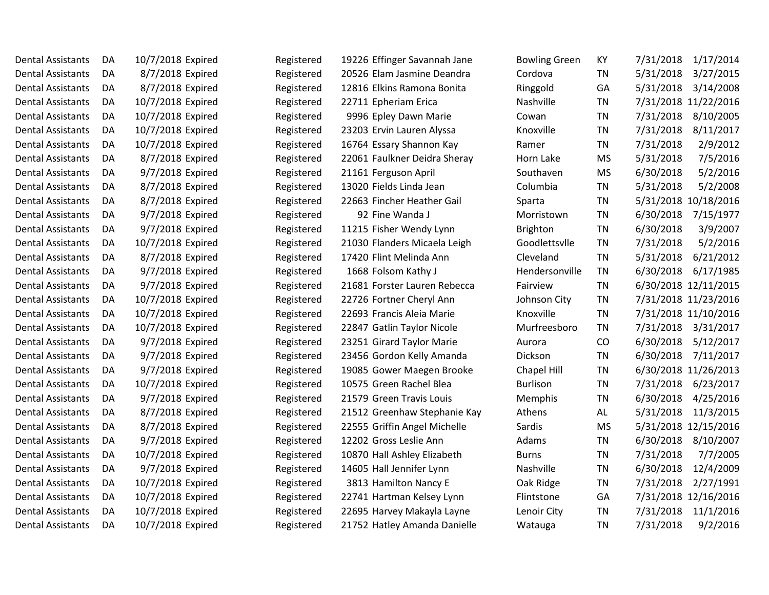| | | | | | | | | | | | |
|---|---|---|---|---|---|---|---|---|---|---|---|
| Dental Assistants | DA | 10/7/2018 | Expired | Registered | 19226 | Effinger Savannah Jane | Bowling Green | KY | 7/31/2018 | 1/17/2014 |
| Dental Assistants | DA | 8/7/2018 | Expired | Registered | 20526 | Elam Jasmine Deandra | Cordova | TN | 5/31/2018 | 3/27/2015 |
| Dental Assistants | DA | 8/7/2018 | Expired | Registered | 12816 | Elkins Ramona Bonita | Ringgold | GA | 5/31/2018 | 3/14/2008 |
| Dental Assistants | DA | 10/7/2018 | Expired | Registered | 22711 | Epheriam Erica | Nashville | TN | 7/31/2018 | 11/22/2016 |
| Dental Assistants | DA | 10/7/2018 | Expired | Registered | 9996 | Epley Dawn Marie | Cowan | TN | 7/31/2018 | 8/10/2005 |
| Dental Assistants | DA | 10/7/2018 | Expired | Registered | 23203 | Ervin Lauren Alyssa | Knoxville | TN | 7/31/2018 | 8/11/2017 |
| Dental Assistants | DA | 10/7/2018 | Expired | Registered | 16764 | Essary Shannon Kay | Ramer | TN | 7/31/2018 | 2/9/2012 |
| Dental Assistants | DA | 8/7/2018 | Expired | Registered | 22061 | Faulkner Deidra Sheray | Horn Lake | MS | 5/31/2018 | 7/5/2016 |
| Dental Assistants | DA | 9/7/2018 | Expired | Registered | 21161 | Ferguson April | Southaven | MS | 6/30/2018 | 5/2/2016 |
| Dental Assistants | DA | 8/7/2018 | Expired | Registered | 13020 | Fields Linda Jean | Columbia | TN | 5/31/2018 | 5/2/2008 |
| Dental Assistants | DA | 8/7/2018 | Expired | Registered | 22663 | Fincher Heather Gail | Sparta | TN | 5/31/2018 | 10/18/2016 |
| Dental Assistants | DA | 9/7/2018 | Expired | Registered | 92 | Fine Wanda J | Morristown | TN | 6/30/2018 | 7/15/1977 |
| Dental Assistants | DA | 9/7/2018 | Expired | Registered | 11215 | Fisher Wendy Lynn | Brighton | TN | 6/30/2018 | 3/9/2007 |
| Dental Assistants | DA | 10/7/2018 | Expired | Registered | 21030 | Flanders Micaela Leigh | Goodlettsvlle | TN | 7/31/2018 | 5/2/2016 |
| Dental Assistants | DA | 8/7/2018 | Expired | Registered | 17420 | Flint Melinda Ann | Cleveland | TN | 5/31/2018 | 6/21/2012 |
| Dental Assistants | DA | 9/7/2018 | Expired | Registered | 1668 | Folsom Kathy J | Hendersonville | TN | 6/30/2018 | 6/17/1985 |
| Dental Assistants | DA | 9/7/2018 | Expired | Registered | 21681 | Forster Lauren Rebecca | Fairview | TN | 6/30/2018 | 12/11/2015 |
| Dental Assistants | DA | 10/7/2018 | Expired | Registered | 22726 | Fortner Cheryl Ann | Johnson City | TN | 7/31/2018 | 11/23/2016 |
| Dental Assistants | DA | 10/7/2018 | Expired | Registered | 22693 | Francis Aleia Marie | Knoxville | TN | 7/31/2018 | 11/10/2016 |
| Dental Assistants | DA | 10/7/2018 | Expired | Registered | 22847 | Gatlin Taylor Nicole | Murfreesboro | TN | 7/31/2018 | 3/31/2017 |
| Dental Assistants | DA | 9/7/2018 | Expired | Registered | 23251 | Girard Taylor Marie | Aurora | CO | 6/30/2018 | 5/12/2017 |
| Dental Assistants | DA | 9/7/2018 | Expired | Registered | 23456 | Gordon Kelly Amanda | Dickson | TN | 6/30/2018 | 7/11/2017 |
| Dental Assistants | DA | 9/7/2018 | Expired | Registered | 19085 | Gower Maegen Brooke | Chapel Hill | TN | 6/30/2018 | 11/26/2013 |
| Dental Assistants | DA | 10/7/2018 | Expired | Registered | 10575 | Green Rachel Blea | Burlison | TN | 7/31/2018 | 6/23/2017 |
| Dental Assistants | DA | 9/7/2018 | Expired | Registered | 21579 | Green Travis Louis | Memphis | TN | 6/30/2018 | 4/25/2016 |
| Dental Assistants | DA | 8/7/2018 | Expired | Registered | 21512 | Greenhaw Stephanie Kay | Athens | AL | 5/31/2018 | 11/3/2015 |
| Dental Assistants | DA | 8/7/2018 | Expired | Registered | 22555 | Griffin Angel Michelle | Sardis | MS | 5/31/2018 | 12/15/2016 |
| Dental Assistants | DA | 9/7/2018 | Expired | Registered | 12202 | Gross Leslie Ann | Adams | TN | 6/30/2018 | 8/10/2007 |
| Dental Assistants | DA | 10/7/2018 | Expired | Registered | 10870 | Hall Ashley Elizabeth | Burns | TN | 7/31/2018 | 7/7/2005 |
| Dental Assistants | DA | 9/7/2018 | Expired | Registered | 14605 | Hall Jennifer Lynn | Nashville | TN | 6/30/2018 | 12/4/2009 |
| Dental Assistants | DA | 10/7/2018 | Expired | Registered | 3813 | Hamilton Nancy E | Oak Ridge | TN | 7/31/2018 | 2/27/1991 |
| Dental Assistants | DA | 10/7/2018 | Expired | Registered | 22741 | Hartman Kelsey Lynn | Flintstone | GA | 7/31/2018 | 12/16/2016 |
| Dental Assistants | DA | 10/7/2018 | Expired | Registered | 22695 | Harvey Makayla Layne | Lenoir City | TN | 7/31/2018 | 11/1/2016 |
| Dental Assistants | DA | 10/7/2018 | Expired | Registered | 21752 | Hatley Amanda Danielle | Watauga | TN | 7/31/2018 | 9/2/2016 |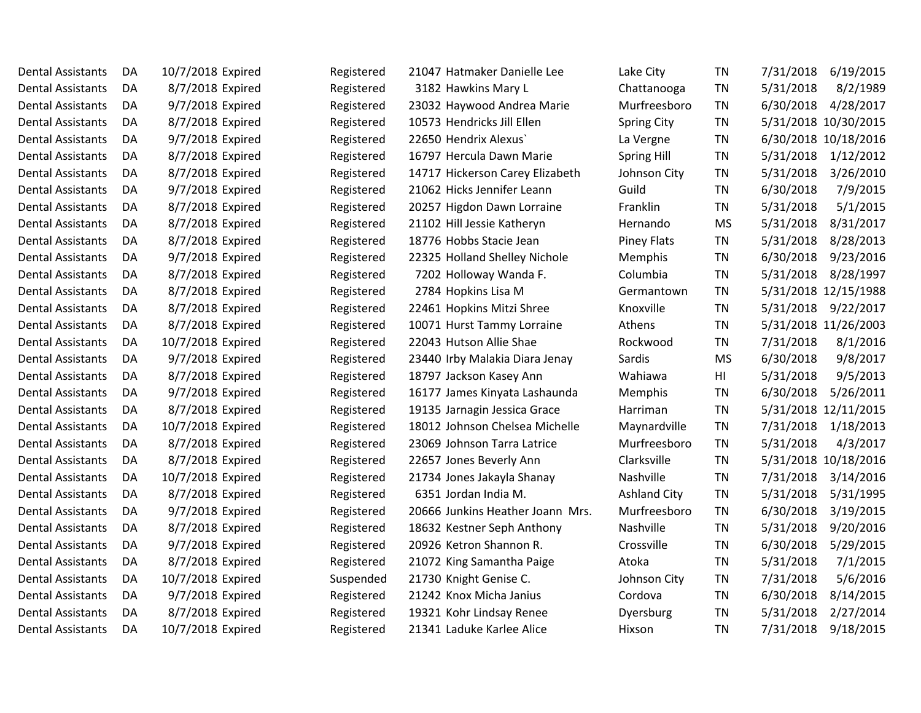| | | | | | | | | | | |
|---|---|---|---|---|---|---|---|---|---|---|
| Dental Assistants | DA | 10/7/2018 | Expired | Registered | 21047 | Hatmaker Danielle Lee | Lake City | TN | 7/31/2018 | 6/19/2015 |
| Dental Assistants | DA | 8/7/2018 | Expired | Registered | 3182 | Hawkins Mary L | Chattanooga | TN | 5/31/2018 | 8/2/1989 |
| Dental Assistants | DA | 9/7/2018 | Expired | Registered | 23032 | Haywood Andrea Marie | Murfreesboro | TN | 6/30/2018 | 4/28/2017 |
| Dental Assistants | DA | 8/7/2018 | Expired | Registered | 10573 | Hendricks Jill Ellen | Spring City | TN | 5/31/2018 | 10/30/2015 |
| Dental Assistants | DA | 9/7/2018 | Expired | Registered | 22650 | Hendrix Alexus` | La Vergne | TN | 6/30/2018 | 10/18/2016 |
| Dental Assistants | DA | 8/7/2018 | Expired | Registered | 16797 | Hercula Dawn Marie | Spring Hill | TN | 5/31/2018 | 1/12/2012 |
| Dental Assistants | DA | 8/7/2018 | Expired | Registered | 14717 | Hickerson Carey Elizabeth | Johnson City | TN | 5/31/2018 | 3/26/2010 |
| Dental Assistants | DA | 9/7/2018 | Expired | Registered | 21062 | Hicks Jennifer Leann | Guild | TN | 6/30/2018 | 7/9/2015 |
| Dental Assistants | DA | 8/7/2018 | Expired | Registered | 20257 | Higdon Dawn Lorraine | Franklin | TN | 5/31/2018 | 5/1/2015 |
| Dental Assistants | DA | 8/7/2018 | Expired | Registered | 21102 | Hill Jessie Katheryn | Hernando | MS | 5/31/2018 | 8/31/2017 |
| Dental Assistants | DA | 8/7/2018 | Expired | Registered | 18776 | Hobbs Stacie Jean | Piney Flats | TN | 5/31/2018 | 8/28/2013 |
| Dental Assistants | DA | 9/7/2018 | Expired | Registered | 22325 | Holland Shelley Nichole | Memphis | TN | 6/30/2018 | 9/23/2016 |
| Dental Assistants | DA | 8/7/2018 | Expired | Registered | 7202 | Holloway Wanda F. | Columbia | TN | 5/31/2018 | 8/28/1997 |
| Dental Assistants | DA | 8/7/2018 | Expired | Registered | 2784 | Hopkins Lisa M | Germantown | TN | 5/31/2018 | 12/15/1988 |
| Dental Assistants | DA | 8/7/2018 | Expired | Registered | 22461 | Hopkins Mitzi Shree | Knoxville | TN | 5/31/2018 | 9/22/2017 |
| Dental Assistants | DA | 8/7/2018 | Expired | Registered | 10071 | Hurst Tammy Lorraine | Athens | TN | 5/31/2018 | 11/26/2003 |
| Dental Assistants | DA | 10/7/2018 | Expired | Registered | 22043 | Hutson Allie Shae | Rockwood | TN | 7/31/2018 | 8/1/2016 |
| Dental Assistants | DA | 9/7/2018 | Expired | Registered | 23440 | Irby Malakia Diara Jenay | Sardis | MS | 6/30/2018 | 9/8/2017 |
| Dental Assistants | DA | 8/7/2018 | Expired | Registered | 18797 | Jackson Kasey Ann | Wahiawa | HI | 5/31/2018 | 9/5/2013 |
| Dental Assistants | DA | 9/7/2018 | Expired | Registered | 16177 | James Kinyata Lashaunda | Memphis | TN | 6/30/2018 | 5/26/2011 |
| Dental Assistants | DA | 8/7/2018 | Expired | Registered | 19135 | Jarnagin Jessica Grace | Harriman | TN | 5/31/2018 | 12/11/2015 |
| Dental Assistants | DA | 10/7/2018 | Expired | Registered | 18012 | Johnson Chelsea Michelle | Maynardville | TN | 7/31/2018 | 1/18/2013 |
| Dental Assistants | DA | 8/7/2018 | Expired | Registered | 23069 | Johnson Tarra Latrice | Murfreesboro | TN | 5/31/2018 | 4/3/2017 |
| Dental Assistants | DA | 8/7/2018 | Expired | Registered | 22657 | Jones Beverly Ann | Clarksville | TN | 5/31/2018 | 10/18/2016 |
| Dental Assistants | DA | 10/7/2018 | Expired | Registered | 21734 | Jones Jakayla Shanay | Nashville | TN | 7/31/2018 | 3/14/2016 |
| Dental Assistants | DA | 8/7/2018 | Expired | Registered | 6351 | Jordan India M. | Ashland City | TN | 5/31/2018 | 5/31/1995 |
| Dental Assistants | DA | 9/7/2018 | Expired | Registered | 20666 | Junkins Heather Joann Mrs. | Murfreesboro | TN | 6/30/2018 | 3/19/2015 |
| Dental Assistants | DA | 8/7/2018 | Expired | Registered | 18632 | Kestner Seph Anthony | Nashville | TN | 5/31/2018 | 9/20/2016 |
| Dental Assistants | DA | 9/7/2018 | Expired | Registered | 20926 | Ketron Shannon R. | Crossville | TN | 6/30/2018 | 5/29/2015 |
| Dental Assistants | DA | 8/7/2018 | Expired | Registered | 21072 | King Samantha Paige | Atoka | TN | 5/31/2018 | 7/1/2015 |
| Dental Assistants | DA | 10/7/2018 | Expired | Suspended | 21730 | Knight Genise C. | Johnson City | TN | 7/31/2018 | 5/6/2016 |
| Dental Assistants | DA | 9/7/2018 | Expired | Registered | 21242 | Knox Micha Janius | Cordova | TN | 6/30/2018 | 8/14/2015 |
| Dental Assistants | DA | 8/7/2018 | Expired | Registered | 19321 | Kohr Lindsay Renee | Dyersburg | TN | 5/31/2018 | 2/27/2014 |
| Dental Assistants | DA | 10/7/2018 | Expired | Registered | 21341 | Laduke Karlee Alice | Hixson | TN | 7/31/2018 | 9/18/2015 |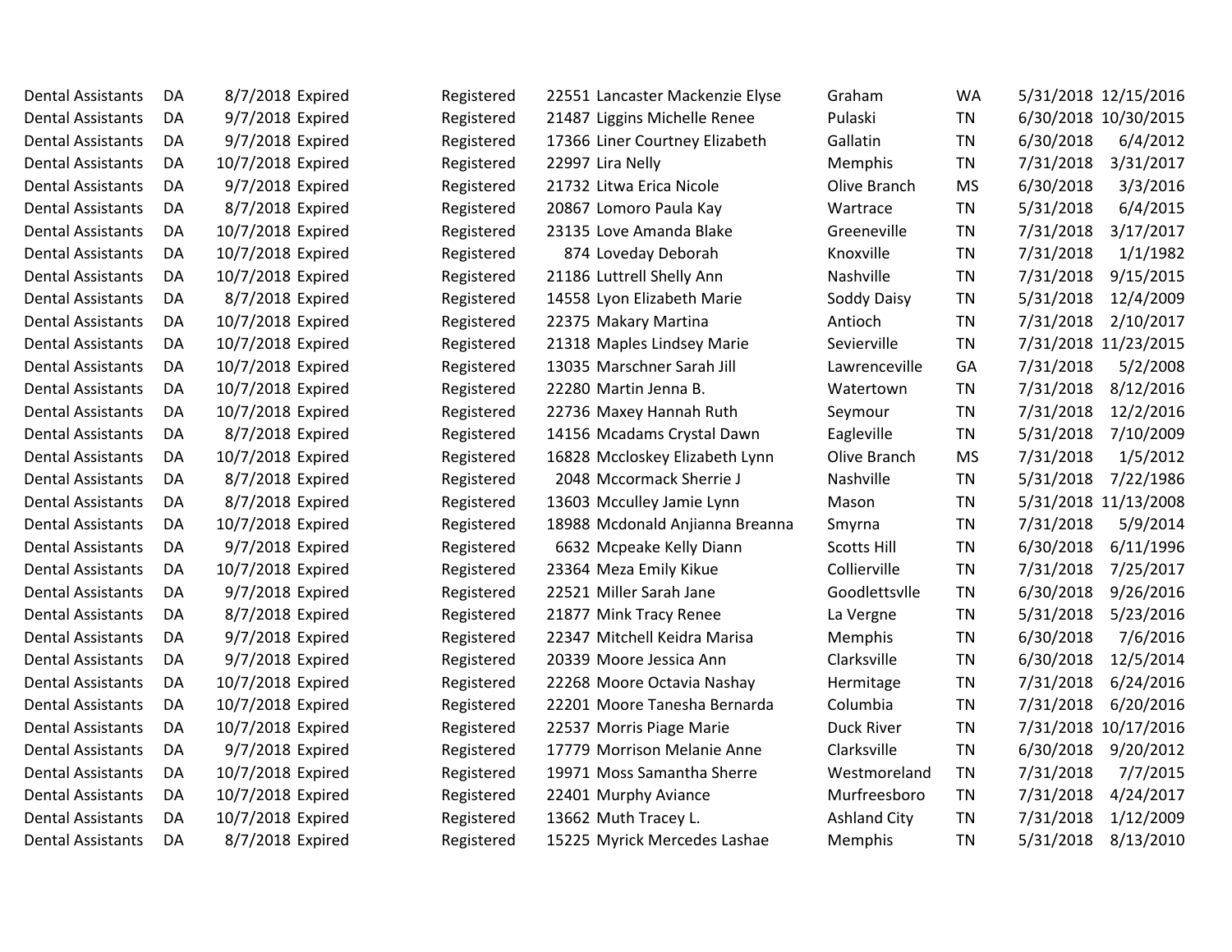| | | | | | | | | | | |
|---|---|---|---|---|---|---|---|---|---|---|
| Dental Assistants | DA | 8/7/2018 | Expired | Registered | 22551 | Lancaster Mackenzie Elyse | Graham | WA | 5/31/2018 | 12/15/2016 |
| Dental Assistants | DA | 9/7/2018 | Expired | Registered | 21487 | Liggins Michelle Renee | Pulaski | TN | 6/30/2018 | 10/30/2015 |
| Dental Assistants | DA | 9/7/2018 | Expired | Registered | 17366 | Liner Courtney Elizabeth | Gallatin | TN | 6/30/2018 | 6/4/2012 |
| Dental Assistants | DA | 10/7/2018 | Expired | Registered | 22997 | Lira Nelly | Memphis | TN | 7/31/2018 | 3/31/2017 |
| Dental Assistants | DA | 9/7/2018 | Expired | Registered | 21732 | Litwa Erica Nicole | Olive Branch | MS | 6/30/2018 | 3/3/2016 |
| Dental Assistants | DA | 8/7/2018 | Expired | Registered | 20867 | Lomoro Paula Kay | Wartrace | TN | 5/31/2018 | 6/4/2015 |
| Dental Assistants | DA | 10/7/2018 | Expired | Registered | 23135 | Love Amanda Blake | Greeneville | TN | 7/31/2018 | 3/17/2017 |
| Dental Assistants | DA | 10/7/2018 | Expired | Registered | 874 | Loveday Deborah | Knoxville | TN | 7/31/2018 | 1/1/1982 |
| Dental Assistants | DA | 10/7/2018 | Expired | Registered | 21186 | Luttrell Shelly Ann | Nashville | TN | 7/31/2018 | 9/15/2015 |
| Dental Assistants | DA | 8/7/2018 | Expired | Registered | 14558 | Lyon Elizabeth Marie | Soddy Daisy | TN | 5/31/2018 | 12/4/2009 |
| Dental Assistants | DA | 10/7/2018 | Expired | Registered | 22375 | Makary Martina | Antioch | TN | 7/31/2018 | 2/10/2017 |
| Dental Assistants | DA | 10/7/2018 | Expired | Registered | 21318 | Maples Lindsey Marie | Sevierville | TN | 7/31/2018 | 11/23/2015 |
| Dental Assistants | DA | 10/7/2018 | Expired | Registered | 13035 | Marschner Sarah Jill | Lawrenceville | GA | 7/31/2018 | 5/2/2008 |
| Dental Assistants | DA | 10/7/2018 | Expired | Registered | 22280 | Martin Jenna B. | Watertown | TN | 7/31/2018 | 8/12/2016 |
| Dental Assistants | DA | 10/7/2018 | Expired | Registered | 22736 | Maxey Hannah Ruth | Seymour | TN | 7/31/2018 | 12/2/2016 |
| Dental Assistants | DA | 8/7/2018 | Expired | Registered | 14156 | Mcadams Crystal Dawn | Eagleville | TN | 5/31/2018 | 7/10/2009 |
| Dental Assistants | DA | 10/7/2018 | Expired | Registered | 16828 | Mccloskey Elizabeth Lynn | Olive Branch | MS | 7/31/2018 | 1/5/2012 |
| Dental Assistants | DA | 8/7/2018 | Expired | Registered | 2048 | Mccormack Sherrie J | Nashville | TN | 5/31/2018 | 7/22/1986 |
| Dental Assistants | DA | 8/7/2018 | Expired | Registered | 13603 | Mcculley Jamie Lynn | Mason | TN | 5/31/2018 | 11/13/2008 |
| Dental Assistants | DA | 10/7/2018 | Expired | Registered | 18988 | Mcdonald Anjianna Breanna | Smyrna | TN | 7/31/2018 | 5/9/2014 |
| Dental Assistants | DA | 9/7/2018 | Expired | Registered | 6632 | Mcpeake Kelly Diann | Scotts Hill | TN | 6/30/2018 | 6/11/1996 |
| Dental Assistants | DA | 10/7/2018 | Expired | Registered | 23364 | Meza Emily Kikue | Collierville | TN | 7/31/2018 | 7/25/2017 |
| Dental Assistants | DA | 9/7/2018 | Expired | Registered | 22521 | Miller Sarah Jane | Goodlettsvlle | TN | 6/30/2018 | 9/26/2016 |
| Dental Assistants | DA | 8/7/2018 | Expired | Registered | 21877 | Mink Tracy Renee | La Vergne | TN | 5/31/2018 | 5/23/2016 |
| Dental Assistants | DA | 9/7/2018 | Expired | Registered | 22347 | Mitchell Keidra Marisa | Memphis | TN | 6/30/2018 | 7/6/2016 |
| Dental Assistants | DA | 9/7/2018 | Expired | Registered | 20339 | Moore Jessica Ann | Clarksville | TN | 6/30/2018 | 12/5/2014 |
| Dental Assistants | DA | 10/7/2018 | Expired | Registered | 22268 | Moore Octavia Nashay | Hermitage | TN | 7/31/2018 | 6/24/2016 |
| Dental Assistants | DA | 10/7/2018 | Expired | Registered | 22201 | Moore Tanesha Bernarda | Columbia | TN | 7/31/2018 | 6/20/2016 |
| Dental Assistants | DA | 10/7/2018 | Expired | Registered | 22537 | Morris Piage Marie | Duck River | TN | 7/31/2018 | 10/17/2016 |
| Dental Assistants | DA | 9/7/2018 | Expired | Registered | 17779 | Morrison Melanie Anne | Clarksville | TN | 6/30/2018 | 9/20/2012 |
| Dental Assistants | DA | 10/7/2018 | Expired | Registered | 19971 | Moss Samantha Sherre | Westmoreland | TN | 7/31/2018 | 7/7/2015 |
| Dental Assistants | DA | 10/7/2018 | Expired | Registered | 22401 | Murphy Aviance | Murfreesboro | TN | 7/31/2018 | 4/24/2017 |
| Dental Assistants | DA | 10/7/2018 | Expired | Registered | 13662 | Muth Tracey L. | Ashland City | TN | 7/31/2018 | 1/12/2009 |
| Dental Assistants | DA | 8/7/2018 | Expired | Registered | 15225 | Myrick Mercedes Lashae | Memphis | TN | 5/31/2018 | 8/13/2010 |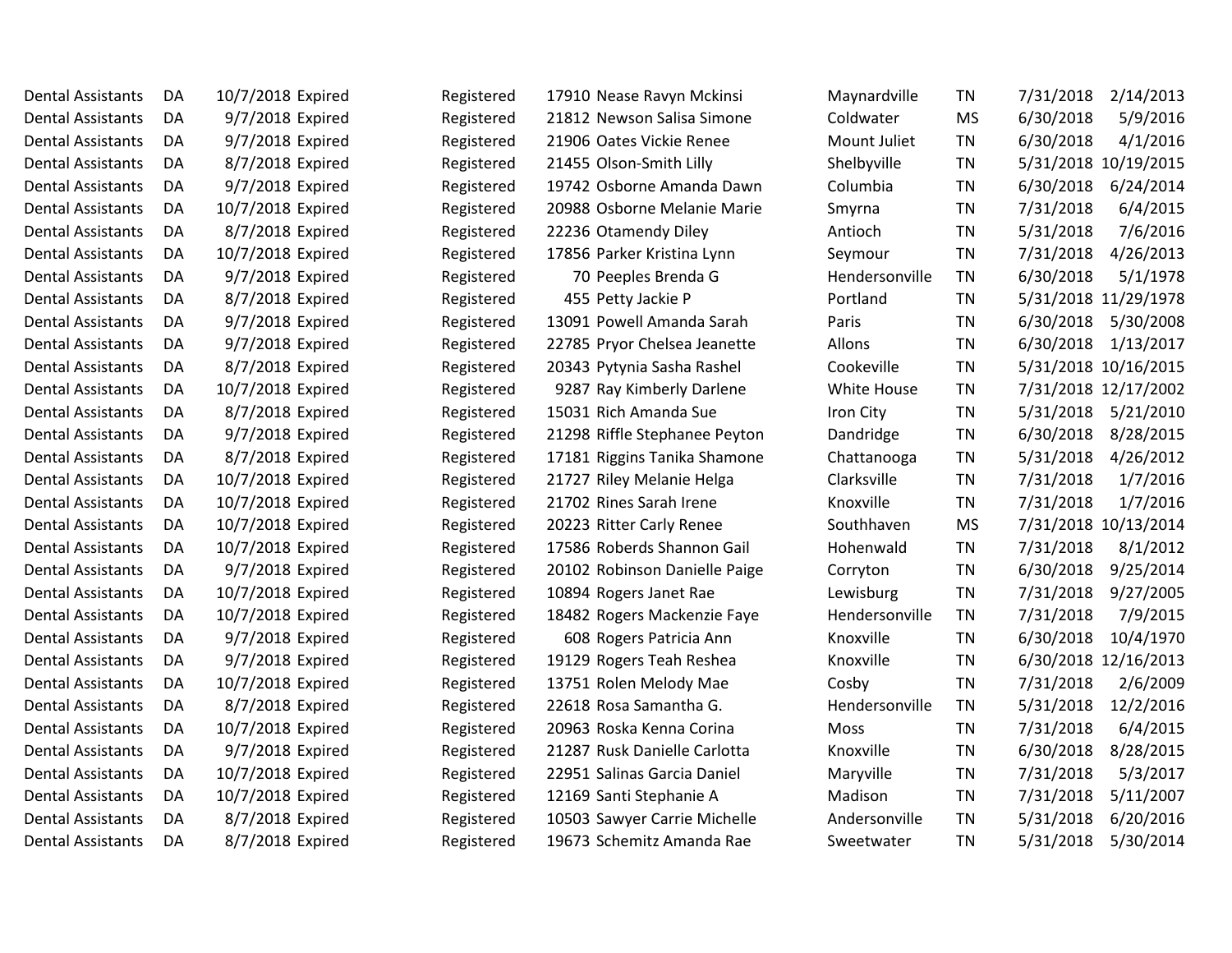| | | | | | | | | | | |
|---|---|---|---|---|---|---|---|---|---|---|
| Dental Assistants | DA | 10/7/2018 | Expired | Registered | 17910 | Nease Ravyn Mckinsi | Maynardville | TN | 7/31/2018 | 2/14/2013 |
| Dental Assistants | DA | 9/7/2018 | Expired | Registered | 21812 | Newson Salisa Simone | Coldwater | MS | 6/30/2018 | 5/9/2016 |
| Dental Assistants | DA | 9/7/2018 | Expired | Registered | 21906 | Oates Vickie Renee | Mount Juliet | TN | 6/30/2018 | 4/1/2016 |
| Dental Assistants | DA | 8/7/2018 | Expired | Registered | 21455 | Olson-Smith Lilly | Shelbyville | TN | 5/31/2018 | 10/19/2015 |
| Dental Assistants | DA | 9/7/2018 | Expired | Registered | 19742 | Osborne Amanda Dawn | Columbia | TN | 6/30/2018 | 6/24/2014 |
| Dental Assistants | DA | 10/7/2018 | Expired | Registered | 20988 | Osborne Melanie Marie | Smyrna | TN | 7/31/2018 | 6/4/2015 |
| Dental Assistants | DA | 8/7/2018 | Expired | Registered | 22236 | Otamendy Diley | Antioch | TN | 5/31/2018 | 7/6/2016 |
| Dental Assistants | DA | 10/7/2018 | Expired | Registered | 17856 | Parker Kristina Lynn | Seymour | TN | 7/31/2018 | 4/26/2013 |
| Dental Assistants | DA | 9/7/2018 | Expired | Registered | 70 | Peeples Brenda G | Hendersonville | TN | 6/30/2018 | 5/1/1978 |
| Dental Assistants | DA | 8/7/2018 | Expired | Registered | 455 | Petty Jackie P | Portland | TN | 5/31/2018 | 11/29/1978 |
| Dental Assistants | DA | 9/7/2018 | Expired | Registered | 13091 | Powell Amanda Sarah | Paris | TN | 6/30/2018 | 5/30/2008 |
| Dental Assistants | DA | 9/7/2018 | Expired | Registered | 22785 | Pryor Chelsea Jeanette | Allons | TN | 6/30/2018 | 1/13/2017 |
| Dental Assistants | DA | 8/7/2018 | Expired | Registered | 20343 | Pytynia Sasha Rashel | Cookeville | TN | 5/31/2018 | 10/16/2015 |
| Dental Assistants | DA | 10/7/2018 | Expired | Registered | 9287 | Ray Kimberly Darlene | White House | TN | 7/31/2018 | 12/17/2002 |
| Dental Assistants | DA | 8/7/2018 | Expired | Registered | 15031 | Rich Amanda Sue | Iron City | TN | 5/31/2018 | 5/21/2010 |
| Dental Assistants | DA | 9/7/2018 | Expired | Registered | 21298 | Riffle Stephanee Peyton | Dandridge | TN | 6/30/2018 | 8/28/2015 |
| Dental Assistants | DA | 8/7/2018 | Expired | Registered | 17181 | Riggins Tanika Shamone | Chattanooga | TN | 5/31/2018 | 4/26/2012 |
| Dental Assistants | DA | 10/7/2018 | Expired | Registered | 21727 | Riley Melanie Helga | Clarksville | TN | 7/31/2018 | 1/7/2016 |
| Dental Assistants | DA | 10/7/2018 | Expired | Registered | 21702 | Rines Sarah Irene | Knoxville | TN | 7/31/2018 | 1/7/2016 |
| Dental Assistants | DA | 10/7/2018 | Expired | Registered | 20223 | Ritter Carly Renee | Southhaven | MS | 7/31/2018 | 10/13/2014 |
| Dental Assistants | DA | 10/7/2018 | Expired | Registered | 17586 | Roberds Shannon Gail | Hohenwald | TN | 7/31/2018 | 8/1/2012 |
| Dental Assistants | DA | 9/7/2018 | Expired | Registered | 20102 | Robinson Danielle Paige | Corryton | TN | 6/30/2018 | 9/25/2014 |
| Dental Assistants | DA | 10/7/2018 | Expired | Registered | 10894 | Rogers Janet Rae | Lewisburg | TN | 7/31/2018 | 9/27/2005 |
| Dental Assistants | DA | 10/7/2018 | Expired | Registered | 18482 | Rogers Mackenzie Faye | Hendersonville | TN | 7/31/2018 | 7/9/2015 |
| Dental Assistants | DA | 9/7/2018 | Expired | Registered | 608 | Rogers Patricia Ann | Knoxville | TN | 6/30/2018 | 10/4/1970 |
| Dental Assistants | DA | 9/7/2018 | Expired | Registered | 19129 | Rogers Teah Reshea | Knoxville | TN | 6/30/2018 | 12/16/2013 |
| Dental Assistants | DA | 10/7/2018 | Expired | Registered | 13751 | Rolen Melody Mae | Cosby | TN | 7/31/2018 | 2/6/2009 |
| Dental Assistants | DA | 8/7/2018 | Expired | Registered | 22618 | Rosa Samantha G. | Hendersonville | TN | 5/31/2018 | 12/2/2016 |
| Dental Assistants | DA | 10/7/2018 | Expired | Registered | 20963 | Roska Kenna Corina | Moss | TN | 7/31/2018 | 6/4/2015 |
| Dental Assistants | DA | 9/7/2018 | Expired | Registered | 21287 | Rusk Danielle Carlotta | Knoxville | TN | 6/30/2018 | 8/28/2015 |
| Dental Assistants | DA | 10/7/2018 | Expired | Registered | 22951 | Salinas Garcia Daniel | Maryville | TN | 7/31/2018 | 5/3/2017 |
| Dental Assistants | DA | 10/7/2018 | Expired | Registered | 12169 | Santi Stephanie A | Madison | TN | 7/31/2018 | 5/11/2007 |
| Dental Assistants | DA | 8/7/2018 | Expired | Registered | 10503 | Sawyer Carrie Michelle | Andersonville | TN | 5/31/2018 | 6/20/2016 |
| Dental Assistants | DA | 8/7/2018 | Expired | Registered | 19673 | Schemitz Amanda Rae | Sweetwater | TN | 5/31/2018 | 5/30/2014 |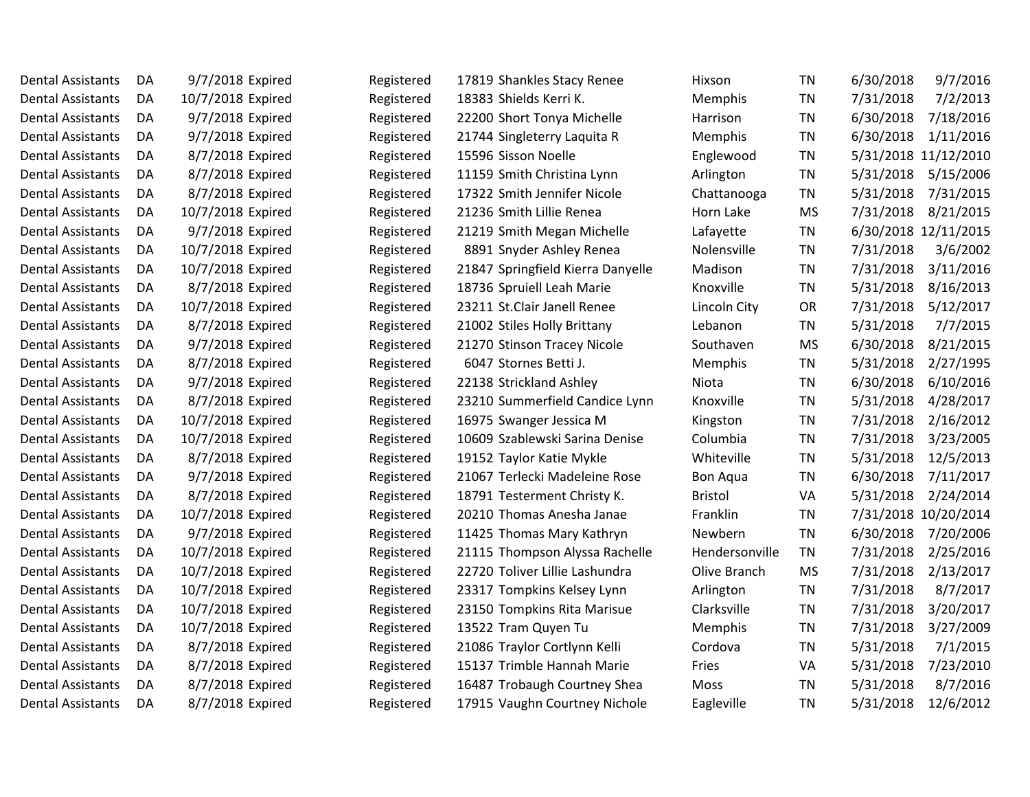| | | | | | | | | | | |
|---|---|---|---|---|---|---|---|---|---|---|
| Dental Assistants | DA | 9/7/2018 | Expired | Registered | 17819 | Shankles Stacy Renee | Hixson | TN | 6/30/2018 | 9/7/2016 |
| Dental Assistants | DA | 10/7/2018 | Expired | Registered | 18383 | Shields Kerri K. | Memphis | TN | 7/31/2018 | 7/2/2013 |
| Dental Assistants | DA | 9/7/2018 | Expired | Registered | 22200 | Short Tonya Michelle | Harrison | TN | 6/30/2018 | 7/18/2016 |
| Dental Assistants | DA | 9/7/2018 | Expired | Registered | 21744 | Singleterry Laquita R | Memphis | TN | 6/30/2018 | 1/11/2016 |
| Dental Assistants | DA | 8/7/2018 | Expired | Registered | 15596 | Sisson Noelle | Englewood | TN | 5/31/2018 | 11/12/2010 |
| Dental Assistants | DA | 8/7/2018 | Expired | Registered | 11159 | Smith Christina Lynn | Arlington | TN | 5/31/2018 | 5/15/2006 |
| Dental Assistants | DA | 8/7/2018 | Expired | Registered | 17322 | Smith Jennifer Nicole | Chattanooga | TN | 5/31/2018 | 7/31/2015 |
| Dental Assistants | DA | 10/7/2018 | Expired | Registered | 21236 | Smith Lillie Renea | Horn Lake | MS | 7/31/2018 | 8/21/2015 |
| Dental Assistants | DA | 9/7/2018 | Expired | Registered | 21219 | Smith Megan Michelle | Lafayette | TN | 6/30/2018 | 12/11/2015 |
| Dental Assistants | DA | 10/7/2018 | Expired | Registered | 8891 | Snyder Ashley Renea | Nolensville | TN | 7/31/2018 | 3/6/2002 |
| Dental Assistants | DA | 10/7/2018 | Expired | Registered | 21847 | Springfield Kierra Danyelle | Madison | TN | 7/31/2018 | 3/11/2016 |
| Dental Assistants | DA | 8/7/2018 | Expired | Registered | 18736 | Spruiell Leah Marie | Knoxville | TN | 5/31/2018 | 8/16/2013 |
| Dental Assistants | DA | 10/7/2018 | Expired | Registered | 23211 | St.Clair Janell Renee | Lincoln City | OR | 7/31/2018 | 5/12/2017 |
| Dental Assistants | DA | 8/7/2018 | Expired | Registered | 21002 | Stiles Holly Brittany | Lebanon | TN | 5/31/2018 | 7/7/2015 |
| Dental Assistants | DA | 9/7/2018 | Expired | Registered | 21270 | Stinson Tracey Nicole | Southaven | MS | 6/30/2018 | 8/21/2015 |
| Dental Assistants | DA | 8/7/2018 | Expired | Registered | 6047 | Stornes Betti J. | Memphis | TN | 5/31/2018 | 2/27/1995 |
| Dental Assistants | DA | 9/7/2018 | Expired | Registered | 22138 | Strickland Ashley | Niota | TN | 6/30/2018 | 6/10/2016 |
| Dental Assistants | DA | 8/7/2018 | Expired | Registered | 23210 | Summerfield Candice Lynn | Knoxville | TN | 5/31/2018 | 4/28/2017 |
| Dental Assistants | DA | 10/7/2018 | Expired | Registered | 16975 | Swanger Jessica M | Kingston | TN | 7/31/2018 | 2/16/2012 |
| Dental Assistants | DA | 10/7/2018 | Expired | Registered | 10609 | Szablewski Sarina Denise | Columbia | TN | 7/31/2018 | 3/23/2005 |
| Dental Assistants | DA | 8/7/2018 | Expired | Registered | 19152 | Taylor Katie Mykle | Whiteville | TN | 5/31/2018 | 12/5/2013 |
| Dental Assistants | DA | 9/7/2018 | Expired | Registered | 21067 | Terlecki Madeleine Rose | Bon Aqua | TN | 6/30/2018 | 7/11/2017 |
| Dental Assistants | DA | 8/7/2018 | Expired | Registered | 18791 | Testerment Christy K. | Bristol | VA | 5/31/2018 | 2/24/2014 |
| Dental Assistants | DA | 10/7/2018 | Expired | Registered | 20210 | Thomas Anesha Janae | Franklin | TN | 7/31/2018 | 10/20/2014 |
| Dental Assistants | DA | 9/7/2018 | Expired | Registered | 11425 | Thomas Mary Kathryn | Newbern | TN | 6/30/2018 | 7/20/2006 |
| Dental Assistants | DA | 10/7/2018 | Expired | Registered | 21115 | Thompson Alyssa Rachelle | Hendersonville | TN | 7/31/2018 | 2/25/2016 |
| Dental Assistants | DA | 10/7/2018 | Expired | Registered | 22720 | Toliver Lillie Lashundra | Olive Branch | MS | 7/31/2018 | 2/13/2017 |
| Dental Assistants | DA | 10/7/2018 | Expired | Registered | 23317 | Tompkins Kelsey Lynn | Arlington | TN | 7/31/2018 | 8/7/2017 |
| Dental Assistants | DA | 10/7/2018 | Expired | Registered | 23150 | Tompkins Rita Marisue | Clarksville | TN | 7/31/2018 | 3/20/2017 |
| Dental Assistants | DA | 10/7/2018 | Expired | Registered | 13522 | Tram Quyen Tu | Memphis | TN | 7/31/2018 | 3/27/2009 |
| Dental Assistants | DA | 8/7/2018 | Expired | Registered | 21086 | Traylor Cortlynn Kelli | Cordova | TN | 5/31/2018 | 7/1/2015 |
| Dental Assistants | DA | 8/7/2018 | Expired | Registered | 15137 | Trimble Hannah Marie | Fries | VA | 5/31/2018 | 7/23/2010 |
| Dental Assistants | DA | 8/7/2018 | Expired | Registered | 16487 | Trobaugh Courtney Shea | Moss | TN | 5/31/2018 | 8/7/2016 |
| Dental Assistants | DA | 8/7/2018 | Expired | Registered | 17915 | Vaughn Courtney Nichole | Eagleville | TN | 5/31/2018 | 12/6/2012 |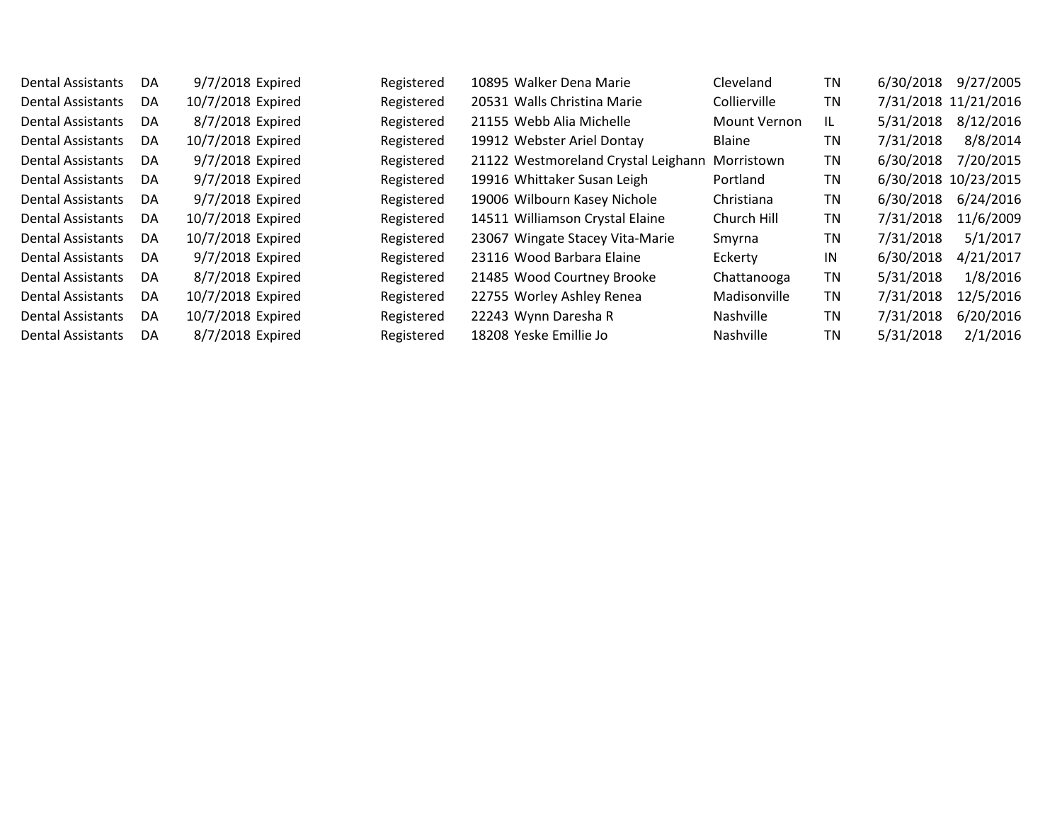| | | | | | | | | | | |
|---|---|---|---|---|---|---|---|---|---|---|
| Dental Assistants | DA | 9/7/2018 | Expired | Registered | 10895 | Walker Dena Marie | Cleveland | TN | 6/30/2018 | 9/27/2005 |
| Dental Assistants | DA | 10/7/2018 | Expired | Registered | 20531 | Walls Christina Marie | Collierville | TN | 7/31/2018 | 11/21/2016 |
| Dental Assistants | DA | 8/7/2018 | Expired | Registered | 21155 | Webb Alia Michelle | Mount Vernon | IL | 5/31/2018 | 8/12/2016 |
| Dental Assistants | DA | 10/7/2018 | Expired | Registered | 19912 | Webster Ariel Dontay | Blaine | TN | 7/31/2018 | 8/8/2014 |
| Dental Assistants | DA | 9/7/2018 | Expired | Registered | 21122 | Westmoreland Crystal Leighann | Morristown | TN | 6/30/2018 | 7/20/2015 |
| Dental Assistants | DA | 9/7/2018 | Expired | Registered | 19916 | Whittaker Susan Leigh | Portland | TN | 6/30/2018 | 10/23/2015 |
| Dental Assistants | DA | 9/7/2018 | Expired | Registered | 19006 | Wilbourn Kasey Nichole | Christiana | TN | 6/30/2018 | 6/24/2016 |
| Dental Assistants | DA | 10/7/2018 | Expired | Registered | 14511 | Williamson Crystal Elaine | Church Hill | TN | 7/31/2018 | 11/6/2009 |
| Dental Assistants | DA | 10/7/2018 | Expired | Registered | 23067 | Wingate Stacey Vita-Marie | Smyrna | TN | 7/31/2018 | 5/1/2017 |
| Dental Assistants | DA | 9/7/2018 | Expired | Registered | 23116 | Wood Barbara Elaine | Eckerty | IN | 6/30/2018 | 4/21/2017 |
| Dental Assistants | DA | 8/7/2018 | Expired | Registered | 21485 | Wood Courtney Brooke | Chattanooga | TN | 5/31/2018 | 1/8/2016 |
| Dental Assistants | DA | 10/7/2018 | Expired | Registered | 22755 | Worley Ashley Renea | Madisonville | TN | 7/31/2018 | 12/5/2016 |
| Dental Assistants | DA | 10/7/2018 | Expired | Registered | 22243 | Wynn Daresha R | Nashville | TN | 7/31/2018 | 6/20/2016 |
| Dental Assistants | DA | 8/7/2018 | Expired | Registered | 18208 | Yeske Emillie Jo | Nashville | TN | 5/31/2018 | 2/1/2016 |